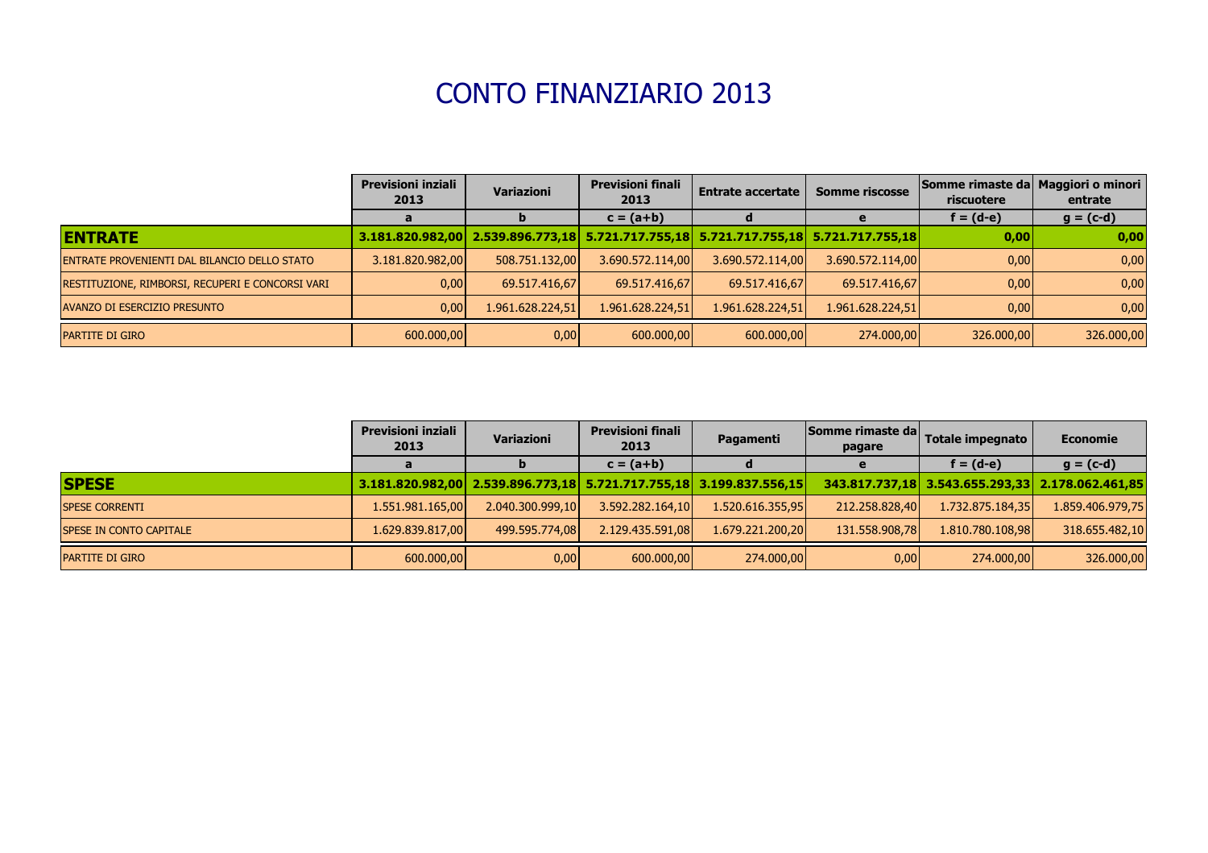# CONTO FINANZIARIO 2013

| | Previsioni inziali 2013 | Variazioni | Previsioni finali 2013 | Entrate accertate | Somme riscosse | Somme rimaste da riscuotere | Maggiori o minori entrate |
|---|---|---|---|---|---|---|---|
| | a | b | c = (a+b) | d | e | f = (d-e) | g = (c-d) |
| **ENTRATE** | **3.181.820.982,00** | **2.539.896.773,18** | **5.721.717.755,18** | **5.721.717.755,18** | **5.721.717.755,18** | **0,00** | **0,00** |
| ENTRATE PROVENIENTI DAL BILANCIO DELLO STATO | 3.181.820.982,00 | 508.751.132,00 | 3.690.572.114,00 | 3.690.572.114,00 | 3.690.572.114,00 | 0,00 | 0,00 |
| RESTITUZIONE, RIMBORSI, RECUPERI E CONCORSI VARI | 0,00 | 69.517.416,67 | 69.517.416,67 | 69.517.416,67 | 69.517.416,67 | 0,00 | 0,00 |
| AVANZO DI ESERCIZIO PRESUNTO | 0,00 | 1.961.628.224,51 | 1.961.628.224,51 | 1.961.628.224,51 | 1.961.628.224,51 | 0,00 | 0,00 |
| PARTITE DI GIRO | 600.000,00 | 0,00 | 600.000,00 | 600.000,00 | 274.000,00 | 326.000,00 | 326.000,00 |

| | Previsioni inziali 2013 | Variazioni | Previsioni finali 2013 | Pagamenti | Somme rimaste da pagare | Totale impegnato | Economie |
|---|---|---|---|---|---|---|---|
| | a | b | c = (a+b) | d | e | f = (d-e) | g = (c-d) |
| **SPESE** | **3.181.820.982,00** | **2.539.896.773,18** | **5.721.717.755,18** | **3.199.837.556,15** | **343.817.737,18** | **3.543.655.293,33** | **2.178.062.461,85** |
| SPESE CORRENTI | 1.551.981.165,00 | 2.040.300.999,10 | 3.592.282.164,10 | 1.520.616.355,95 | 212.258.828,40 | 1.732.875.184,35 | 1.859.406.979,75 |
| SPESE IN CONTO CAPITALE | 1.629.839.817,00 | 499.595.774,08 | 2.129.435.591,08 | 1.679.221.200,20 | 131.558.908,78 | 1.810.780.108,98 | 318.655.482,10 |
| PARTITE DI GIRO | 600.000,00 | 0,00 | 600.000,00 | 274.000,00 | 0,00 | 274.000,00 | 326.000,00 |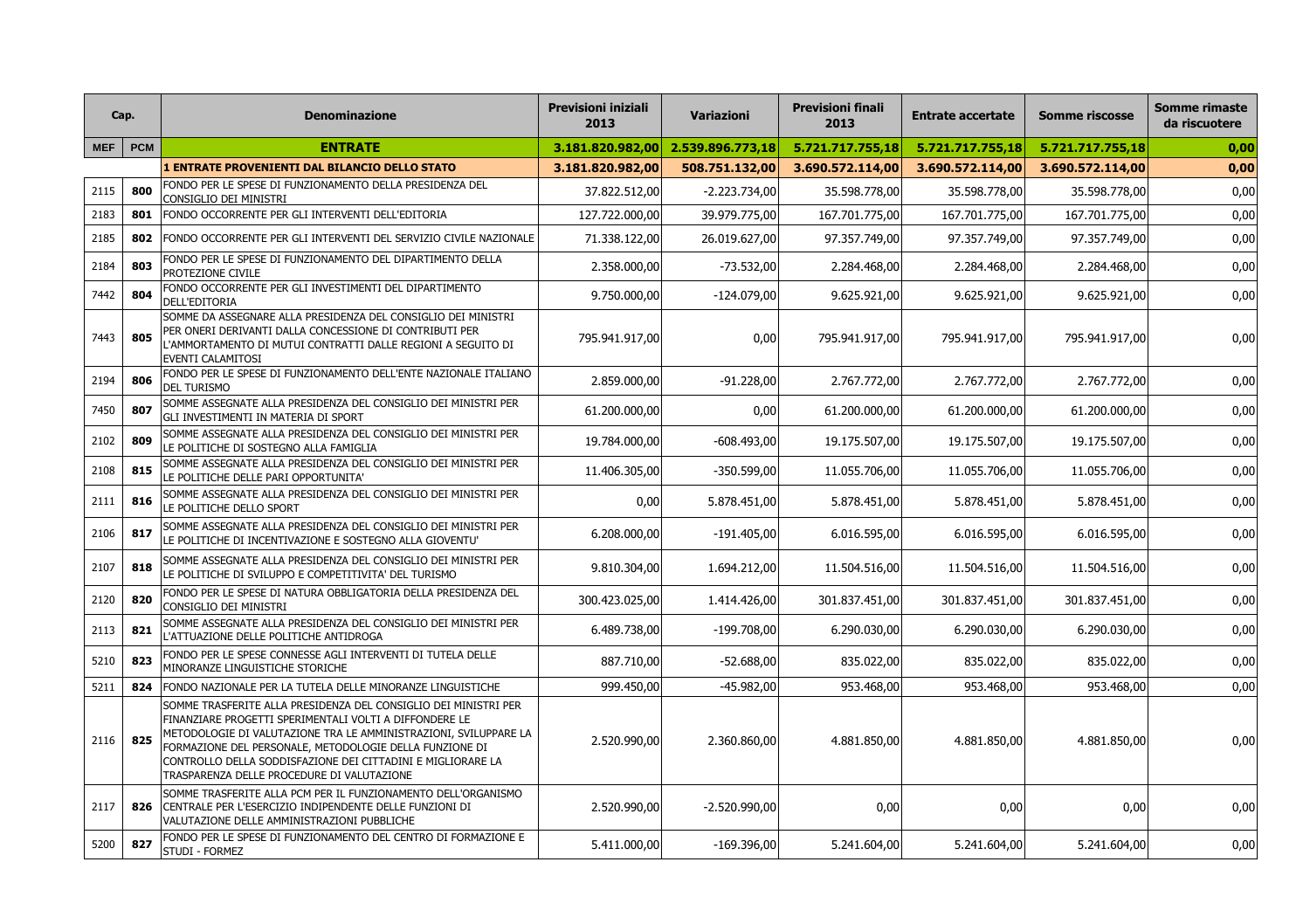| Cap. | | Denominazione | Previsioni iniziali 2013 | Variazioni | Previsioni finali 2013 | Entrate accertate | Somme riscosse | Somme rimaste da riscuotere |
|---|---|---|---|---|---|---|---|---|
| **MEF** | **PCM** | **ENTRATE** | **3.181.820.982,00** | **2.539.896.773,18** | **5.721.717.755,18** | **5.721.717.755,18** | **5.721.717.755,18** | **0,00** |
| | | **1 ENTRATE PROVENIENTI DAL BILANCIO DELLO STATO** | **3.181.820.982,00** | **508.751.132,00** | **3.690.572.114,00** | **3.690.572.114,00** | **3.690.572.114,00** | **0,00** |
| 2115 | **800** | FONDO PER LE SPESE DI FUNZIONAMENTO DELLA PRESIDENZA DEL CONSIGLIO DEI MINISTRI | 37.822.512,00 | -2.223.734,00 | 35.598.778,00 | 35.598.778,00 | 35.598.778,00 | 0,00 |
| 2183 | **801** | FONDO OCCORRENTE PER GLI INTERVENTI DELL'EDITORIA | 127.722.000,00 | 39.979.775,00 | 167.701.775,00 | 167.701.775,00 | 167.701.775,00 | 0,00 |
| 2185 | **802** | FONDO OCCORRENTE PER GLI INTERVENTI DEL SERVIZIO CIVILE NAZIONALE | 71.338.122,00 | 26.019.627,00 | 97.357.749,00 | 97.357.749,00 | 97.357.749,00 | 0,00 |
| 2184 | **803** | FONDO PER LE SPESE DI FUNZIONAMENTO DEL DIPARTIMENTO DELLA PROTEZIONE CIVILE | 2.358.000,00 | -73.532,00 | 2.284.468,00 | 2.284.468,00 | 2.284.468,00 | 0,00 |
| 7442 | **804** | FONDO OCCORRENTE PER GLI INVESTIMENTI DEL DIPARTIMENTO DELL'EDITORIA | 9.750.000,00 | -124.079,00 | 9.625.921,00 | 9.625.921,00 | 9.625.921,00 | 0,00 |
| 7443 | **805** | SOMME DA ASSEGNARE ALLA PRESIDENZA DEL CONSIGLIO DEI MINISTRI PER ONERI DERIVANTI DALLA CONCESSIONE DI CONTRIBUTI PER L'AMMORTAMENTO DI MUTUI CONTRATTI DALLE REGIONI A SEGUITO DI EVENTI CALAMITOSI | 795.941.917,00 | 0,00 | 795.941.917,00 | 795.941.917,00 | 795.941.917,00 | 0,00 |
| 2194 | **806** | FONDO PER LE SPESE DI FUNZIONAMENTO DELL'ENTE NAZIONALE ITALIANO DEL TURISMO | 2.859.000,00 | -91.228,00 | 2.767.772,00 | 2.767.772,00 | 2.767.772,00 | 0,00 |
| 7450 | **807** | SOMME ASSEGNATE ALLA PRESIDENZA DEL CONSIGLIO DEI MINISTRI PER GLI INVESTIMENTI IN MATERIA DI SPORT | 61.200.000,00 | 0,00 | 61.200.000,00 | 61.200.000,00 | 61.200.000,00 | 0,00 |
| 2102 | **809** | SOMME ASSEGNATE ALLA PRESIDENZA DEL CONSIGLIO DEI MINISTRI PER LE POLITICHE DI SOSTEGNO ALLA FAMIGLIA | 19.784.000,00 | -608.493,00 | 19.175.507,00 | 19.175.507,00 | 19.175.507,00 | 0,00 |
| 2108 | **815** | SOMME ASSEGNATE ALLA PRESIDENZA DEL CONSIGLIO DEI MINISTRI PER LE POLITICHE DELLE PARI OPPORTUNITA' | 11.406.305,00 | -350.599,00 | 11.055.706,00 | 11.055.706,00 | 11.055.706,00 | 0,00 |
| 2111 | **816** | SOMME ASSEGNATE ALLA PRESIDENZA DEL CONSIGLIO DEI MINISTRI PER LE POLITICHE DELLO SPORT | 0,00 | 5.878.451,00 | 5.878.451,00 | 5.878.451,00 | 5.878.451,00 | 0,00 |
| 2106 | **817** | SOMME ASSEGNATE ALLA PRESIDENZA DEL CONSIGLIO DEI MINISTRI PER LE POLITICHE DI INCENTIVAZIONE E SOSTEGNO ALLA GIOVENTU' | 6.208.000,00 | -191.405,00 | 6.016.595,00 | 6.016.595,00 | 6.016.595,00 | 0,00 |
| 2107 | **818** | SOMME ASSEGNATE ALLA PRESIDENZA DEL CONSIGLIO DEI MINISTRI PER LE POLITICHE DI SVILUPPO E COMPETITIVITA' DEL TURISMO | 9.810.304,00 | 1.694.212,00 | 11.504.516,00 | 11.504.516,00 | 11.504.516,00 | 0,00 |
| 2120 | **820** | FONDO PER LE SPESE DI NATURA OBBLIGATORIA DELLA PRESIDENZA DEL CONSIGLIO DEI MINISTRI | 300.423.025,00 | 1.414.426,00 | 301.837.451,00 | 301.837.451,00 | 301.837.451,00 | 0,00 |
| 2113 | **821** | SOMME ASSEGNATE ALLA PRESIDENZA DEL CONSIGLIO DEI MINISTRI PER L'ATTUAZIONE DELLE POLITICHE ANTIDROGA | 6.489.738,00 | -199.708,00 | 6.290.030,00 | 6.290.030,00 | 6.290.030,00 | 0,00 |
| 5210 | **823** | FONDO PER LE SPESE CONNESSE AGLI INTERVENTI DI TUTELA DELLE MINORANZE LINGUISTICHE STORICHE | 887.710,00 | -52.688,00 | 835.022,00 | 835.022,00 | 835.022,00 | 0,00 |
| 5211 | **824** | FONDO NAZIONALE PER LA TUTELA DELLE MINORANZE LINGUISTICHE | 999.450,00 | -45.982,00 | 953.468,00 | 953.468,00 | 953.468,00 | 0,00 |
| 2116 | **825** | SOMME TRASFERITE ALLA PRESIDENZA DEL CONSIGLIO DEI MINISTRI PER FINANZIARE PROGETTI SPERIMENTALI VOLTI A DIFFONDERE LE METODOLOGIE DI VALUTAZIONE TRA LE AMMINISTRAZIONI, SVILUPPARE LA FORMAZIONE DEL PERSONALE, METODOLOGIE DELLA FUNZIONE DI CONTROLLO DELLA SODDISFAZIONE DEI CITTADINI E MIGLIORARE LA TRASPARENZA DELLE PROCEDURE DI VALUTAZIONE | 2.520.990,00 | 2.360.860,00 | 4.881.850,00 | 4.881.850,00 | 4.881.850,00 | 0,00 |
| 2117 | **826** | SOMME TRASFERITE ALLA PCM PER IL FUNZIONAMENTO DELL'ORGANISMO CENTRALE PER L'ESERCIZIO INDIPENDENTE DELLE FUNZIONI DI VALUTAZIONE DELLE AMMINISTRAZIONI PUBBLICHE | 2.520.990,00 | -2.520.990,00 | 0,00 | 0,00 | 0,00 | 0,00 |
| 5200 | **827** | FONDO PER LE SPESE DI FUNZIONAMENTO DEL CENTRO DI FORMAZIONE E STUDI - FORMEZ | 5.411.000,00 | -169.396,00 | 5.241.604,00 | 5.241.604,00 | 5.241.604,00 | 0,00 |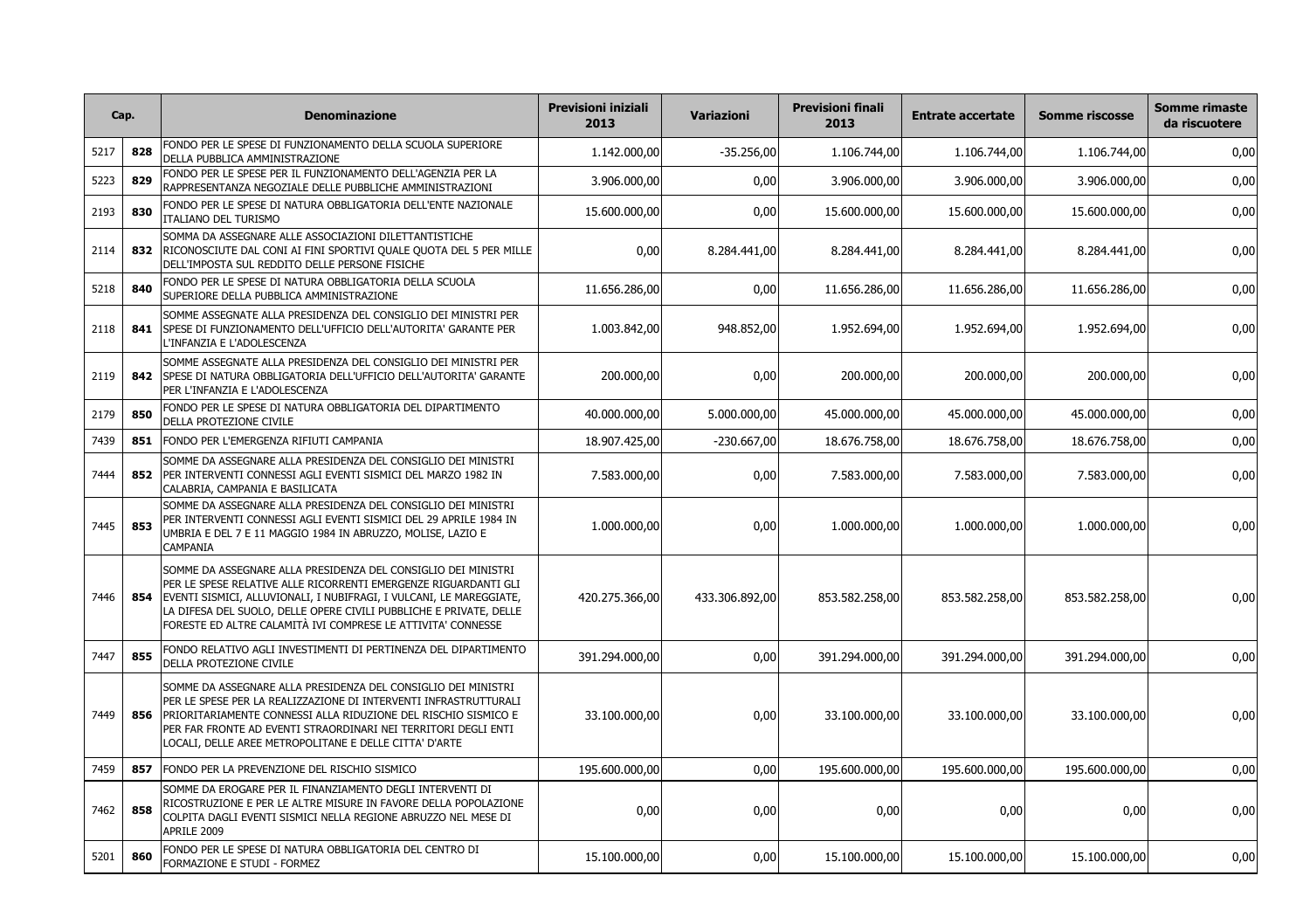| Cap. | | Denominazione | Previsioni iniziali 2013 | Variazioni | Previsioni finali 2013 | Entrate accertate | Somme riscosse | Somme rimaste da riscuotere |
|---|---|---|---|---|---|---|---|---|
| 5217 | **828** | FONDO PER LE SPESE DI FUNZIONAMENTO DELLA SCUOLA SUPERIORE DELLA PUBBLICA AMMINISTRAZIONE | 1.142.000,00 | -35.256,00 | 1.106.744,00 | 1.106.744,00 | 1.106.744,00 | 0,00 |
| 5223 | **829** | FONDO PER LE SPESE PER IL FUNZIONAMENTO DELL'AGENZIA PER LA RAPPRESENTANZA NEGOZIALE DELLE PUBBLICHE AMMINISTRAZIONI | 3.906.000,00 | 0,00 | 3.906.000,00 | 3.906.000,00 | 3.906.000,00 | 0,00 |
| 2193 | **830** | FONDO PER LE SPESE DI NATURA OBBLIGATORIA DELL'ENTE NAZIONALE ITALIANO DEL TURISMO | 15.600.000,00 | 0,00 | 15.600.000,00 | 15.600.000,00 | 15.600.000,00 | 0,00 |
| 2114 | **832** | SOMMA DA ASSEGNARE ALLE ASSOCIAZIONI DILETTANTISTICHE RICONOSCIUTE DAL CONI AI FINI SPORTIVI QUALE QUOTA DEL 5 PER MILLE DELL'IMPOSTA SUL REDDITO DELLE PERSONE FISICHE | 0,00 | 8.284.441,00 | 8.284.441,00 | 8.284.441,00 | 8.284.441,00 | 0,00 |
| 5218 | **840** | FONDO PER LE SPESE DI NATURA OBBLIGATORIA DELLA SCUOLA SUPERIORE DELLA PUBBLICA AMMINISTRAZIONE | 11.656.286,00 | 0,00 | 11.656.286,00 | 11.656.286,00 | 11.656.286,00 | 0,00 |
| 2118 | **841** | SOMME ASSEGNATE ALLA PRESIDENZA DEL CONSIGLIO DEI MINISTRI PER SPESE DI FUNZIONAMENTO DELL'UFFICIO DELL'AUTORITA' GARANTE PER L'INFANZIA E L'ADOLESCENZA | 1.003.842,00 | 948.852,00 | 1.952.694,00 | 1.952.694,00 | 1.952.694,00 | 0,00 |
| 2119 | **842** | SOMME ASSEGNATE ALLA PRESIDENZA DEL CONSIGLIO DEI MINISTRI PER SPESE DI NATURA OBBLIGATORIA DELL'UFFICIO DELL'AUTORITA' GARANTE PER L'INFANZIA E L'ADOLESCENZA | 200.000,00 | 0,00 | 200.000,00 | 200.000,00 | 200.000,00 | 0,00 |
| 2179 | **850** | FONDO PER LE SPESE DI NATURA OBBLIGATORIA DEL DIPARTIMENTO DELLA PROTEZIONE CIVILE | 40.000.000,00 | 5.000.000,00 | 45.000.000,00 | 45.000.000,00 | 45.000.000,00 | 0,00 |
| 7439 | **851** | FONDO PER L'EMERGENZA RIFIUTI CAMPANIA | 18.907.425,00 | -230.667,00 | 18.676.758,00 | 18.676.758,00 | 18.676.758,00 | 0,00 |
| 7444 | **852** | SOMME DA ASSEGNARE ALLA PRESIDENZA DEL CONSIGLIO DEI MINISTRI PER INTERVENTI CONNESSI AGLI EVENTI SISMICI DEL MARZO 1982 IN CALABRIA, CAMPANIA E BASILICATA | 7.583.000,00 | 0,00 | 7.583.000,00 | 7.583.000,00 | 7.583.000,00 | 0,00 |
| 7445 | **853** | SOMME DA ASSEGNARE ALLA PRESIDENZA DEL CONSIGLIO DEI MINISTRI PER INTERVENTI CONNESSI AGLI EVENTI SISMICI DEL 29 APRILE 1984 IN UMBRIA E DEL 7 E 11 MAGGIO 1984 IN ABRUZZO, MOLISE, LAZIO E CAMPANIA | 1.000.000,00 | 0,00 | 1.000.000,00 | 1.000.000,00 | 1.000.000,00 | 0,00 |
| 7446 | **854** | SOMME DA ASSEGNARE ALLA PRESIDENZA DEL CONSIGLIO DEI MINISTRI PER LE SPESE RELATIVE ALLE RICORRENTI EMERGENZE RIGUARDANTI GLI EVENTI SISMICI, ALLUVIONALI, I NUBIFRAGI, I VULCANI, LE MAREGGIATE, LA DIFESA DEL SUOLO, DELLE OPERE CIVILI PUBBLICHE E PRIVATE, DELLE FORESTE ED ALTRE CALAMITÀ IVI COMPRESE LE ATTIVITA' CONNESSE | 420.275.366,00 | 433.306.892,00 | 853.582.258,00 | 853.582.258,00 | 853.582.258,00 | 0,00 |
| 7447 | **855** | FONDO RELATIVO AGLI INVESTIMENTI DI PERTINENZA DEL DIPARTIMENTO DELLA PROTEZIONE CIVILE | 391.294.000,00 | 0,00 | 391.294.000,00 | 391.294.000,00 | 391.294.000,00 | 0,00 |
| 7449 | **856** | SOMME DA ASSEGNARE ALLA PRESIDENZA DEL CONSIGLIO DEI MINISTRI PER LE SPESE PER LA REALIZZAZIONE DI INTERVENTI INFRASTRUTTURALI PRIORITARIAMENTE CONNESSI ALLA RIDUZIONE DEL RISCHIO SISMICO E PER FAR FRONTE AD EVENTI STRAORDINARI NEI TERRITORI DEGLI ENTI LOCALI, DELLE AREE METROPOLITANE E DELLE CITTA' D'ARTE | 33.100.000,00 | 0,00 | 33.100.000,00 | 33.100.000,00 | 33.100.000,00 | 0,00 |
| 7459 | **857** | FONDO PER LA PREVENZIONE DEL RISCHIO SISMICO | 195.600.000,00 | 0,00 | 195.600.000,00 | 195.600.000,00 | 195.600.000,00 | 0,00 |
| 7462 | **858** | SOMME DA EROGARE PER IL FINANZIAMENTO DEGLI INTERVENTI DI RICOSTRUZIONE E PER LE ALTRE MISURE IN FAVORE DELLA POPOLAZIONE COLPITA DAGLI EVENTI SISMICI NELLA REGIONE ABRUZZO NEL MESE DI APRILE 2009 | 0,00 | 0,00 | 0,00 | 0,00 | 0,00 | 0,00 |
| 5201 | **860** | FONDO PER LE SPESE DI NATURA OBBLIGATORIA DEL CENTRO DI FORMAZIONE E STUDI - FORMEZ | 15.100.000,00 | 0,00 | 15.100.000,00 | 15.100.000,00 | 15.100.000,00 | 0,00 |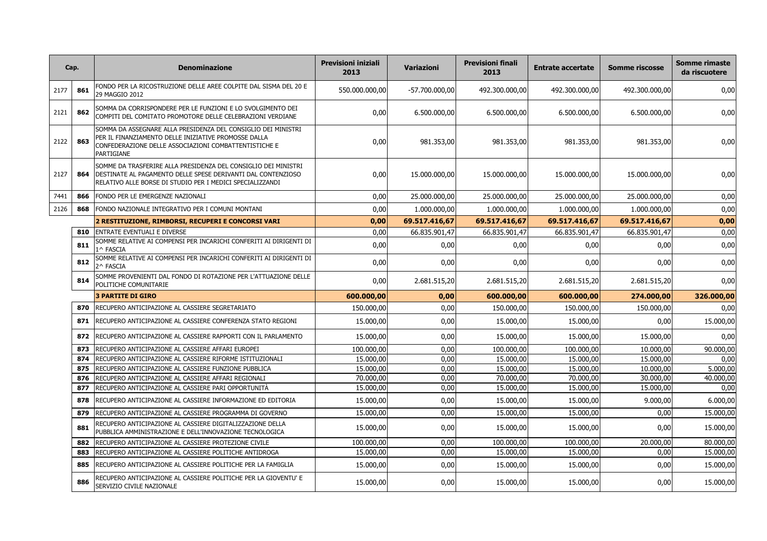| Cap. | | Denominazione | Previsioni iniziali 2013 | Variazioni | Previsioni finali 2013 | Entrate accertate | Somme riscosse | Somme rimaste da riscuotere |
|---|---|---|---|---|---|---|---|---|
| 2177 | **861** | FONDO PER LA RICOSTRUZIONE DELLE AREE COLPITE DAL SISMA DEL 20 E 29 MAGGIO 2012 | 550.000.000,00 | -57.700.000,00 | 492.300.000,00 | 492.300.000,00 | 492.300.000,00 | 0,00 |
| 2121 | **862** | SOMMA DA CORRISPONDERE PER LE FUNZIONI E LO SVOLGIMENTO DEI COMPITI DEL COMITATO PROMOTORE DELLE CELEBRAZIONI VERDIANE | 0,00 | 6.500.000,00 | 6.500.000,00 | 6.500.000,00 | 6.500.000,00 | 0,00 |
| 2122 | **863** | SOMMA DA ASSEGNARE ALLA PRESIDENZA DEL CONSIGLIO DEI MINISTRI PER IL FINANZIAMENTO DELLE INIZIATIVE PROMOSSE DALLA CONFEDERAZIONE DELLE ASSOCIAZIONI COMBATTENTISTICHE E PARTIGIANE | 0,00 | 981.353,00 | 981.353,00 | 981.353,00 | 981.353,00 | 0,00 |
| 2127 | **864** | SOMME DA TRASFERIRE ALLA PRESIDENZA DEL CONSIGLIO DEI MINISTRI DESTINATE AL PAGAMENTO DELLE SPESE DERIVANTI DAL CONTENZIOSO RELATIVO ALLE BORSE DI STUDIO PER I MEDICI SPECIALIZZANDI | 0,00 | 15.000.000,00 | 15.000.000,00 | 15.000.000,00 | 15.000.000,00 | 0,00 |
| 7441 | **866** | FONDO PER LE EMERGENZE NAZIONALI | 0,00 | 25.000.000,00 | 25.000.000,00 | 25.000.000,00 | 25.000.000,00 | 0,00 |
| 2126 | **868** | FONDO NAZIONALE INTEGRATIVO PER I COMUNI MONTANI | 0,00 | 1.000.000,00 | 1.000.000,00 | 1.000.000,00 | 1.000.000,00 | 0,00 |
| | | **2 RESTITUZIONE, RIMBORSI, RECUPERI E CONCORSI VARI** | **0,00** | **69.517.416,67** | **69.517.416,67** | **69.517.416,67** | **69.517.416,67** | **0,00** |
| | **810** | ENTRATE EVENTUALI E DIVERSE | 0,00 | 66.835.901,47 | 66.835.901,47 | 66.835.901,47 | 66.835.901,47 | 0,00 |
| | **811** | SOMME RELATIVE AI COMPENSI PER INCARICHI CONFERITI AI DIRIGENTI DI 1^ FASCIA | 0,00 | 0,00 | 0,00 | 0,00 | 0,00 | 0,00 |
| | **812** | SOMME RELATIVE AI COMPENSI PER INCARICHI CONFERITI AI DIRIGENTI DI 2^ FASCIA | 0,00 | 0,00 | 0,00 | 0,00 | 0,00 | 0,00 |
| | **814** | SOMME PROVENIENTI DAL FONDO DI ROTAZIONE PER L'ATTUAZIONE DELLE POLITICHE COMUNITARIE | 0,00 | 2.681.515,20 | 2.681.515,20 | 2.681.515,20 | 2.681.515,20 | 0,00 |
| | | **3 PARTITE DI GIRO** | **600.000,00** | **0,00** | **600.000,00** | **600.000,00** | **274.000,00** | **326.000,00** |
| | **870** | RECUPERO ANTICIPAZIONE AL CASSIERE SEGRETARIATO | 150.000,00 | 0,00 | 150.000,00 | 150.000,00 | 150.000,00 | 0,00 |
| | **871** | RECUPERO ANTICIPAZIONE AL CASSIERE CONFERENZA STATO REGIONI | 15.000,00 | 0,00 | 15.000,00 | 15.000,00 | 0,00 | 15.000,00 |
| | **872** | RECUPERO ANTICIPAZIONE AL CASSIERE RAPPORTI CON IL PARLAMENTO | 15.000,00 | 0,00 | 15.000,00 | 15.000,00 | 15.000,00 | 0,00 |
| | **873** | RECUPERO ANTICIPAZIONE AL CASSIERE AFFARI EUROPEI | 100.000,00 | 0,00 | 100.000,00 | 100.000,00 | 10.000,00 | 90.000,00 |
| | **874** | RECUPERO ANTICIPAZIONE AL CASSIERE RIFORME ISTITUZIONALI | 15.000,00 | 0,00 | 15.000,00 | 15.000,00 | 15.000,00 | 0,00 |
| | **875** | RECUPERO ANTICIPAZIONE AL CASSIERE FUNZIONE PUBBLICA | 15.000,00 | 0,00 | 15.000,00 | 15.000,00 | 10.000,00 | 5.000,00 |
| | **876** | RECUPERO ANTICIPAZIONE AL CASSIERE AFFARI REGIONALI | 70.000,00 | 0,00 | 70.000,00 | 70.000,00 | 30.000,00 | 40.000,00 |
| | **877** | RECUPERO ANTICIPAZIONE AL CASSIERE PARI OPPORTUNITÀ | 15.000,00 | 0,00 | 15.000,00 | 15.000,00 | 15.000,00 | 0,00 |
| | **878** | RECUPERO ANTICIPAZIONE AL CASSIERE INFORMAZIONE ED EDITORIA | 15.000,00 | 0,00 | 15.000,00 | 15.000,00 | 9.000,00 | 6.000,00 |
| | **879** | RECUPERO ANTICIPAZIONE AL CASSIERE PROGRAMMA DI GOVERNO | 15.000,00 | 0,00 | 15.000,00 | 15.000,00 | 0,00 | 15.000,00 |
| | **881** | RECUPERO ANTICIPAZIONE AL CASSIERE DIGITALIZZAZIONE DELLA PUBBLICA AMMINISTRAZIONE E DELL'INNOVAZIONE TECNOLOGICA | 15.000,00 | 0,00 | 15.000,00 | 15.000,00 | 0,00 | 15.000,00 |
| | **882** | RECUPERO ANTICIPAZIONE AL CASSIERE PROTEZIONE CIVILE | 100.000,00 | 0,00 | 100.000,00 | 100.000,00 | 20.000,00 | 80.000,00 |
| | **883** | RECUPERO ANTICIPAZIONE AL CASSIERE POLITICHE ANTIDROGA | 15.000,00 | 0,00 | 15.000,00 | 15.000,00 | 0,00 | 15.000,00 |
| | **885** | RECUPERO ANTICIPAZIONE AL CASSIERE POLITICHE PER LA FAMIGLIA | 15.000,00 | 0,00 | 15.000,00 | 15.000,00 | 0,00 | 15.000,00 |
| | **886** | RECUPERO ANTICIPAZIONE AL CASSIERE POLITICHE PER LA GIOVENTU' E SERVIZIO CIVILE NAZIONALE | 15.000,00 | 0,00 | 15.000,00 | 15.000,00 | 0,00 | 15.000,00 |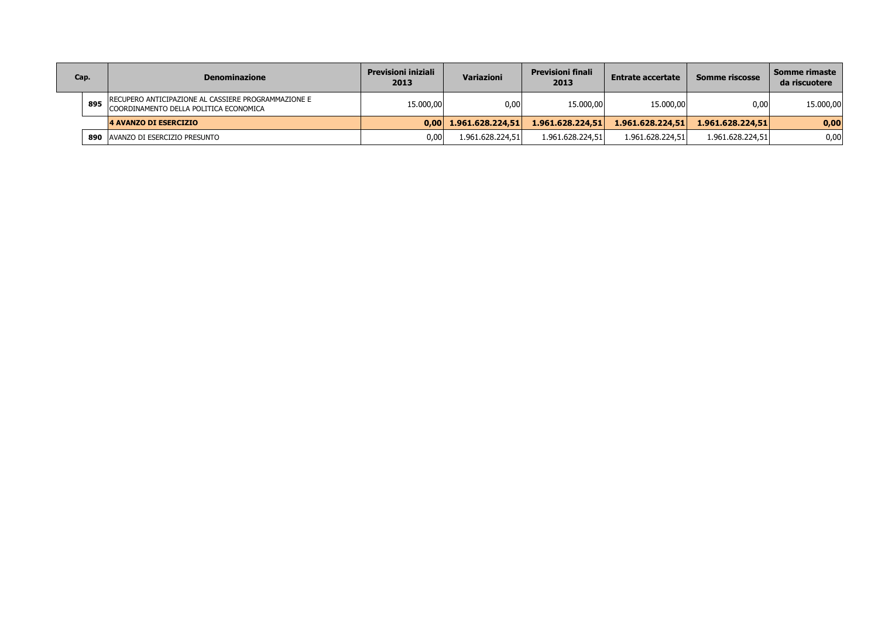| Cap. | Denominazione | Previsioni iniziali 2013 | Variazioni | Previsioni finali 2013 | Entrate accertate | Somme riscosse | Somme rimaste da riscuotere |
|---|---|---|---|---|---|---|---|
| **895** | RECUPERO ANTICIPAZIONE AL CASSIERE PROGRAMMAZIONE E COORDINAMENTO DELLA POLITICA ECONOMICA | 15.000,00 | 0,00 | 15.000,00 | 15.000,00 | 0,00 | 15.000,00 |
| | **4 AVANZO DI ESERCIZIO** | **0,00** | **1.961.628.224,51** | **1.961.628.224,51** | **1.961.628.224,51** | **1.961.628.224,51** | **0,00** |
| **890** | AVANZO DI ESERCIZIO PRESUNTO | 0,00 | 1.961.628.224,51 | 1.961.628.224,51 | 1.961.628.224,51 | 1.961.628.224,51 | 0,00 |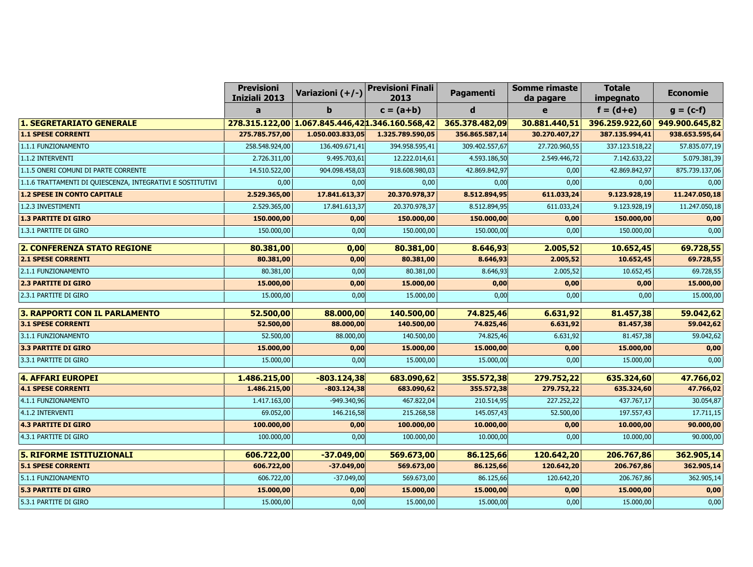| | Previsioni Iniziali 2013 | Variazioni (+/-) | Previsioni Finali 2013 | Pagamenti | Somme rimaste da pagare | Totale impegnato | Economie |
|---|---|---|---|---|---|---|---|
| | a | b | c = (a+b) | d | e | f = (d+e) | g = (c-f) |
| **1. SEGRETARIATO GENERALE** | **278.315.122,00** | **1.067.845.446,42** | **1.346.160.568,42** | **365.378.482,09** | **30.881.440,51** | **396.259.922,60** | **949.900.645,82** |
| **1.1 SPESE CORRENTI** | **275.785.757,00** | **1.050.003.833,05** | **1.325.789.590,05** | **356.865.587,14** | **30.270.407,27** | **387.135.994,41** | **938.653.595,64** |
| 1.1.1 FUNZIONAMENTO | 258.548.924,00 | 136.409.671,41 | 394.958.595,41 | 309.402.557,67 | 27.720.960,55 | 337.123.518,22 | 57.835.077,19 |
| 1.1.2 INTERVENTI | 2.726.311,00 | 9.495.703,61 | 12.222.014,61 | 4.593.186,50 | 2.549.446,72 | 7.142.633,22 | 5.079.381,39 |
| 1.1.5 ONERI COMUNI DI PARTE CORRENTE | 14.510.522,00 | 904.098.458,03 | 918.608.980,03 | 42.869.842,97 | 0,00 | 42.869.842,97 | 875.739.137,06 |
| 1.1.6 TRATTAMENTI DI QUIESCENZA, INTEGRATIVI E SOSTITUTIVI | 0,00 | 0,00 | 0,00 | 0,00 | 0,00 | 0,00 | 0,00 |
| **1.2 SPESE IN CONTO CAPITALE** | **2.529.365,00** | **17.841.613,37** | **20.370.978,37** | **8.512.894,95** | **611.033,24** | **9.123.928,19** | **11.247.050,18** |
| 1.2.3 INVESTIMENTI | 2.529.365,00 | 17.841.613,37 | 20.370.978,37 | 8.512.894,95 | 611.033,24 | 9.123.928,19 | 11.247.050,18 |
| **1.3 PARTITE DI GIRO** | **150.000,00** | **0,00** | **150.000,00** | **150.000,00** | **0,00** | **150.000,00** | **0,00** |
| 1.3.1 PARTITE DI GIRO | 150.000,00 | 0,00 | 150.000,00 | 150.000,00 | 0,00 | 150.000,00 | 0,00 |
| **2. CONFERENZA STATO REGIONE** | **80.381,00** | **0,00** | **80.381,00** | **8.646,93** | **2.005,52** | **10.652,45** | **69.728,55** |
| **2.1 SPESE CORRENTI** | **80.381,00** | **0,00** | **80.381,00** | **8.646,93** | **2.005,52** | **10.652,45** | **69.728,55** |
| 2.1.1 FUNZIONAMENTO | 80.381,00 | 0,00 | 80.381,00 | 8.646,93 | 2.005,52 | 10.652,45 | 69.728,55 |
| **2.3 PARTITE DI GIRO** | **15.000,00** | **0,00** | **15.000,00** | **0,00** | **0,00** | **0,00** | **15.000,00** |
| 2.3.1 PARTITE DI GIRO | 15.000,00 | 0,00 | 15.000,00 | 0,00 | 0,00 | 0,00 | 15.000,00 |
| **3. RAPPORTI CON IL PARLAMENTO** | **52.500,00** | **88.000,00** | **140.500,00** | **74.825,46** | **6.631,92** | **81.457,38** | **59.042,62** |
| **3.1 SPESE CORRENTI** | **52.500,00** | **88.000,00** | **140.500,00** | **74.825,46** | **6.631,92** | **81.457,38** | **59.042,62** |
| 3.1.1 FUNZIONAMENTO | 52.500,00 | 88.000,00 | 140.500,00 | 74.825,46 | 6.631,92 | 81.457,38 | 59.042,62 |
| **3.3 PARTITE DI GIRO** | **15.000,00** | **0,00** | **15.000,00** | **15.000,00** | **0,00** | **15.000,00** | **0,00** |
| 3.3.1 PARTITE DI GIRO | 15.000,00 | 0,00 | 15.000,00 | 15.000,00 | 0,00 | 15.000,00 | 0,00 |
| **4. AFFARI EUROPEI** | **1.486.215,00** | **-803.124,38** | **683.090,62** | **355.572,38** | **279.752,22** | **635.324,60** | **47.766,02** |
| **4.1 SPESE CORRENTI** | **1.486.215,00** | **-803.124,38** | **683.090,62** | **355.572,38** | **279.752,22** | **635.324,60** | **47.766,02** |
| 4.1.1 FUNZIONAMENTO | 1.417.163,00 | -949.340,96 | 467.822,04 | 210.514,95 | 227.252,22 | 437.767,17 | 30.054,87 |
| 4.1.2 INTERVENTI | 69.052,00 | 146.216,58 | 215.268,58 | 145.057,43 | 52.500,00 | 197.557,43 | 17.711,15 |
| **4.3 PARTITE DI GIRO** | **100.000,00** | **0,00** | **100.000,00** | **10.000,00** | **0,00** | **10.000,00** | **90.000,00** |
| 4.3.1 PARTITE DI GIRO | 100.000,00 | 0,00 | 100.000,00 | 10.000,00 | 0,00 | 10.000,00 | 90.000,00 |
| **5. RIFORME ISTITUZIONALI** | **606.722,00** | **-37.049,00** | **569.673,00** | **86.125,66** | **120.642,20** | **206.767,86** | **362.905,14** |
| **5.1 SPESE CORRENTI** | **606.722,00** | **-37.049,00** | **569.673,00** | **86.125,66** | **120.642,20** | **206.767,86** | **362.905,14** |
| 5.1.1 FUNZIONAMENTO | 606.722,00 | -37.049,00 | 569.673,00 | 86.125,66 | 120.642,20 | 206.767,86 | 362.905,14 |
| **5.3 PARTITE DI GIRO** | **15.000,00** | **0,00** | **15.000,00** | **15.000,00** | **0,00** | **15.000,00** | **0,00** |
| 5.3.1 PARTITE DI GIRO | 15.000,00 | 0,00 | 15.000,00 | 15.000,00 | 0,00 | 15.000,00 | 0,00 |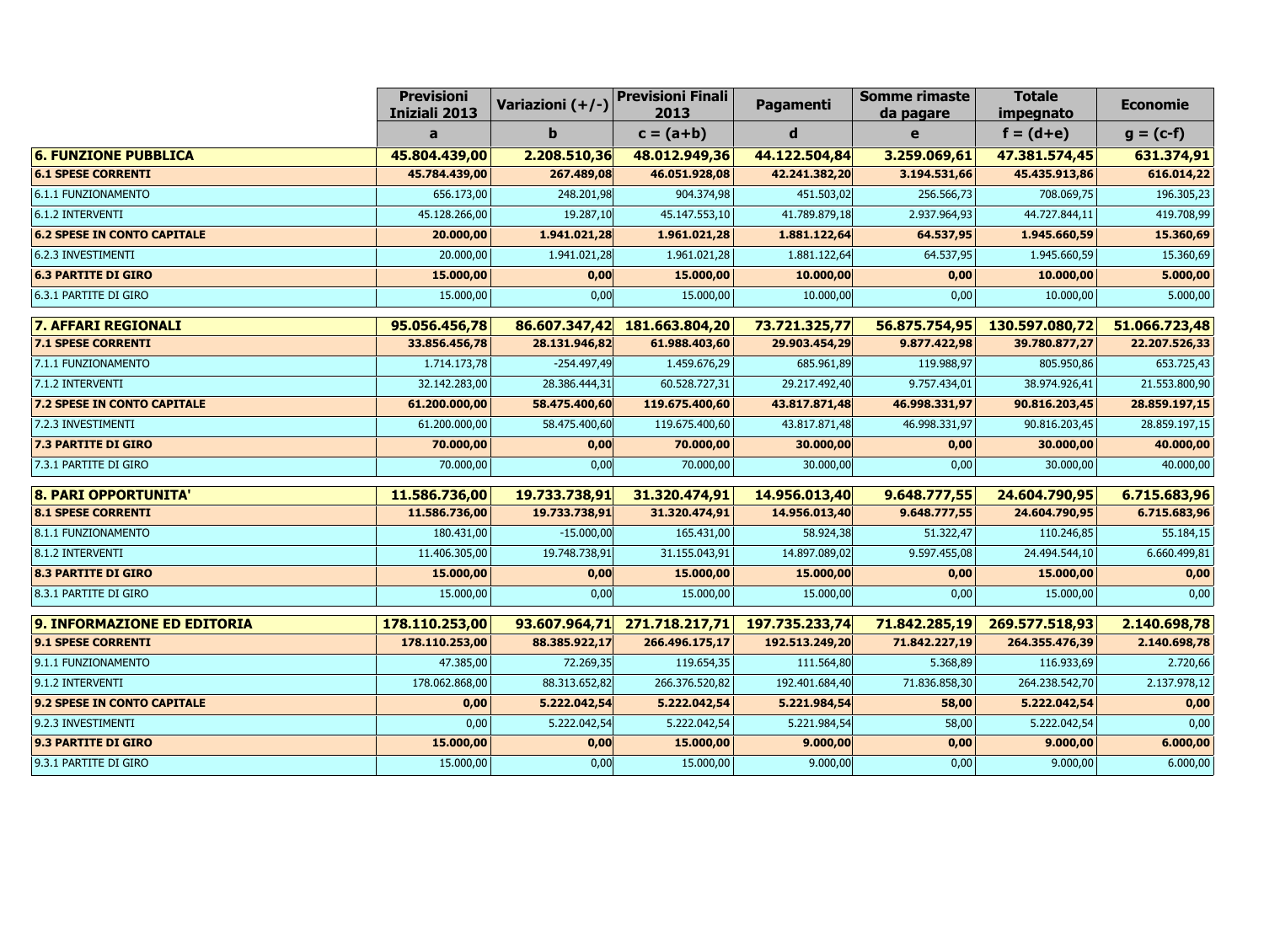| | Previsioni Iniziali 2013 | Variazioni (+/-) | Previsioni Finali 2013 | Pagamenti | Somme rimaste da pagare | Totale impegnato | Economie |
|---|---|---|---|---|---|---|---|
| | a | b | c = (a+b) | d | e | f = (d+e) | g = (c-f) |
| **6. FUNZIONE PUBBLICA** | **45.804.439,00** | **2.208.510,36** | **48.012.949,36** | **44.122.504,84** | **3.259.069,61** | **47.381.574,45** | **631.374,91** |
| **6.1 SPESE CORRENTI** | **45.784.439,00** | **267.489,08** | **46.051.928,08** | **42.241.382,20** | **3.194.531,66** | **45.435.913,86** | **616.014,22** |
| 6.1.1 FUNZIONAMENTO | 656.173,00 | 248.201,98 | 904.374,98 | 451.503,02 | 256.566,73 | 708.069,75 | 196.305,23 |
| 6.1.2 INTERVENTI | 45.128.266,00 | 19.287,10 | 45.147.553,10 | 41.789.879,18 | 2.937.964,93 | 44.727.844,11 | 419.708,99 |
| **6.2 SPESE IN CONTO CAPITALE** | **20.000,00** | **1.941.021,28** | **1.961.021,28** | **1.881.122,64** | **64.537,95** | **1.945.660,59** | **15.360,69** |
| 6.2.3 INVESTIMENTI | 20.000,00 | 1.941.021,28 | 1.961.021,28 | 1.881.122,64 | 64.537,95 | 1.945.660,59 | 15.360,69 |
| **6.3 PARTITE DI GIRO** | **15.000,00** | **0,00** | **15.000,00** | **10.000,00** | **0,00** | **10.000,00** | **5.000,00** |
| 6.3.1 PARTITE DI GIRO | 15.000,00 | 0,00 | 15.000,00 | 10.000,00 | 0,00 | 10.000,00 | 5.000,00 |
| **7. AFFARI REGIONALI** | **95.056.456,78** | **86.607.347,42** | **181.663.804,20** | **73.721.325,77** | **56.875.754,95** | **130.597.080,72** | **51.066.723,48** |
| **7.1 SPESE CORRENTI** | **33.856.456,78** | **28.131.946,82** | **61.988.403,60** | **29.903.454,29** | **9.877.422,98** | **39.780.877,27** | **22.207.526,33** |
| 7.1.1 FUNZIONAMENTO | 1.714.173,78 | -254.497,49 | 1.459.676,29 | 685.961,89 | 119.988,97 | 805.950,86 | 653.725,43 |
| 7.1.2 INTERVENTI | 32.142.283,00 | 28.386.444,31 | 60.528.727,31 | 29.217.492,40 | 9.757.434,01 | 38.974.926,41 | 21.553.800,90 |
| **7.2 SPESE IN CONTO CAPITALE** | **61.200.000,00** | **58.475.400,60** | **119.675.400,60** | **43.817.871,48** | **46.998.331,97** | **90.816.203,45** | **28.859.197,15** |
| 7.2.3 INVESTIMENTI | 61.200.000,00 | 58.475.400,60 | 119.675.400,60 | 43.817.871,48 | 46.998.331,97 | 90.816.203,45 | 28.859.197,15 |
| **7.3 PARTITE DI GIRO** | **70.000,00** | **0,00** | **70.000,00** | **30.000,00** | **0,00** | **30.000,00** | **40.000,00** |
| 7.3.1 PARTITE DI GIRO | 70.000,00 | 0,00 | 70.000,00 | 30.000,00 | 0,00 | 30.000,00 | 40.000,00 |
| **8. PARI OPPORTUNITA'** | **11.586.736,00** | **19.733.738,91** | **31.320.474,91** | **14.956.013,40** | **9.648.777,55** | **24.604.790,95** | **6.715.683,96** |
| **8.1 SPESE CORRENTI** | **11.586.736,00** | **19.733.738,91** | **31.320.474,91** | **14.956.013,40** | **9.648.777,55** | **24.604.790,95** | **6.715.683,96** |
| 8.1.1 FUNZIONAMENTO | 180.431,00 | -15.000,00 | 165.431,00 | 58.924,38 | 51.322,47 | 110.246,85 | 55.184,15 |
| 8.1.2 INTERVENTI | 11.406.305,00 | 19.748.738,91 | 31.155.043,91 | 14.897.089,02 | 9.597.455,08 | 24.494.544,10 | 6.660.499,81 |
| **8.3 PARTITE DI GIRO** | **15.000,00** | **0,00** | **15.000,00** | **15.000,00** | **0,00** | **15.000,00** | **0,00** |
| 8.3.1 PARTITE DI GIRO | 15.000,00 | 0,00 | 15.000,00 | 15.000,00 | 0,00 | 15.000,00 | 0,00 |
| **9. INFORMAZIONE ED EDITORIA** | **178.110.253,00** | **93.607.964,71** | **271.718.217,71** | **197.735.233,74** | **71.842.285,19** | **269.577.518,93** | **2.140.698,78** |
| **9.1 SPESE CORRENTI** | **178.110.253,00** | **88.385.922,17** | **266.496.175,17** | **192.513.249,20** | **71.842.227,19** | **264.355.476,39** | **2.140.698,78** |
| 9.1.1 FUNZIONAMENTO | 47.385,00 | 72.269,35 | 119.654,35 | 111.564,80 | 5.368,89 | 116.933,69 | 2.720,66 |
| 9.1.2 INTERVENTI | 178.062.868,00 | 88.313.652,82 | 266.376.520,82 | 192.401.684,40 | 71.836.858,30 | 264.238.542,70 | 2.137.978,12 |
| **9.2 SPESE IN CONTO CAPITALE** | **0,00** | **5.222.042,54** | **5.222.042,54** | **5.221.984,54** | **58,00** | **5.222.042,54** | **0,00** |
| 9.2.3 INVESTIMENTI | 0,00 | 5.222.042,54 | 5.222.042,54 | 5.221.984,54 | 58,00 | 5.222.042,54 | 0,00 |
| **9.3 PARTITE DI GIRO** | **15.000,00** | **0,00** | **15.000,00** | **9.000,00** | **0,00** | **9.000,00** | **6.000,00** |
| 9.3.1 PARTITE DI GIRO | 15.000,00 | 0,00 | 15.000,00 | 9.000,00 | 0,00 | 9.000,00 | 6.000,00 |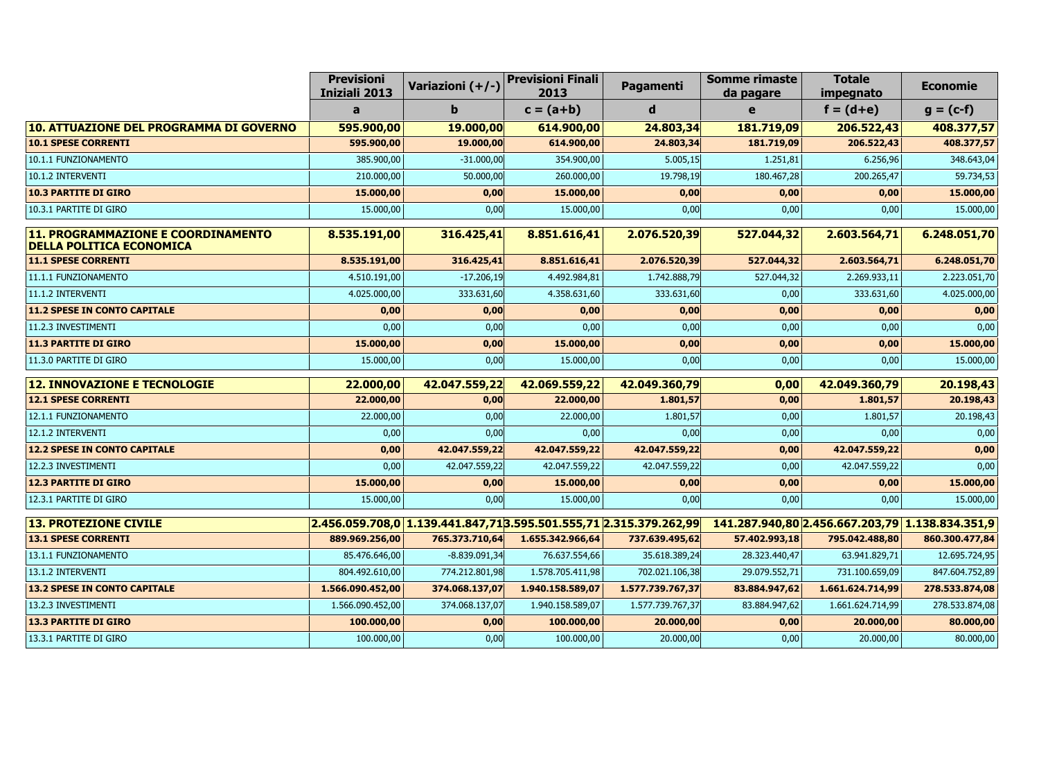| | Previsioni Iniziali 2013 | Variazioni (+/-) | Previsioni Finali 2013 | Pagamenti | Somme rimaste da pagare | Totale impegnato | Economie |
|---|---|---|---|---|---|---|---|
| | **a** | **b** | **c = (a+b)** | **d** | **e** | **f = (d+e)** | **g = (c-f)** |
| **10. ATTUAZIONE DEL PROGRAMMA DI GOVERNO** | **595.900,00** | **19.000,00** | **614.900,00** | **24.803,34** | **181.719,09** | **206.522,43** | **408.377,57** |
| **10.1 SPESE CORRENTI** | **595.900,00** | **19.000,00** | **614.900,00** | **24.803,34** | **181.719,09** | **206.522,43** | **408.377,57** |
| 10.1.1 FUNZIONAMENTO | 385.900,00 | -31.000,00 | 354.900,00 | 5.005,15 | 1.251,81 | 6.256,96 | 348.643,04 |
| 10.1.2 INTERVENTI | 210.000,00 | 50.000,00 | 260.000,00 | 19.798,19 | 180.467,28 | 200.265,47 | 59.734,53 |
| **10.3 PARTITE DI GIRO** | **15.000,00** | **0,00** | **15.000,00** | **0,00** | **0,00** | **0,00** | **15.000,00** |
| 10.3.1 PARTITE DI GIRO | 15.000,00 | 0,00 | 15.000,00 | 0,00 | 0,00 | 0,00 | 15.000,00 |
| **11. PROGRAMMAZIONE E COORDINAMENTO DELLA POLITICA ECONOMICA** | **8.535.191,00** | **316.425,41** | **8.851.616,41** | **2.076.520,39** | **527.044,32** | **2.603.564,71** | **6.248.051,70** |
| **11.1 SPESE CORRENTI** | **8.535.191,00** | **316.425,41** | **8.851.616,41** | **2.076.520,39** | **527.044,32** | **2.603.564,71** | **6.248.051,70** |
| 11.1.1 FUNZIONAMENTO | 4.510.191,00 | -17.206,19 | 4.492.984,81 | 1.742.888,79 | 527.044,32 | 2.269.933,11 | 2.223.051,70 |
| 11.1.2 INTERVENTI | 4.025.000,00 | 333.631,60 | 4.358.631,60 | 333.631,60 | 0,00 | 333.631,60 | 4.025.000,00 |
| **11.2 SPESE IN CONTO CAPITALE** | **0,00** | **0,00** | **0,00** | **0,00** | **0,00** | **0,00** | **0,00** |
| 11.2.3 INVESTIMENTI | 0,00 | 0,00 | 0,00 | 0,00 | 0,00 | 0,00 | 0,00 |
| **11.3 PARTITE DI GIRO** | **15.000,00** | **0,00** | **15.000,00** | **0,00** | **0,00** | **0,00** | **15.000,00** |
| 11.3.0 PARTITE DI GIRO | 15.000,00 | 0,00 | 15.000,00 | 0,00 | 0,00 | 0,00 | 15.000,00 |
| **12. INNOVAZIONE E TECNOLOGIE** | **22.000,00** | **42.047.559,22** | **42.069.559,22** | **42.049.360,79** | **0,00** | **42.049.360,79** | **20.198,43** |
| **12.1 SPESE CORRENTI** | **22.000,00** | **0,00** | **22.000,00** | **1.801,57** | **0,00** | **1.801,57** | **20.198,43** |
| 12.1.1 FUNZIONAMENTO | 22.000,00 | 0,00 | 22.000,00 | 1.801,57 | 0,00 | 1.801,57 | 20.198,43 |
| 12.1.2 INTERVENTI | 0,00 | 0,00 | 0,00 | 0,00 | 0,00 | 0,00 | 0,00 |
| **12.2 SPESE IN CONTO CAPITALE** | **0,00** | **42.047.559,22** | **42.047.559,22** | **42.047.559,22** | **0,00** | **42.047.559,22** | **0,00** |
| 12.2.3 INVESTIMENTI | 0,00 | 42.047.559,22 | 42.047.559,22 | 42.047.559,22 | 0,00 | 42.047.559,22 | 0,00 |
| **12.3 PARTITE DI GIRO** | **15.000,00** | **0,00** | **15.000,00** | **0,00** | **0,00** | **0,00** | **15.000,00** |
| 12.3.1 PARTITE DI GIRO | 15.000,00 | 0,00 | 15.000,00 | 0,00 | 0,00 | 0,00 | 15.000,00 |
| **13. PROTEZIONE CIVILE** | **2.456.059.708,0** | **1.139.441.847,71** | **3.595.501.555,71** | **2.315.379.262,99** | **141.287.940,80** | **2.456.667.203,79** | **1.138.834.351,9** |
| **13.1 SPESE CORRENTI** | **889.969.256,00** | **765.373.710,64** | **1.655.342.966,64** | **737.639.495,62** | **57.402.993,18** | **795.042.488,80** | **860.300.477,84** |
| 13.1.1 FUNZIONAMENTO | 85.476.646,00 | -8.839.091,34 | 76.637.554,66 | 35.618.389,24 | 28.323.440,47 | 63.941.829,71 | 12.695.724,95 |
| 13.1.2 INTERVENTI | 804.492.610,00 | 774.212.801,98 | 1.578.705.411,98 | 702.021.106,38 | 29.079.552,71 | 731.100.659,09 | 847.604.752,89 |
| **13.2 SPESE IN CONTO CAPITALE** | **1.566.090.452,00** | **374.068.137,07** | **1.940.158.589,07** | **1.577.739.767,37** | **83.884.947,62** | **1.661.624.714,99** | **278.533.874,08** |
| 13.2.3 INVESTIMENTI | 1.566.090.452,00 | 374.068.137,07 | 1.940.158.589,07 | 1.577.739.767,37 | 83.884.947,62 | 1.661.624.714,99 | 278.533.874,08 |
| **13.3 PARTITE DI GIRO** | **100.000,00** | **0,00** | **100.000,00** | **20.000,00** | **0,00** | **20.000,00** | **80.000,00** |
| 13.3.1 PARTITE DI GIRO | 100.000,00 | 0,00 | 100.000,00 | 20.000,00 | 0,00 | 20.000,00 | 80.000,00 |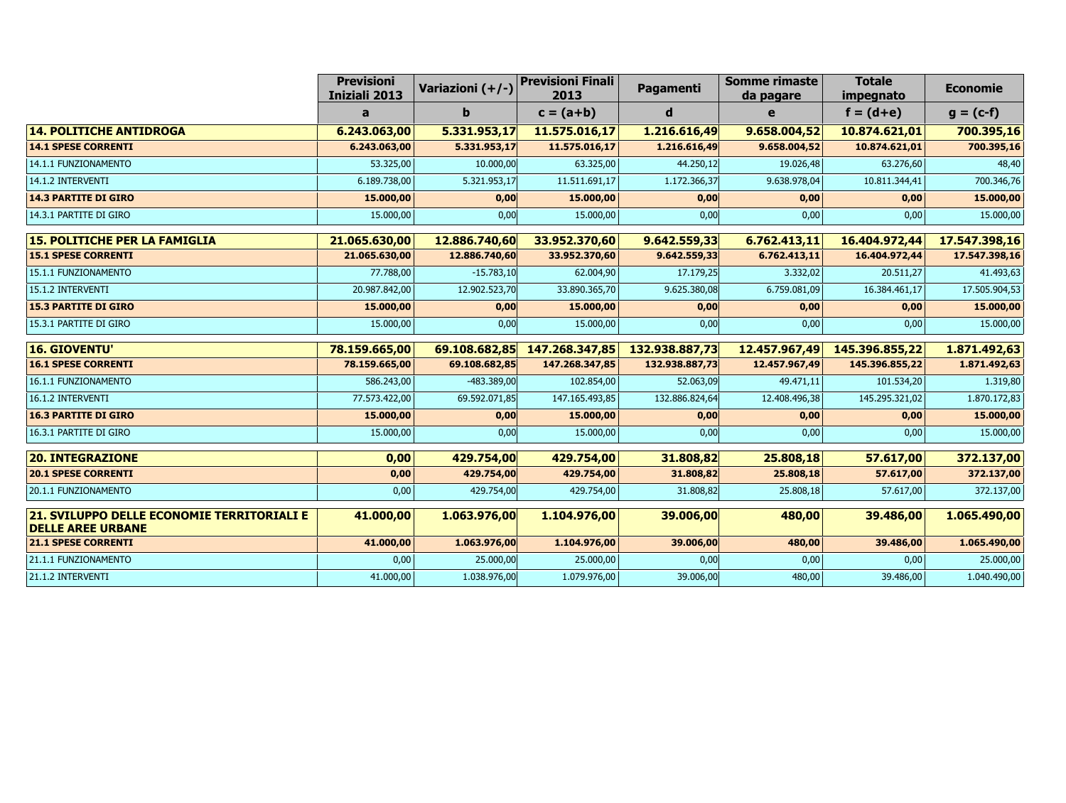| | Previsioni Iniziali 2013 | Variazioni (+/-) | Previsioni Finali 2013 | Pagamenti | Somme rimaste da pagare | Totale impegnato | Economie |
|---|---|---|---|---|---|---|---|
| | a | b | c = (a+b) | d | e | f = (d+e) | g = (c-f) |
| **14. POLITICHE ANTIDROGA** | **6.243.063,00** | **5.331.953,17** | **11.575.016,17** | **1.216.616,49** | **9.658.004,52** | **10.874.621,01** | **700.395,16** |
| **14.1 SPESE CORRENTI** | **6.243.063,00** | **5.331.953,17** | **11.575.016,17** | **1.216.616,49** | **9.658.004,52** | **10.874.621,01** | **700.395,16** |
| 14.1.1 FUNZIONAMENTO | 53.325,00 | 10.000,00 | 63.325,00 | 44.250,12 | 19.026,48 | 63.276,60 | 48,40 |
| 14.1.2 INTERVENTI | 6.189.738,00 | 5.321.953,17 | 11.511.691,17 | 1.172.366,37 | 9.638.978,04 | 10.811.344,41 | 700.346,76 |
| **14.3 PARTITE DI GIRO** | **15.000,00** | **0,00** | **15.000,00** | **0,00** | **0,00** | **0,00** | **15.000,00** |
| 14.3.1 PARTITE DI GIRO | 15.000,00 | 0,00 | 15.000,00 | 0,00 | 0,00 | 0,00 | 15.000,00 |
| **15. POLITICHE PER LA FAMIGLIA** | **21.065.630,00** | **12.886.740,60** | **33.952.370,60** | **9.642.559,33** | **6.762.413,11** | **16.404.972,44** | **17.547.398,16** |
| **15.1 SPESE CORRENTI** | **21.065.630,00** | **12.886.740,60** | **33.952.370,60** | **9.642.559,33** | **6.762.413,11** | **16.404.972,44** | **17.547.398,16** |
| 15.1.1 FUNZIONAMENTO | 77.788,00 | -15.783,10 | 62.004,90 | 17.179,25 | 3.332,02 | 20.511,27 | 41.493,63 |
| 15.1.2 INTERVENTI | 20.987.842,00 | 12.902.523,70 | 33.890.365,70 | 9.625.380,08 | 6.759.081,09 | 16.384.461,17 | 17.505.904,53 |
| **15.3 PARTITE DI GIRO** | **15.000,00** | **0,00** | **15.000,00** | **0,00** | **0,00** | **0,00** | **15.000,00** |
| 15.3.1 PARTITE DI GIRO | 15.000,00 | 0,00 | 15.000,00 | 0,00 | 0,00 | 0,00 | 15.000,00 |
| **16. GIOVENTU'** | **78.159.665,00** | **69.108.682,85** | **147.268.347,85** | **132.938.887,73** | **12.457.967,49** | **145.396.855,22** | **1.871.492,63** |
| **16.1 SPESE CORRENTI** | **78.159.665,00** | **69.108.682,85** | **147.268.347,85** | **132.938.887,73** | **12.457.967,49** | **145.396.855,22** | **1.871.492,63** |
| 16.1.1 FUNZIONAMENTO | 586.243,00 | -483.389,00 | 102.854,00 | 52.063,09 | 49.471,11 | 101.534,20 | 1.319,80 |
| 16.1.2 INTERVENTI | 77.573.422,00 | 69.592.071,85 | 147.165.493,85 | 132.886.824,64 | 12.408.496,38 | 145.295.321,02 | 1.870.172,83 |
| **16.3 PARTITE DI GIRO** | **15.000,00** | **0,00** | **15.000,00** | **0,00** | **0,00** | **0,00** | **15.000,00** |
| 16.3.1 PARTITE DI GIRO | 15.000,00 | 0,00 | 15.000,00 | 0,00 | 0,00 | 0,00 | 15.000,00 |
| **20. INTEGRAZIONE** | **0,00** | **429.754,00** | **429.754,00** | **31.808,82** | **25.808,18** | **57.617,00** | **372.137,00** |
| **20.1 SPESE CORRENTI** | **0,00** | **429.754,00** | **429.754,00** | **31.808,82** | **25.808,18** | **57.617,00** | **372.137,00** |
| 20.1.1 FUNZIONAMENTO | 0,00 | 429.754,00 | 429.754,00 | 31.808,82 | 25.808,18 | 57.617,00 | 372.137,00 |
| **21. SVILUPPO DELLE ECONOMIE TERRITORIALI E DELLE AREE URBANE** | **41.000,00** | **1.063.976,00** | **1.104.976,00** | **39.006,00** | **480,00** | **39.486,00** | **1.065.490,00** |
| **21.1 SPESE CORRENTI** | **41.000,00** | **1.063.976,00** | **1.104.976,00** | **39.006,00** | **480,00** | **39.486,00** | **1.065.490,00** |
| 21.1.1 FUNZIONAMENTO | 0,00 | 25.000,00 | 25.000,00 | 0,00 | 0,00 | 0,00 | 25.000,00 |
| 21.1.2 INTERVENTI | 41.000,00 | 1.038.976,00 | 1.079.976,00 | 39.006,00 | 480,00 | 39.486,00 | 1.040.490,00 |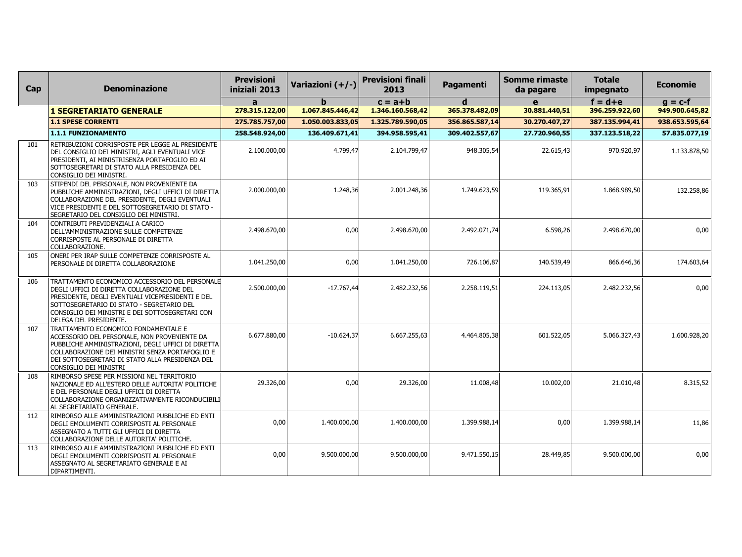| Cap | Denominazione | Previsioni iniziali 2013 | Variazioni (+/-) | Previsioni finali 2013 | Pagamenti | Somme rimaste da pagare | Totale impegnato | Economie |
|---|---|---|---|---|---|---|---|---|
| | | a | b | c = a+b | d | e | f = d+e | g = c-f |
| | **1 SEGRETARIATO GENERALE** | **278.315.122,00** | **1.067.845.446,42** | **1.346.160.568,42** | **365.378.482,09** | **30.881.440,51** | **396.259.922,60** | **949.900.645,82** |
| | **1.1 SPESE CORRENTI** | **275.785.757,00** | **1.050.003.833,05** | **1.325.789.590,05** | **356.865.587,14** | **30.270.407,27** | **387.135.994,41** | **938.653.595,64** |
| | **1.1.1 FUNZIONAMENTO** | **258.548.924,00** | **136.409.671,41** | **394.958.595,41** | **309.402.557,67** | **27.720.960,55** | **337.123.518,22** | **57.835.077,19** |
| 101 | RETRIBUZIONI CORRISPOSTE PER LEGGE AL PRESIDENTE DEL CONSIGLIO DEI MINISTRI, AGLI EVENTUALI VICE PRESIDENTI, AI MINISTRISENZA PORTAFOGLIO ED AI SOTTOSEGRETARI DI STATO ALLA PRESIDENZA DEL CONSIGLIO DEI MINISTRI. | 2.100.000,00 | 4.799,47 | 2.104.799,47 | 948.305,54 | 22.615,43 | 970.920,97 | 1.133.878,50 |
| 103 | STIPENDI DEL PERSONALE, NON PROVENIENTE DA PUBBLICHE AMMINISTRAZIONI, DEGLI UFFICI DI DIRETTA COLLABORAZIONE DEL PRESIDENTE, DEGLI EVENTUALI VICE PRESIDENTI E DEL SOTTOSEGRETARIO DI STATO - SEGRETARIO DEL CONSIGLIO DEI MINISTRI. | 2.000.000,00 | 1.248,36 | 2.001.248,36 | 1.749.623,59 | 119.365,91 | 1.868.989,50 | 132.258,86 |
| 104 | CONTRIBUTI PREVIDENZIALI A CARICO DELL'AMMINISTRAZIONE SULLE COMPETENZE CORRISPOSTE AL PERSONALE DI DIRETTA COLLABORAZIONE. | 2.498.670,00 | 0,00 | 2.498.670,00 | 2.492.071,74 | 6.598,26 | 2.498.670,00 | 0,00 |
| 105 | ONERI PER IRAP SULLE COMPETENZE CORRISPOSTE AL PERSONALE DI DIRETTA COLLABORAZIONE | 1.041.250,00 | 0,00 | 1.041.250,00 | 726.106,87 | 140.539,49 | 866.646,36 | 174.603,64 |
| 106 | TRATTAMENTO ECONOMICO ACCESSORIO DEL PERSONALE DEGLI UFFICI DI DIRETTA COLLABORAZIONE DEL PRESIDENTE, DEGLI EVENTUALI VICEPRESIDENTI E DEL SOTTOSEGRETARIO DI STATO - SEGRETARIO DEL CONSIGLIO DEI MINISTRI E DEI SOTTOSEGRETARI CON DELEGA DEL PRESIDENTE. | 2.500.000,00 | -17.767,44 | 2.482.232,56 | 2.258.119,51 | 224.113,05 | 2.482.232,56 | 0,00 |
| 107 | TRATTAMENTO ECONOMICO FONDAMENTALE E ACCESSORIO DEL PERSONALE, NON PROVENIENTE DA PUBBLICHE AMMINISTRAZIONI, DEGLI UFFICI DI DIRETTA COLLABORAZIONE DEI MINISTRI SENZA PORTAFOGLIO E DEI SOTTOSEGRETARI DI STATO ALLA PRESIDENZA DEL CONSIGLIO DEI MINISTRI | 6.677.880,00 | -10.624,37 | 6.667.255,63 | 4.464.805,38 | 601.522,05 | 5.066.327,43 | 1.600.928,20 |
| 108 | RIMBORSO SPESE PER MISSIONI NEL TERRITORIO NAZIONALE ED ALL'ESTERO DELLE AUTORITA' POLITICHE E DEL PERSONALE DEGLI UFFICI DI DIRETTA COLLABORAZIONE ORGANIZZATIVAMENTE RICONDUCIBILI AL SEGRETARIATO GENERALE. | 29.326,00 | 0,00 | 29.326,00 | 11.008,48 | 10.002,00 | 21.010,48 | 8.315,52 |
| 112 | RIMBORSO ALLE AMMINISTRAZIONI PUBBLICHE ED ENTI DEGLI EMOLUMENTI CORRISPOSTI AL PERSONALE ASSEGNATO A TUTTI GLI UFFICI DI DIRETTA COLLABORAZIONE DELLE AUTORITA' POLITICHE. | 0,00 | 1.400.000,00 | 1.400.000,00 | 1.399.988,14 | 0,00 | 1.399.988,14 | 11,86 |
| 113 | RIMBORSO ALLE AMMINISTRAZIONI PUBBLICHE ED ENTI DEGLI EMOLUMENTI CORRISPOSTI AL PERSONALE ASSEGNATO AL SEGRETARIATO GENERALE E AI DIPARTIMENTI. | 0,00 | 9.500.000,00 | 9.500.000,00 | 9.471.550,15 | 28.449,85 | 9.500.000,00 | 0,00 |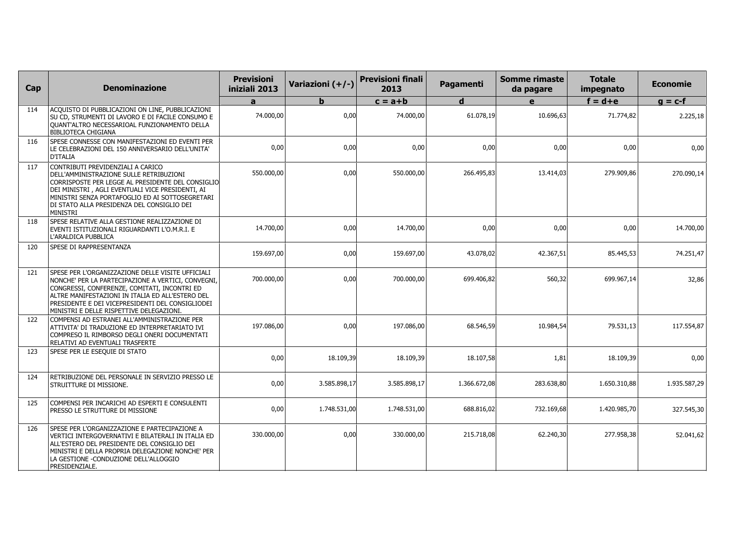| Cap | Denominazione | Previsioni iniziali 2013 | Variazioni (+/-) | Previsioni finali 2013 | Pagamenti | Somme rimaste da pagare | Totale impegnato | Economie |
|---|---|---|---|---|---|---|---|---|
| | | a | b | c = a+b | d | e | f = d+e | g = c-f |
| 114 | ACQUISTO DI PUBBLICAZIONI ON LINE, PUBBLICAZIONI SU CD, STRUMENTI DI LAVORO E DI FACILE CONSUMO E QUANT'ALTRO NECESSARIOAL FUNZIONAMENTO DELLA BIBLIOTECA CHIGIANA | 74.000,00 | 0,00 | 74.000,00 | 61.078,19 | 10.696,63 | 71.774,82 | 2.225,18 |
| 116 | SPESE CONNESSE CON MANIFESTAZIONI ED EVENTI PER LE CELEBRAZIONI DEL 150 ANNIVERSARIO DELL'UNITA' D'ITALIA | 0,00 | 0,00 | 0,00 | 0,00 | 0,00 | 0,00 | 0,00 |
| 117 | CONTRIBUTI PREVIDENZIALI A CARICO DELL'AMMINISTRAZIONE SULLE RETRIBUZIONI CORRISPOSTE PER LEGGE AL PRESIDENTE DEL CONSIGLIO DEI MINISTRI , AGLI EVENTUALI VICE PRESIDENTI, AI MINISTRI SENZA PORTAFOGLIO ED AI SOTTOSEGRETARI DI STATO ALLA PRESIDENZA DEL CONSIGLIO DEI MINISTRI | 550.000,00 | 0,00 | 550.000,00 | 266.495,83 | 13.414,03 | 279.909,86 | 270.090,14 |
| 118 | SPESE RELATIVE ALLA GESTIONE REALIZZAZIONE DI EVENTI ISTITUZIONALI RIGUARDANTI L'O.M.R.I. E L'ARALDICA PUBBLICA | 14.700,00 | 0,00 | 14.700,00 | 0,00 | 0,00 | 0,00 | 14.700,00 |
| 120 | SPESE DI RAPPRESENTANZA | 159.697,00 | 0,00 | 159.697,00 | 43.078,02 | 42.367,51 | 85.445,53 | 74.251,47 |
| 121 | SPESE PER L'ORGANIZZAZIONE DELLE VISITE UFFICIALI NONCHE' PER LA PARTECIPAZIONE A VERTICI, CONVEGNI, CONGRESSI, CONFERENZE, COMITATI, INCONTRI ED ALTRE MANIFESTAZIONI IN ITALIA ED ALL'ESTERO DEL PRESIDENTE E DEI VICEPRESIDENTI DEL CONSIGLIODEI MINISTRI E DELLE RISPETTIVE DELEGAZIONI. | 700.000,00 | 0,00 | 700.000,00 | 699.406,82 | 560,32 | 699.967,14 | 32,86 |
| 122 | COMPENSI AD ESTRANEI ALL'AMMINISTRAZIONE PER ATTIVITA' DI TRADUZIONE ED INTERPRETARIATO IVI COMPRESO IL RIMBORSO DEGLI ONERI DOCUMENTATI RELATIVI AD EVENTUALI TRASFERTE | 197.086,00 | 0,00 | 197.086,00 | 68.546,59 | 10.984,54 | 79.531,13 | 117.554,87 |
| 123 | SPESE PER LE ESEQUIE DI STATO | 0,00 | 18.109,39 | 18.109,39 | 18.107,58 | 1,81 | 18.109,39 | 0,00 |
| 124 | RETRIBUZIONE DEL PERSONALE IN SERVIZIO PRESSO LE STRUITTURE DI MISSIONE. | 0,00 | 3.585.898,17 | 3.585.898,17 | 1.366.672,08 | 283.638,80 | 1.650.310,88 | 1.935.587,29 |
| 125 | COMPENSI PER INCARICHI AD ESPERTI E CONSULENTI PRESSO LE STRUTTURE DI MISSIONE | 0,00 | 1.748.531,00 | 1.748.531,00 | 688.816,02 | 732.169,68 | 1.420.985,70 | 327.545,30 |
| 126 | SPESE PER L'ORGANIZZAZIONE E PARTECIPAZIONE A VERTICI INTERGOVERNATIVI E BILATERALI IN ITALIA ED ALL'ESTERO DEL PRESIDENTE DEL CONSIGLIO DEI MINISTRI E DELLA PROPRIA DELEGAZIONE NONCHE' PER LA GESTIONE -CONDUZIONE DELL'ALLOGGIO PRESIDENZIALE. | 330.000,00 | 0,00 | 330.000,00 | 215.718,08 | 62.240,30 | 277.958,38 | 52.041,62 |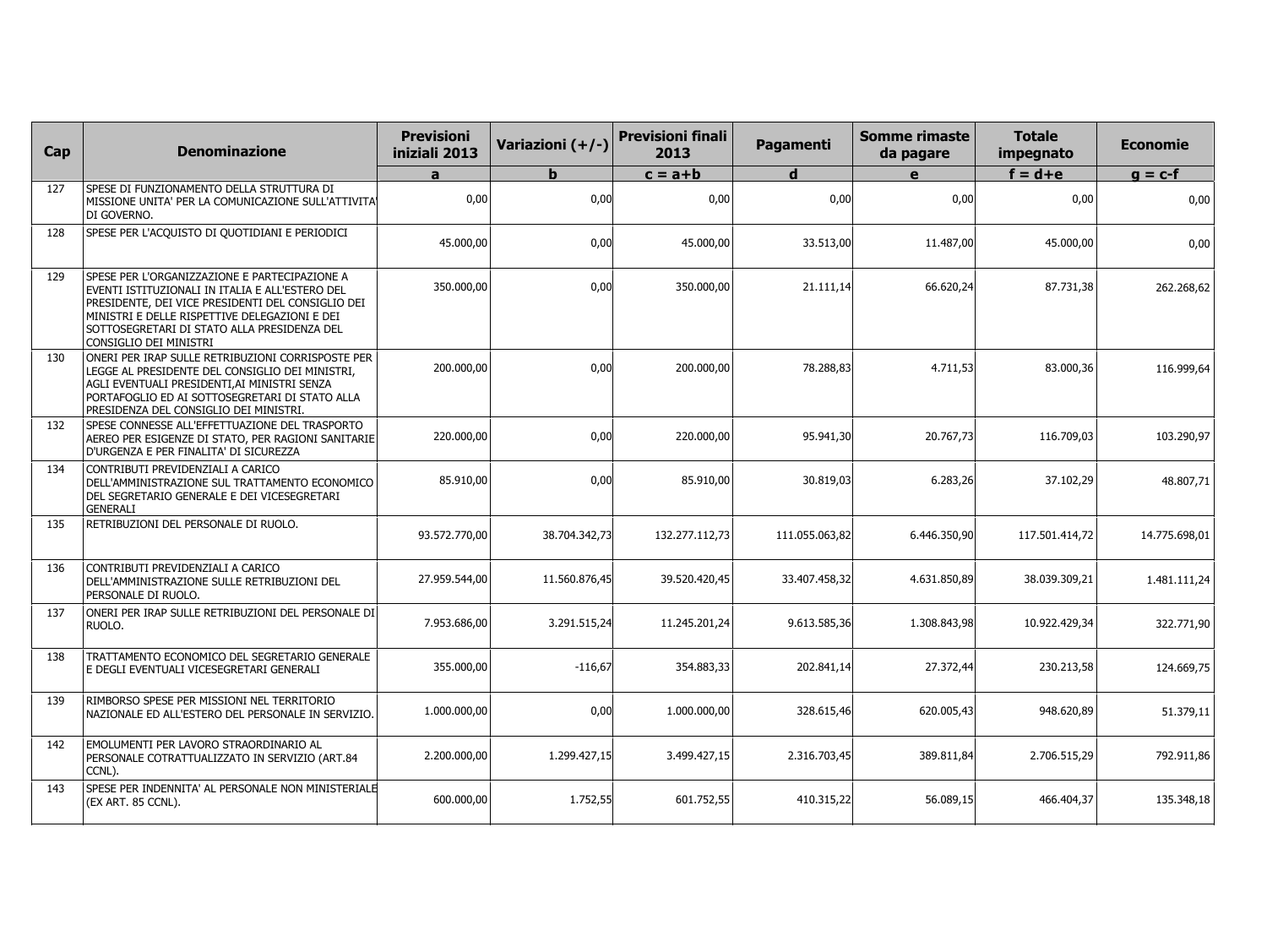| Cap | Denominazione | Previsioni iniziali 2013 | Variazioni (+/-) | Previsioni finali 2013 | Pagamenti | Somme rimaste da pagare | Totale impegnato | Economie |
|---|---|---|---|---|---|---|---|---|
| | | a | b | c = a+b | d | e | f = d+e | g = c-f |
| 127 | SPESE DI FUNZIONAMENTO DELLA STRUTTURA DI MISSIONE UNITA' PER LA COMUNICAZIONE SULL'ATTIVITA' DI GOVERNO. | 0,00 | 0,00 | 0,00 | 0,00 | 0,00 | 0,00 | 0,00 |
| 128 | SPESE PER L'ACQUISTO DI QUOTIDIANI E PERIODICI | 45.000,00 | 0,00 | 45.000,00 | 33.513,00 | 11.487,00 | 45.000,00 | 0,00 |
| 129 | SPESE PER L'ORGANIZZAZIONE E PARTECIPAZIONE A EVENTI ISTITUZIONALI IN ITALIA E ALL'ESTERO DEL PRESIDENTE, DEI VICE PRESIDENTI DEL CONSIGLIO DEI MINISTRI E DELLE RISPETTIVE DELEGAZIONI E DEI SOTTOSEGRETARI DI STATO ALLA PRESIDENZA DEL CONSIGLIO DEI MINISTRI | 350.000,00 | 0,00 | 350.000,00 | 21.111,14 | 66.620,24 | 87.731,38 | 262.268,62 |
| 130 | ONERI PER IRAP SULLE RETRIBUZIONI CORRISPOSTE PER LEGGE AL PRESIDENTE DEL CONSIGLIO DEI MINISTRI, AGLI EVENTUALI PRESIDENTI,AI MINISTRI SENZA PORTAFOGLIO ED AI SOTTOSEGRETARI DI STATO ALLA PRESIDENZA DEL CONSIGLIO DEI MINISTRI. | 200.000,00 | 0,00 | 200.000,00 | 78.288,83 | 4.711,53 | 83.000,36 | 116.999,64 |
| 132 | SPESE CONNESSE ALL'EFFETTUAZIONE DEL TRASPORTO AEREO PER ESIGENZE DI STATO, PER RAGIONI SANITARIE D'URGENZA E PER FINALITA' DI SICUREZZA | 220.000,00 | 0,00 | 220.000,00 | 95.941,30 | 20.767,73 | 116.709,03 | 103.290,97 |
| 134 | CONTRIBUTI PREVIDENZIALI A CARICO DELL'AMMINISTRAZIONE SUL TRATTAMENTO ECONOMICO DEL SEGRETARIO GENERALE E DEI VICESEGRETARI GENERALI | 85.910,00 | 0,00 | 85.910,00 | 30.819,03 | 6.283,26 | 37.102,29 | 48.807,71 |
| 135 | RETRIBUZIONI DEL PERSONALE DI RUOLO. | 93.572.770,00 | 38.704.342,73 | 132.277.112,73 | 111.055.063,82 | 6.446.350,90 | 117.501.414,72 | 14.775.698,01 |
| 136 | CONTRIBUTI PREVIDENZIALI A CARICO DELL'AMMINISTRAZIONE SULLE RETRIBUZIONI DEL PERSONALE DI RUOLO. | 27.959.544,00 | 11.560.876,45 | 39.520.420,45 | 33.407.458,32 | 4.631.850,89 | 38.039.309,21 | 1.481.111,24 |
| 137 | ONERI PER IRAP SULLE RETRIBUZIONI DEL PERSONALE DI RUOLO. | 7.953.686,00 | 3.291.515,24 | 11.245.201,24 | 9.613.585,36 | 1.308.843,98 | 10.922.429,34 | 322.771,90 |
| 138 | TRATTAMENTO ECONOMICO DEL SEGRETARIO GENERALE E DEGLI EVENTUALI VICESEGRETARI GENERALI | 355.000,00 | -116,67 | 354.883,33 | 202.841,14 | 27.372,44 | 230.213,58 | 124.669,75 |
| 139 | RIMBORSO SPESE PER MISSIONI NEL TERRITORIO NAZIONALE ED ALL'ESTERO DEL PERSONALE IN SERVIZIO. | 1.000.000,00 | 0,00 | 1.000.000,00 | 328.615,46 | 620.005,43 | 948.620,89 | 51.379,11 |
| 142 | EMOLUMENTI PER LAVORO STRAORDINARIO AL PERSONALE COTRATTUALIZZATO IN SERVIZIO (ART.84 CCNL). | 2.200.000,00 | 1.299.427,15 | 3.499.427,15 | 2.316.703,45 | 389.811,84 | 2.706.515,29 | 792.911,86 |
| 143 | SPESE PER INDENNITA' AL PERSONALE NON MINISTERIALE (EX ART. 85 CCNL). | 600.000,00 | 1.752,55 | 601.752,55 | 410.315,22 | 56.089,15 | 466.404,37 | 135.348,18 |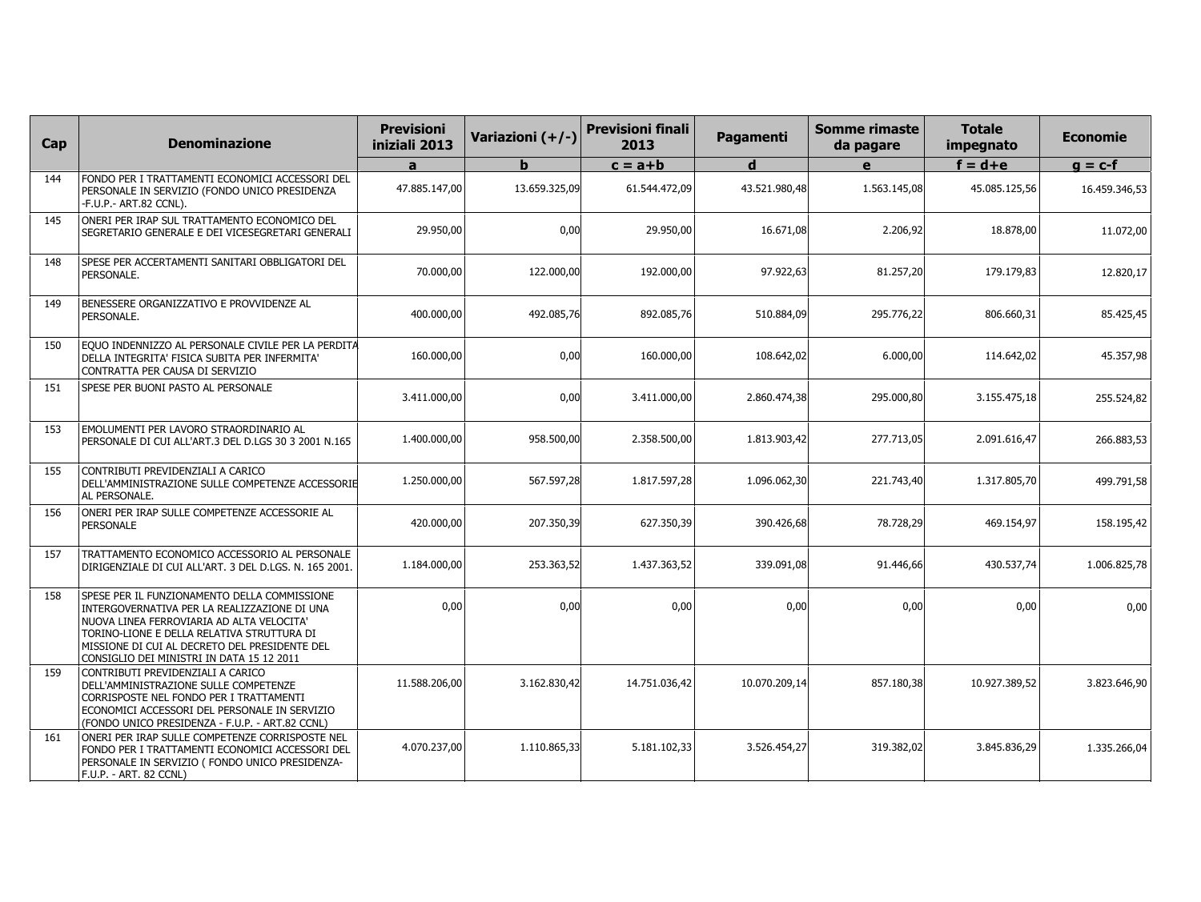| Cap | Denominazione | Previsioni iniziali 2013 | Variazioni (+/-) | Previsioni finali 2013 | Pagamenti | Somme rimaste da pagare | Totale impegnato | Economie |
|---|---|---|---|---|---|---|---|---|
| | | a | b | c = a+b | d | e | f = d+e | g = c-f |
| 144 | FONDO PER I TRATTAMENTI ECONOMICI ACCESSORI DEL PERSONALE IN SERVIZIO (FONDO UNICO PRESIDENZA -F.U.P.- ART.82 CCNL). | 47.885.147,00 | 13.659.325,09 | 61.544.472,09 | 43.521.980,48 | 1.563.145,08 | 45.085.125,56 | 16.459.346,53 |
| 145 | ONERI PER IRAP SUL TRATTAMENTO ECONOMICO DEL SEGRETARIO GENERALE E DEI VICESEGRETARI GENERALI | 29.950,00 | 0,00 | 29.950,00 | 16.671,08 | 2.206,92 | 18.878,00 | 11.072,00 |
| 148 | SPESE PER ACCERTAMENTI SANITARI OBBLIGATORI DEL PERSONALE. | 70.000,00 | 122.000,00 | 192.000,00 | 97.922,63 | 81.257,20 | 179.179,83 | 12.820,17 |
| 149 | BENESSERE ORGANIZZATIVO E PROVVIDENZE AL PERSONALE. | 400.000,00 | 492.085,76 | 892.085,76 | 510.884,09 | 295.776,22 | 806.660,31 | 85.425,45 |
| 150 | EQUO INDENNIZZO AL PERSONALE CIVILE PER LA PERDITA DELLA INTEGRITA' FISICA SUBITA PER INFERMITA' CONTRATTA PER CAUSA DI SERVIZIO | 160.000,00 | 0,00 | 160.000,00 | 108.642,02 | 6.000,00 | 114.642,02 | 45.357,98 |
| 151 | SPESE PER BUONI PASTO AL PERSONALE | 3.411.000,00 | 0,00 | 3.411.000,00 | 2.860.474,38 | 295.000,80 | 3.155.475,18 | 255.524,82 |
| 153 | EMOLUMENTI PER LAVORO STRAORDINARIO AL PERSONALE DI CUI ALL'ART.3 DEL D.LGS 30 3 2001 N.165 | 1.400.000,00 | 958.500,00 | 2.358.500,00 | 1.813.903,42 | 277.713,05 | 2.091.616,47 | 266.883,53 |
| 155 | CONTRIBUTI PREVIDENZIALI A CARICO DELL'AMMINISTRAZIONE SULLE COMPETENZE ACCESSORIE AL PERSONALE. | 1.250.000,00 | 567.597,28 | 1.817.597,28 | 1.096.062,30 | 221.743,40 | 1.317.805,70 | 499.791,58 |
| 156 | ONERI PER IRAP SULLE COMPETENZE ACCESSORIE AL PERSONALE | 420.000,00 | 207.350,39 | 627.350,39 | 390.426,68 | 78.728,29 | 469.154,97 | 158.195,42 |
| 157 | TRATTAMENTO ECONOMICO ACCESSORIO AL PERSONALE DIRIGENZIALE DI CUI ALL'ART. 3 DEL D.LGS. N. 165 2001. | 1.184.000,00 | 253.363,52 | 1.437.363,52 | 339.091,08 | 91.446,66 | 430.537,74 | 1.006.825,78 |
| 158 | SPESE PER IL FUNZIONAMENTO DELLA COMMISSIONE INTERGOVERNATIVA PER LA REALIZZAZIONE DI UNA NUOVA LINEA FERROVIARIA AD ALTA VELOCITA' TORINO-LIONE E DELLA RELATIVA STRUTTURA DI MISSIONE DI CUI AL DECRETO DEL PRESIDENTE DEL CONSIGLIO DEI MINISTRI IN DATA 15 12 2011 | 0,00 | 0,00 | 0,00 | 0,00 | 0,00 | 0,00 | 0,00 |
| 159 | CONTRIBUTI PREVIDENZIALI A CARICO DELL'AMMINISTRAZIONE SULLE COMPETENZE CORRISPOSTE NEL FONDO PER I TRATTAMENTI ECONOMICI ACCESSORI DEL PERSONALE IN SERVIZIO (FONDO UNICO PRESIDENZA - F.U.P. - ART.82 CCNL) | 11.588.206,00 | 3.162.830,42 | 14.751.036,42 | 10.070.209,14 | 857.180,38 | 10.927.389,52 | 3.823.646,90 |
| 161 | ONERI PER IRAP SULLE COMPETENZE CORRISPOSTE NEL FONDO PER I TRATTAMENTI ECONOMICI ACCESSORI DEL PERSONALE IN SERVIZIO ( FONDO UNICO PRESIDENZA- F.U.P. - ART. 82 CCNL) | 4.070.237,00 | 1.110.865,33 | 5.181.102,33 | 3.526.454,27 | 319.382,02 | 3.845.836,29 | 1.335.266,04 |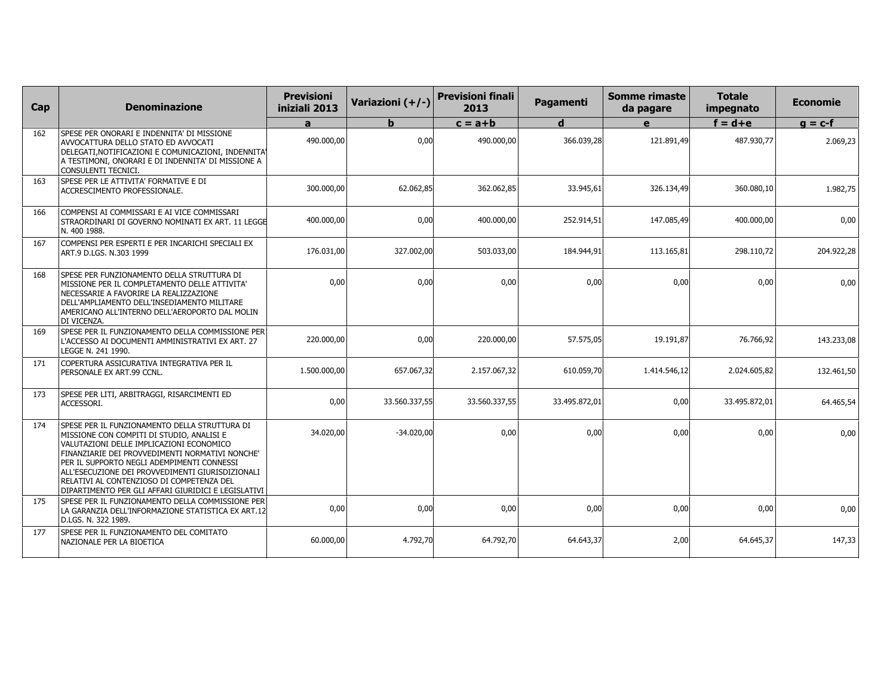| Cap | Denominazione | Previsioni iniziali 2013 | Variazioni (+/-) | Previsioni finali 2013 | Pagamenti | Somme rimaste da pagare | Totale impegnato | Economie |
|---|---|---|---|---|---|---|---|---|
| | | a | b | c = a+b | d | e | f = d+e | g = c-f |
| 162 | SPESE PER ONORARI E INDENNITA' DI MISSIONE AVVOCATTURA DELLO STATO ED AVVOCATI DELEGATI,NOTIFICAZIONI E COMUNICAZIONI, INDENNITA' A TESTIMONI, ONORARI E DI INDENNITA' DI MISSIONE A CONSULENTI TECNICI. | 490.000,00 | 0,00 | 490.000,00 | 366.039,28 | 121.891,49 | 487.930,77 | 2.069,23 |
| 163 | SPESE PER LE ATTIVITA' FORMATIVE E DI ACCRESCIMENTO PROFESSIONALE. | 300.000,00 | 62.062,85 | 362.062,85 | 33.945,61 | 326.134,49 | 360.080,10 | 1.982,75 |
| 166 | COMPENSI AI COMMISSARI E AI VICE COMMISSARI STRAORDINARI DI GOVERNO NOMINATI EX ART. 11 LEGGE N. 400 1988. | 400.000,00 | 0,00 | 400.000,00 | 252.914,51 | 147.085,49 | 400.000,00 | 0,00 |
| 167 | COMPENSI PER ESPERTI E PER INCARICHI SPECIALI EX ART.9 D.LGS. N.303 1999 | 176.031,00 | 327.002,00 | 503.033,00 | 184.944,91 | 113.165,81 | 298.110,72 | 204.922,28 |
| 168 | SPESE PER FUNZIONAMENTO DELLA STRUTTURA DI MISSIONE PER IL COMPLETAMENTO DELLE ATTIVITA' NECESSARIE A FAVORIRE LA REALIZZAZIONE DELL'AMPLIAMENTO DELL'INSEDIAMENTO MILITARE AMERICANO ALL'INTERNO DELL'AEROPORTO DAL MOLIN DI VICENZA. | 0,00 | 0,00 | 0,00 | 0,00 | 0,00 | 0,00 | 0,00 |
| 169 | SPESE PER IL FUNZIONAMENTO DELLA COMMISSIONE PER L'ACCESSO AI DOCUMENTI AMMINISTRATIVI EX ART. 27 LEGGE N. 241 1990. | 220.000,00 | 0,00 | 220.000,00 | 57.575,05 | 19.191,87 | 76.766,92 | 143.233,08 |
| 171 | COPERTURA ASSICURATIVA INTEGRATIVA PER IL PERSONALE EX ART.99 CCNL. | 1.500.000,00 | 657.067,32 | 2.157.067,32 | 610.059,70 | 1.414.546,12 | 2.024.605,82 | 132.461,50 |
| 173 | SPESE PER LITI, ARBITRAGGI, RISARCIMENTI ED ACCESSORI. | 0,00 | 33.560.337,55 | 33.560.337,55 | 33.495.872,01 | 0,00 | 33.495.872,01 | 64.465,54 |
| 174 | SPESE PER IL FUNZIONAMENTO DELLA STRUTTURA DI MISSIONE CON COMPITI DI STUDIO, ANALISI E VALUTAZIONI DELLE IMPLICAZIONI ECONOMICO FINANZIARIE DEI PROVVEDIMENTI NORMATIVI NONCHE' PER IL SUPPORTO NEGLI ADEMPIMENTI CONNESSI ALL'ESECUZIONE DEI PROVVEDIMENTI GIURISDIZIONALI RELATIVI AL CONTENZIOSO DI COMPETENZA DEL DIPARTIMENTO PER GLI AFFARI GIURIDICI E LEGISLATIVI | 34.020,00 | -34.020,00 | 0,00 | 0,00 | 0,00 | 0,00 | 0,00 |
| 175 | SPESE PER IL FUNZIONAMENTO DELLA COMMISSIONE PER LA GARANZIA DELL'INFORMAZIONE STATISTICA EX ART.12 D.LGS. N. 322 1989. | 0,00 | 0,00 | 0,00 | 0,00 | 0,00 | 0,00 | 0,00 |
| 177 | SPESE PER IL FUNZIONAMENTO DEL COMITATO NAZIONALE PER LA BIOETICA | 60.000,00 | 4.792,70 | 64.792,70 | 64.643,37 | 2,00 | 64.645,37 | 147,33 |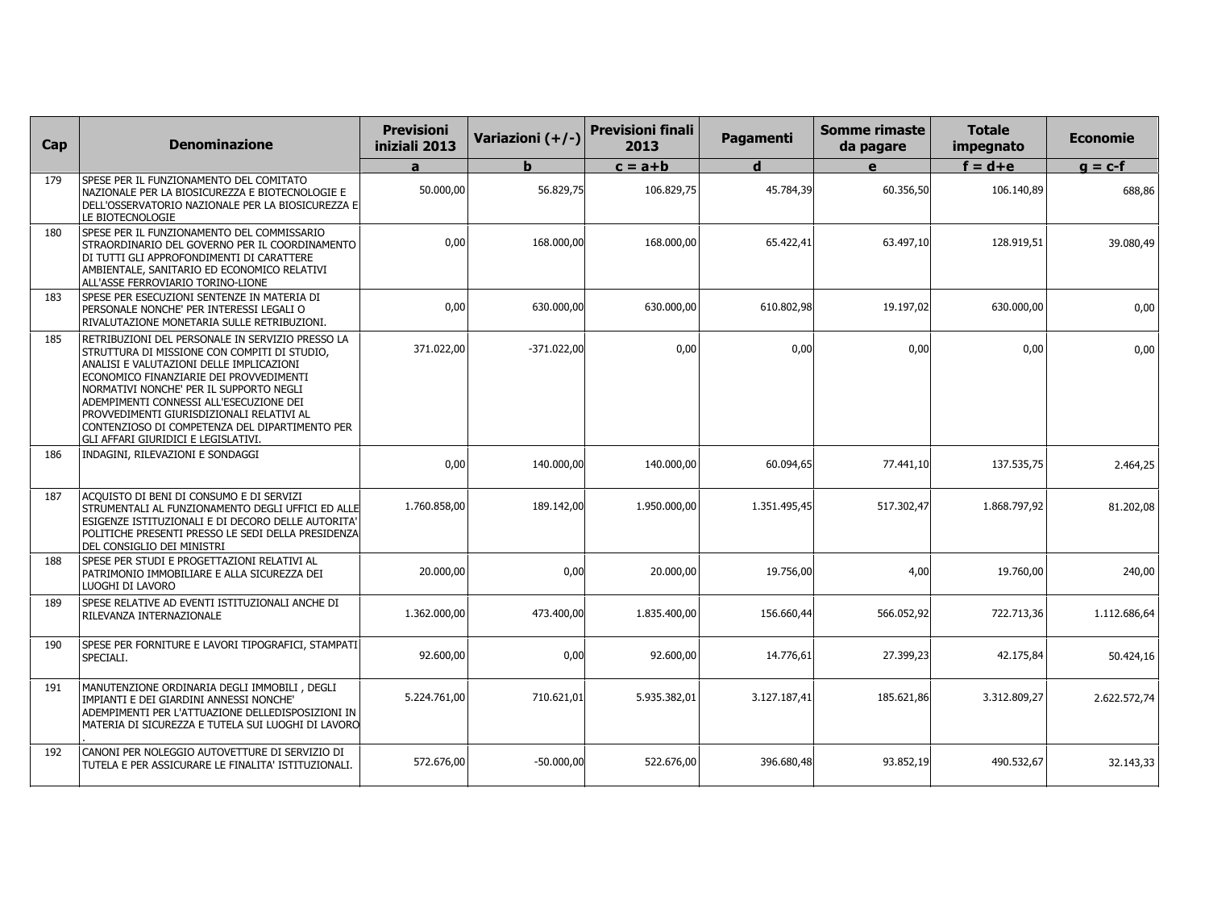| Cap | Denominazione | Previsioni iniziali 2013 | Variazioni (+/-) | Previsioni finali 2013 | Pagamenti | Somme rimaste da pagare | Totale impegnato | Economie |
|---|---|---|---|---|---|---|---|---|
| | | a | b | c = a+b | d | e | f = d+e | g = c-f |
| 179 | SPESE PER IL FUNZIONAMENTO DEL COMITATO NAZIONALE PER LA BIOSICUREZZA E BIOTECNOLOGIE E DELL'OSSERVATORIO NAZIONALE PER LA BIOSICUREZZA E LE BIOTECNOLOGIE | 50.000,00 | 56.829,75 | 106.829,75 | 45.784,39 | 60.356,50 | 106.140,89 | 688,86 |
| 180 | SPESE PER IL FUNZIONAMENTO DEL COMMISSARIO STRAORDINARIO DEL GOVERNO PER IL COORDINAMENTO DI TUTTI GLI APPROFONDIMENTI DI CARATTERE AMBIENTALE, SANITARIO ED ECONOMICO RELATIVI ALL'ASSE FERROVIARIO TORINO-LIONE | 0,00 | 168.000,00 | 168.000,00 | 65.422,41 | 63.497,10 | 128.919,51 | 39.080,49 |
| 183 | SPESE PER ESECUZIONI SENTENZE IN MATERIA DI PERSONALE NONCHE' PER INTERESSI LEGALI O RIVALUTAZIONE MONETARIA SULLE RETRIBUZIONI. | 0,00 | 630.000,00 | 630.000,00 | 610.802,98 | 19.197,02 | 630.000,00 | 0,00 |
| 185 | RETRIBUZIONI DEL PERSONALE IN SERVIZIO PRESSO LA STRUTTURA DI MISSIONE CON COMPITI DI STUDIO, ANALISI E VALUTAZIONI DELLE IMPLICAZIONI ECONOMICO FINANZIARIE DEI PROVVEDIMENTI NORMATIVI NONCHE' PER IL SUPPORTO NEGLI ADEMPIMENTI CONNESSI ALL'ESECUZIONE DEI PROVVEDIMENTI GIURISDIZIONALI RELATIVI AL CONTENZIOSO DI COMPETENZA DEL DIPARTIMENTO PER GLI AFFARI GIURIDICI E LEGISLATIVI. | 371.022,00 | -371.022,00 | 0,00 | 0,00 | 0,00 | 0,00 | 0,00 |
| 186 | INDAGINI, RILEVAZIONI E SONDAGGI | 0,00 | 140.000,00 | 140.000,00 | 60.094,65 | 77.441,10 | 137.535,75 | 2.464,25 |
| 187 | ACQUISTO DI BENI DI CONSUMO E DI SERVIZI STRUMENTALI AL FUNZIONAMENTO DEGLI UFFICI ED ALLE ESIGENZE ISTITUZIONALI E DI DECORO DELLE AUTORITA' POLITICHE PRESENTI PRESSO LE SEDI DELLA PRESIDENZA DEL CONSIGLIO DEI MINISTRI | 1.760.858,00 | 189.142,00 | 1.950.000,00 | 1.351.495,45 | 517.302,47 | 1.868.797,92 | 81.202,08 |
| 188 | SPESE PER STUDI E PROGETTAZIONI RELATIVI AL PATRIMONIO IMMOBILIARE E ALLA SICUREZZA DEI LUOGHI DI LAVORO | 20.000,00 | 0,00 | 20.000,00 | 19.756,00 | 4,00 | 19.760,00 | 240,00 |
| 189 | SPESE RELATIVE AD EVENTI ISTITUZIONALI ANCHE DI RILEVANZA INTERNAZIONALE | 1.362.000,00 | 473.400,00 | 1.835.400,00 | 156.660,44 | 566.052,92 | 722.713,36 | 1.112.686,64 |
| 190 | SPESE PER FORNITURE E LAVORI TIPOGRAFICI, STAMPATI SPECIALI. | 92.600,00 | 0,00 | 92.600,00 | 14.776,61 | 27.399,23 | 42.175,84 | 50.424,16 |
| 191 | MANUTENZIONE ORDINARIA DEGLI IMMOBILI , DEGLI IMPIANTI E DEI GIARDINI ANNESSI NONCHE' ADEMPIMENTI PER L'ATTUAZIONE DELLEDISPOSIZIONI IN MATERIA DI SICUREZZA E TUTELA SUI LUOGHI DI LAVORO . | 5.224.761,00 | 710.621,01 | 5.935.382,01 | 3.127.187,41 | 185.621,86 | 3.312.809,27 | 2.622.572,74 |
| 192 | CANONI PER NOLEGGIO AUTOVETTURE DI SERVIZIO DI TUTELA E PER ASSICURARE LE FINALITA' ISTITUZIONALI. | 572.676,00 | -50.000,00 | 522.676,00 | 396.680,48 | 93.852,19 | 490.532,67 | 32.143,33 |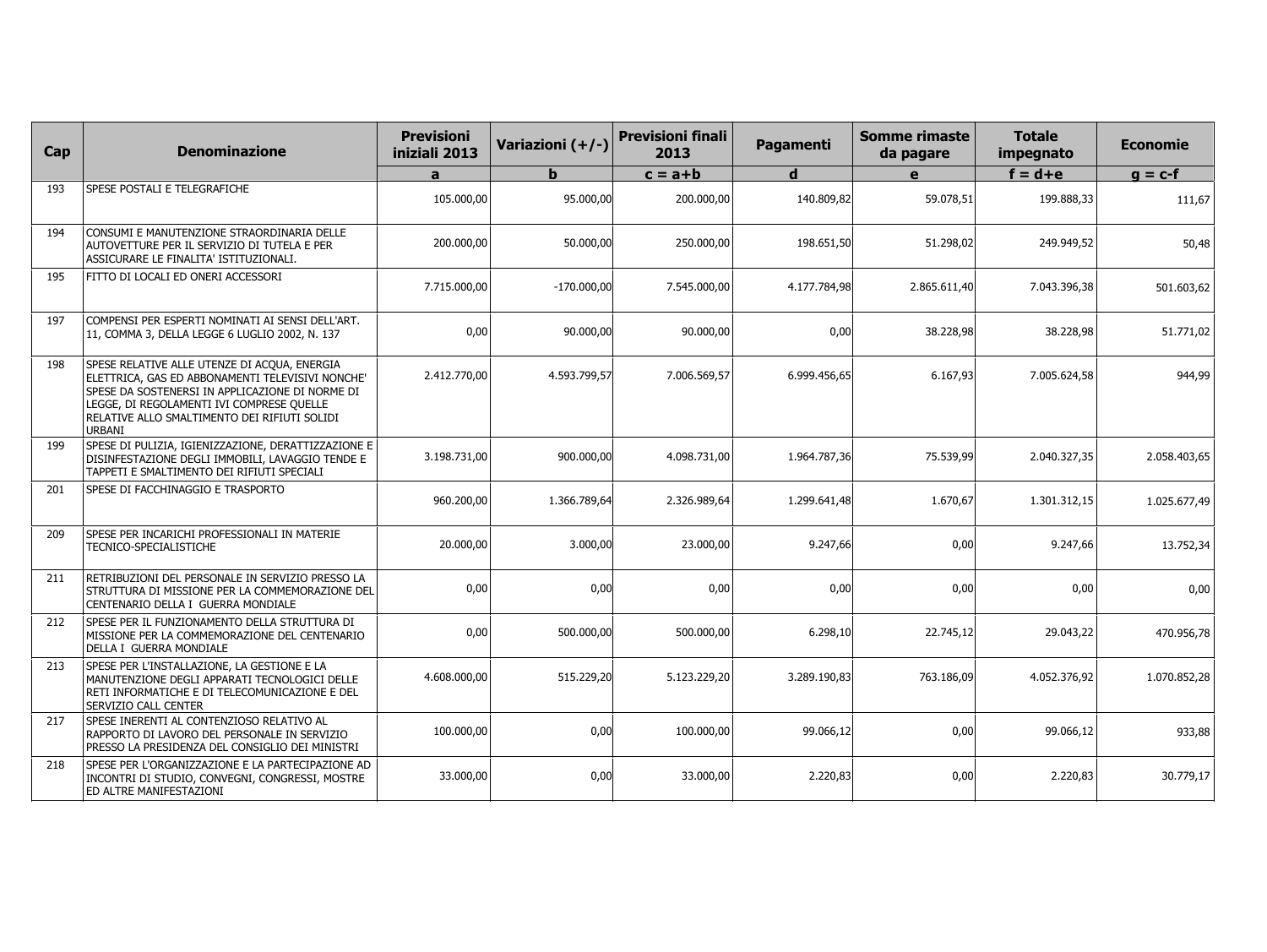| Cap | Denominazione | Previsioni iniziali 2013 | Variazioni (+/-) | Previsioni finali 2013 | Pagamenti | Somme rimaste da pagare | Totale impegnato | Economie |
|---|---|---|---|---|---|---|---|---|
| | | a | b | c = a+b | d | e | f = d+e | g = c-f |
| 193 | SPESE POSTALI E TELEGRAFICHE | 105.000,00 | 95.000,00 | 200.000,00 | 140.809,82 | 59.078,51 | 199.888,33 | 111,67 |
| 194 | CONSUMI E MANUTENZIONE STRAORDINARIA DELLE AUTOVETTURE PER IL SERVIZIO DI TUTELA E PER ASSICURARE LE FINALITA' ISTITUZIONALI. | 200.000,00 | 50.000,00 | 250.000,00 | 198.651,50 | 51.298,02 | 249.949,52 | 50,48 |
| 195 | FITTO DI LOCALI ED ONERI ACCESSORI | 7.715.000,00 | -170.000,00 | 7.545.000,00 | 4.177.784,98 | 2.865.611,40 | 7.043.396,38 | 501.603,62 |
| 197 | COMPENSI PER ESPERTI NOMINATI AI SENSI DELL'ART. 11, COMMA 3, DELLA LEGGE 6 LUGLIO 2002, N. 137 | 0,00 | 90.000,00 | 90.000,00 | 0,00 | 38.228,98 | 38.228,98 | 51.771,02 |
| 198 | SPESE RELATIVE ALLE UTENZE DI ACQUA, ENERGIA ELETTRICA, GAS ED ABBONAMENTI TELEVISIVI NONCHE' SPESE DA SOSTENERSI IN APPLICAZIONE DI NORME DI LEGGE, DI REGOLAMENTI IVI COMPRESE QUELLE RELATIVE ALLO SMALTIMENTO DEI RIFIUTI SOLIDI URBANI | 2.412.770,00 | 4.593.799,57 | 7.006.569,57 | 6.999.456,65 | 6.167,93 | 7.005.624,58 | 944,99 |
| 199 | SPESE DI PULIZIA, IGIENIZZAZIONE, DERATTIZZAZIONE E DISINFESTAZIONE DEGLI IMMOBILI, LAVAGGIO TENDE E TAPPETI E SMALTIMENTO DEI RIFIUTI SPECIALI | 3.198.731,00 | 900.000,00 | 4.098.731,00 | 1.964.787,36 | 75.539,99 | 2.040.327,35 | 2.058.403,65 |
| 201 | SPESE DI FACCHINAGGIO E TRASPORTO | 960.200,00 | 1.366.789,64 | 2.326.989,64 | 1.299.641,48 | 1.670,67 | 1.301.312,15 | 1.025.677,49 |
| 209 | SPESE PER INCARICHI PROFESSIONALI IN MATERIE TECNICO-SPECIALISTICHE | 20.000,00 | 3.000,00 | 23.000,00 | 9.247,66 | 0,00 | 9.247,66 | 13.752,34 |
| 211 | RETRIBUZIONI DEL PERSONALE IN SERVIZIO PRESSO LA STRUTTURA DI MISSIONE PER LA COMMEMORAZIONE DEL CENTENARIO DELLA I GUERRA MONDIALE | 0,00 | 0,00 | 0,00 | 0,00 | 0,00 | 0,00 | 0,00 |
| 212 | SPESE PER IL FUNZIONAMENTO DELLA STRUTTURA DI MISSIONE PER LA COMMEMORAZIONE DEL CENTENARIO DELLA I GUERRA MONDIALE | 0,00 | 500.000,00 | 500.000,00 | 6.298,10 | 22.745,12 | 29.043,22 | 470.956,78 |
| 213 | SPESE PER L'INSTALLAZIONE, LA GESTIONE E LA MANUTENZIONE DEGLI APPARATI TECNOLOGICI DELLE RETI INFORMATICHE E DI TELECOMUNICAZIONE E DEL SERVIZIO CALL CENTER | 4.608.000,00 | 515.229,20 | 5.123.229,20 | 3.289.190,83 | 763.186,09 | 4.052.376,92 | 1.070.852,28 |
| 217 | SPESE INERENTI AL CONTENZIOSO RELATIVO AL RAPPORTO DI LAVORO DEL PERSONALE IN SERVIZIO PRESSO LA PRESIDENZA DEL CONSIGLIO DEI MINISTRI | 100.000,00 | 0,00 | 100.000,00 | 99.066,12 | 0,00 | 99.066,12 | 933,88 |
| 218 | SPESE PER L'ORGANIZZAZIONE E LA PARTECIPAZIONE AD INCONTRI DI STUDIO, CONVEGNI, CONGRESSI, MOSTRE ED ALTRE MANIFESTAZIONI | 33.000,00 | 0,00 | 33.000,00 | 2.220,83 | 0,00 | 2.220,83 | 30.779,17 |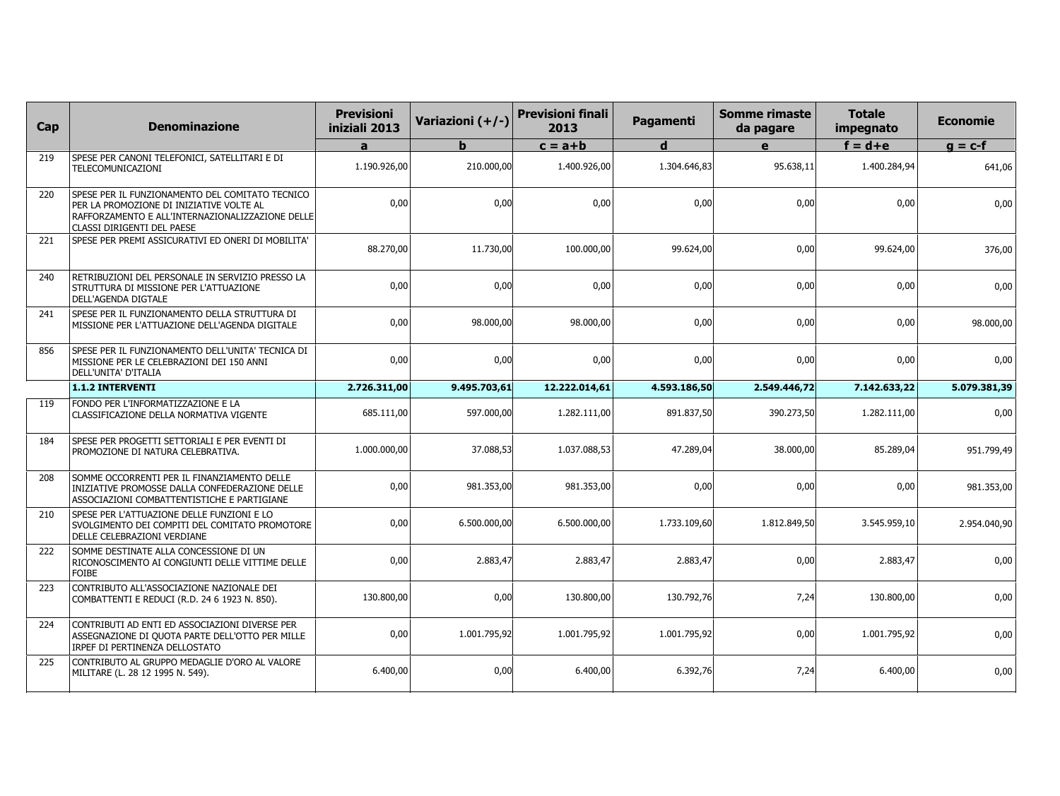| Cap | Denominazione | Previsioni iniziali 2013 | Variazioni (+/-) | Previsioni finali 2013 | Pagamenti | Somme rimaste da pagare | Totale impegnato | Economie |
|---|---|---|---|---|---|---|---|---|
| | | a | b | c = a+b | d | e | f = d+e | g = c-f |
| 219 | SPESE PER CANONI TELEFONICI, SATELLITARI E DI TELECOMUNICAZIONI | 1.190.926,00 | 210.000,00 | 1.400.926,00 | 1.304.646,83 | 95.638,11 | 1.400.284,94 | 641,06 |
| 220 | SPESE PER IL FUNZIONAMENTO DEL COMITATO TECNICO PER LA PROMOZIONE DI INIZIATIVE VOLTE AL RAFFORZAMENTO E ALL'INTERNAZIONALIZZAZIONE DELLE CLASSI DIRIGENTI DEL PAESE | 0,00 | 0,00 | 0,00 | 0,00 | 0,00 | 0,00 | 0,00 |
| 221 | SPESE PER PREMI ASSICURATIVI ED ONERI DI MOBILITA' | 88.270,00 | 11.730,00 | 100.000,00 | 99.624,00 | 0,00 | 99.624,00 | 376,00 |
| 240 | RETRIBUZIONI DEL PERSONALE IN SERVIZIO PRESSO LA STRUTTURA DI MISSIONE PER L'ATTUAZIONE DELL'AGENDA DIGTALE | 0,00 | 0,00 | 0,00 | 0,00 | 0,00 | 0,00 | 0,00 |
| 241 | SPESE PER IL FUNZIONAMENTO DELLA STRUTTURA DI MISSIONE PER L'ATTUAZIONE DELL'AGENDA DIGITALE | 0,00 | 98.000,00 | 98.000,00 | 0,00 | 0,00 | 0,00 | 98.000,00 |
| 856 | SPESE PER IL FUNZIONAMENTO DELL'UNITA' TECNICA DI MISSIONE PER LE CELEBRAZIONI DEI 150 ANNI DELL'UNITA' D'ITALIA | 0,00 | 0,00 | 0,00 | 0,00 | 0,00 | 0,00 | 0,00 |
| | **1.1.2 INTERVENTI** | **2.726.311,00** | **9.495.703,61** | **12.222.014,61** | **4.593.186,50** | **2.549.446,72** | **7.142.633,22** | **5.079.381,39** |
| 119 | FONDO PER L'INFORMATIZZAZIONE E LA CLASSIFICAZIONE DELLA NORMATIVA VIGENTE | 685.111,00 | 597.000,00 | 1.282.111,00 | 891.837,50 | 390.273,50 | 1.282.111,00 | 0,00 |
| 184 | SPESE PER PROGETTI SETTORIALI E PER EVENTI DI PROMOZIONE DI NATURA CELEBRATIVA. | 1.000.000,00 | 37.088,53 | 1.037.088,53 | 47.289,04 | 38.000,00 | 85.289,04 | 951.799,49 |
| 208 | SOMME OCCORRENTI PER IL FINANZIAMENTO DELLE INIZIATIVE PROMOSSE DALLA CONFEDERAZIONE DELLE ASSOCIAZIONI COMBATTENTISTICHE E PARTIGIANE | 0,00 | 981.353,00 | 981.353,00 | 0,00 | 0,00 | 0,00 | 981.353,00 |
| 210 | SPESE PER L'ATTUAZIONE DELLE FUNZIONI E LO SVOLGIMENTO DEI COMPITI DEL COMITATO PROMOTORE DELLE CELEBRAZIONI VERDIANE | 0,00 | 6.500.000,00 | 6.500.000,00 | 1.733.109,60 | 1.812.849,50 | 3.545.959,10 | 2.954.040,90 |
| 222 | SOMME DESTINATE ALLA CONCESSIONE DI UN RICONOSCIMENTO AI CONGIUNTI DELLE VITTIME DELLE FOIBE | 0,00 | 2.883,47 | 2.883,47 | 2.883,47 | 0,00 | 2.883,47 | 0,00 |
| 223 | CONTRIBUTO ALL'ASSOCIAZIONE NAZIONALE DEI COMBATTENTI E REDUCI (R.D. 24 6 1923 N. 850). | 130.800,00 | 0,00 | 130.800,00 | 130.792,76 | 7,24 | 130.800,00 | 0,00 |
| 224 | CONTRIBUTI AD ENTI ED ASSOCIAZIONI DIVERSE PER ASSEGNAZIONE DI QUOTA PARTE DELL'OTTO PER MILLE IRPEF DI PERTINENZA DELLOSTATO | 0,00 | 1.001.795,92 | 1.001.795,92 | 1.001.795,92 | 0,00 | 1.001.795,92 | 0,00 |
| 225 | CONTRIBUTO AL GRUPPO MEDAGLIE D'ORO AL VALORE MILITARE (L. 28 12 1995 N. 549). | 6.400,00 | 0,00 | 6.400,00 | 6.392,76 | 7,24 | 6.400,00 | 0,00 |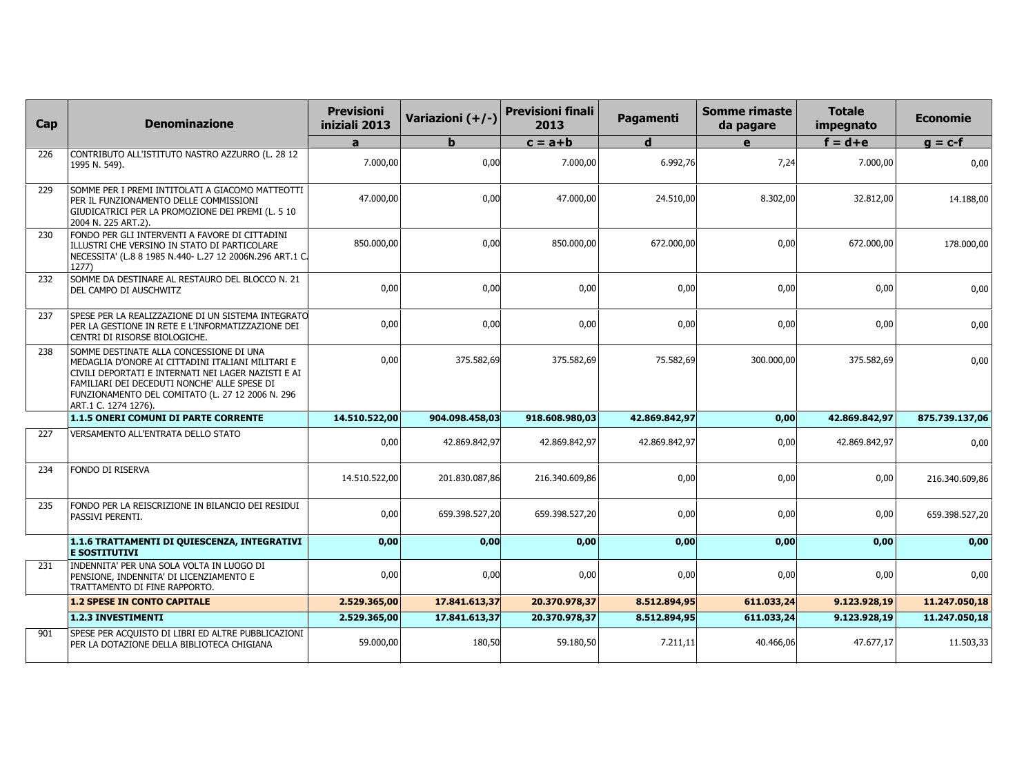| Cap | Denominazione | Previsioni iniziali 2013 | Variazioni (+/-) | Previsioni finali 2013 | Pagamenti | Somme rimaste da pagare | Totale impegnato | Economie |
|---|---|---|---|---|---|---|---|---|
| | | a | b | c = a+b | d | e | f = d+e | g = c-f |
| 226 | CONTRIBUTO ALL'ISTITUTO NASTRO AZZURRO (L. 28 12 1995 N. 549). | 7.000,00 | 0,00 | 7.000,00 | 6.992,76 | 7,24 | 7.000,00 | 0,00 |
| 229 | SOMME PER I PREMI INTITOLATI A GIACOMO MATTEOTTI PER IL FUNZIONAMENTO DELLE COMMISSIONI GIUDICATRICI PER LA PROMOZIONE DEI PREMI (L. 5 10 2004 N. 225 ART.2). | 47.000,00 | 0,00 | 47.000,00 | 24.510,00 | 8.302,00 | 32.812,00 | 14.188,00 |
| 230 | FONDO PER GLI INTERVENTI A FAVORE DI CITTADINI ILLUSTRI CHE VERSINO IN STATO DI PARTICOLARE NECESSITA' (L.8 8 1985 N.440- L.27 12 2006N.296 ART.1 C. 1277) | 850.000,00 | 0,00 | 850.000,00 | 672.000,00 | 0,00 | 672.000,00 | 178.000,00 |
| 232 | SOMME DA DESTINARE AL RESTAURO DEL BLOCCO N. 21 DEL CAMPO DI AUSCHWITZ | 0,00 | 0,00 | 0,00 | 0,00 | 0,00 | 0,00 | 0,00 |
| 237 | SPESE PER LA REALIZZAZIONE DI UN SISTEMA INTEGRATO PER LA GESTIONE IN RETE E L'INFORMATIZZAZIONE DEI CENTRI DI RISORSE BIOLOGICHE. | 0,00 | 0,00 | 0,00 | 0,00 | 0,00 | 0,00 | 0,00 |
| 238 | SOMME DESTINATE ALLA CONCESSIONE DI UNA MEDAGLIA D'ONORE AI CITTADINI ITALIANI MILITARI E CIVILI DEPORTATI E INTERNATI NEI LAGER NAZISTI E AI FAMILIARI DEI DECEDUTI NONCHE' ALLE SPESE DI FUNZIONAMENTO DEL COMITATO (L. 27 12 2006 N. 296 ART.1 C. 1274 1276). | 0,00 | 375.582,69 | 375.582,69 | 75.582,69 | 300.000,00 | 375.582,69 | 0,00 |
| | **1.1.5 ONERI COMUNI DI PARTE CORRENTE** | **14.510.522,00** | **904.098.458,03** | **918.608.980,03** | **42.869.842,97** | **0,00** | **42.869.842,97** | **875.739.137,06** |
| 227 | VERSAMENTO ALL'ENTRATA DELLO STATO | 0,00 | 42.869.842,97 | 42.869.842,97 | 42.869.842,97 | 0,00 | 42.869.842,97 | 0,00 |
| 234 | FONDO DI RISERVA | 14.510.522,00 | 201.830.087,86 | 216.340.609,86 | 0,00 | 0,00 | 0,00 | 216.340.609,86 |
| 235 | FONDO PER LA REISCRIZIONE IN BILANCIO DEI RESIDUI PASSIVI PERENTI. | 0,00 | 659.398.527,20 | 659.398.527,20 | 0,00 | 0,00 | 0,00 | 659.398.527,20 |
| | **1.1.6 TRATTAMENTI DI QUIESCENZA, INTEGRATIVI E SOSTITUTIVI** | **0,00** | **0,00** | **0,00** | **0,00** | **0,00** | **0,00** | **0,00** |
| 231 | INDENNITA' PER UNA SOLA VOLTA IN LUOGO DI PENSIONE, INDENNITA' DI LICENZIAMENTO E TRATTAMENTO DI FINE RAPPORTO. | 0,00 | 0,00 | 0,00 | 0,00 | 0,00 | 0,00 | 0,00 |
| | **1.2 SPESE IN CONTO CAPITALE** | **2.529.365,00** | **17.841.613,37** | **20.370.978,37** | **8.512.894,95** | **611.033,24** | **9.123.928,19** | **11.247.050,18** |
| | **1.2.3 INVESTIMENTI** | **2.529.365,00** | **17.841.613,37** | **20.370.978,37** | **8.512.894,95** | **611.033,24** | **9.123.928,19** | **11.247.050,18** |
| 901 | SPESE PER ACQUISTO DI LIBRI ED ALTRE PUBBLICAZIONI PER LA DOTAZIONE DELLA BIBLIOTECA CHIGIANA | 59.000,00 | 180,50 | 59.180,50 | 7.211,11 | 40.466,06 | 47.677,17 | 11.503,33 |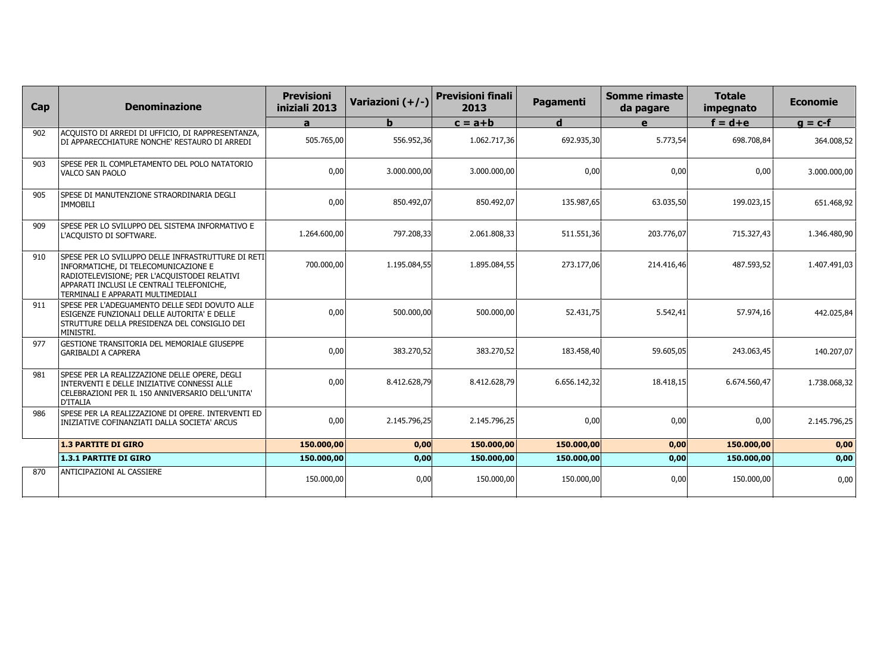| Cap | Denominazione | Previsioni iniziali 2013 | Variazioni (+/-) | Previsioni finali 2013 | Pagamenti | Somme rimaste da pagare | Totale impegnato | Economie |
|---|---|---|---|---|---|---|---|---|
| | | a | b | c = a+b | d | e | f = d+e | g = c-f |
| 902 | ACQUISTO DI ARREDI DI UFFICIO, DI RAPPRESENTANZA, DI APPARECCHIATURE NONCHE' RESTAURO DI ARREDI | 505.765,00 | 556.952,36 | 1.062.717,36 | 692.935,30 | 5.773,54 | 698.708,84 | 364.008,52 |
| 903 | SPESE PER IL COMPLETAMENTO DEL POLO NATATORIO VALCO SAN PAOLO | 0,00 | 3.000.000,00 | 3.000.000,00 | 0,00 | 0,00 | 0,00 | 3.000.000,00 |
| 905 | SPESE DI MANUTENZIONE STRAORDINARIA DEGLI IMMOBILI | 0,00 | 850.492,07 | 850.492,07 | 135.987,65 | 63.035,50 | 199.023,15 | 651.468,92 |
| 909 | SPESE PER LO SVILUPPO DEL SISTEMA INFORMATIVO E L'ACQUISTO DI SOFTWARE. | 1.264.600,00 | 797.208,33 | 2.061.808,33 | 511.551,36 | 203.776,07 | 715.327,43 | 1.346.480,90 |
| 910 | SPESE PER LO SVILUPPO DELLE INFRASTRUTTURE DI RETI INFORMATICHE, DI TELECOMUNICAZIONE E RADIOTELEVISIONE; PER L'ACQUISTODEI RELATIVI APPARATI INCLUSI LE CENTRALI TELEFONICHE, TERMINALI E APPARATI MULTIMEDIALI | 700.000,00 | 1.195.084,55 | 1.895.084,55 | 273.177,06 | 214.416,46 | 487.593,52 | 1.407.491,03 |
| 911 | SPESE PER L'ADEGUAMENTO DELLE SEDI DOVUTO ALLE ESIGENZE FUNZIONALI DELLE AUTORITA' E DELLE STRUTTURE DELLA PRESIDENZA DEL CONSIGLIO DEI MINISTRI. | 0,00 | 500.000,00 | 500.000,00 | 52.431,75 | 5.542,41 | 57.974,16 | 442.025,84 |
| 977 | GESTIONE TRANSITORIA DEL MEMORIALE GIUSEPPE GARIBALDI A CAPRERA | 0,00 | 383.270,52 | 383.270,52 | 183.458,40 | 59.605,05 | 243.063,45 | 140.207,07 |
| 981 | SPESE PER LA REALIZZAZIONE DELLE OPERE, DEGLI INTERVENTI E DELLE INIZIATIVE CONNESSI ALLE CELEBRAZIONI PER IL 150 ANNIVERSARIO DELL'UNITA' D'ITALIA | 0,00 | 8.412.628,79 | 8.412.628,79 | 6.656.142,32 | 18.418,15 | 6.674.560,47 | 1.738.068,32 |
| 986 | SPESE PER LA REALIZZAZIONE DI OPERE. INTERVENTI ED INIZIATIVE COFINANZIATI DALLA SOCIETA' ARCUS | 0,00 | 2.145.796,25 | 2.145.796,25 | 0,00 | 0,00 | 0,00 | 2.145.796,25 |
| | **1.3 PARTITE DI GIRO** | **150.000,00** | **0,00** | **150.000,00** | **150.000,00** | **0,00** | **150.000,00** | **0,00** |
| | **1.3.1 PARTITE DI GIRO** | **150.000,00** | **0,00** | **150.000,00** | **150.000,00** | **0,00** | **150.000,00** | **0,00** |
| 870 | ANTICIPAZIONI AL CASSIERE | 150.000,00 | 0,00 | 150.000,00 | 150.000,00 | 0,00 | 150.000,00 | 0,00 |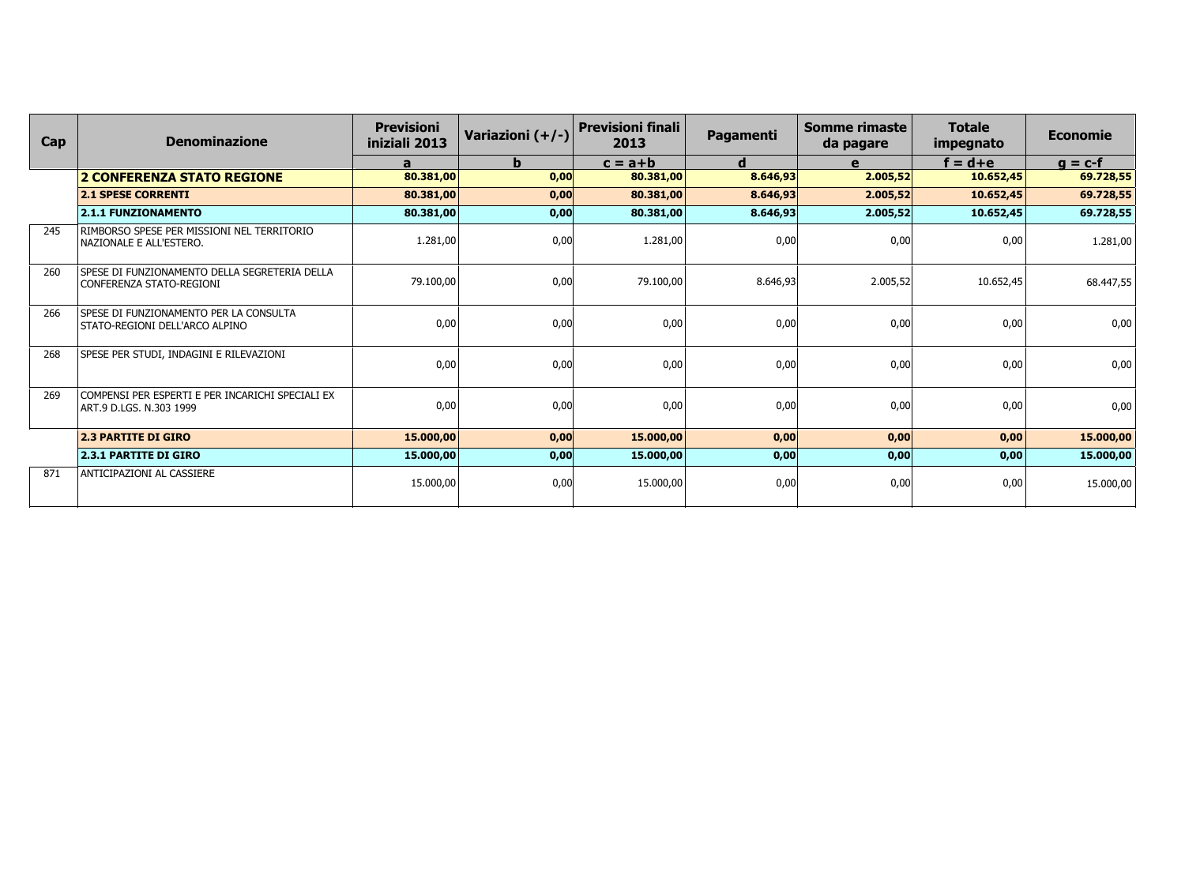| Cap | Denominazione | Previsioni iniziali 2013 | Variazioni (+/-) | Previsioni finali 2013 | Pagamenti | Somme rimaste da pagare | Totale impegnato | Economie |
|---|---|---|---|---|---|---|---|---|
| | | a | b | c = a+b | d | e | f = d+e | g = c-f |
| | **2 CONFERENZA STATO REGIONE** | **80.381,00** | **0,00** | **80.381,00** | **8.646,93** | **2.005,52** | **10.652,45** | **69.728,55** |
| | **2.1 SPESE CORRENTI** | **80.381,00** | **0,00** | **80.381,00** | **8.646,93** | **2.005,52** | **10.652,45** | **69.728,55** |
| | **2.1.1 FUNZIONAMENTO** | **80.381,00** | **0,00** | **80.381,00** | **8.646,93** | **2.005,52** | **10.652,45** | **69.728,55** |
| 245 | RIMBORSO SPESE PER MISSIONI NEL TERRITORIO NAZIONALE E ALL'ESTERO. | 1.281,00 | 0,00 | 1.281,00 | 0,00 | 0,00 | 0,00 | 1.281,00 |
| 260 | SPESE DI FUNZIONAMENTO DELLA SEGRETERIA DELLA CONFERENZA STATO-REGIONI | 79.100,00 | 0,00 | 79.100,00 | 8.646,93 | 2.005,52 | 10.652,45 | 68.447,55 |
| 266 | SPESE DI FUNZIONAMENTO PER LA CONSULTA STATO-REGIONI DELL'ARCO ALPINO | 0,00 | 0,00 | 0,00 | 0,00 | 0,00 | 0,00 | 0,00 |
| 268 | SPESE PER STUDI, INDAGINI E RILEVAZIONI | 0,00 | 0,00 | 0,00 | 0,00 | 0,00 | 0,00 | 0,00 |
| 269 | COMPENSI PER ESPERTI E PER INCARICHI SPECIALI EX ART.9 D.LGS. N.303 1999 | 0,00 | 0,00 | 0,00 | 0,00 | 0,00 | 0,00 | 0,00 |
| | **2.3 PARTITE DI GIRO** | **15.000,00** | **0,00** | **15.000,00** | **0,00** | **0,00** | **0,00** | **15.000,00** |
| | **2.3.1 PARTITE DI GIRO** | **15.000,00** | **0,00** | **15.000,00** | **0,00** | **0,00** | **0,00** | **15.000,00** |
| 871 | ANTICIPAZIONI AL CASSIERE | 15.000,00 | 0,00 | 15.000,00 | 0,00 | 0,00 | 0,00 | 15.000,00 |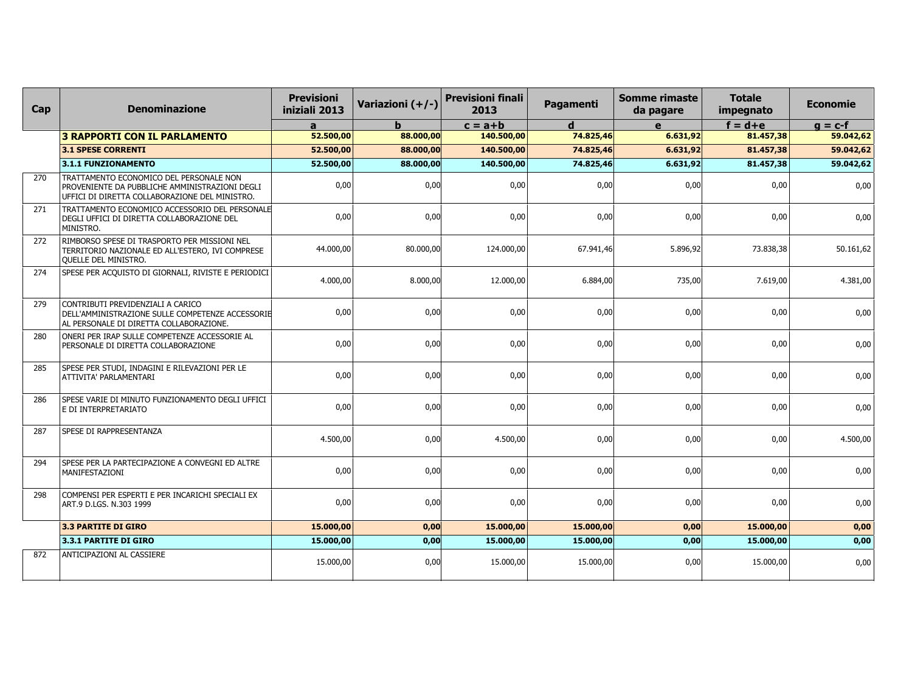| Cap | Denominazione | Previsioni iniziali 2013 | Variazioni (+/-) | Previsioni finali 2013 | Pagamenti | Somme rimaste da pagare | Totale impegnato | Economie |
|---|---|---|---|---|---|---|---|---|
| | | a | b | c = a+b | d | e | f = d+e | g = c-f |
| | **3 RAPPORTI CON IL PARLAMENTO** | **52.500,00** | **88.000,00** | **140.500,00** | **74.825,46** | **6.631,92** | **81.457,38** | **59.042,62** |
| | **3.1 SPESE CORRENTI** | **52.500,00** | **88.000,00** | **140.500,00** | **74.825,46** | **6.631,92** | **81.457,38** | **59.042,62** |
| | **3.1.1 FUNZIONAMENTO** | **52.500,00** | **88.000,00** | **140.500,00** | **74.825,46** | **6.631,92** | **81.457,38** | **59.042,62** |
| 270 | TRATTAMENTO ECONOMICO DEL PERSONALE NON PROVENIENTE DA PUBBLICHE AMMINISTRAZIONI DEGLI UFFICI DI DIRETTA COLLABORAZIONE DEL MINISTRO. | 0,00 | 0,00 | 0,00 | 0,00 | 0,00 | 0,00 | 0,00 |
| 271 | TRATTAMENTO ECONOMICO ACCESSORIO DEL PERSONALE DEGLI UFFICI DI DIRETTA COLLABORAZIONE DEL MINISTRO. | 0,00 | 0,00 | 0,00 | 0,00 | 0,00 | 0,00 | 0,00 |
| 272 | RIMBORSO SPESE DI TRASPORTO PER MISSIONI NEL TERRITORIO NAZIONALE ED ALL'ESTERO, IVI COMPRESE QUELLE DEL MINISTRO. | 44.000,00 | 80.000,00 | 124.000,00 | 67.941,46 | 5.896,92 | 73.838,38 | 50.161,62 |
| 274 | SPESE PER ACQUISTO DI GIORNALI, RIVISTE E PERIODICI | 4.000,00 | 8.000,00 | 12.000,00 | 6.884,00 | 735,00 | 7.619,00 | 4.381,00 |
| 279 | CONTRIBUTI PREVIDENZIALI A CARICO DELL'AMMINISTRAZIONE SULLE COMPETENZE ACCESSORIE AL PERSONALE DI DIRETTA COLLABORAZIONE. | 0,00 | 0,00 | 0,00 | 0,00 | 0,00 | 0,00 | 0,00 |
| 280 | ONERI PER IRAP SULLE COMPETENZE ACCESSORIE AL PERSONALE DI DIRETTA COLLABORAZIONE | 0,00 | 0,00 | 0,00 | 0,00 | 0,00 | 0,00 | 0,00 |
| 285 | SPESE PER STUDI, INDAGINI E RILEVAZIONI PER LE ATTIVITA' PARLAMENTARI | 0,00 | 0,00 | 0,00 | 0,00 | 0,00 | 0,00 | 0,00 |
| 286 | SPESE VARIE DI MINUTO FUNZIONAMENTO DEGLI UFFICI E DI INTERPRETARIATO | 0,00 | 0,00 | 0,00 | 0,00 | 0,00 | 0,00 | 0,00 |
| 287 | SPESE DI RAPPRESENTANZA | 4.500,00 | 0,00 | 4.500,00 | 0,00 | 0,00 | 0,00 | 4.500,00 |
| 294 | SPESE PER LA PARTECIPAZIONE A CONVEGNI ED ALTRE MANIFESTAZIONI | 0,00 | 0,00 | 0,00 | 0,00 | 0,00 | 0,00 | 0,00 |
| 298 | COMPENSI PER ESPERTI E PER INCARICHI SPECIALI EX ART.9 D.LGS. N.303 1999 | 0,00 | 0,00 | 0,00 | 0,00 | 0,00 | 0,00 | 0,00 |
| | **3.3 PARTITE DI GIRO** | **15.000,00** | **0,00** | **15.000,00** | **15.000,00** | **0,00** | **15.000,00** | **0,00** |
| | **3.3.1 PARTITE DI GIRO** | **15.000,00** | **0,00** | **15.000,00** | **15.000,00** | **0,00** | **15.000,00** | **0,00** |
| 872 | ANTICIPAZIONI AL CASSIERE | 15.000,00 | 0,00 | 15.000,00 | 15.000,00 | 0,00 | 15.000,00 | 0,00 |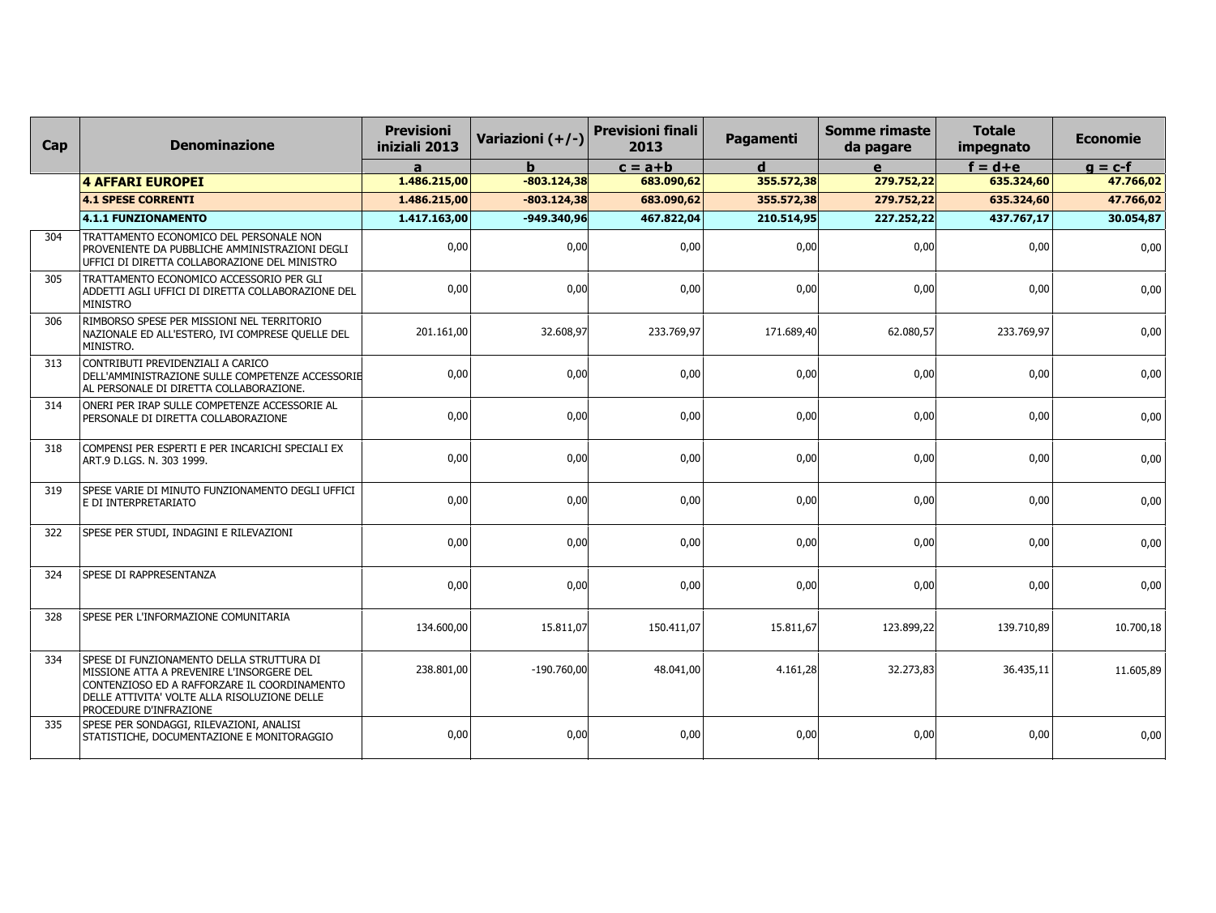| Cap | Denominazione | Previsioni iniziali 2013 | Variazioni (+/-) | Previsioni finali 2013 | Pagamenti | Somme rimaste da pagare | Totale impegnato | Economie |
|---|---|---|---|---|---|---|---|---|
| | | a | b | c = a+b | d | e | f = d+e | g = c-f |
| | **4 AFFARI EUROPEI** | **1.486.215,00** | **-803.124,38** | **683.090,62** | **355.572,38** | **279.752,22** | **635.324,60** | **47.766,02** |
| | **4.1 SPESE CORRENTI** | **1.486.215,00** | **-803.124,38** | **683.090,62** | **355.572,38** | **279.752,22** | **635.324,60** | **47.766,02** |
| | **4.1.1 FUNZIONAMENTO** | **1.417.163,00** | **-949.340,96** | **467.822,04** | **210.514,95** | **227.252,22** | **437.767,17** | **30.054,87** |
| 304 | TRATTAMENTO ECONOMICO DEL PERSONALE NON PROVENIENTE DA PUBBLICHE AMMINISTRAZIONI DEGLI UFFICI DI DIRETTA COLLABORAZIONE DEL MINISTRO | 0,00 | 0,00 | 0,00 | 0,00 | 0,00 | 0,00 | 0,00 |
| 305 | TRATTAMENTO ECONOMICO ACCESSORIO PER GLI ADDETTI AGLI UFFICI DI DIRETTA COLLABORAZIONE DEL MINISTRO | 0,00 | 0,00 | 0,00 | 0,00 | 0,00 | 0,00 | 0,00 |
| 306 | RIMBORSO SPESE PER MISSIONI NEL TERRITORIO NAZIONALE ED ALL'ESTERO, IVI COMPRESE QUELLE DEL MINISTRO. | 201.161,00 | 32.608,97 | 233.769,97 | 171.689,40 | 62.080,57 | 233.769,97 | 0,00 |
| 313 | CONTRIBUTI PREVIDENZIALI A CARICO DELL'AMMINISTRAZIONE SULLE COMPETENZE ACCESSORIE AL PERSONALE DI DIRETTA COLLABORAZIONE. | 0,00 | 0,00 | 0,00 | 0,00 | 0,00 | 0,00 | 0,00 |
| 314 | ONERI PER IRAP SULLE COMPETENZE ACCESSORIE AL PERSONALE DI DIRETTA COLLABORAZIONE | 0,00 | 0,00 | 0,00 | 0,00 | 0,00 | 0,00 | 0,00 |
| 318 | COMPENSI PER ESPERTI E PER INCARICHI SPECIALI EX ART.9 D.LGS. N. 303 1999. | 0,00 | 0,00 | 0,00 | 0,00 | 0,00 | 0,00 | 0,00 |
| 319 | SPESE VARIE DI MINUTO FUNZIONAMENTO DEGLI UFFICI E DI INTERPRETARIATO | 0,00 | 0,00 | 0,00 | 0,00 | 0,00 | 0,00 | 0,00 |
| 322 | SPESE PER STUDI, INDAGINI E RILEVAZIONI | 0,00 | 0,00 | 0,00 | 0,00 | 0,00 | 0,00 | 0,00 |
| 324 | SPESE DI RAPPRESENTANZA | 0,00 | 0,00 | 0,00 | 0,00 | 0,00 | 0,00 | 0,00 |
| 328 | SPESE PER L'INFORMAZIONE COMUNITARIA | 134.600,00 | 15.811,07 | 150.411,07 | 15.811,67 | 123.899,22 | 139.710,89 | 10.700,18 |
| 334 | SPESE DI FUNZIONAMENTO DELLA STRUTTURA DI MISSIONE ATTA A PREVENIRE L'INSORGERE DEL CONTENZIOSO ED A RAFFORZARE IL COORDINAMENTO DELLE ATTIVITA' VOLTE ALLA RISOLUZIONE DELLE PROCEDURE D'INFRAZIONE | 238.801,00 | -190.760,00 | 48.041,00 | 4.161,28 | 32.273,83 | 36.435,11 | 11.605,89 |
| 335 | SPESE PER SONDAGGI, RILEVAZIONI, ANALISI STATISTICHE, DOCUMENTAZIONE E MONITORAGGIO | 0,00 | 0,00 | 0,00 | 0,00 | 0,00 | 0,00 | 0,00 |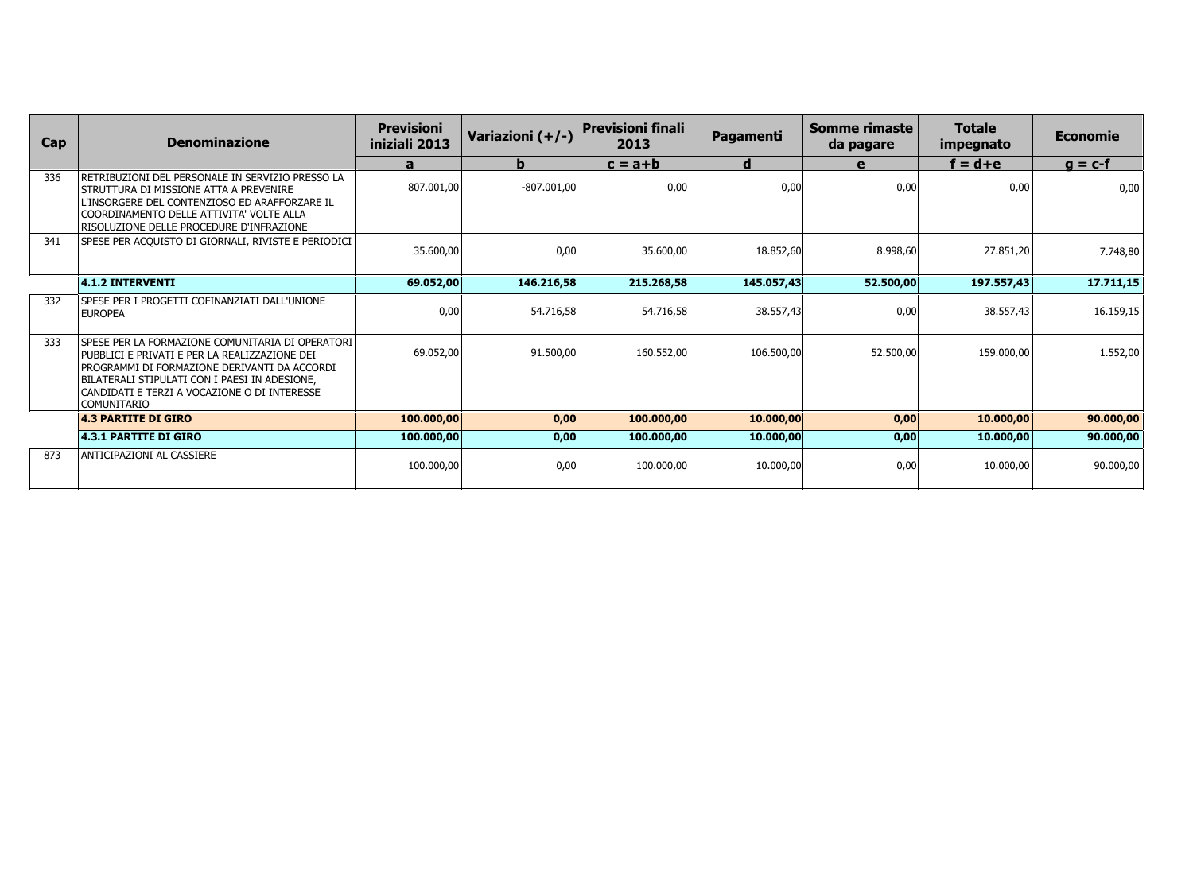| Cap | Denominazione | Previsioni iniziali 2013 | Variazioni (+/-) | Previsioni finali 2013 | Pagamenti | Somme rimaste da pagare | Totale impegnato | Economie |
|---|---|---|---|---|---|---|---|---|
| | | a | b | c = a+b | d | e | f = d+e | g = c-f |
| 336 | RETRIBUZIONI DEL PERSONALE IN SERVIZIO PRESSO LA STRUTTURA DI MISSIONE ATTA A PREVENIRE L'INSORGERE DEL CONTENZIOSO ED ARAFFORZARE IL COORDINAMENTO DELLE ATTIVITA' VOLTE ALLA RISOLUZIONE DELLE PROCEDURE D'INFRAZIONE | 807.001,00 | -807.001,00 | 0,00 | 0,00 | 0,00 | 0,00 | 0,00 |
| 341 | SPESE PER ACQUISTO DI GIORNALI, RIVISTE E PERIODICI | 35.600,00 | 0,00 | 35.600,00 | 18.852,60 | 8.998,60 | 27.851,20 | 7.748,80 |
| | **4.1.2 INTERVENTI** | **69.052,00** | **146.216,58** | **215.268,58** | **145.057,43** | **52.500,00** | **197.557,43** | **17.711,15** |
| 332 | SPESE PER I PROGETTI COFINANZIATI DALL'UNIONE EUROPEA | 0,00 | 54.716,58 | 54.716,58 | 38.557,43 | 0,00 | 38.557,43 | 16.159,15 |
| 333 | SPESE PER LA FORMAZIONE COMUNITARIA DI OPERATORI PUBBLICI E PRIVATI E PER LA REALIZZAZIONE DEI PROGRAMMI DI FORMAZIONE DERIVANTI DA ACCORDI BILATERALI STIPULATI CON I PAESI IN ADESIONE, CANDIDATI E TERZI A VOCAZIONE O DI INTERESSE COMUNITARIO | 69.052,00 | 91.500,00 | 160.552,00 | 106.500,00 | 52.500,00 | 159.000,00 | 1.552,00 |
| | **4.3 PARTITE DI GIRO** | **100.000,00** | **0,00** | **100.000,00** | **10.000,00** | **0,00** | **10.000,00** | **90.000,00** |
| | **4.3.1 PARTITE DI GIRO** | **100.000,00** | **0,00** | **100.000,00** | **10.000,00** | **0,00** | **10.000,00** | **90.000,00** |
| 873 | ANTICIPAZIONI AL CASSIERE | 100.000,00 | 0,00 | 100.000,00 | 10.000,00 | 0,00 | 10.000,00 | 90.000,00 |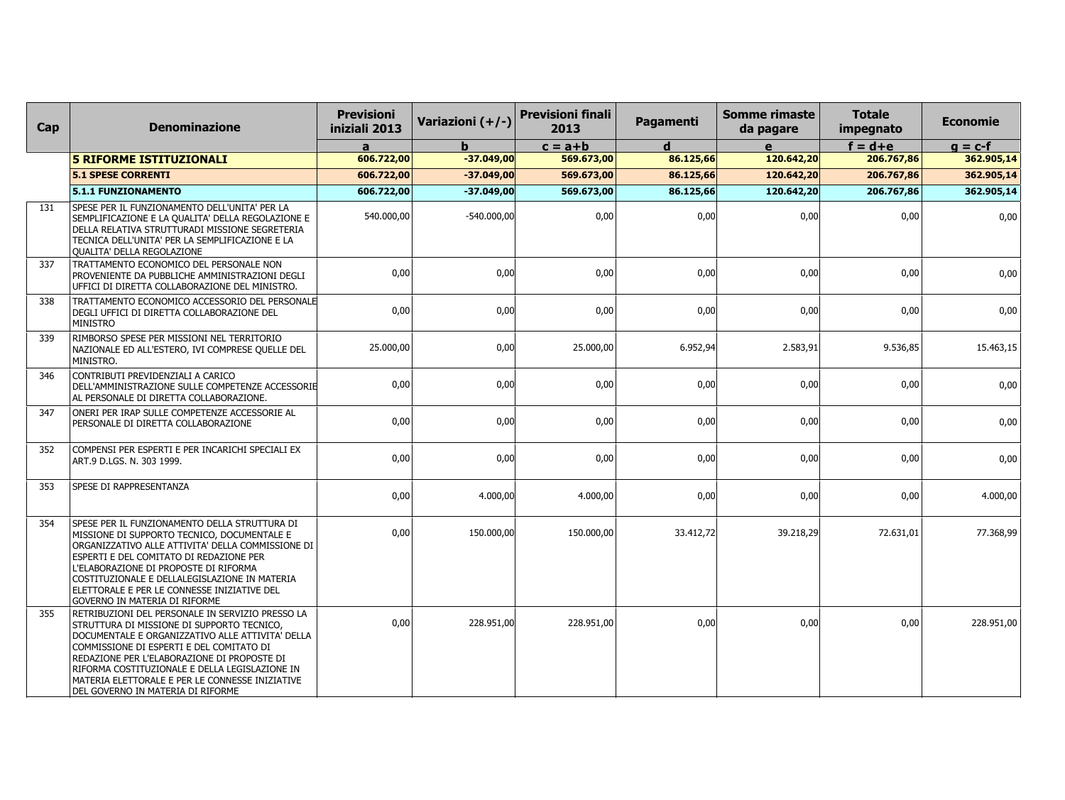| Cap | Denominazione | Previsioni iniziali 2013 | Variazioni (+/-) | Previsioni finali 2013 | Pagamenti | Somme rimaste da pagare | Totale impegnato | Economie |
|---|---|---|---|---|---|---|---|---|
| | | a | b | c = a+b | d | e | f = d+e | g = c-f |
| | **5 RIFORME ISTITUZIONALI** | **606.722,00** | **-37.049,00** | **569.673,00** | **86.125,66** | **120.642,20** | **206.767,86** | **362.905,14** |
| | **5.1 SPESE CORRENTI** | **606.722,00** | **-37.049,00** | **569.673,00** | **86.125,66** | **120.642,20** | **206.767,86** | **362.905,14** |
| | **5.1.1 FUNZIONAMENTO** | **606.722,00** | **-37.049,00** | **569.673,00** | **86.125,66** | **120.642,20** | **206.767,86** | **362.905,14** |
| 131 | SPESE PER IL FUNZIONAMENTO DELL'UNITA' PER LA SEMPLIFICAZIONE E LA QUALITA' DELLA REGOLAZIONE E DELLA RELATIVA STRUTTURADI MISSIONE SEGRETERIA TECNICA DELL'UNITA' PER LA SEMPLIFICAZIONE E LA QUALITA' DELLA REGOLAZIONE | 540.000,00 | -540.000,00 | 0,00 | 0,00 | 0,00 | 0,00 | 0,00 |
| 337 | TRATTAMENTO ECONOMICO DEL PERSONALE NON PROVENIENTE DA PUBBLICHE AMMINISTRAZIONI DEGLI UFFICI DI DIRETTA COLLABORAZIONE DEL MINISTRO. | 0,00 | 0,00 | 0,00 | 0,00 | 0,00 | 0,00 | 0,00 |
| 338 | TRATTAMENTO ECONOMICO ACCESSORIO DEL PERSONALE DEGLI UFFICI DI DIRETTA COLLABORAZIONE DEL MINISTRO | 0,00 | 0,00 | 0,00 | 0,00 | 0,00 | 0,00 | 0,00 |
| 339 | RIMBORSO SPESE PER MISSIONI NEL TERRITORIO NAZIONALE ED ALL'ESTERO, IVI COMPRESE QUELLE DEL MINISTRO. | 25.000,00 | 0,00 | 25.000,00 | 6.952,94 | 2.583,91 | 9.536,85 | 15.463,15 |
| 346 | CONTRIBUTI PREVIDENZIALI A CARICO DELL'AMMINISTRAZIONE SULLE COMPETENZE ACCESSORIE AL PERSONALE DI DIRETTA COLLABORAZIONE. | 0,00 | 0,00 | 0,00 | 0,00 | 0,00 | 0,00 | 0,00 |
| 347 | ONERI PER IRAP SULLE COMPETENZE ACCESSORIE AL PERSONALE DI DIRETTA COLLABORAZIONE | 0,00 | 0,00 | 0,00 | 0,00 | 0,00 | 0,00 | 0,00 |
| 352 | COMPENSI PER ESPERTI E PER INCARICHI SPECIALI EX ART.9 D.LGS. N. 303 1999. | 0,00 | 0,00 | 0,00 | 0,00 | 0,00 | 0,00 | 0,00 |
| 353 | SPESE DI RAPPRESENTANZA | 0,00 | 4.000,00 | 4.000,00 | 0,00 | 0,00 | 0,00 | 4.000,00 |
| 354 | SPESE PER IL FUNZIONAMENTO DELLA STRUTTURA DI MISSIONE DI SUPPORTO TECNICO, DOCUMENTALE E ORGANIZZATIVO ALLE ATTIVITA' DELLA COMMISSIONE DI ESPERTI E DEL COMITATO DI REDAZIONE PER L'ELABORAZIONE DI PROPOSTE DI RIFORMA COSTITUZIONALE E DELLALEGISLAZIONE IN MATERIA ELETTORALE E PER LE CONNESSE INIZIATIVE DEL GOVERNO IN MATERIA DI RIFORME | 0,00 | 150.000,00 | 150.000,00 | 33.412,72 | 39.218,29 | 72.631,01 | 77.368,99 |
| 355 | RETRIBUZIONI DEL PERSONALE IN SERVIZIO PRESSO LA STRUTTURA DI MISSIONE DI SUPPORTO TECNICO, DOCUMENTALE E ORGANIZZATIVO ALLE ATTIVITA' DELLA COMMISSIONE DI ESPERTI E DEL COMITATO DI REDAZIONE PER L'ELABORAZIONE DI PROPOSTE DI RIFORMA COSTITUZIONALE E DELLA LEGISLAZIONE IN MATERIA ELETTORALE E PER LE CONNESSE INIZIATIVE DEL GOVERNO IN MATERIA DI RIFORME | 0,00 | 228.951,00 | 228.951,00 | 0,00 | 0,00 | 0,00 | 228.951,00 |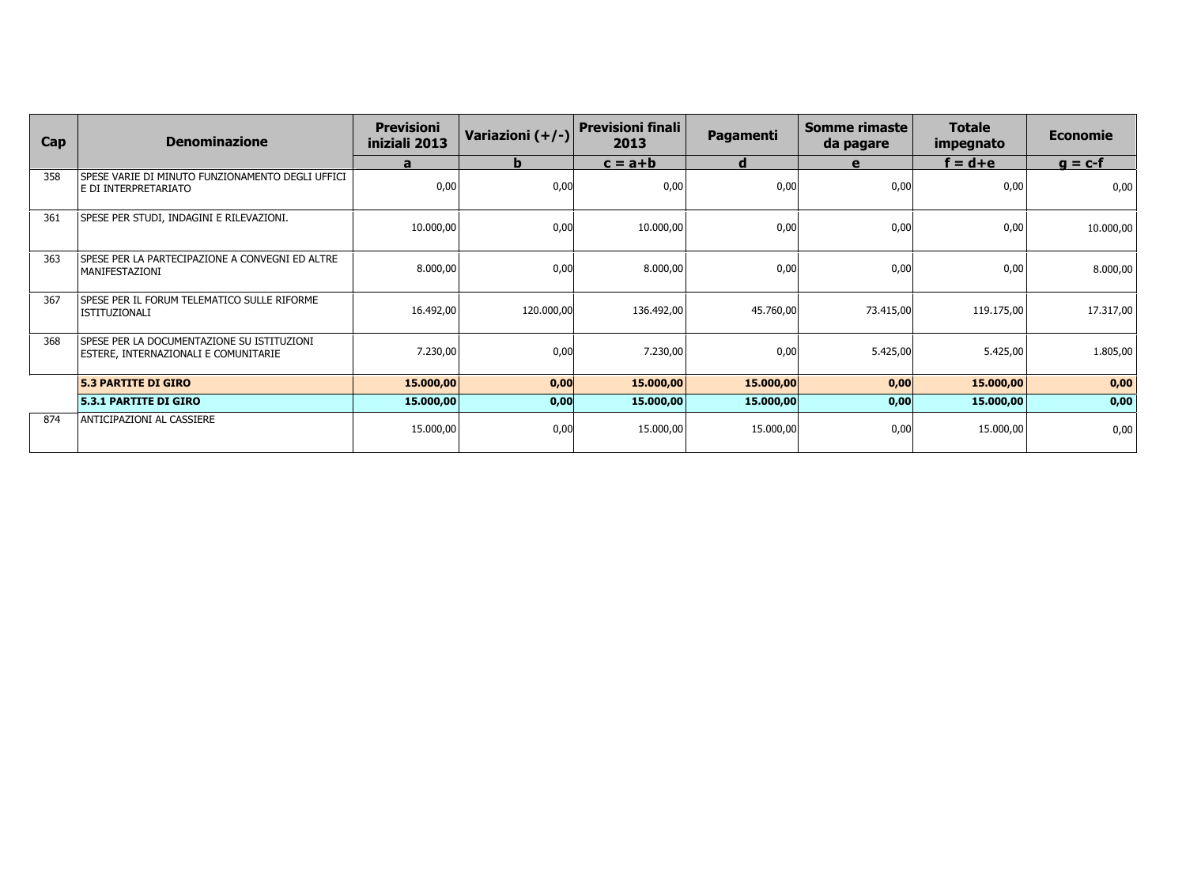| Cap | Denominazione | Previsioni iniziali 2013 | Variazioni (+/-) | Previsioni finali 2013 | Pagamenti | Somme rimaste da pagare | Totale impegnato | Economie |
|---|---|---|---|---|---|---|---|---|
| | | a | b | c = a+b | d | e | f = d+e | g = c-f |
| 358 | SPESE VARIE DI MINUTO FUNZIONAMENTO DEGLI UFFICI E DI INTERPRETARIATO | 0,00 | 0,00 | 0,00 | 0,00 | 0,00 | 0,00 | 0,00 |
| 361 | SPESE PER STUDI, INDAGINI E RILEVAZIONI. | 10.000,00 | 0,00 | 10.000,00 | 0,00 | 0,00 | 0,00 | 10.000,00 |
| 363 | SPESE PER LA PARTECIPAZIONE A CONVEGNI ED ALTRE MANIFESTAZIONI | 8.000,00 | 0,00 | 8.000,00 | 0,00 | 0,00 | 0,00 | 8.000,00 |
| 367 | SPESE PER IL FORUM TELEMATICO SULLE RIFORME ISTITUZIONALI | 16.492,00 | 120.000,00 | 136.492,00 | 45.760,00 | 73.415,00 | 119.175,00 | 17.317,00 |
| 368 | SPESE PER LA DOCUMENTAZIONE SU ISTITUZIONI ESTERE, INTERNAZIONALI E COMUNITARIE | 7.230,00 | 0,00 | 7.230,00 | 0,00 | 5.425,00 | 5.425,00 | 1.805,00 |
| | **5.3 PARTITE DI GIRO** | **15.000,00** | **0,00** | **15.000,00** | **15.000,00** | **0,00** | **15.000,00** | **0,00** |
| | **5.3.1 PARTITE DI GIRO** | **15.000,00** | **0,00** | **15.000,00** | **15.000,00** | **0,00** | **15.000,00** | **0,00** |
| 874 | ANTICIPAZIONI AL CASSIERE | 15.000,00 | 0,00 | 15.000,00 | 15.000,00 | 0,00 | 15.000,00 | 0,00 |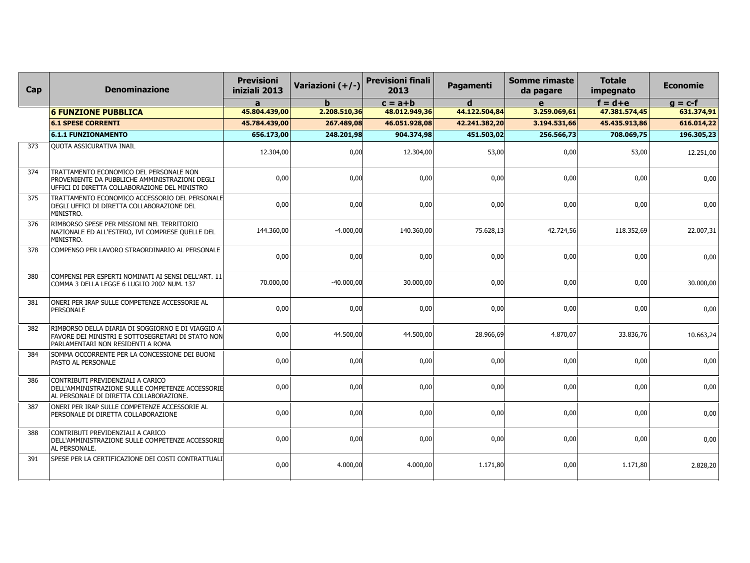| Cap | Denominazione | Previsioni iniziali 2013 | Variazioni (+/-) | Previsioni finali 2013 | Pagamenti | Somme rimaste da pagare | Totale impegnato | Economie |
|---|---|---|---|---|---|---|---|---|
| | | a | b | c = a+b | d | e | f = d+e | g = c-f |
| | **6 FUNZIONE PUBBLICA** | **45.804.439,00** | **2.208.510,36** | **48.012.949,36** | **44.122.504,84** | **3.259.069,61** | **47.381.574,45** | **631.374,91** |
| | **6.1 SPESE CORRENTI** | **45.784.439,00** | **267.489,08** | **46.051.928,08** | **42.241.382,20** | **3.194.531,66** | **45.435.913,86** | **616.014,22** |
| | **6.1.1 FUNZIONAMENTO** | **656.173,00** | **248.201,98** | **904.374,98** | **451.503,02** | **256.566,73** | **708.069,75** | **196.305,23** |
| 373 | QUOTA ASSICURATIVA INAIL | 12.304,00 | 0,00 | 12.304,00 | 53,00 | 0,00 | 53,00 | 12.251,00 |
| 374 | TRATTAMENTO ECONOMICO DEL PERSONALE NON PROVENIENTE DA PUBBLICHE AMMINISTRAZIONI DEGLI UFFICI DI DIRETTA COLLABORAZIONE DEL MINISTRO | 0,00 | 0,00 | 0,00 | 0,00 | 0,00 | 0,00 | 0,00 |
| 375 | TRATTAMENTO ECONOMICO ACCESSORIO DEL PERSONALE DEGLI UFFICI DI DIRETTA COLLABORAZIONE DEL MINISTRO. | 0,00 | 0,00 | 0,00 | 0,00 | 0,00 | 0,00 | 0,00 |
| 376 | RIMBORSO SPESE PER MISSIONI NEL TERRITORIO NAZIONALE ED ALL'ESTERO, IVI COMPRESE QUELLE DEL MINISTRO. | 144.360,00 | -4.000,00 | 140.360,00 | 75.628,13 | 42.724,56 | 118.352,69 | 22.007,31 |
| 378 | COMPENSO PER LAVORO STRAORDINARIO AL PERSONALE | 0,00 | 0,00 | 0,00 | 0,00 | 0,00 | 0,00 | 0,00 |
| 380 | COMPENSI PER ESPERTI NOMINATI AI SENSI DELL'ART. 11 COMMA 3 DELLA LEGGE 6 LUGLIO 2002 NUM. 137 | 70.000,00 | -40.000,00 | 30.000,00 | 0,00 | 0,00 | 0,00 | 30.000,00 |
| 381 | ONERI PER IRAP SULLE COMPETENZE ACCESSORIE AL PERSONALE | 0,00 | 0,00 | 0,00 | 0,00 | 0,00 | 0,00 | 0,00 |
| 382 | RIMBORSO DELLA DIARIA DI SOGGIORNO E DI VIAGGIO A FAVORE DEI MINISTRI E SOTTOSEGRETARI DI STATO NON PARLAMENTARI NON RESIDENTI A ROMA | 0,00 | 44.500,00 | 44.500,00 | 28.966,69 | 4.870,07 | 33.836,76 | 10.663,24 |
| 384 | SOMMA OCCORRENTE PER LA CONCESSIONE DEI BUONI PASTO AL PERSONALE | 0,00 | 0,00 | 0,00 | 0,00 | 0,00 | 0,00 | 0,00 |
| 386 | CONTRIBUTI PREVIDENZIALI A CARICO DELL'AMMINISTRAZIONE SULLE COMPETENZE ACCESSORIE AL PERSONALE DI DIRETTA COLLABORAZIONE. | 0,00 | 0,00 | 0,00 | 0,00 | 0,00 | 0,00 | 0,00 |
| 387 | ONERI PER IRAP SULLE COMPETENZE ACCESSORIE AL PERSONALE DI DIRETTA COLLABORAZIONE | 0,00 | 0,00 | 0,00 | 0,00 | 0,00 | 0,00 | 0,00 |
| 388 | CONTRIBUTI PREVIDENZIALI A CARICO DELL'AMMINISTRAZIONE SULLE COMPETENZE ACCESSORIE AL PERSONALE. | 0,00 | 0,00 | 0,00 | 0,00 | 0,00 | 0,00 | 0,00 |
| 391 | SPESE PER LA CERTIFICAZIONE DEI COSTI CONTRATTUALI | 0,00 | 4.000,00 | 4.000,00 | 1.171,80 | 0,00 | 1.171,80 | 2.828,20 |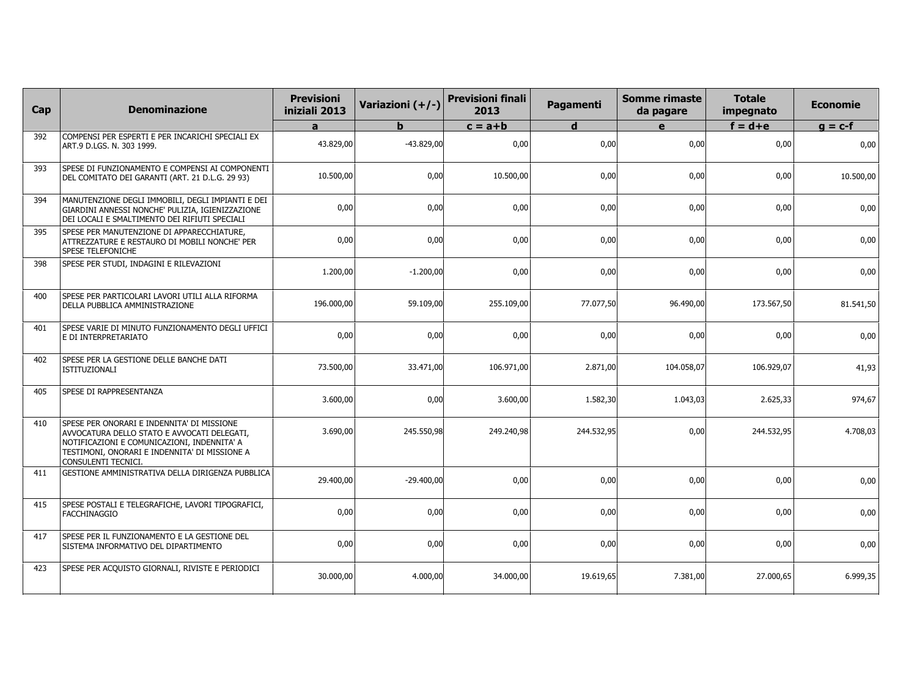| Cap | Denominazione | Previsioni iniziali 2013 | Variazioni (+/-) | Previsioni finali 2013 | Pagamenti | Somme rimaste da pagare | Totale impegnato | Economie |
|---|---|---|---|---|---|---|---|---|
| | | a | b | c = a+b | d | e | f = d+e | g = c-f |
| 392 | COMPENSI PER ESPERTI E PER INCARICHI SPECIALI EX ART.9 D.LGS. N. 303 1999. | 43.829,00 | -43.829,00 | 0,00 | 0,00 | 0,00 | 0,00 | 0,00 |
| 393 | SPESE DI FUNZIONAMENTO E COMPENSI AI COMPONENTI DEL COMITATO DEI GARANTI (ART. 21 D.L.G. 29 93) | 10.500,00 | 0,00 | 10.500,00 | 0,00 | 0,00 | 0,00 | 10.500,00 |
| 394 | MANUTENZIONE DEGLI IMMOBILI, DEGLI IMPIANTI E DEI GIARDINI ANNESSI NONCHE' PULIZIA, IGIENIZZAZIONE DEI LOCALI E SMALTIMENTO DEI RIFIUTI SPECIALI | 0,00 | 0,00 | 0,00 | 0,00 | 0,00 | 0,00 | 0,00 |
| 395 | SPESE PER MANUTENZIONE DI APPARECCHIATURE, ATTREZZATURE E RESTAURO DI MOBILI NONCHE' PER SPESE TELEFONICHE | 0,00 | 0,00 | 0,00 | 0,00 | 0,00 | 0,00 | 0,00 |
| 398 | SPESE PER STUDI, INDAGINI E RILEVAZIONI | 1.200,00 | -1.200,00 | 0,00 | 0,00 | 0,00 | 0,00 | 0,00 |
| 400 | SPESE PER PARTICOLARI LAVORI UTILI ALLA RIFORMA DELLA PUBBLICA AMMINISTRAZIONE | 196.000,00 | 59.109,00 | 255.109,00 | 77.077,50 | 96.490,00 | 173.567,50 | 81.541,50 |
| 401 | SPESE VARIE DI MINUTO FUNZIONAMENTO DEGLI UFFICI E DI INTERPRETARIATO | 0,00 | 0,00 | 0,00 | 0,00 | 0,00 | 0,00 | 0,00 |
| 402 | SPESE PER LA GESTIONE DELLE BANCHE DATI ISTITUZIONALI | 73.500,00 | 33.471,00 | 106.971,00 | 2.871,00 | 104.058,07 | 106.929,07 | 41,93 |
| 405 | SPESE DI RAPPRESENTANZA | 3.600,00 | 0,00 | 3.600,00 | 1.582,30 | 1.043,03 | 2.625,33 | 974,67 |
| 410 | SPESE PER ONORARI E INDENNITA' DI MISSIONE AVVOCATURA DELLO STATO E AVVOCATI DELEGATI, NOTIFICAZIONI E COMUNICAZIONI, INDENNITA' A TESTIMONI, ONORARI E INDENNITA' DI MISSIONE A CONSULENTI TECNICI. | 3.690,00 | 245.550,98 | 249.240,98 | 244.532,95 | 0,00 | 244.532,95 | 4.708,03 |
| 411 | GESTIONE AMMINISTRATIVA DELLA DIRIGENZA PUBBLICA | 29.400,00 | -29.400,00 | 0,00 | 0,00 | 0,00 | 0,00 | 0,00 |
| 415 | SPESE POSTALI E TELEGRAFICHE, LAVORI TIPOGRAFICI, FACCHINAGGIO | 0,00 | 0,00 | 0,00 | 0,00 | 0,00 | 0,00 | 0,00 |
| 417 | SPESE PER IL FUNZIONAMENTO E LA GESTIONE DEL SISTEMA INFORMATIVO DEL DIPARTIMENTO | 0,00 | 0,00 | 0,00 | 0,00 | 0,00 | 0,00 | 0,00 |
| 423 | SPESE PER ACQUISTO GIORNALI, RIVISTE E PERIODICI | 30.000,00 | 4.000,00 | 34.000,00 | 19.619,65 | 7.381,00 | 27.000,65 | 6.999,35 |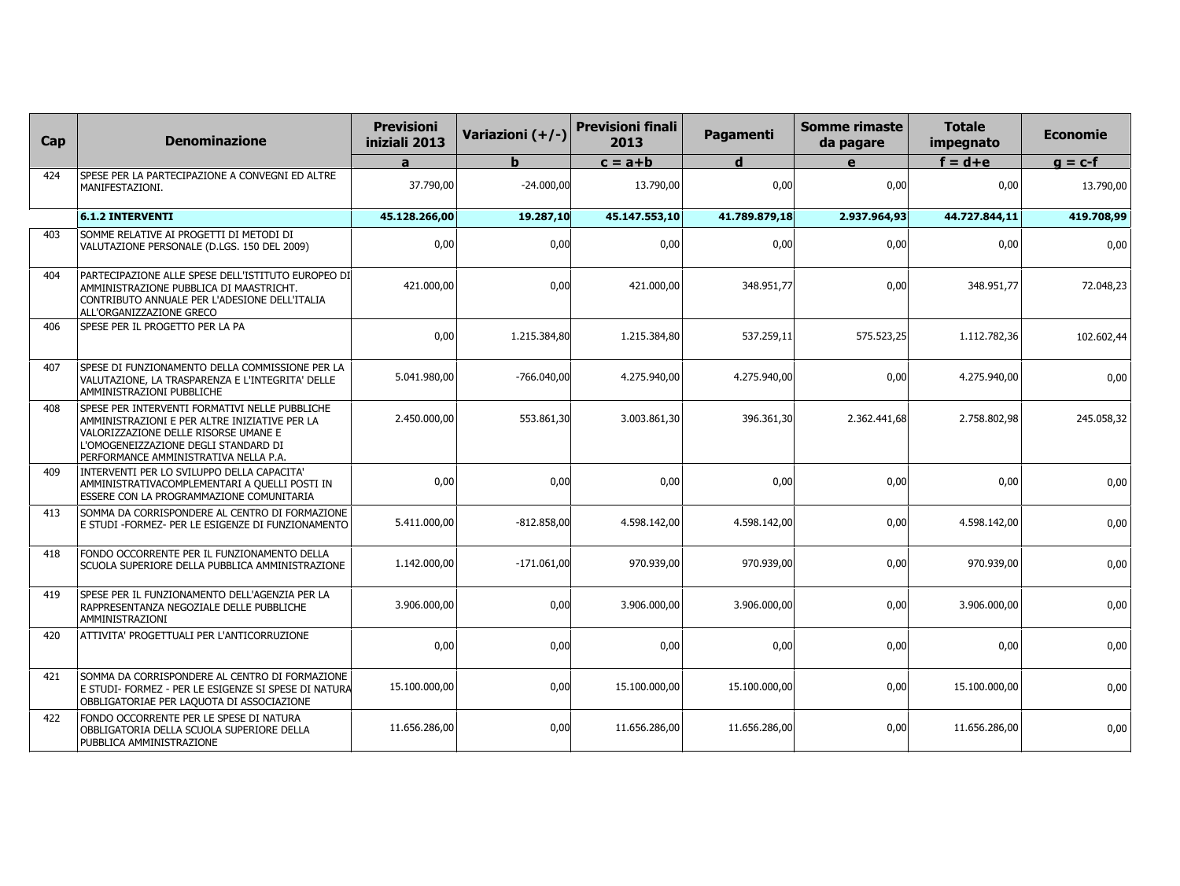| Cap | Denominazione | Previsioni iniziali 2013 | Variazioni (+/-) | Previsioni finali 2013 | Pagamenti | Somme rimaste da pagare | Totale impegnato | Economie |
|---|---|---|---|---|---|---|---|---|
| | | a | b | c = a+b | d | e | f = d+e | g = c-f |
| 424 | SPESE PER LA PARTECIPAZIONE A CONVEGNI ED ALTRE MANIFESTAZIONI. | 37.790,00 | -24.000,00 | 13.790,00 | 0,00 | 0,00 | 0,00 | 13.790,00 |
| | **6.1.2 INTERVENTI** | **45.128.266,00** | **19.287,10** | **45.147.553,10** | **41.789.879,18** | **2.937.964,93** | **44.727.844,11** | **419.708,99** |
| 403 | SOMME RELATIVE AI PROGETTI DI METODI DI VALUTAZIONE PERSONALE (D.LGS. 150 DEL 2009) | 0,00 | 0,00 | 0,00 | 0,00 | 0,00 | 0,00 | 0,00 |
| 404 | PARTECIPAZIONE ALLE SPESE DELL'ISTITUTO EUROPEO DI AMMINISTRAZIONE PUBBLICA DI MAASTRICHT. CONTRIBUTO ANNUALE PER L'ADESIONE DELL'ITALIA ALL'ORGANIZZAZIONE GRECO | 421.000,00 | 0,00 | 421.000,00 | 348.951,77 | 0,00 | 348.951,77 | 72.048,23 |
| 406 | SPESE PER IL PROGETTO PER LA PA | 0,00 | 1.215.384,80 | 1.215.384,80 | 537.259,11 | 575.523,25 | 1.112.782,36 | 102.602,44 |
| 407 | SPESE DI FUNZIONAMENTO DELLA COMMISSIONE PER LA VALUTAZIONE, LA TRASPARENZA E L'INTEGRITA' DELLE AMMINISTRAZIONI PUBBLICHE | 5.041.980,00 | -766.040,00 | 4.275.940,00 | 4.275.940,00 | 0,00 | 4.275.940,00 | 0,00 |
| 408 | SPESE PER INTERVENTI FORMATIVI NELLE PUBBLICHE AMMINISTRAZIONI E PER ALTRE INIZIATIVE PER LA VALORIZZAZIONE DELLE RISORSE UMANE E L'OMOGENEIZZAZIONE DEGLI STANDARD DI PERFORMANCE AMMINISTRATIVA NELLA P.A. | 2.450.000,00 | 553.861,30 | 3.003.861,30 | 396.361,30 | 2.362.441,68 | 2.758.802,98 | 245.058,32 |
| 409 | INTERVENTI PER LO SVILUPPO DELLA CAPACITA' AMMINISTRATIVACOMPLEMENTARI A QUELLI POSTI IN ESSERE CON LA PROGRAMMAZIONE COMUNITARIA | 0,00 | 0,00 | 0,00 | 0,00 | 0,00 | 0,00 | 0,00 |
| 413 | SOMMA DA CORRISPONDERE AL CENTRO DI FORMAZIONE E STUDI -FORMEZ- PER LE ESIGENZE DI FUNZIONAMENTO | 5.411.000,00 | -812.858,00 | 4.598.142,00 | 4.598.142,00 | 0,00 | 4.598.142,00 | 0,00 |
| 418 | FONDO OCCORRENTE PER IL FUNZIONAMENTO DELLA SCUOLA SUPERIORE DELLA PUBBLICA AMMINISTRAZIONE | 1.142.000,00 | -171.061,00 | 970.939,00 | 970.939,00 | 0,00 | 970.939,00 | 0,00 |
| 419 | SPESE PER IL FUNZIONAMENTO DELL'AGENZIA PER LA RAPPRESENTANZA NEGOZIALE DELLE PUBBLICHE AMMINISTRAZIONI | 3.906.000,00 | 0,00 | 3.906.000,00 | 3.906.000,00 | 0,00 | 3.906.000,00 | 0,00 |
| 420 | ATTIVITA' PROGETTUALI PER L'ANTICORRUZIONE | 0,00 | 0,00 | 0,00 | 0,00 | 0,00 | 0,00 | 0,00 |
| 421 | SOMMA DA CORRISPONDERE AL CENTRO DI FORMAZIONE E STUDI- FORMEZ - PER LE ESIGENZE SI SPESE DI NATURA OBBLIGATORIAE PER LAQUOTA DI ASSOCIAZIONE | 15.100.000,00 | 0,00 | 15.100.000,00 | 15.100.000,00 | 0,00 | 15.100.000,00 | 0,00 |
| 422 | FONDO OCCORRENTE PER LE SPESE DI NATURA OBBLIGATORIA DELLA SCUOLA SUPERIORE DELLA PUBBLICA AMMINISTRAZIONE | 11.656.286,00 | 0,00 | 11.656.286,00 | 11.656.286,00 | 0,00 | 11.656.286,00 | 0,00 |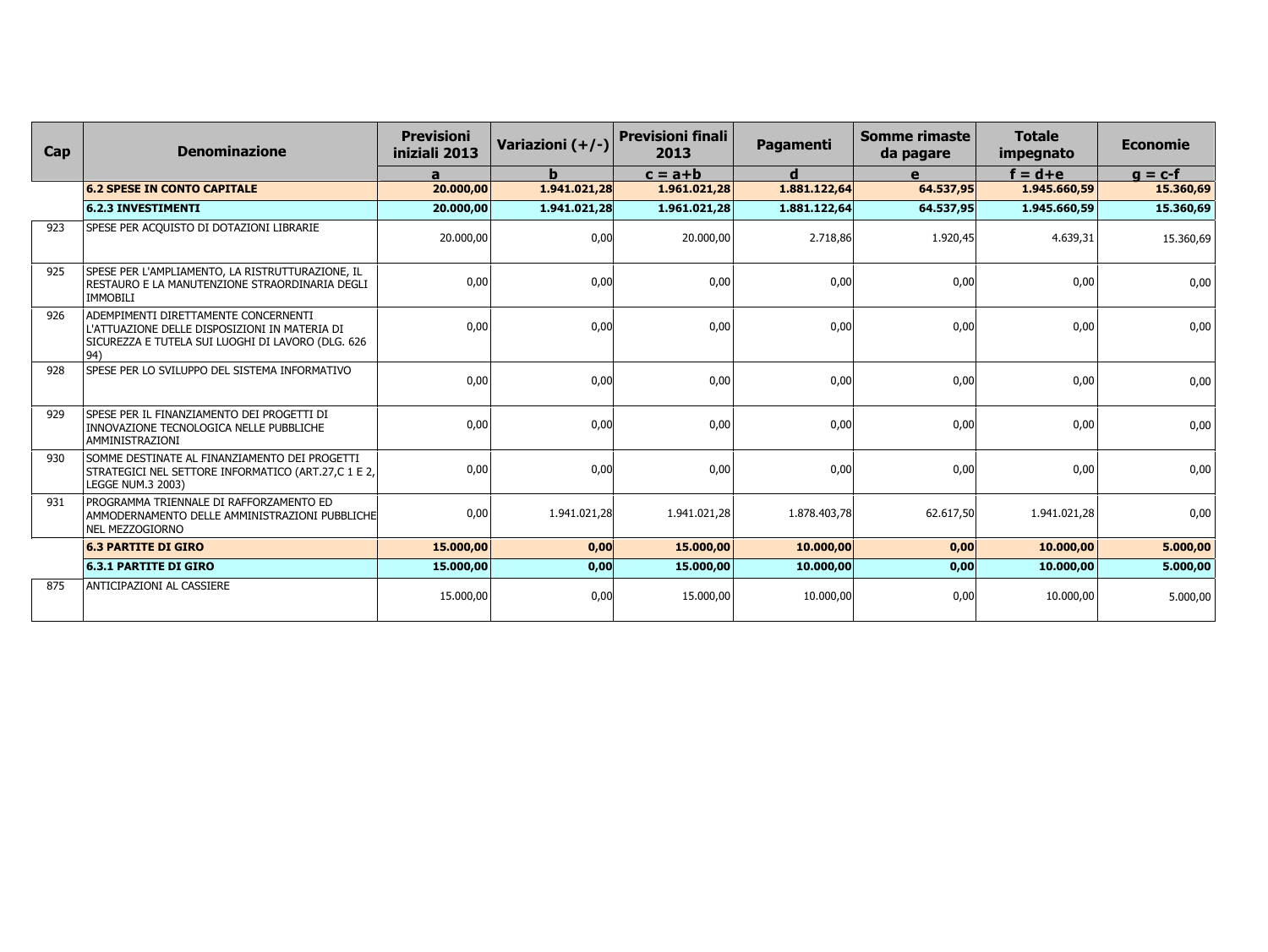| Cap | Denominazione | Previsioni iniziali 2013 | Variazioni (+/-) | Previsioni finali 2013 | Pagamenti | Somme rimaste da pagare | Totale impegnato | Economie |
|---|---|---|---|---|---|---|---|---|
| | | a | b | c = a+b | d | e | f = d+e | g = c-f |
| | **6.2 SPESE IN CONTO CAPITALE** | **20.000,00** | **1.941.021,28** | **1.961.021,28** | **1.881.122,64** | **64.537,95** | **1.945.660,59** | **15.360,69** |
| | **6.2.3 INVESTIMENTI** | **20.000,00** | **1.941.021,28** | **1.961.021,28** | **1.881.122,64** | **64.537,95** | **1.945.660,59** | **15.360,69** |
| 923 | SPESE PER ACQUISTO DI DOTAZIONI LIBRARIE | 20.000,00 | 0,00 | 20.000,00 | 2.718,86 | 1.920,45 | 4.639,31 | 15.360,69 |
| 925 | SPESE PER L'AMPLIAMENTO, LA RISTRUTTURAZIONE, IL RESTAURO E LA MANUTENZIONE STRAORDINARIA DEGLI IMMOBILI | 0,00 | 0,00 | 0,00 | 0,00 | 0,00 | 0,00 | 0,00 |
| 926 | ADEMPIMENTI DIRETTAMENTE CONCERNENTI L'ATTUAZIONE DELLE DISPOSIZIONI IN MATERIA DI SICUREZZA E TUTELA SUI LUOGHI DI LAVORO (DLG. 626 94) | 0,00 | 0,00 | 0,00 | 0,00 | 0,00 | 0,00 | 0,00 |
| 928 | SPESE PER LO SVILUPPO DEL SISTEMA INFORMATIVO | 0,00 | 0,00 | 0,00 | 0,00 | 0,00 | 0,00 | 0,00 |
| 929 | SPESE PER IL FINANZIAMENTO DEI PROGETTI DI INNOVAZIONE TECNOLOGICA NELLE PUBBLICHE AMMINISTRAZIONI | 0,00 | 0,00 | 0,00 | 0,00 | 0,00 | 0,00 | 0,00 |
| 930 | SOMME DESTINATE AL FINANZIAMENTO DEI PROGETTI STRATEGICI NEL SETTORE INFORMATICO (ART.27,C 1 E 2, LEGGE NUM.3 2003) | 0,00 | 0,00 | 0,00 | 0,00 | 0,00 | 0,00 | 0,00 |
| 931 | PROGRAMMA TRIENNALE DI RAFFORZAMENTO ED AMMODERNAMENTO DELLE AMMINISTRAZIONI PUBBLICHE NEL MEZZOGIORNO | 0,00 | 1.941.021,28 | 1.941.021,28 | 1.878.403,78 | 62.617,50 | 1.941.021,28 | 0,00 |
| | **6.3 PARTITE DI GIRO** | **15.000,00** | **0,00** | **15.000,00** | **10.000,00** | **0,00** | **10.000,00** | **5.000,00** |
| | **6.3.1 PARTITE DI GIRO** | **15.000,00** | **0,00** | **15.000,00** | **10.000,00** | **0,00** | **10.000,00** | **5.000,00** |
| 875 | ANTICIPAZIONI AL CASSIERE | 15.000,00 | 0,00 | 15.000,00 | 10.000,00 | 0,00 | 10.000,00 | 5.000,00 |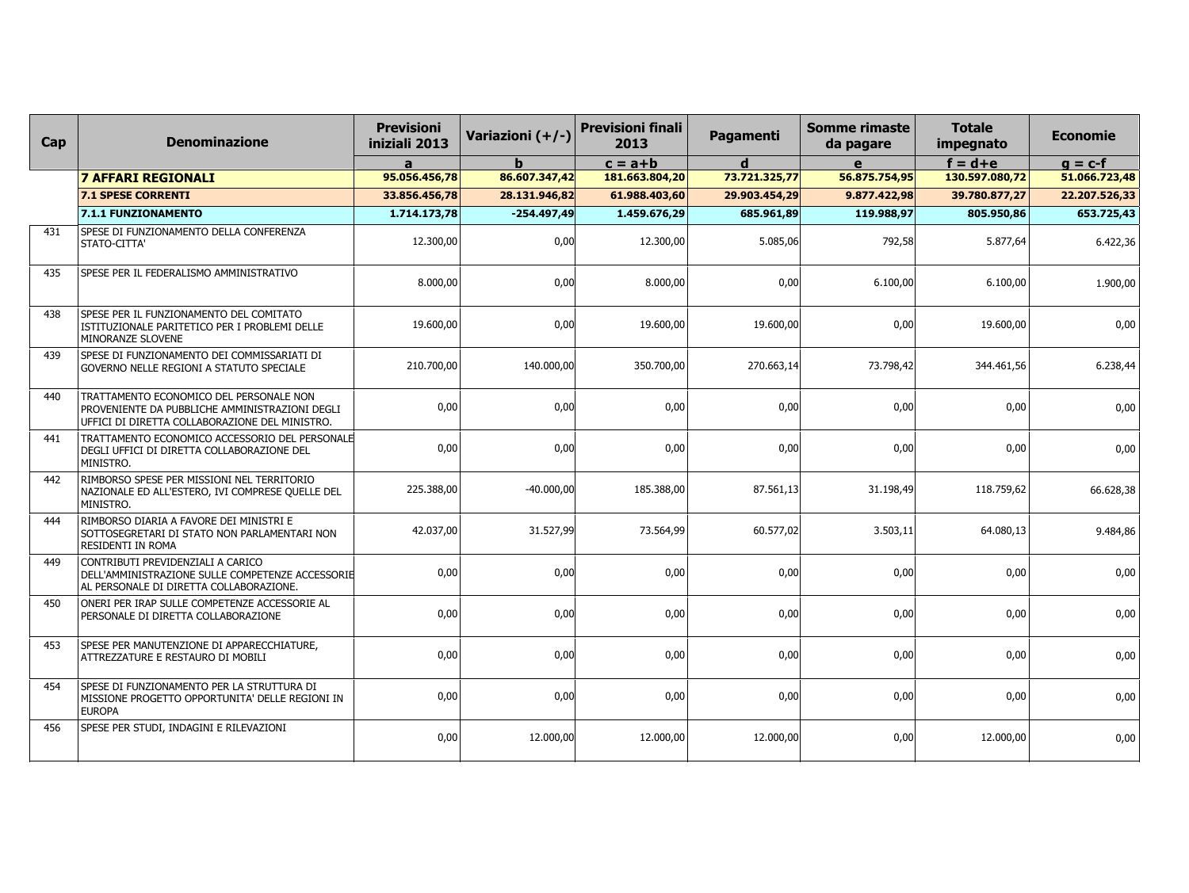| Cap | Denominazione | Previsioni iniziali 2013 | Variazioni (+/-) | Previsioni finali 2013 | Pagamenti | Somme rimaste da pagare | Totale impegnato | Economie |
|---|---|---|---|---|---|---|---|---|
| | | a | b | c = a+b | d | e | f = d+e | g = c-f |
| | **7 AFFARI REGIONALI** | **95.056.456,78** | **86.607.347,42** | **181.663.804,20** | **73.721.325,77** | **56.875.754,95** | **130.597.080,72** | **51.066.723,48** |
| | **7.1 SPESE CORRENTI** | **33.856.456,78** | **28.131.946,82** | **61.988.403,60** | **29.903.454,29** | **9.877.422,98** | **39.780.877,27** | **22.207.526,33** |
| | **7.1.1 FUNZIONAMENTO** | **1.714.173,78** | **-254.497,49** | **1.459.676,29** | **685.961,89** | **119.988,97** | **805.950,86** | **653.725,43** |
| 431 | SPESE DI FUNZIONAMENTO DELLA CONFERENZA STATO-CITTA' | 12.300,00 | 0,00 | 12.300,00 | 5.085,06 | 792,58 | 5.877,64 | 6.422,36 |
| 435 | SPESE PER IL FEDERALISMO AMMINISTRATIVO | 8.000,00 | 0,00 | 8.000,00 | 0,00 | 6.100,00 | 6.100,00 | 1.900,00 |
| 438 | SPESE PER IL FUNZIONAMENTO DEL COMITATO ISTITUZIONALE PARITETICO PER I PROBLEMI DELLE MINORANZE SLOVENE | 19.600,00 | 0,00 | 19.600,00 | 19.600,00 | 0,00 | 19.600,00 | 0,00 |
| 439 | SPESE DI FUNZIONAMENTO DEI COMMISSARIATI DI GOVERNO NELLE REGIONI A STATUTO SPECIALE | 210.700,00 | 140.000,00 | 350.700,00 | 270.663,14 | 73.798,42 | 344.461,56 | 6.238,44 |
| 440 | TRATTAMENTO ECONOMICO DEL PERSONALE NON PROVENIENTE DA PUBBLICHE AMMINISTRAZIONI DEGLI UFFICI DI DIRETTA COLLABORAZIONE DEL MINISTRO. | 0,00 | 0,00 | 0,00 | 0,00 | 0,00 | 0,00 | 0,00 |
| 441 | TRATTAMENTO ECONOMICO ACCESSORIO DEL PERSONALE DEGLI UFFICI DI DIRETTA COLLABORAZIONE DEL MINISTRO. | 0,00 | 0,00 | 0,00 | 0,00 | 0,00 | 0,00 | 0,00 |
| 442 | RIMBORSO SPESE PER MISSIONI NEL TERRITORIO NAZIONALE ED ALL'ESTERO, IVI COMPRESE QUELLE DEL MINISTRO. | 225.388,00 | -40.000,00 | 185.388,00 | 87.561,13 | 31.198,49 | 118.759,62 | 66.628,38 |
| 444 | RIMBORSO DIARIA A FAVORE DEI MINISTRI E SOTTOSEGRETARI DI STATO NON PARLAMENTARI NON RESIDENTI IN ROMA | 42.037,00 | 31.527,99 | 73.564,99 | 60.577,02 | 3.503,11 | 64.080,13 | 9.484,86 |
| 449 | CONTRIBUTI PREVIDENZIALI A CARICO DELL'AMMINISTRAZIONE SULLE COMPETENZE ACCESSORIE AL PERSONALE DI DIRETTA COLLABORAZIONE. | 0,00 | 0,00 | 0,00 | 0,00 | 0,00 | 0,00 | 0,00 |
| 450 | ONERI PER IRAP SULLE COMPETENZE ACCESSORIE AL PERSONALE DI DIRETTA COLLABORAZIONE | 0,00 | 0,00 | 0,00 | 0,00 | 0,00 | 0,00 | 0,00 |
| 453 | SPESE PER MANUTENZIONE DI APPARECCHIATURE, ATTREZZATURE E RESTAURO DI MOBILI | 0,00 | 0,00 | 0,00 | 0,00 | 0,00 | 0,00 | 0,00 |
| 454 | SPESE DI FUNZIONAMENTO PER LA STRUTTURA DI MISSIONE PROGETTO OPPORTUNITA' DELLE REGIONI IN EUROPA | 0,00 | 0,00 | 0,00 | 0,00 | 0,00 | 0,00 | 0,00 |
| 456 | SPESE PER STUDI, INDAGINI E RILEVAZIONI | 0,00 | 12.000,00 | 12.000,00 | 12.000,00 | 0,00 | 12.000,00 | 0,00 |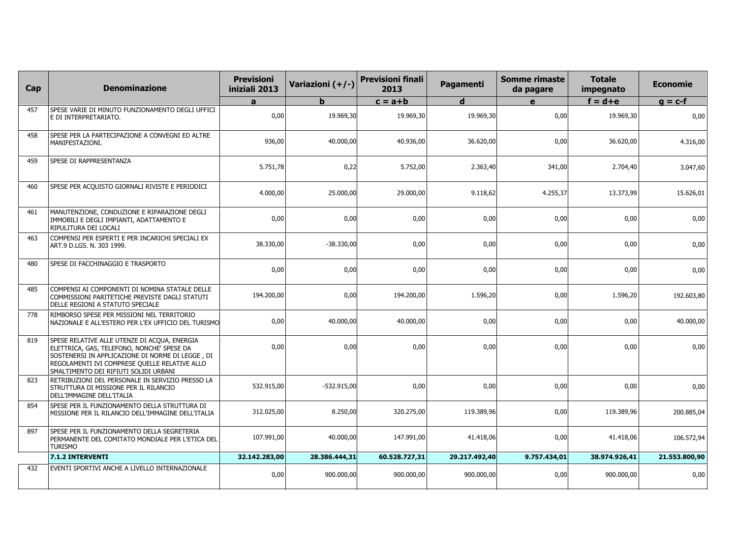| Cap | Denominazione | Previsioni iniziali 2013 | Variazioni (+/-) | Previsioni finali 2013 | Pagamenti | Somme rimaste da pagare | Totale impegnato | Economie |
|---|---|---|---|---|---|---|---|---|
| | | a | b | c = a+b | d | e | f = d+e | g = c-f |
| 457 | SPESE VARIE DI MINUTO FUNZIONAMENTO DEGLI UFFICI E DI INTERPRETARIATO. | 0,00 | 19.969,30 | 19.969,30 | 19.969,30 | 0,00 | 19.969,30 | 0,00 |
| 458 | SPESE PER LA PARTECIPAZIONE A CONVEGNI ED ALTRE MANIFESTAZIONI. | 936,00 | 40.000,00 | 40.936,00 | 36.620,00 | 0,00 | 36.620,00 | 4.316,00 |
| 459 | SPESE DI RAPPRESENTANZA | 5.751,78 | 0,22 | 5.752,00 | 2.363,40 | 341,00 | 2.704,40 | 3.047,60 |
| 460 | SPESE PER ACQUISTO GIORNALI RIVISTE E PERIODICI | 4.000,00 | 25.000,00 | 29.000,00 | 9.118,62 | 4.255,37 | 13.373,99 | 15.626,01 |
| 461 | MANUTENZIONE, CONDUZIONE E RIPARAZIONE DEGLI IMMOBILI E DEGLI IMPIANTI, ADATTAMENTO E RIPULITURA DEI LOCALI | 0,00 | 0,00 | 0,00 | 0,00 | 0,00 | 0,00 | 0,00 |
| 463 | COMPENSI PER ESPERTI E PER INCARICHI SPECIALI EX ART.9 D.LGS. N. 303 1999. | 38.330,00 | -38.330,00 | 0,00 | 0,00 | 0,00 | 0,00 | 0,00 |
| 480 | SPESE DI FACCHINAGGIO E TRASPORTO | 0,00 | 0,00 | 0,00 | 0,00 | 0,00 | 0,00 | 0,00 |
| 485 | COMPENSI AI COMPONENTI DI NOMINA STATALE DELLE COMMISSIONI PARITETICHE PREVISTE DAGLI STATUTI DELLE REGIONI A STATUTO SPECIALE | 194.200,00 | 0,00 | 194.200,00 | 1.596,20 | 0,00 | 1.596,20 | 192.603,80 |
| 778 | RIMBORSO SPESE PER MISSIONI NEL TERRITORIO NAZIONALE E ALL'ESTERO PER L'EX UFFICIO DEL TURISMO | 0,00 | 40.000,00 | 40.000,00 | 0,00 | 0,00 | 0,00 | 40.000,00 |
| 819 | SPESE RELATIVE ALLE UTENZE DI ACQUA, ENERGIA ELETTRICA, GAS, TELEFONO, NONCHE' SPESE DA SOSTENERSI IN APPLICAZIONE DI NORME DI LEGGE , DI REGOLAMENTI IVI COMPRESE QUELLE RELATIVE ALLO SMALTIMENTO DEI RIFIUTI SOLIDI URBANI | 0,00 | 0,00 | 0,00 | 0,00 | 0,00 | 0,00 | 0,00 |
| 823 | RETRIBUZIONI DEL PERSONALE IN SERVIZIO PRESSO LA STRUTTURA DI MISSIONE PER IL RILANCIO DELL'IMMAGINE DELL'ITALIA | 532.915,00 | -532.915,00 | 0,00 | 0,00 | 0,00 | 0,00 | 0,00 |
| 854 | SPESE PER IL FUNZIONAMENTO DELLA STRUTTURA DI MISSIONE PER IL RILANCIO DELL'IMMAGINE DELL'ITALIA | 312.025,00 | 8.250,00 | 320.275,00 | 119.389,96 | 0,00 | 119.389,96 | 200.885,04 |
| 897 | SPESE PER IL FUNZIONAMENTO DELLA SEGRETERIA PERMANENTE DEL COMITATO MONDIALE PER L'ETICA DEL TURISMO | 107.991,00 | 40.000,00 | 147.991,00 | 41.418,06 | 0,00 | 41.418,06 | 106.572,94 |
| | **7.1.2 INTERVENTI** | **32.142.283,00** | **28.386.444,31** | **60.528.727,31** | **29.217.492,40** | **9.757.434,01** | **38.974.926,41** | **21.553.800,90** |
| 432 | EVENTI SPORTIVI ANCHE A LIVELLO INTERNAZIONALE | 0,00 | 900.000,00 | 900.000,00 | 900.000,00 | 0,00 | 900.000,00 | 0,00 |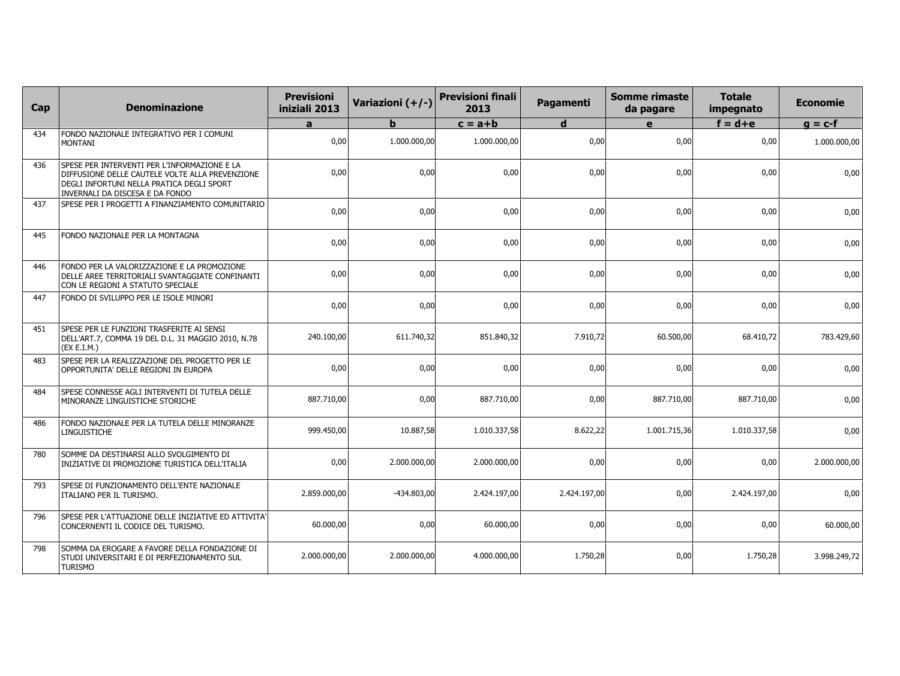| Cap | Denominazione | Previsioni iniziali 2013 | Variazioni (+/-) | Previsioni finali 2013 | Pagamenti | Somme rimaste da pagare | Totale impegnato | Economie |
|---|---|---|---|---|---|---|---|---|
| | | a | b | c = a+b | d | e | f = d+e | g = c-f |
| 434 | FONDO NAZIONALE INTEGRATIVO PER I COMUNI MONTANI | 0,00 | 1.000.000,00 | 1.000.000,00 | 0,00 | 0,00 | 0,00 | 1.000.000,00 |
| 436 | SPESE PER INTERVENTI PER L'INFORMAZIONE E LA DIFFUSIONE DELLE CAUTELE VOLTE ALLA PREVENZIONE DEGLI INFORTUNI NELLA PRATICA DEGLI SPORT INVERNALI DA DISCESA E DA FONDO | 0,00 | 0,00 | 0,00 | 0,00 | 0,00 | 0,00 | 0,00 |
| 437 | SPESE PER I PROGETTI A FINANZIAMENTO COMUNITARIO | 0,00 | 0,00 | 0,00 | 0,00 | 0,00 | 0,00 | 0,00 |
| 445 | FONDO NAZIONALE PER LA MONTAGNA | 0,00 | 0,00 | 0,00 | 0,00 | 0,00 | 0,00 | 0,00 |
| 446 | FONDO PER LA VALORIZZAZIONE E LA PROMOZIONE DELLE AREE TERRITORIALI SVANTAGGIATE CONFINANTI CON LE REGIONI A STATUTO SPECIALE | 0,00 | 0,00 | 0,00 | 0,00 | 0,00 | 0,00 | 0,00 |
| 447 | FONDO DI SVILUPPO PER LE ISOLE MINORI | 0,00 | 0,00 | 0,00 | 0,00 | 0,00 | 0,00 | 0,00 |
| 451 | SPESE PER LE FUNZIONI TRASFERITE AI SENSI DELL'ART.7, COMMA 19 DEL D.L. 31 MAGGIO 2010, N.78 (EX E.I.M.) | 240.100,00 | 611.740,32 | 851.840,32 | 7.910,72 | 60.500,00 | 68.410,72 | 783.429,60 |
| 483 | SPESE PER LA REALIZZAZIONE DEL PROGETTO PER LE OPPORTUNITA' DELLE REGIONI IN EUROPA | 0,00 | 0,00 | 0,00 | 0,00 | 0,00 | 0,00 | 0,00 |
| 484 | SPESE CONNESSE AGLI INTERVENTI DI TUTELA DELLE MINORANZE LINGUISTICHE STORICHE | 887.710,00 | 0,00 | 887.710,00 | 0,00 | 887.710,00 | 887.710,00 | 0,00 |
| 486 | FONDO NAZIONALE PER LA TUTELA DELLE MINORANZE LINGUISTICHE | 999.450,00 | 10.887,58 | 1.010.337,58 | 8.622,22 | 1.001.715,36 | 1.010.337,58 | 0,00 |
| 780 | SOMME DA DESTINARSI ALLO SVOLGIMENTO DI INIZIATIVE DI PROMOZIONE TURISTICA DELL'ITALIA | 0,00 | 2.000.000,00 | 2.000.000,00 | 0,00 | 0,00 | 0,00 | 2.000.000,00 |
| 793 | SPESE DI FUNZIONAMENTO DELL'ENTE NAZIONALE ITALIANO PER IL TURISMO. | 2.859.000,00 | -434.803,00 | 2.424.197,00 | 2.424.197,00 | 0,00 | 2.424.197,00 | 0,00 |
| 796 | SPESE PER L'ATTUAZIONE DELLE INIZIATIVE ED ATTIVITA' CONCERNENTI IL CODICE DEL TURISMO. | 60.000,00 | 0,00 | 60.000,00 | 0,00 | 0,00 | 0,00 | 60.000,00 |
| 798 | SOMMA DA EROGARE A FAVORE DELLA FONDAZIONE DI STUDI UNIVERSITARI E DI PERFEZIONAMENTO SUL TURISMO | 2.000.000,00 | 2.000.000,00 | 4.000.000,00 | 1.750,28 | 0,00 | 1.750,28 | 3.998.249,72 |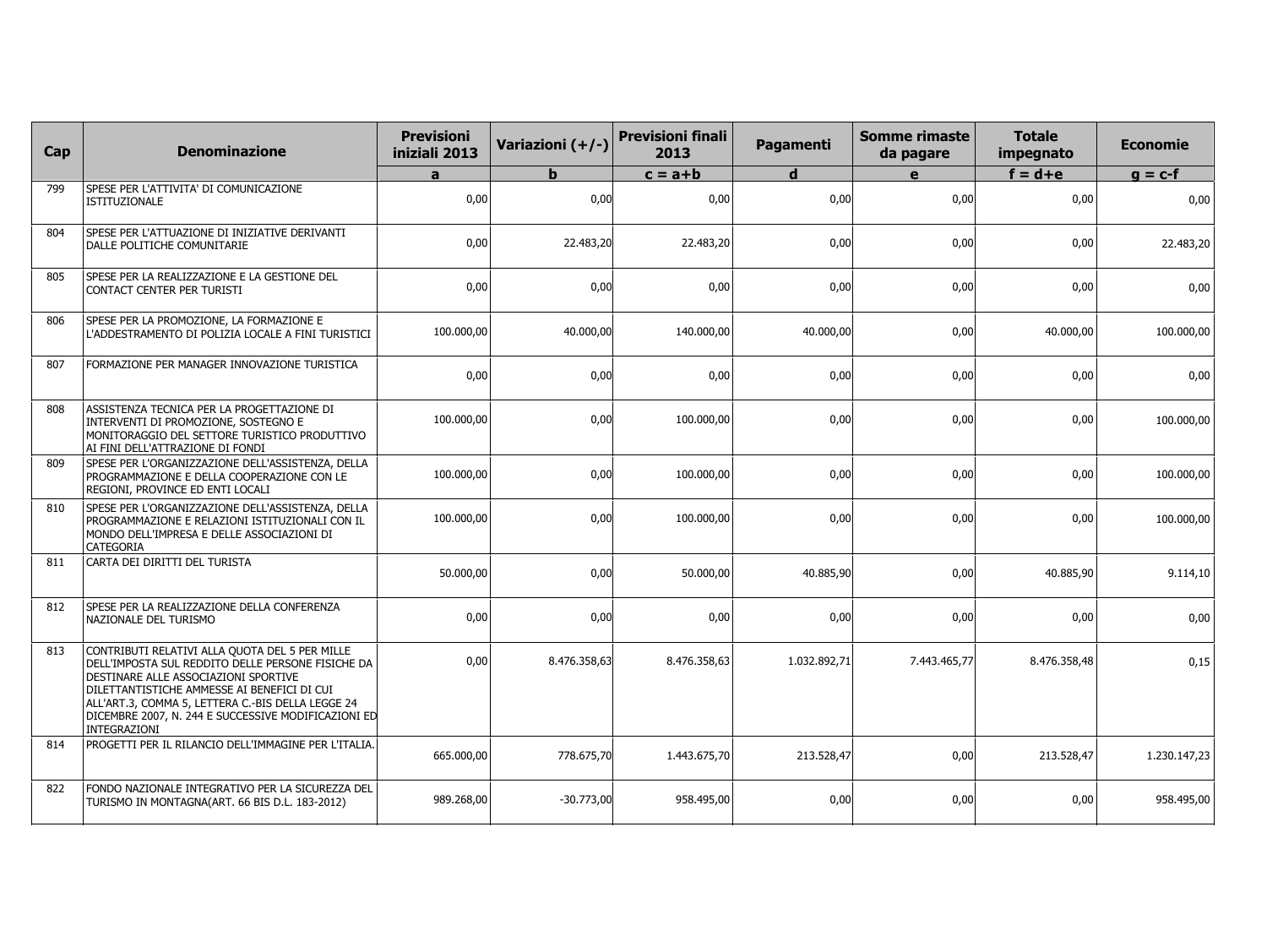| Cap | Denominazione | Previsioni iniziali 2013 | Variazioni (+/-) | Previsioni finali 2013 | Pagamenti | Somme rimaste da pagare | Totale impegnato | Economie |
|---|---|---|---|---|---|---|---|---|
| | | a | b | c = a+b | d | e | f = d+e | g = c-f |
| 799 | SPESE PER L'ATTIVITA' DI COMUNICAZIONE ISTITUZIONALE | 0,00 | 0,00 | 0,00 | 0,00 | 0,00 | 0,00 | 0,00 |
| 804 | SPESE PER L'ATTUAZIONE DI INIZIATIVE DERIVANTI DALLE POLITICHE COMUNITARIE | 0,00 | 22.483,20 | 22.483,20 | 0,00 | 0,00 | 0,00 | 22.483,20 |
| 805 | SPESE PER LA REALIZZAZIONE E LA GESTIONE DEL CONTACT CENTER PER TURISTI | 0,00 | 0,00 | 0,00 | 0,00 | 0,00 | 0,00 | 0,00 |
| 806 | SPESE PER LA PROMOZIONE, LA FORMAZIONE E L'ADDESTRAMENTO DI POLIZIA LOCALE A FINI TURISTICI | 100.000,00 | 40.000,00 | 140.000,00 | 40.000,00 | 0,00 | 40.000,00 | 100.000,00 |
| 807 | FORMAZIONE PER MANAGER INNOVAZIONE TURISTICA | 0,00 | 0,00 | 0,00 | 0,00 | 0,00 | 0,00 | 0,00 |
| 808 | ASSISTENZA TECNICA PER LA PROGETTAZIONE DI INTERVENTI DI PROMOZIONE, SOSTEGNO E MONITORAGGIO DEL SETTORE TURISTICO PRODUTTIVO AI FINI DELL'ATTRAZIONE DI FONDI | 100.000,00 | 0,00 | 100.000,00 | 0,00 | 0,00 | 0,00 | 100.000,00 |
| 809 | SPESE PER L'ORGANIZZAZIONE DELL'ASSISTENZA, DELLA PROGRAMMAZIONE E DELLA COOPERAZIONE CON LE REGIONI, PROVINCE ED ENTI LOCALI | 100.000,00 | 0,00 | 100.000,00 | 0,00 | 0,00 | 0,00 | 100.000,00 |
| 810 | SPESE PER L'ORGANIZZAZIONE DELL'ASSISTENZA, DELLA PROGRAMMAZIONE E RELAZIONI ISTITUZIONALI CON IL MONDO DELL'IMPRESA E DELLE ASSOCIAZIONI DI CATEGORIA | 100.000,00 | 0,00 | 100.000,00 | 0,00 | 0,00 | 0,00 | 100.000,00 |
| 811 | CARTA DEI DIRITTI DEL TURISTA | 50.000,00 | 0,00 | 50.000,00 | 40.885,90 | 0,00 | 40.885,90 | 9.114,10 |
| 812 | SPESE PER LA REALIZZAZIONE DELLA CONFERENZA NAZIONALE DEL TURISMO | 0,00 | 0,00 | 0,00 | 0,00 | 0,00 | 0,00 | 0,00 |
| 813 | CONTRIBUTI RELATIVI ALLA QUOTA DEL 5 PER MILLE DELL'IMPOSTA SUL REDDITO DELLE PERSONE FISICHE DA DESTINARE ALLE ASSOCIAZIONI SPORTIVE DILETTANTISTICHE AMMESSE AI BENEFICI DI CUI ALL'ART.3, COMMA 5, LETTERA C.-BIS DELLA LEGGE 24 DICEMBRE 2007, N. 244 E SUCCESSIVE MODIFICAZIONI ED INTEGRAZIONI | 0,00 | 8.476.358,63 | 8.476.358,63 | 1.032.892,71 | 7.443.465,77 | 8.476.358,48 | 0,15 |
| 814 | PROGETTI PER IL RILANCIO DELL'IMMAGINE PER L'ITALIA. | 665.000,00 | 778.675,70 | 1.443.675,70 | 213.528,47 | 0,00 | 213.528,47 | 1.230.147,23 |
| 822 | FONDO NAZIONALE INTEGRATIVO PER LA SICUREZZA DEL TURISMO IN MONTAGNA(ART. 66 BIS D.L. 183-2012) | 989.268,00 | -30.773,00 | 958.495,00 | 0,00 | 0,00 | 0,00 | 958.495,00 |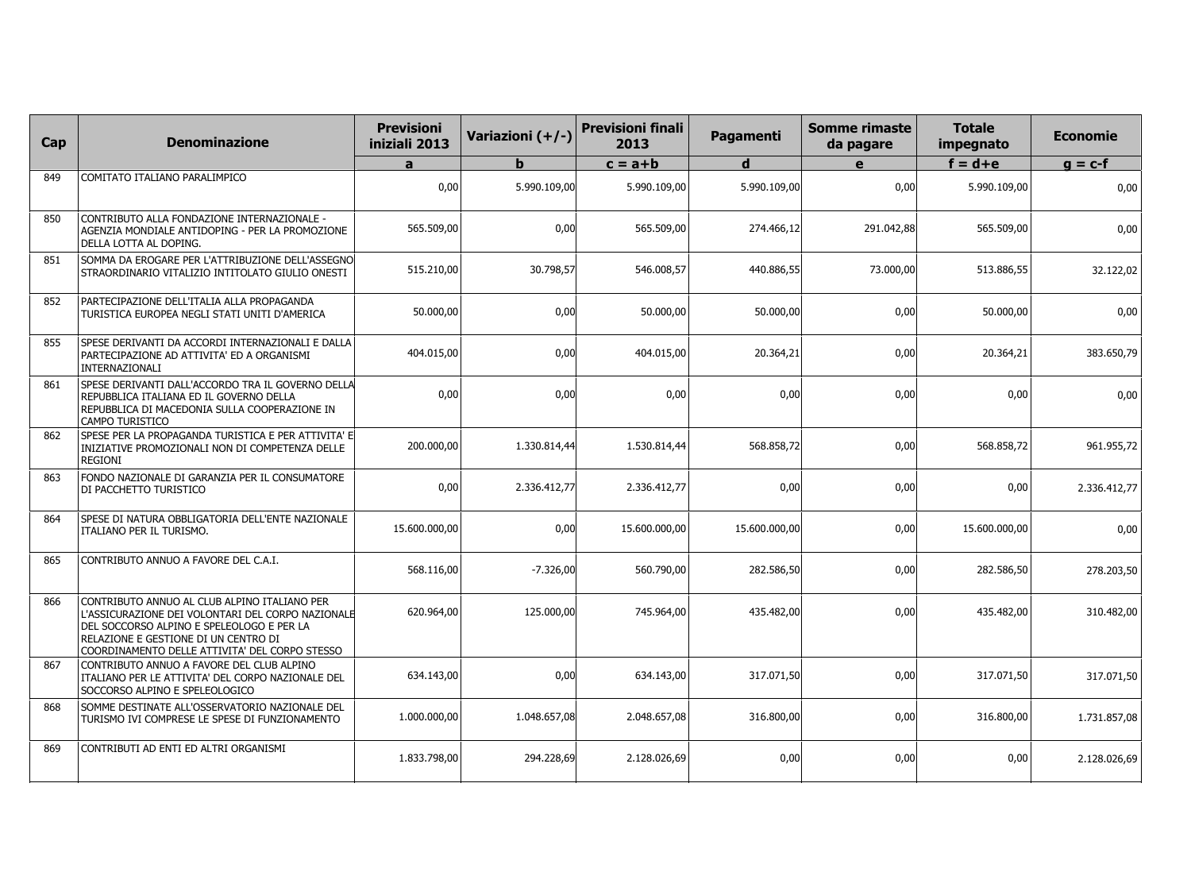| Cap | Denominazione | Previsioni iniziali 2013 | Variazioni (+/-) | Previsioni finali 2013 | Pagamenti | Somme rimaste da pagare | Totale impegnato | Economie |
|---|---|---|---|---|---|---|---|---|
| | | a | b | c = a+b | d | e | f = d+e | g = c-f |
| 849 | COMITATO ITALIANO PARALIMPICO | 0,00 | 5.990.109,00 | 5.990.109,00 | 5.990.109,00 | 0,00 | 5.990.109,00 | 0,00 |
| 850 | CONTRIBUTO ALLA FONDAZIONE INTERNAZIONALE - AGENZIA MONDIALE ANTIDOPING - PER LA PROMOZIONE DELLA LOTTA AL DOPING. | 565.509,00 | 0,00 | 565.509,00 | 274.466,12 | 291.042,88 | 565.509,00 | 0,00 |
| 851 | SOMMA DA EROGARE PER L'ATTRIBUZIONE DELL'ASSEGNO STRAORDINARIO VITALIZIO INTITOLATO GIULIO ONESTI | 515.210,00 | 30.798,57 | 546.008,57 | 440.886,55 | 73.000,00 | 513.886,55 | 32.122,02 |
| 852 | PARTECIPAZIONE DELL'ITALIA ALLA PROPAGANDA TURISTICA EUROPEA NEGLI STATI UNITI D'AMERICA | 50.000,00 | 0,00 | 50.000,00 | 50.000,00 | 0,00 | 50.000,00 | 0,00 |
| 855 | SPESE DERIVANTI DA ACCORDI INTERNAZIONALI E DALLA PARTECIPAZIONE AD ATTIVITA' ED A ORGANISMI INTERNAZIONALI | 404.015,00 | 0,00 | 404.015,00 | 20.364,21 | 0,00 | 20.364,21 | 383.650,79 |
| 861 | SPESE DERIVANTI DALL'ACCORDO TRA IL GOVERNO DELLA REPUBBLICA ITALIANA ED IL GOVERNO DELLA REPUBBLICA DI MACEDONIA SULLA COOPERAZIONE IN CAMPO TURISTICO | 0,00 | 0,00 | 0,00 | 0,00 | 0,00 | 0,00 | 0,00 |
| 862 | SPESE PER LA PROPAGANDA TURISTICA E PER ATTIVITA' E INIZIATIVE PROMOZIONALI NON DI COMPETENZA DELLE REGIONI | 200.000,00 | 1.330.814,44 | 1.530.814,44 | 568.858,72 | 0,00 | 568.858,72 | 961.955,72 |
| 863 | FONDO NAZIONALE DI GARANZIA PER IL CONSUMATORE DI PACCHETTO TURISTICO | 0,00 | 2.336.412,77 | 2.336.412,77 | 0,00 | 0,00 | 0,00 | 2.336.412,77 |
| 864 | SPESE DI NATURA OBBLIGATORIA DELL'ENTE NAZIONALE ITALIANO PER IL TURISMO. | 15.600.000,00 | 0,00 | 15.600.000,00 | 15.600.000,00 | 0,00 | 15.600.000,00 | 0,00 |
| 865 | CONTRIBUTO ANNUO A FAVORE DEL C.A.I. | 568.116,00 | -7.326,00 | 560.790,00 | 282.586,50 | 0,00 | 282.586,50 | 278.203,50 |
| 866 | CONTRIBUTO ANNUO AL CLUB ALPINO ITALIANO PER L'ASSICURAZIONE DEI VOLONTARI DEL CORPO NAZIONALE DEL SOCCORSO ALPINO E SPELEOLOGO E PER LA RELAZIONE E GESTIONE DI UN CENTRO DI COORDINAMENTO DELLE ATTIVITA' DEL CORPO STESSO | 620.964,00 | 125.000,00 | 745.964,00 | 435.482,00 | 0,00 | 435.482,00 | 310.482,00 |
| 867 | CONTRIBUTO ANNUO A FAVORE DEL CLUB ALPINO ITALIANO PER LE ATTIVITA' DEL CORPO NAZIONALE DEL SOCCORSO ALPINO E SPELEOLOGICO | 634.143,00 | 0,00 | 634.143,00 | 317.071,50 | 0,00 | 317.071,50 | 317.071,50 |
| 868 | SOMME DESTINATE ALL'OSSERVATORIO NAZIONALE DEL TURISMO IVI COMPRESE LE SPESE DI FUNZIONAMENTO | 1.000.000,00 | 1.048.657,08 | 2.048.657,08 | 316.800,00 | 0,00 | 316.800,00 | 1.731.857,08 |
| 869 | CONTRIBUTI AD ENTI ED ALTRI ORGANISMI | 1.833.798,00 | 294.228,69 | 2.128.026,69 | 0,00 | 0,00 | 0,00 | 2.128.026,69 |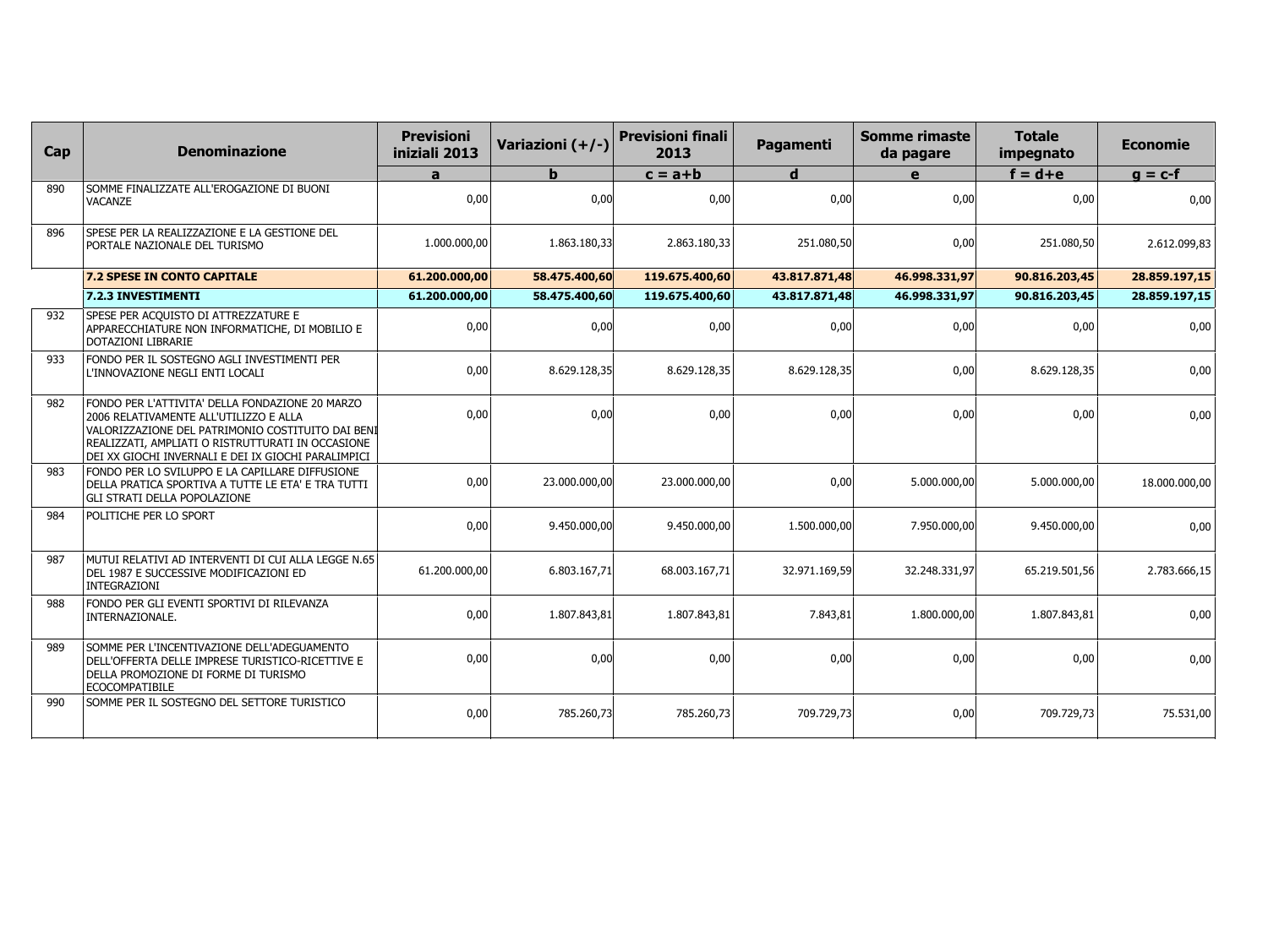| Cap | Denominazione | Previsioni iniziali 2013 | Variazioni (+/-) | Previsioni finali 2013 | Pagamenti | Somme rimaste da pagare | Totale impegnato | Economie |
|---|---|---|---|---|---|---|---|---|
| | | a | b | c = a+b | d | e | f = d+e | g = c-f |
| 890 | SOMME FINALIZZATE ALL'EROGAZIONE DI BUONI VACANZE | 0,00 | 0,00 | 0,00 | 0,00 | 0,00 | 0,00 | 0,00 |
| 896 | SPESE PER LA REALIZZAZIONE E LA GESTIONE DEL PORTALE NAZIONALE DEL TURISMO | 1.000.000,00 | 1.863.180,33 | 2.863.180,33 | 251.080,50 | 0,00 | 251.080,50 | 2.612.099,83 |
| | **7.2 SPESE IN CONTO CAPITALE** | **61.200.000,00** | **58.475.400,60** | **119.675.400,60** | **43.817.871,48** | **46.998.331,97** | **90.816.203,45** | **28.859.197,15** |
| | **7.2.3 INVESTIMENTI** | **61.200.000,00** | **58.475.400,60** | **119.675.400,60** | **43.817.871,48** | **46.998.331,97** | **90.816.203,45** | **28.859.197,15** |
| 932 | SPESE PER ACQUISTO DI ATTREZZATURE E APPARECCHIATURE NON INFORMATICHE, DI MOBILIO E DOTAZIONI LIBRARIE | 0,00 | 0,00 | 0,00 | 0,00 | 0,00 | 0,00 | 0,00 |
| 933 | FONDO PER IL SOSTEGNO AGLI INVESTIMENTI PER L'INNOVAZIONE NEGLI ENTI LOCALI | 0,00 | 8.629.128,35 | 8.629.128,35 | 8.629.128,35 | 0,00 | 8.629.128,35 | 0,00 |
| 982 | FONDO PER L'ATTIVITA' DELLA FONDAZIONE 20 MARZO 2006 RELATIVAMENTE ALL'UTILIZZO E ALLA VALORIZZAZIONE DEL PATRIMONIO COSTITUITO DAI BENI REALIZZATI, AMPLIATI O RISTRUTTURATI IN OCCASIONE DEI XX GIOCHI INVERNALI E DEI IX GIOCHI PARALIMPICI | 0,00 | 0,00 | 0,00 | 0,00 | 0,00 | 0,00 | 0,00 |
| 983 | FONDO PER LO SVILUPPO E LA CAPILLARE DIFFUSIONE DELLA PRATICA SPORTIVA A TUTTE LE ETA' E TRA TUTTI GLI STRATI DELLA POPOLAZIONE | 0,00 | 23.000.000,00 | 23.000.000,00 | 0,00 | 5.000.000,00 | 5.000.000,00 | 18.000.000,00 |
| 984 | POLITICHE PER LO SPORT | 0,00 | 9.450.000,00 | 9.450.000,00 | 1.500.000,00 | 7.950.000,00 | 9.450.000,00 | 0,00 |
| 987 | MUTUI RELATIVI AD INTERVENTI DI CUI ALLA LEGGE N.65 DEL 1987 E SUCCESSIVE MODIFICAZIONI ED INTEGRAZIONI | 61.200.000,00 | 6.803.167,71 | 68.003.167,71 | 32.971.169,59 | 32.248.331,97 | 65.219.501,56 | 2.783.666,15 |
| 988 | FONDO PER GLI EVENTI SPORTIVI DI RILEVANZA INTERNAZIONALE. | 0,00 | 1.807.843,81 | 1.807.843,81 | 7.843,81 | 1.800.000,00 | 1.807.843,81 | 0,00 |
| 989 | SOMME PER L'INCENTIVAZIONE DELL'ADEGUAMENTO DELL'OFFERTA DELLE IMPRESE TURISTICO-RICETTIVE E DELLA PROMOZIONE DI FORME DI TURISMO ECOCOMPATIBILE | 0,00 | 0,00 | 0,00 | 0,00 | 0,00 | 0,00 | 0,00 |
| 990 | SOMME PER IL SOSTEGNO DEL SETTORE TURISTICO | 0,00 | 785.260,73 | 785.260,73 | 709.729,73 | 0,00 | 709.729,73 | 75.531,00 |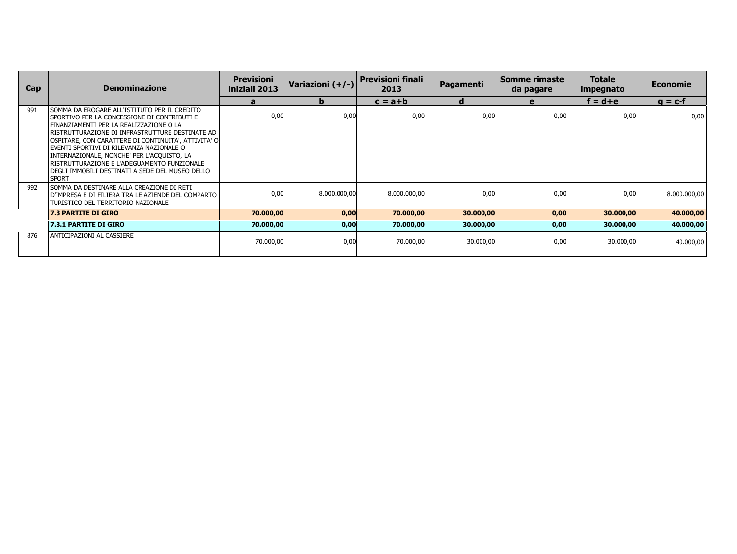| Cap | Denominazione | Previsioni iniziali 2013 | Variazioni (+/-) | Previsioni finali 2013 | Pagamenti | Somme rimaste da pagare | Totale impegnato | Economie |
|---|---|---|---|---|---|---|---|---|
| | | a | b | c = a+b | d | e | f = d+e | g = c-f |
| 991 | SOMMA DA EROGARE ALL'ISTITUTO PER IL CREDITO SPORTIVO PER LA CONCESSIONE DI CONTRIBUTI E FINANZIAMENTI PER LA REALIZZAZIONE O LA RISTRUTTURAZIONE DI INFRASTRUTTURE DESTINATE AD OSPITARE, CON CARATTERE DI CONTINUITA', ATTIVITA' O EVENTI SPORTIVI DI RILEVANZA NAZIONALE O INTERNAZIONALE, NONCHE' PER L'ACQUISTO, LA RISTRUTTURAZIONE E L'ADEGUAMENTO FUNZIONALE DEGLI IMMOBILI DESTINATI A SEDE DEL MUSEO DELLO SPORT | 0,00 | 0,00 | 0,00 | 0,00 | 0,00 | 0,00 | 0,00 |
| 992 | SOMMA DA DESTINARE ALLA CREAZIONE DI RETI D'IMPRESA E DI FILIERA TRA LE AZIENDE DEL COMPARTO TURISTICO DEL TERRITORIO NAZIONALE | 0,00 | 8.000.000,00 | 8.000.000,00 | 0,00 | 0,00 | 0,00 | 8.000.000,00 |
| | **7.3 PARTITE DI GIRO** | **70.000,00** | **0,00** | **70.000,00** | **30.000,00** | **0,00** | **30.000,00** | **40.000,00** |
| | **7.3.1 PARTITE DI GIRO** | **70.000,00** | **0,00** | **70.000,00** | **30.000,00** | **0,00** | **30.000,00** | **40.000,00** |
| 876 | ANTICIPAZIONI AL CASSIERE | 70.000,00 | 0,00 | 70.000,00 | 30.000,00 | 0,00 | 30.000,00 | 40.000,00 |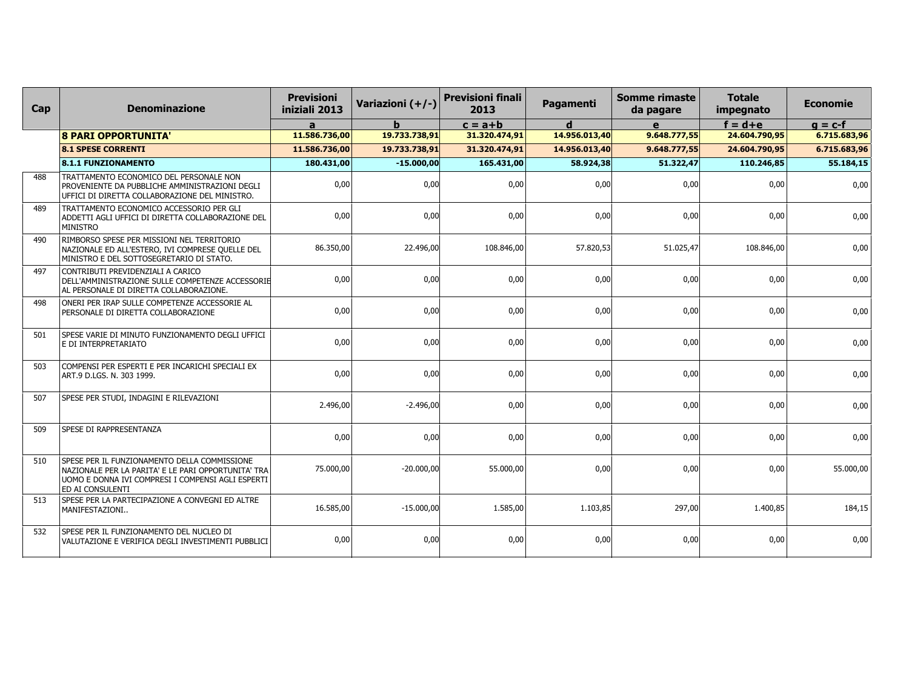| Cap | Denominazione | Previsioni iniziali 2013 | Variazioni (+/-) | Previsioni finali 2013 | Pagamenti | Somme rimaste da pagare | Totale impegnato | Economie |
|---|---|---|---|---|---|---|---|---|
| | | a | b | c = a+b | d | e | f = d+e | g = c-f |
| | **8 PARI OPPORTUNITA'** | **11.586.736,00** | **19.733.738,91** | **31.320.474,91** | **14.956.013,40** | **9.648.777,55** | **24.604.790,95** | **6.715.683,96** |
| | **8.1 SPESE CORRENTI** | **11.586.736,00** | **19.733.738,91** | **31.320.474,91** | **14.956.013,40** | **9.648.777,55** | **24.604.790,95** | **6.715.683,96** |
| | **8.1.1 FUNZIONAMENTO** | **180.431,00** | **-15.000,00** | **165.431,00** | **58.924,38** | **51.322,47** | **110.246,85** | **55.184,15** |
| 488 | TRATTAMENTO ECONOMICO DEL PERSONALE NON PROVENIENTE DA PUBBLICHE AMMINISTRAZIONI DEGLI UFFICI DI DIRETTA COLLABORAZIONE DEL MINISTRO. | 0,00 | 0,00 | 0,00 | 0,00 | 0,00 | 0,00 | 0,00 |
| 489 | TRATTAMENTO ECONOMICO ACCESSORIO PER GLI ADDETTI AGLI UFFICI DI DIRETTA COLLABORAZIONE DEL MINISTRO | 0,00 | 0,00 | 0,00 | 0,00 | 0,00 | 0,00 | 0,00 |
| 490 | RIMBORSO SPESE PER MISSIONI NEL TERRITORIO NAZIONALE ED ALL'ESTERO, IVI COMPRESE QUELLE DEL MINISTRO E DEL SOTTOSEGRETARIO DI STATO. | 86.350,00 | 22.496,00 | 108.846,00 | 57.820,53 | 51.025,47 | 108.846,00 | 0,00 |
| 497 | CONTRIBUTI PREVIDENZIALI A CARICO DELL'AMMINISTRAZIONE SULLE COMPETENZE ACCESSORIE AL PERSONALE DI DIRETTA COLLABORAZIONE. | 0,00 | 0,00 | 0,00 | 0,00 | 0,00 | 0,00 | 0,00 |
| 498 | ONERI PER IRAP SULLE COMPETENZE ACCESSORIE AL PERSONALE DI DIRETTA COLLABORAZIONE | 0,00 | 0,00 | 0,00 | 0,00 | 0,00 | 0,00 | 0,00 |
| 501 | SPESE VARIE DI MINUTO FUNZIONAMENTO DEGLI UFFICI E DI INTERPRETARIATO | 0,00 | 0,00 | 0,00 | 0,00 | 0,00 | 0,00 | 0,00 |
| 503 | COMPENSI PER ESPERTI E PER INCARICHI SPECIALI EX ART.9 D.LGS. N. 303 1999. | 0,00 | 0,00 | 0,00 | 0,00 | 0,00 | 0,00 | 0,00 |
| 507 | SPESE PER STUDI, INDAGINI E RILEVAZIONI | 2.496,00 | -2.496,00 | 0,00 | 0,00 | 0,00 | 0,00 | 0,00 |
| 509 | SPESE DI RAPPRESENTANZA | 0,00 | 0,00 | 0,00 | 0,00 | 0,00 | 0,00 | 0,00 |
| 510 | SPESE PER IL FUNZIONAMENTO DELLA COMMISSIONE NAZIONALE PER LA PARITA' E LE PARI OPPORTUNITA' TRA UOMO E DONNA IVI COMPRESI I COMPENSI AGLI ESPERTI ED AI CONSULENTI | 75.000,00 | -20.000,00 | 55.000,00 | 0,00 | 0,00 | 0,00 | 55.000,00 |
| 513 | SPESE PER LA PARTECIPAZIONE A CONVEGNI ED ALTRE MANIFESTAZIONI.. | 16.585,00 | -15.000,00 | 1.585,00 | 1.103,85 | 297,00 | 1.400,85 | 184,15 |
| 532 | SPESE PER IL FUNZIONAMENTO DEL NUCLEO DI VALUTAZIONE E VERIFICA DEGLI INVESTIMENTI PUBBLICI | 0,00 | 0,00 | 0,00 | 0,00 | 0,00 | 0,00 | 0,00 |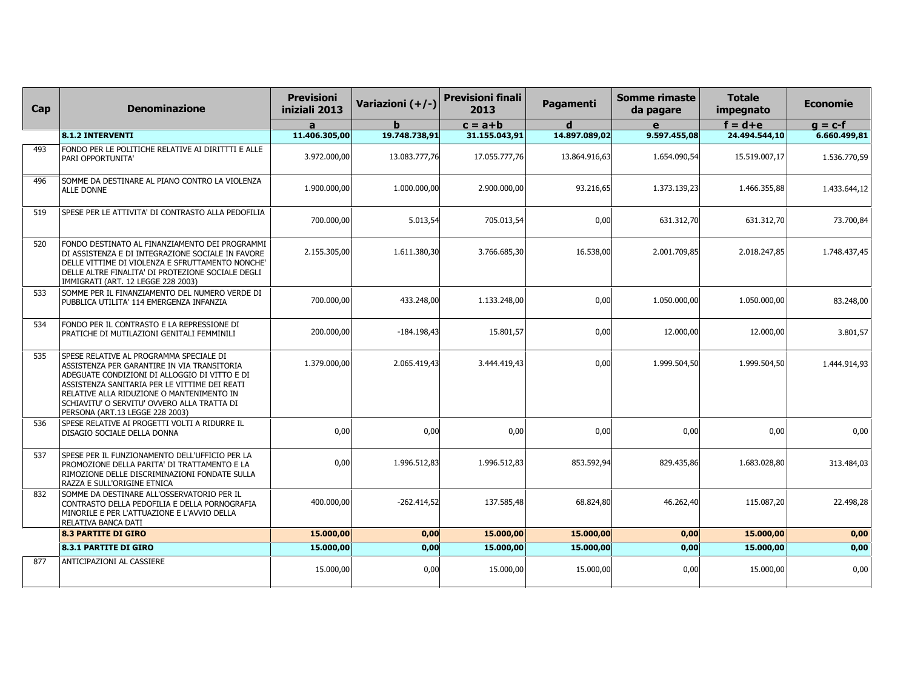| Cap | Denominazione | Previsioni iniziali 2013 | Variazioni (+/-) | Previsioni finali 2013 | Pagamenti | Somme rimaste da pagare | Totale impegnato | Economie |
|---|---|---|---|---|---|---|---|---|
| | | a | b | c = a+b | d | e | f = d+e | g = c-f |
| | **8.1.2 INTERVENTI** | **11.406.305,00** | **19.748.738,91** | **31.155.043,91** | **14.897.089,02** | **9.597.455,08** | **24.494.544,10** | **6.660.499,81** |
| 493 | FONDO PER LE POLITICHE RELATIVE AI DIRITTTI E ALLE PARI OPPORTUNITA' | 3.972.000,00 | 13.083.777,76 | 17.055.777,76 | 13.864.916,63 | 1.654.090,54 | 15.519.007,17 | 1.536.770,59 |
| 496 | SOMME DA DESTINARE AL PIANO CONTRO LA VIOLENZA ALLE DONNE | 1.900.000,00 | 1.000.000,00 | 2.900.000,00 | 93.216,65 | 1.373.139,23 | 1.466.355,88 | 1.433.644,12 |
| 519 | SPESE PER LE ATTIVITA' DI CONTRASTO ALLA PEDOFILIA | 700.000,00 | 5.013,54 | 705.013,54 | 0,00 | 631.312,70 | 631.312,70 | 73.700,84 |
| 520 | FONDO DESTINATO AL FINANZIAMENTO DEI PROGRAMMI DI ASSISTENZA E DI INTEGRAZIONE SOCIALE IN FAVORE DELLE VITTIME DI VIOLENZA E SFRUTTAMENTO NONCHE' DELLE ALTRE FINALITA' DI PROTEZIONE SOCIALE DEGLI IMMIGRATI (ART. 12 LEGGE 228 2003) | 2.155.305,00 | 1.611.380,30 | 3.766.685,30 | 16.538,00 | 2.001.709,85 | 2.018.247,85 | 1.748.437,45 |
| 533 | SOMME PER IL FINANZIAMENTO DEL NUMERO VERDE DI PUBBLICA UTILITA' 114 EMERGENZA INFANZIA | 700.000,00 | 433.248,00 | 1.133.248,00 | 0,00 | 1.050.000,00 | 1.050.000,00 | 83.248,00 |
| 534 | FONDO PER IL CONTRASTO E LA REPRESSIONE DI PRATICHE DI MUTILAZIONI GENITALI FEMMINILI | 200.000,00 | -184.198,43 | 15.801,57 | 0,00 | 12.000,00 | 12.000,00 | 3.801,57 |
| 535 | SPESE RELATIVE AL PROGRAMMA SPECIALE DI ASSISTENZA PER GARANTIRE IN VIA TRANSITORIA ADEGUATE CONDIZIONI DI ALLOGGIO DI VITTO E DI ASSISTENZA SANITARIA PER LE VITTIME DEI REATI RELATIVE ALLA RIDUZIONE O MANTENIMENTO IN SCHIAVITU' O SERVITU' OVVERO ALLA TRATTA DI PERSONA (ART.13 LEGGE 228 2003) | 1.379.000,00 | 2.065.419,43 | 3.444.419,43 | 0,00 | 1.999.504,50 | 1.999.504,50 | 1.444.914,93 |
| 536 | SPESE RELATIVE AI PROGETTI VOLTI A RIDURRE IL DISAGIO SOCIALE DELLA DONNA | 0,00 | 0,00 | 0,00 | 0,00 | 0,00 | 0,00 | 0,00 |
| 537 | SPESE PER IL FUNZIONAMENTO DELL'UFFICIO PER LA PROMOZIONE DELLA PARITA' DI TRATTAMENTO E LA RIMOZIONE DELLE DISCRIMINAZIONI FONDATE SULLA RAZZA E SULL'ORIGINE ETNICA | 0,00 | 1.996.512,83 | 1.996.512,83 | 853.592,94 | 829.435,86 | 1.683.028,80 | 313.484,03 |
| 832 | SOMME DA DESTINARE ALL'OSSERVATORIO PER IL CONTRASTO DELLA PEDOFILIA E DELLA PORNOGRAFIA MINORILE E PER L'ATTUAZIONE E L'AVVIO DELLA RELATIVA BANCA DATI | 400.000,00 | -262.414,52 | 137.585,48 | 68.824,80 | 46.262,40 | 115.087,20 | 22.498,28 |
| | **8.3 PARTITE DI GIRO** | **15.000,00** | **0,00** | **15.000,00** | **15.000,00** | **0,00** | **15.000,00** | **0,00** |
| | **8.3.1 PARTITE DI GIRO** | **15.000,00** | **0,00** | **15.000,00** | **15.000,00** | **0,00** | **15.000,00** | **0,00** |
| 877 | ANTICIPAZIONI AL CASSIERE | 15.000,00 | 0,00 | 15.000,00 | 15.000,00 | 0,00 | 15.000,00 | 0,00 |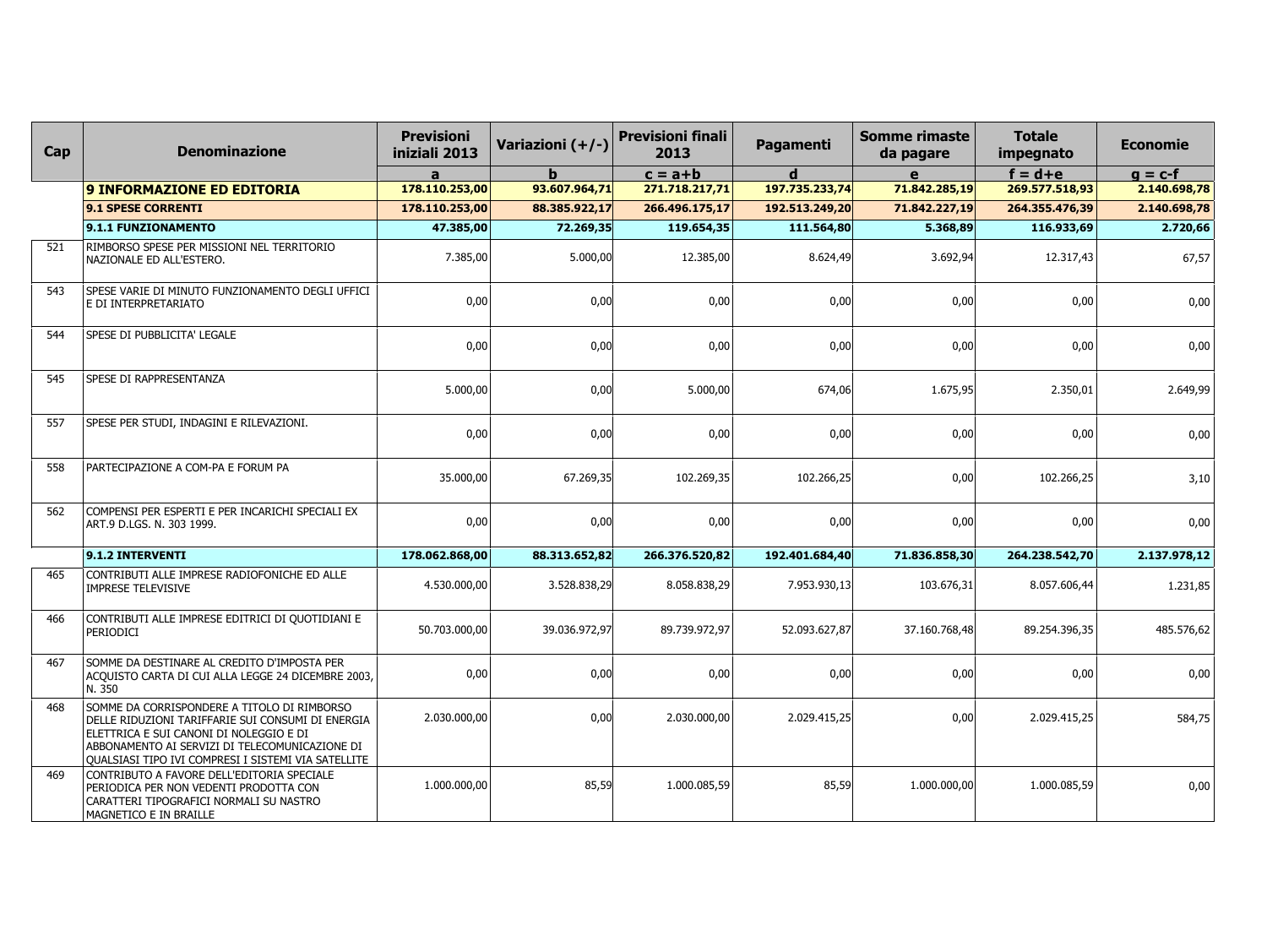| Cap | Denominazione | Previsioni iniziali 2013 | Variazioni (+/-) | Previsioni finali 2013 | Pagamenti | Somme rimaste da pagare | Totale impegnato | Economie |
|---|---|---|---|---|---|---|---|---|
| | | a | b | c = a+b | d | e | f = d+e | g = c-f |
| | **9 INFORMAZIONE ED EDITORIA** | **178.110.253,00** | **93.607.964,71** | **271.718.217,71** | **197.735.233,74** | **71.842.285,19** | **269.577.518,93** | **2.140.698,78** |
| | **9.1 SPESE CORRENTI** | **178.110.253,00** | **88.385.922,17** | **266.496.175,17** | **192.513.249,20** | **71.842.227,19** | **264.355.476,39** | **2.140.698,78** |
| | **9.1.1 FUNZIONAMENTO** | **47.385,00** | **72.269,35** | **119.654,35** | **111.564,80** | **5.368,89** | **116.933,69** | **2.720,66** |
| 521 | RIMBORSO SPESE PER MISSIONI NEL TERRITORIO NAZIONALE ED ALL'ESTERO. | 7.385,00 | 5.000,00 | 12.385,00 | 8.624,49 | 3.692,94 | 12.317,43 | 67,57 |
| 543 | SPESE VARIE DI MINUTO FUNZIONAMENTO DEGLI UFFICI E DI INTERPRETARIATO | 0,00 | 0,00 | 0,00 | 0,00 | 0,00 | 0,00 | 0,00 |
| 544 | SPESE DI PUBBLICITA' LEGALE | 0,00 | 0,00 | 0,00 | 0,00 | 0,00 | 0,00 | 0,00 |
| 545 | SPESE DI RAPPRESENTANZA | 5.000,00 | 0,00 | 5.000,00 | 674,06 | 1.675,95 | 2.350,01 | 2.649,99 |
| 557 | SPESE PER STUDI, INDAGINI E RILEVAZIONI. | 0,00 | 0,00 | 0,00 | 0,00 | 0,00 | 0,00 | 0,00 |
| 558 | PARTECIPAZIONE A COM-PA E FORUM PA | 35.000,00 | 67.269,35 | 102.269,35 | 102.266,25 | 0,00 | 102.266,25 | 3,10 |
| 562 | COMPENSI PER ESPERTI E PER INCARICHI SPECIALI EX ART.9 D.LGS. N. 303 1999. | 0,00 | 0,00 | 0,00 | 0,00 | 0,00 | 0,00 | 0,00 |
| | **9.1.2 INTERVENTI** | **178.062.868,00** | **88.313.652,82** | **266.376.520,82** | **192.401.684,40** | **71.836.858,30** | **264.238.542,70** | **2.137.978,12** |
| 465 | CONTRIBUTI ALLE IMPRESE RADIOFONICHE ED ALLE IMPRESE TELEVISIVE | 4.530.000,00 | 3.528.838,29 | 8.058.838,29 | 7.953.930,13 | 103.676,31 | 8.057.606,44 | 1.231,85 |
| 466 | CONTRIBUTI ALLE IMPRESE EDITRICI DI QUOTIDIANI E PERIODICI | 50.703.000,00 | 39.036.972,97 | 89.739.972,97 | 52.093.627,87 | 37.160.768,48 | 89.254.396,35 | 485.576,62 |
| 467 | SOMME DA DESTINARE AL CREDITO D'IMPOSTA PER ACQUISTO CARTA DI CUI ALLA LEGGE 24 DICEMBRE 2003, N. 350 | 0,00 | 0,00 | 0,00 | 0,00 | 0,00 | 0,00 | 0,00 |
| 468 | SOMME DA CORRISPONDERE A TITOLO DI RIMBORSO DELLE RIDUZIONI TARIFFARIE SUI CONSUMI DI ENERGIA ELETTRICA E SUI CANONI DI NOLEGGIO E DI ABBONAMENTO AI SERVIZI DI TELECOMUNICAZIONE DI QUALSIASI TIPO IVI COMPRESI I SISTEMI VIA SATELLITE | 2.030.000,00 | 0,00 | 2.030.000,00 | 2.029.415,25 | 0,00 | 2.029.415,25 | 584,75 |
| 469 | CONTRIBUTO A FAVORE DELL'EDITORIA SPECIALE PERIODICA PER NON VEDENTI PRODOTTA CON CARATTERI TIPOGRAFICI NORMALI SU NASTRO MAGNETICO E IN BRAILLE | 1.000.000,00 | 85,59 | 1.000.085,59 | 85,59 | 1.000.000,00 | 1.000.085,59 | 0,00 |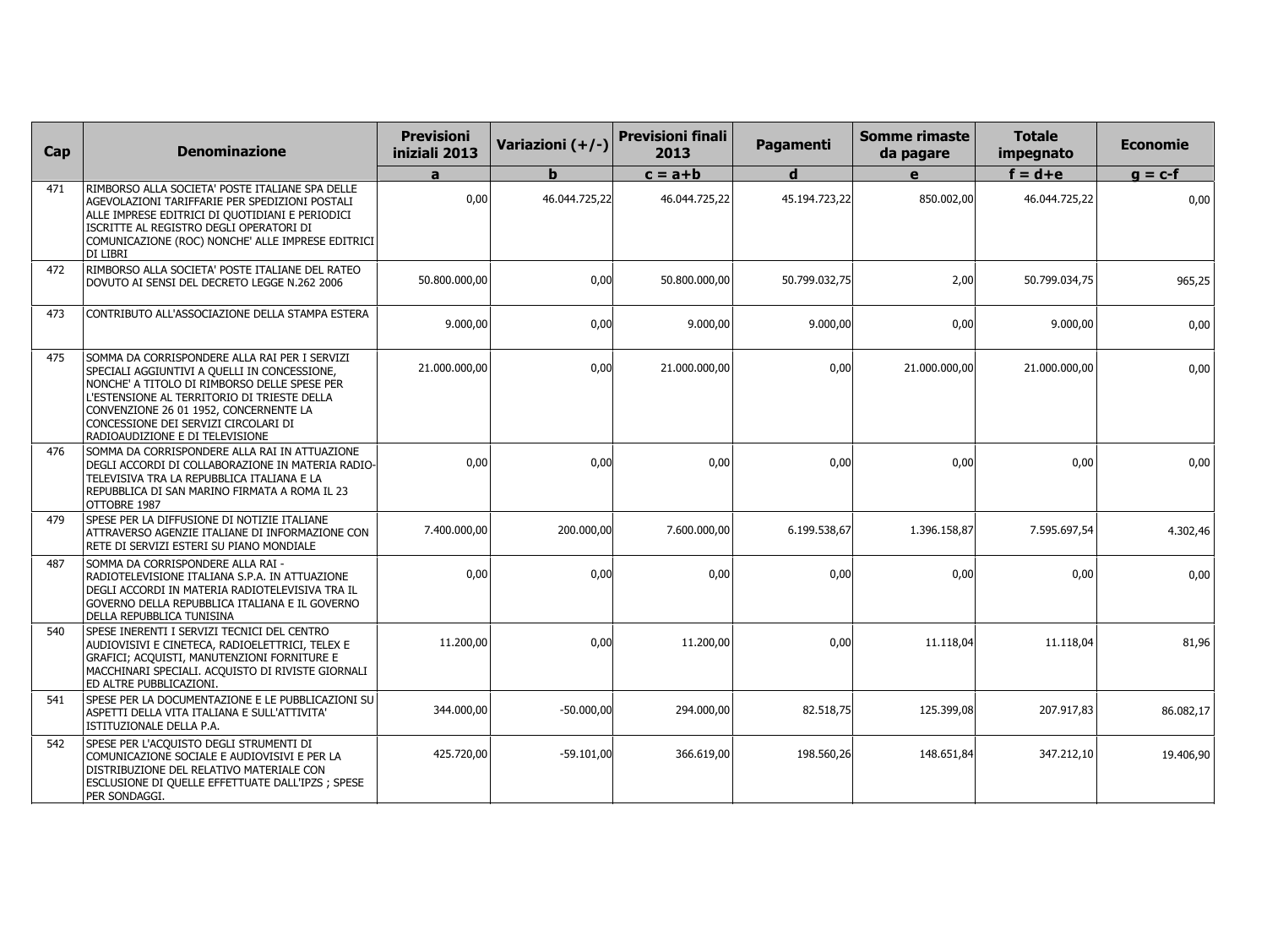| Cap | Denominazione | Previsioni iniziali 2013 | Variazioni (+/-) | Previsioni finali 2013 | Pagamenti | Somme rimaste da pagare | Totale impegnato | Economie |
|---|---|---|---|---|---|---|---|---|
| | | a | b | c = a+b | d | e | f = d+e | g = c-f |
| 471 | RIMBORSO ALLA SOCIETA' POSTE ITALIANE SPA DELLE AGEVOLAZIONI TARIFFARIE PER SPEDIZIONI POSTALI ALLE IMPRESE EDITRICI DI QUOTIDIANI E PERIODICI ISCRITTE AL REGISTRO DEGLI OPERATORI DI COMUNICAZIONE (ROC) NONCHE' ALLE IMPRESE EDITRICI DI LIBRI | 0,00 | 46.044.725,22 | 46.044.725,22 | 45.194.723,22 | 850.002,00 | 46.044.725,22 | 0,00 |
| 472 | RIMBORSO ALLA SOCIETA' POSTE ITALIANE DEL RATEO DOVUTO AI SENSI DEL DECRETO LEGGE N.262 2006 | 50.800.000,00 | 0,00 | 50.800.000,00 | 50.799.032,75 | 2,00 | 50.799.034,75 | 965,25 |
| 473 | CONTRIBUTO ALL'ASSOCIAZIONE DELLA STAMPA ESTERA | 9.000,00 | 0,00 | 9.000,00 | 9.000,00 | 0,00 | 9.000,00 | 0,00 |
| 475 | SOMMA DA CORRISPONDERE ALLA RAI PER I SERVIZI SPECIALI AGGIUNTIVI A QUELLI IN CONCESSIONE, NONCHE' A TITOLO DI RIMBORSO DELLE SPESE PER L'ESTENSIONE AL TERRITORIO DI TRIESTE DELLA CONVENZIONE 26 01 1952, CONCERNENTE LA CONCESSIONE DEI SERVIZI CIRCOLARI DI RADIOAUDIZIONE E DI TELEVISIONE | 21.000.000,00 | 0,00 | 21.000.000,00 | 0,00 | 21.000.000,00 | 21.000.000,00 | 0,00 |
| 476 | SOMMA DA CORRISPONDERE ALLA RAI IN ATTUAZIONE DEGLI ACCORDI DI COLLABORAZIONE IN MATERIA RADIO-TELEVISIVA TRA LA REPUBBLICA ITALIANA E LA REPUBBLICA DI SAN MARINO FIRMATA A ROMA IL 23 OTTOBRE 1987 | 0,00 | 0,00 | 0,00 | 0,00 | 0,00 | 0,00 | 0,00 |
| 479 | SPESE PER LA DIFFUSIONE DI NOTIZIE ITALIANE ATTRAVERSO AGENZIE ITALIANE DI INFORMAZIONE CON RETE DI SERVIZI ESTERI SU PIANO MONDIALE | 7.400.000,00 | 200.000,00 | 7.600.000,00 | 6.199.538,67 | 1.396.158,87 | 7.595.697,54 | 4.302,46 |
| 487 | SOMMA DA CORRISPONDERE ALLA RAI - RADIOTELEVISIONE ITALIANA S.P.A. IN ATTUAZIONE DEGLI ACCORDI IN MATERIA RADIOTELEVISIVA TRA IL GOVERNO DELLA REPUBBLICA ITALIANA E IL GOVERNO DELLA REPUBBLICA TUNISINA | 0,00 | 0,00 | 0,00 | 0,00 | 0,00 | 0,00 | 0,00 |
| 540 | SPESE INERENTI I SERVIZI TECNICI DEL CENTRO AUDIOVISIVI E CINETECA, RADIOELETTRICI, TELEX E GRAFICI; ACQUISTI, MANUTENZIONI FORNITURE E MACCHINARI SPECIALI. ACQUISTO DI RIVISTE GIORNALI ED ALTRE PUBBLICAZIONI. | 11.200,00 | 0,00 | 11.200,00 | 0,00 | 11.118,04 | 11.118,04 | 81,96 |
| 541 | SPESE PER LA DOCUMENTAZIONE E LE PUBBLICAZIONI SU ASPETTI DELLA VITA ITALIANA E SULL'ATTIVITA' ISTITUZIONALE DELLA P.A. | 344.000,00 | -50.000,00 | 294.000,00 | 82.518,75 | 125.399,08 | 207.917,83 | 86.082,17 |
| 542 | SPESE PER L'ACQUISTO DEGLI STRUMENTI DI COMUNICAZIONE SOCIALE E AUDIOVISIVI E PER LA DISTRIBUZIONE DEL RELATIVO MATERIALE CON ESCLUSIONE DI QUELLE EFFETTUATE DALL'IPZS ; SPESE PER SONDAGGI. | 425.720,00 | -59.101,00 | 366.619,00 | 198.560,26 | 148.651,84 | 347.212,10 | 19.406,90 |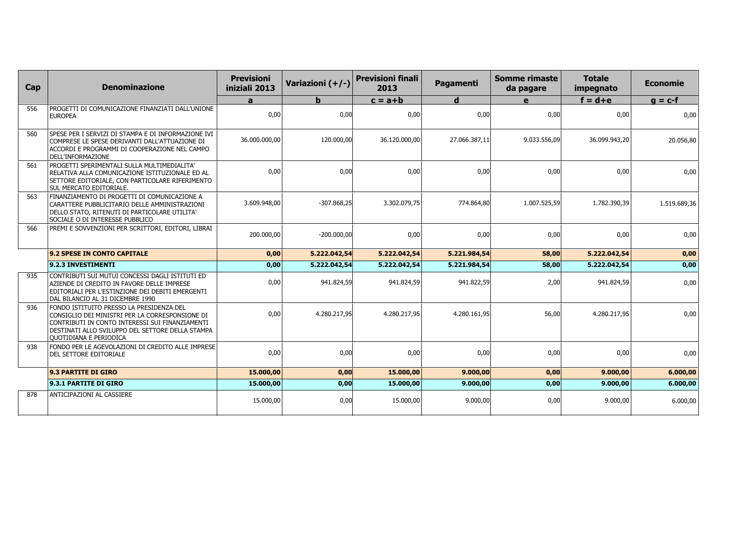| Cap | Denominazione | Previsioni iniziali 2013 | Variazioni (+/-) | Previsioni finali 2013 | Pagamenti | Somme rimaste da pagare | Totale impegnato | Economie |
|---|---|---|---|---|---|---|---|---|
| | | a | b | c = a+b | d | e | f = d+e | g = c-f |
| 556 | PROGETTI DI COMUNICAZIONE FINANZIATI DALL'UNIONE EUROPEA | 0,00 | 0,00 | 0,00 | 0,00 | 0,00 | 0,00 | 0,00 |
| 560 | SPESE PER I SERVIZI DI STAMPA E DI INFORMAZIONE IVI COMPRESE LE SPESE DERIVANTI DALL'ATTUAZIONE DI ACCORDI E PROGRAMMI DI COOPERAZIONE NEL CAMPO DELL'INFORMAZIONE | 36.000.000,00 | 120.000,00 | 36.120.000,00 | 27.066.387,11 | 9.033.556,09 | 36.099.943,20 | 20.056,80 |
| 561 | PROGETTI SPERIMENTALI SULLA MULTIMEDIALITA' RELATIVA ALLA COMUNICAZIONE ISTITUZIONALE ED AL SETTORE EDITORIALE, CON PARTICOLARE RIFERIMENTO SUL MERCATO EDITORIALE. | 0,00 | 0,00 | 0,00 | 0,00 | 0,00 | 0,00 | 0,00 |
| 563 | FINANZIAMENTO DI PROGETTI DI COMUNICAZIONE A CARATTERE PUBBLICITARIO DELLE AMMINISTRAZIONI DELLO STATO, RITENUTI DI PARTICOLARE UTILITA' SOCIALE O DI INTERESSE PUBBLICO | 3.609.948,00 | -307.868,25 | 3.302.079,75 | 774.864,80 | 1.007.525,59 | 1.782.390,39 | 1.519.689,36 |
| 566 | PREMI E SOVVENZIONI PER SCRITTORI, EDITORI, LIBRAI | 200.000,00 | -200.000,00 | 0,00 | 0,00 | 0,00 | 0,00 | 0,00 |
| | **9.2 SPESE IN CONTO CAPITALE** | **0,00** | **5.222.042,54** | **5.222.042,54** | **5.221.984,54** | **58,00** | **5.222.042,54** | **0,00** |
| | **9.2.3 INVESTIMENTI** | **0,00** | **5.222.042,54** | **5.222.042,54** | **5.221.984,54** | **58,00** | **5.222.042,54** | **0,00** |
| 935 | CONTRIBUTI SUI MUTUI CONCESSI DAGLI ISTITUTI ED AZIENDE DI CREDITO IN FAVORE DELLE IMPRESE EDITORIALI PER L'ESTINZIONE DEI DEBITI EMERGENTI DAL BILANCIO AL 31 DICEMBRE 1990 | 0,00 | 941.824,59 | 941.824,59 | 941.822,59 | 2,00 | 941.824,59 | 0,00 |
| 936 | FONDO ISTITUITO PRESSO LA PRESIDENZA DEL CONSIGLIO DEI MINISTRI PER LA CORRESPONSIONE DI CONTRIBUTI IN CONTO INTERESSI SUI FINANZIAMENTI DESTINATI ALLO SVILUPPO DEL SETTORE DELLA STAMPA QUOTIDIANA E PERIODICA | 0,00 | 4.280.217,95 | 4.280.217,95 | 4.280.161,95 | 56,00 | 4.280.217,95 | 0,00 |
| 938 | FONDO PER LE AGEVOLAZIONI DI CREDITO ALLE IMPRESE DEL SETTORE EDITORIALE | 0,00 | 0,00 | 0,00 | 0,00 | 0,00 | 0,00 | 0,00 |
| | **9.3 PARTITE DI GIRO** | **15.000,00** | **0,00** | **15.000,00** | **9.000,00** | **0,00** | **9.000,00** | **6.000,00** |
| | **9.3.1 PARTITE DI GIRO** | **15.000,00** | **0,00** | **15.000,00** | **9.000,00** | **0,00** | **9.000,00** | **6.000,00** |
| 878 | ANTICIPAZIONI AL CASSIERE | 15.000,00 | 0,00 | 15.000,00 | 9.000,00 | 0,00 | 9.000,00 | 6.000,00 |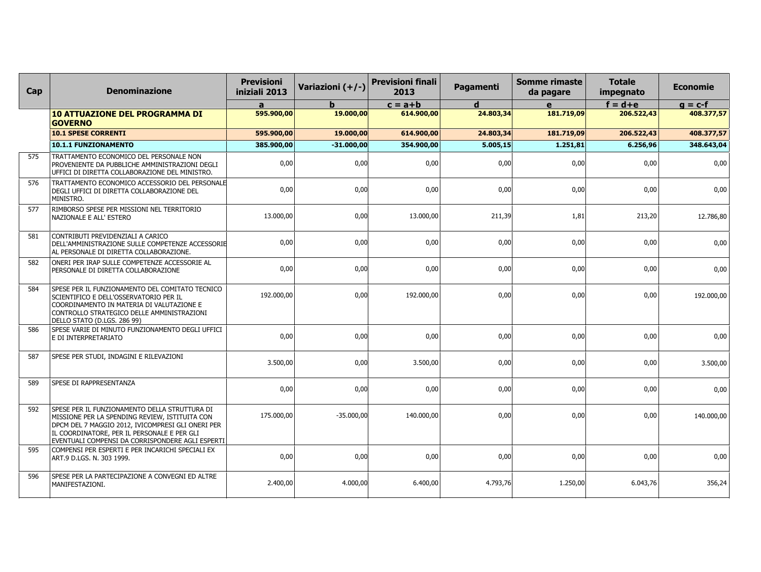| Cap | Denominazione | Previsioni iniziali 2013 | Variazioni (+/-) | Previsioni finali 2013 | Pagamenti | Somme rimaste da pagare | Totale impegnato | Economie |
|---|---|---|---|---|---|---|---|---|
| | | a | b | c = a+b | d | e | f = d+e | g = c-f |
| | **10 ATTUAZIONE DEL PROGRAMMA DI GOVERNO** | **595.900,00** | **19.000,00** | **614.900,00** | **24.803,34** | **181.719,09** | **206.522,43** | **408.377,57** |
| | **10.1 SPESE CORRENTI** | **595.900,00** | **19.000,00** | **614.900,00** | **24.803,34** | **181.719,09** | **206.522,43** | **408.377,57** |
| | **10.1.1 FUNZIONAMENTO** | **385.900,00** | **-31.000,00** | **354.900,00** | **5.005,15** | **1.251,81** | **6.256,96** | **348.643,04** |
| 575 | TRATTAMENTO ECONOMICO DEL PERSONALE NON PROVENIENTE DA PUBBLICHE AMMINISTRAZIONI DEGLI UFFICI DI DIRETTA COLLABORAZIONE DEL MINISTRO. | 0,00 | 0,00 | 0,00 | 0,00 | 0,00 | 0,00 | 0,00 |
| 576 | TRATTAMENTO ECONOMICO ACCESSORIO DEL PERSONALE DEGLI UFFICI DI DIRETTA COLLABORAZIONE DEL MINISTRO. | 0,00 | 0,00 | 0,00 | 0,00 | 0,00 | 0,00 | 0,00 |
| 577 | RIMBORSO SPESE PER MISSIONI NEL TERRITORIO NAZIONALE E ALL' ESTERO | 13.000,00 | 0,00 | 13.000,00 | 211,39 | 1,81 | 213,20 | 12.786,80 |
| 581 | CONTRIBUTI PREVIDENZIALI A CARICO DELL'AMMINISTRAZIONE SULLE COMPETENZE ACCESSORIE AL PERSONALE DI DIRETTA COLLABORAZIONE. | 0,00 | 0,00 | 0,00 | 0,00 | 0,00 | 0,00 | 0,00 |
| 582 | ONERI PER IRAP SULLE COMPETENZE ACCESSORIE AL PERSONALE DI DIRETTA COLLABORAZIONE | 0,00 | 0,00 | 0,00 | 0,00 | 0,00 | 0,00 | 0,00 |
| 584 | SPESE PER IL FUNZIONAMENTO DEL COMITATO TECNICO SCIENTIFICO E DELL'OSSERVATORIO PER IL COORDINAMENTO IN MATERIA DI VALUTAZIONE E CONTROLLO STRATEGICO DELLE AMMINISTRAZIONI DELLO STATO (D.LGS. 286 99) | 192.000,00 | 0,00 | 192.000,00 | 0,00 | 0,00 | 0,00 | 192.000,00 |
| 586 | SPESE VARIE DI MINUTO FUNZIONAMENTO DEGLI UFFICI E DI INTERPRETARIATO | 0,00 | 0,00 | 0,00 | 0,00 | 0,00 | 0,00 | 0,00 |
| 587 | SPESE PER STUDI, INDAGINI E RILEVAZIONI | 3.500,00 | 0,00 | 3.500,00 | 0,00 | 0,00 | 0,00 | 3.500,00 |
| 589 | SPESE DI RAPPRESENTANZA | 0,00 | 0,00 | 0,00 | 0,00 | 0,00 | 0,00 | 0,00 |
| 592 | SPESE PER IL FUNZIONAMENTO DELLA STRUTTURA DI MISSIONE PER LA SPENDING REVIEW, ISTITUITA CON DPCM DEL 7 MAGGIO 2012, IVICOMPRESI GLI ONERI PER IL COORDINATORE, PER IL PERSONALE E PER GLI EVENTUALI COMPENSI DA CORRISPONDERE AGLI ESPERTI | 175.000,00 | -35.000,00 | 140.000,00 | 0,00 | 0,00 | 0,00 | 140.000,00 |
| 595 | COMPENSI PER ESPERTI E PER INCARICHI SPECIALI EX ART.9 D.LGS. N. 303 1999. | 0,00 | 0,00 | 0,00 | 0,00 | 0,00 | 0,00 | 0,00 |
| 596 | SPESE PER LA PARTECIPAZIONE A CONVEGNI ED ALTRE MANIFESTAZIONI. | 2.400,00 | 4.000,00 | 6.400,00 | 4.793,76 | 1.250,00 | 6.043,76 | 356,24 |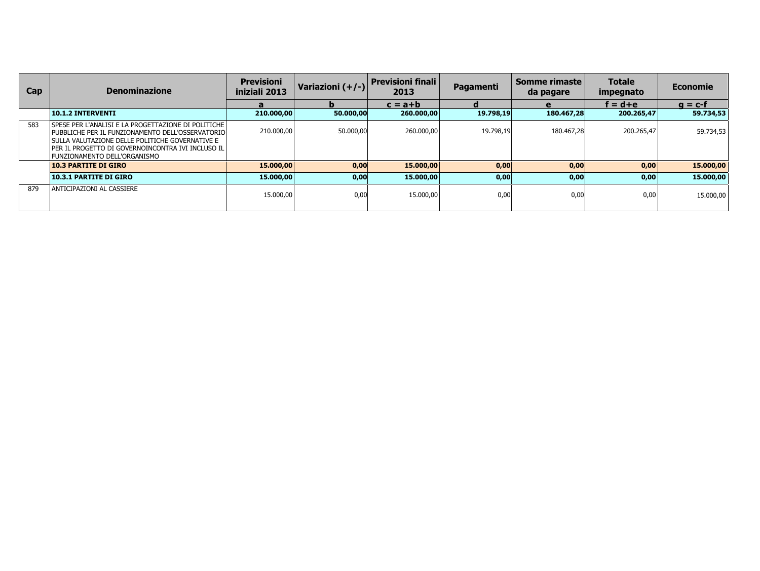| Cap | Denominazione | Previsioni iniziali 2013 | Variazioni (+/-) | Previsioni finali 2013 | Pagamenti | Somme rimaste da pagare | Totale impegnato | Economie |
|---|---|---|---|---|---|---|---|---|
| | | a | b | c = a+b | d | e | f = d+e | g = c-f |
| | **10.1.2 INTERVENTI** | **210.000,00** | **50.000,00** | **260.000,00** | **19.798,19** | **180.467,28** | **200.265,47** | **59.734,53** |
| 583 | SPESE PER L'ANALISI E LA PROGETTAZIONE DI POLITICHE PUBBLICHE PER IL FUNZIONAMENTO DELL'OSSERVATORIO SULLA VALUTAZIONE DELLE POLITICHE GOVERNATIVE E PER IL PROGETTO DI GOVERNOINCONTRA IVI INCLUSO IL FUNZIONAMENTO DELL'ORGANISMO | 210.000,00 | 50.000,00 | 260.000,00 | 19.798,19 | 180.467,28 | 200.265,47 | 59.734,53 |
| | **10.3 PARTITE DI GIRO** | **15.000,00** | **0,00** | **15.000,00** | **0,00** | **0,00** | **0,00** | **15.000,00** |
| | **10.3.1 PARTITE DI GIRO** | **15.000,00** | **0,00** | **15.000,00** | **0,00** | **0,00** | **0,00** | **15.000,00** |
| 879 | ANTICIPAZIONI AL CASSIERE | 15.000,00 | 0,00 | 15.000,00 | 0,00 | 0,00 | 0,00 | 15.000,00 |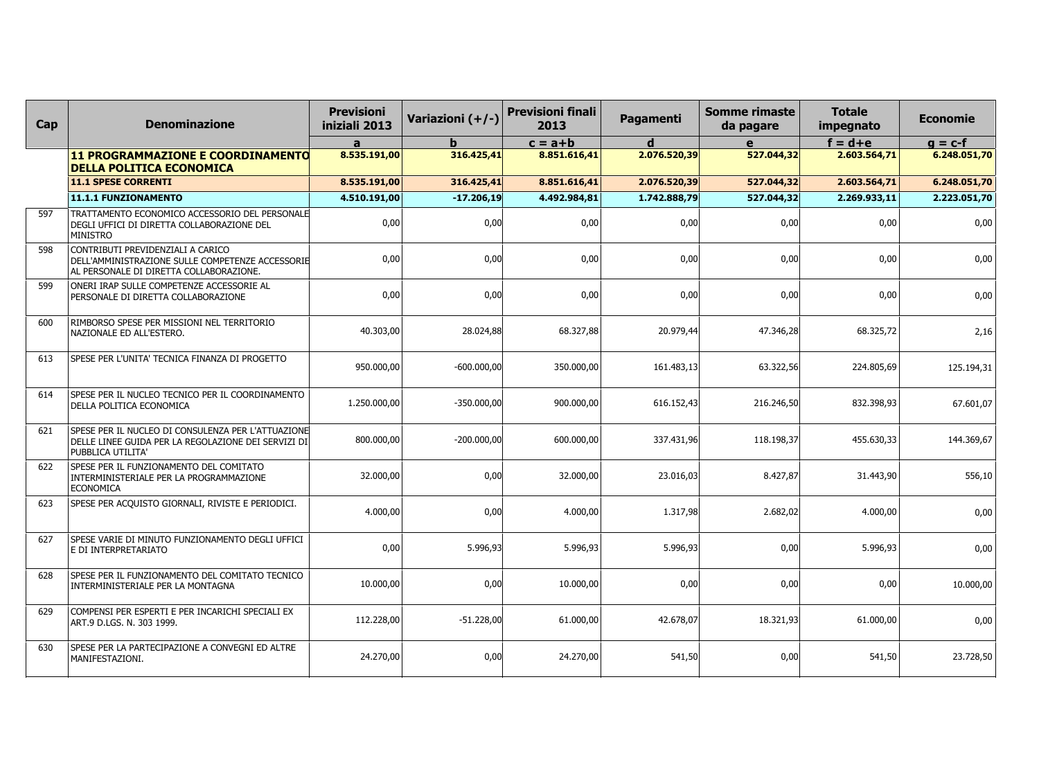| Cap | Denominazione | Previsioni iniziali 2013 | Variazioni (+/-) | Previsioni finali 2013 | Pagamenti | Somme rimaste da pagare | Totale impegnato | Economie |
|---|---|---|---|---|---|---|---|---|
| | | a | b | c = a+b | d | e | f = d+e | g = c-f |
| | **11 PROGRAMMAZIONE E COORDINAMENTO DELLA POLITICA ECONOMICA** | **8.535.191,00** | **316.425,41** | **8.851.616,41** | **2.076.520,39** | **527.044,32** | **2.603.564,71** | **6.248.051,70** |
| | **11.1 SPESE CORRENTI** | **8.535.191,00** | **316.425,41** | **8.851.616,41** | **2.076.520,39** | **527.044,32** | **2.603.564,71** | **6.248.051,70** |
| | **11.1.1 FUNZIONAMENTO** | **4.510.191,00** | **-17.206,19** | **4.492.984,81** | **1.742.888,79** | **527.044,32** | **2.269.933,11** | **2.223.051,70** |
| 597 | TRATTAMENTO ECONOMICO ACCESSORIO DEL PERSONALE DEGLI UFFICI DI DIRETTA COLLABORAZIONE DEL MINISTRO | 0,00 | 0,00 | 0,00 | 0,00 | 0,00 | 0,00 | 0,00 |
| 598 | CONTRIBUTI PREVIDENZIALI A CARICO DELL'AMMINISTRAZIONE SULLE COMPETENZE ACCESSORIE AL PERSONALE DI DIRETTA COLLABORAZIONE. | 0,00 | 0,00 | 0,00 | 0,00 | 0,00 | 0,00 | 0,00 |
| 599 | ONERI IRAP SULLE COMPETENZE ACCESSORIE AL PERSONALE DI DIRETTA COLLABORAZIONE | 0,00 | 0,00 | 0,00 | 0,00 | 0,00 | 0,00 | 0,00 |
| 600 | RIMBORSO SPESE PER MISSIONI NEL TERRITORIO NAZIONALE ED ALL'ESTERO. | 40.303,00 | 28.024,88 | 68.327,88 | 20.979,44 | 47.346,28 | 68.325,72 | 2,16 |
| 613 | SPESE PER L'UNITA' TECNICA FINANZA DI PROGETTO | 950.000,00 | -600.000,00 | 350.000,00 | 161.483,13 | 63.322,56 | 224.805,69 | 125.194,31 |
| 614 | SPESE PER IL NUCLEO TECNICO PER IL COORDINAMENTO DELLA POLITICA ECONOMICA | 1.250.000,00 | -350.000,00 | 900.000,00 | 616.152,43 | 216.246,50 | 832.398,93 | 67.601,07 |
| 621 | SPESE PER IL NUCLEO DI CONSULENZA PER L'ATTUAZIONE DELLE LINEE GUIDA PER LA REGOLAZIONE DEI SERVIZI DI PUBBLICA UTILITA' | 800.000,00 | -200.000,00 | 600.000,00 | 337.431,96 | 118.198,37 | 455.630,33 | 144.369,67 |
| 622 | SPESE PER IL FUNZIONAMENTO DEL COMITATO INTERMINISTERIALE PER LA PROGRAMMAZIONE ECONOMICA | 32.000,00 | 0,00 | 32.000,00 | 23.016,03 | 8.427,87 | 31.443,90 | 556,10 |
| 623 | SPESE PER ACQUISTO GIORNALI, RIVISTE E PERIODICI. | 4.000,00 | 0,00 | 4.000,00 | 1.317,98 | 2.682,02 | 4.000,00 | 0,00 |
| 627 | SPESE VARIE DI MINUTO FUNZIONAMENTO DEGLI UFFICI E DI INTERPRETARIATO | 0,00 | 5.996,93 | 5.996,93 | 5.996,93 | 0,00 | 5.996,93 | 0,00 |
| 628 | SPESE PER IL FUNZIONAMENTO DEL COMITATO TECNICO INTERMINISTERIALE PER LA MONTAGNA | 10.000,00 | 0,00 | 10.000,00 | 0,00 | 0,00 | 0,00 | 10.000,00 |
| 629 | COMPENSI PER ESPERTI E PER INCARICHI SPECIALI EX ART.9 D.LGS. N. 303 1999. | 112.228,00 | -51.228,00 | 61.000,00 | 42.678,07 | 18.321,93 | 61.000,00 | 0,00 |
| 630 | SPESE PER LA PARTECIPAZIONE A CONVEGNI ED ALTRE MANIFESTAZIONI. | 24.270,00 | 0,00 | 24.270,00 | 541,50 | 0,00 | 541,50 | 23.728,50 |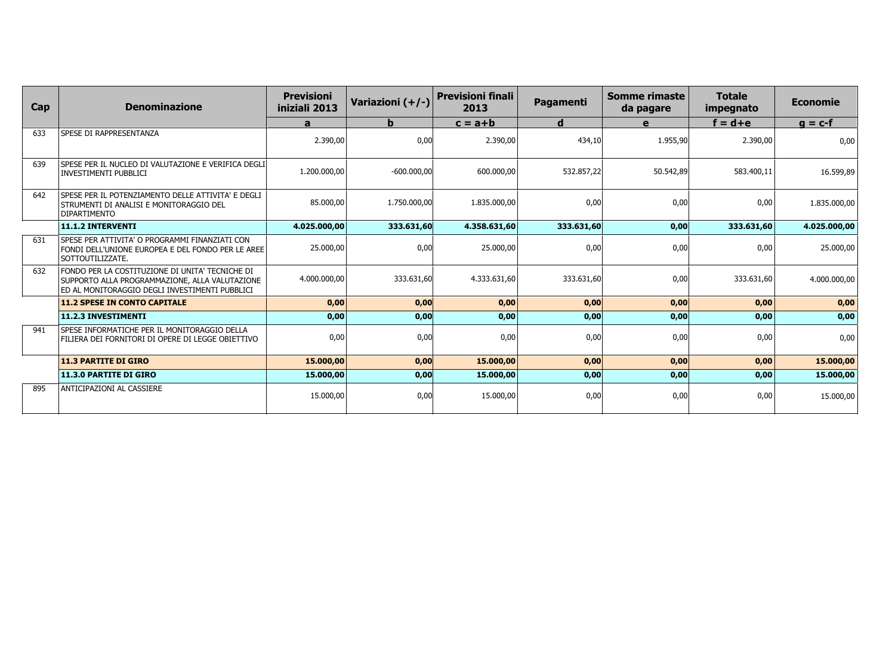| Cap | Denominazione | Previsioni iniziali 2013 | Variazioni (+/-) | Previsioni finali 2013 | Pagamenti | Somme rimaste da pagare | Totale impegnato | Economie |
|---|---|---|---|---|---|---|---|---|
| | | a | b | c = a+b | d | e | f = d+e | g = c-f |
| 633 | SPESE DI RAPPRESENTANZA | 2.390,00 | 0,00 | 2.390,00 | 434,10 | 1.955,90 | 2.390,00 | 0,00 |
| 639 | SPESE PER IL NUCLEO DI VALUTAZIONE E VERIFICA DEGLI INVESTIMENTI PUBBLICI | 1.200.000,00 | -600.000,00 | 600.000,00 | 532.857,22 | 50.542,89 | 583.400,11 | 16.599,89 |
| 642 | SPESE PER IL POTENZIAMENTO DELLE ATTIVITA' E DEGLI STRUMENTI DI ANALISI E MONITORAGGIO DEL DIPARTIMENTO | 85.000,00 | 1.750.000,00 | 1.835.000,00 | 0,00 | 0,00 | 0,00 | 1.835.000,00 |
| | **11.1.2 INTERVENTI** | **4.025.000,00** | **333.631,60** | **4.358.631,60** | **333.631,60** | **0,00** | **333.631,60** | **4.025.000,00** |
| 631 | SPESE PER ATTIVITA' O PROGRAMMI FINANZIATI CON FONDI DELL'UNIONE EUROPEA E DEL FONDO PER LE AREE SOTTOUTILIZZATE. | 25.000,00 | 0,00 | 25.000,00 | 0,00 | 0,00 | 0,00 | 25.000,00 |
| 632 | FONDO PER LA COSTITUZIONE DI UNITA' TECNICHE DI SUPPORTO ALLA PROGRAMMAZIONE, ALLA VALUTAZIONE ED AL MONITORAGGIO DEGLI INVESTIMENTI PUBBLICI | 4.000.000,00 | 333.631,60 | 4.333.631,60 | 333.631,60 | 0,00 | 333.631,60 | 4.000.000,00 |
| | **11.2 SPESE IN CONTO CAPITALE** | **0,00** | **0,00** | **0,00** | **0,00** | **0,00** | **0,00** | **0,00** |
| | **11.2.3 INVESTIMENTI** | **0,00** | **0,00** | **0,00** | **0,00** | **0,00** | **0,00** | **0,00** |
| 941 | SPESE INFORMATICHE PER IL MONITORAGGIO DELLA FILIERA DEI FORNITORI DI OPERE DI LEGGE OBIETTIVO | 0,00 | 0,00 | 0,00 | 0,00 | 0,00 | 0,00 | 0,00 |
| | **11.3 PARTITE DI GIRO** | **15.000,00** | **0,00** | **15.000,00** | **0,00** | **0,00** | **0,00** | **15.000,00** |
| | **11.3.0 PARTITE DI GIRO** | **15.000,00** | **0,00** | **15.000,00** | **0,00** | **0,00** | **0,00** | **15.000,00** |
| 895 | ANTICIPAZIONI AL CASSIERE | 15.000,00 | 0,00 | 15.000,00 | 0,00 | 0,00 | 0,00 | 15.000,00 |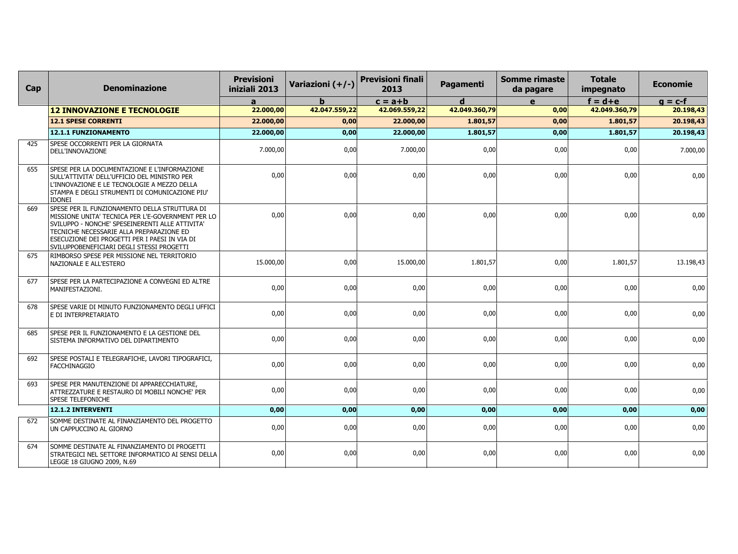| Cap | Denominazione | Previsioni iniziali 2013 | Variazioni (+/-) | Previsioni finali 2013 | Pagamenti | Somme rimaste da pagare | Totale impegnato | Economie |
|---|---|---|---|---|---|---|---|---|
| | | a | b | c = a+b | d | e | f = d+e | g = c-f |
| | **12 INNOVAZIONE E TECNOLOGIE** | **22.000,00** | **42.047.559,22** | **42.069.559,22** | **42.049.360,79** | **0,00** | **42.049.360,79** | **20.198,43** |
| | **12.1 SPESE CORRENTI** | **22.000,00** | **0,00** | **22.000,00** | **1.801,57** | **0,00** | **1.801,57** | **20.198,43** |
| | **12.1.1 FUNZIONAMENTO** | **22.000,00** | **0,00** | **22.000,00** | **1.801,57** | **0,00** | **1.801,57** | **20.198,43** |
| 425 | SPESE OCCORRENTI PER LA GIORNATA DELL'INNOVAZIONE | 7.000,00 | 0,00 | 7.000,00 | 0,00 | 0,00 | 0,00 | 7.000,00 |
| 655 | SPESE PER LA DOCUMENTAZIONE E L'INFORMAZIONE SULL'ATTIVITA' DELL'UFFICIO DEL MINISTRO PER L'INNOVAZIONE E LE TECNOLOGIE A MEZZO DELLA STAMPA E DEGLI STRUMENTI DI COMUNICAZIONE PIU' IDONEI | 0,00 | 0,00 | 0,00 | 0,00 | 0,00 | 0,00 | 0,00 |
| 669 | SPESE PER IL FUNZIONAMENTO DELLA STRUTTURA DI MISSIONE UNITA' TECNICA PER L'E-GOVERNMENT PER LO SVILUPPO - NONCHE' SPESEINERENTI ALLE ATTIVITA' TECNICHE NECESSARIE ALLA PREPARAZIONE ED ESECUZIONE DEI PROGETTI PER I PAESI IN VIA DI SVILUPPOBENEFICIARI DEGLI STESSI PROGETTI | 0,00 | 0,00 | 0,00 | 0,00 | 0,00 | 0,00 | 0,00 |
| 675 | RIMBORSO SPESE PER MISSIONE NEL TERRITORIO NAZIONALE E ALL'ESTERO | 15.000,00 | 0,00 | 15.000,00 | 1.801,57 | 0,00 | 1.801,57 | 13.198,43 |
| 677 | SPESE PER LA PARTECIPAZIONE A CONVEGNI ED ALTRE MANIFESTAZIONI. | 0,00 | 0,00 | 0,00 | 0,00 | 0,00 | 0,00 | 0,00 |
| 678 | SPESE VARIE DI MINUTO FUNZIONAMENTO DEGLI UFFICI E DI INTERPRETARIATO | 0,00 | 0,00 | 0,00 | 0,00 | 0,00 | 0,00 | 0,00 |
| 685 | SPESE PER IL FUNZIONAMENTO E LA GESTIONE DEL SISTEMA INFORMATIVO DEL DIPARTIMENTO | 0,00 | 0,00 | 0,00 | 0,00 | 0,00 | 0,00 | 0,00 |
| 692 | SPESE POSTALI E TELEGRAFICHE, LAVORI TIPOGRAFICI, FACCHINAGGIO | 0,00 | 0,00 | 0,00 | 0,00 | 0,00 | 0,00 | 0,00 |
| 693 | SPESE PER MANUTENZIONE DI APPARECCHIATURE, ATTREZZATURE E RESTAURO DI MOBILI NONCHE' PER SPESE TELEFONICHE | 0,00 | 0,00 | 0,00 | 0,00 | 0,00 | 0,00 | 0,00 |
| | **12.1.2 INTERVENTI** | **0,00** | **0,00** | **0,00** | **0,00** | **0,00** | **0,00** | **0,00** |
| 672 | SOMME DESTINATE AL FINANZIAMENTO DEL PROGETTO UN CAPPUCCINO AL GIORNO | 0,00 | 0,00 | 0,00 | 0,00 | 0,00 | 0,00 | 0,00 |
| 674 | SOMME DESTINATE AL FINANZIAMENTO DI PROGETTI STRATEGICI NEL SETTORE INFORMATICO AI SENSI DELLA LEGGE 18 GIUGNO 2009, N.69 | 0,00 | 0,00 | 0,00 | 0,00 | 0,00 | 0,00 | 0,00 |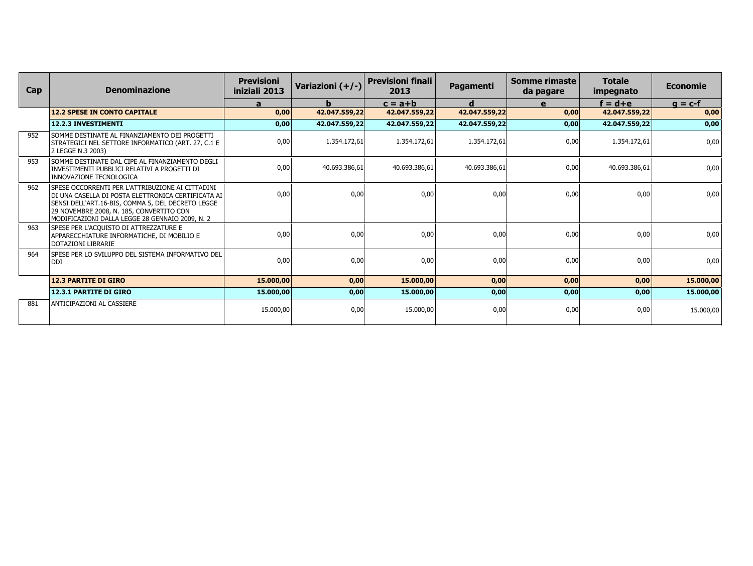| Cap | Denominazione | Previsioni iniziali 2013 | Variazioni (+/-) | Previsioni finali 2013 | Pagamenti | Somme rimaste da pagare | Totale impegnato | Economie |
|---|---|---|---|---|---|---|---|---|
| | | a | b | c = a+b | d | e | f = d+e | g = c-f |
| | **12.2 SPESE IN CONTO CAPITALE** | **0,00** | **42.047.559,22** | **42.047.559,22** | **42.047.559,22** | **0,00** | **42.047.559,22** | **0,00** |
| | **12.2.3 INVESTIMENTI** | **0,00** | **42.047.559,22** | **42.047.559,22** | **42.047.559,22** | **0,00** | **42.047.559,22** | **0,00** |
| 952 | SOMME DESTINATE AL FINANZIAMENTO DEI PROGETTI STRATEGICI NEL SETTORE INFORMATICO (ART. 27, C.1 E 2 LEGGE N.3 2003) | 0,00 | 1.354.172,61 | 1.354.172,61 | 1.354.172,61 | 0,00 | 1.354.172,61 | 0,00 |
| 953 | SOMME DESTINATE DAL CIPE AL FINANZIAMENTO DEGLI INVESTIMENTI PUBBLICI RELATIVI A PROGETTI DI INNOVAZIONE TECNOLOGICA | 0,00 | 40.693.386,61 | 40.693.386,61 | 40.693.386,61 | 0,00 | 40.693.386,61 | 0,00 |
| 962 | SPESE OCCORRENTI PER L'ATTRIBUZIONE AI CITTADINI DI UNA CASELLA DI POSTA ELETTRONICA CERTIFICATA AI SENSI DELL'ART.16-BIS, COMMA 5, DEL DECRETO LEGGE 29 NOVEMBRE 2008, N. 185, CONVERTITO CON MODIFICAZIONI DALLA LEGGE 28 GENNAIO 2009, N. 2 | 0,00 | 0,00 | 0,00 | 0,00 | 0,00 | 0,00 | 0,00 |
| 963 | SPESE PER L'ACQUISTO DI ATTREZZATURE E APPARECCHIATURE INFORMATICHE, DI MOBILIO E DOTAZIONI LIBRARIE | 0,00 | 0,00 | 0,00 | 0,00 | 0,00 | 0,00 | 0,00 |
| 964 | SPESE PER LO SVILUPPO DEL SISTEMA INFORMATIVO DEL DDI | 0,00 | 0,00 | 0,00 | 0,00 | 0,00 | 0,00 | 0,00 |
| | **12.3 PARTITE DI GIRO** | **15.000,00** | **0,00** | **15.000,00** | **0,00** | **0,00** | **0,00** | **15.000,00** |
| | **12.3.1 PARTITE DI GIRO** | **15.000,00** | **0,00** | **15.000,00** | **0,00** | **0,00** | **0,00** | **15.000,00** |
| 881 | ANTICIPAZIONI AL CASSIERE | 15.000,00 | 0,00 | 15.000,00 | 0,00 | 0,00 | 0,00 | 15.000,00 |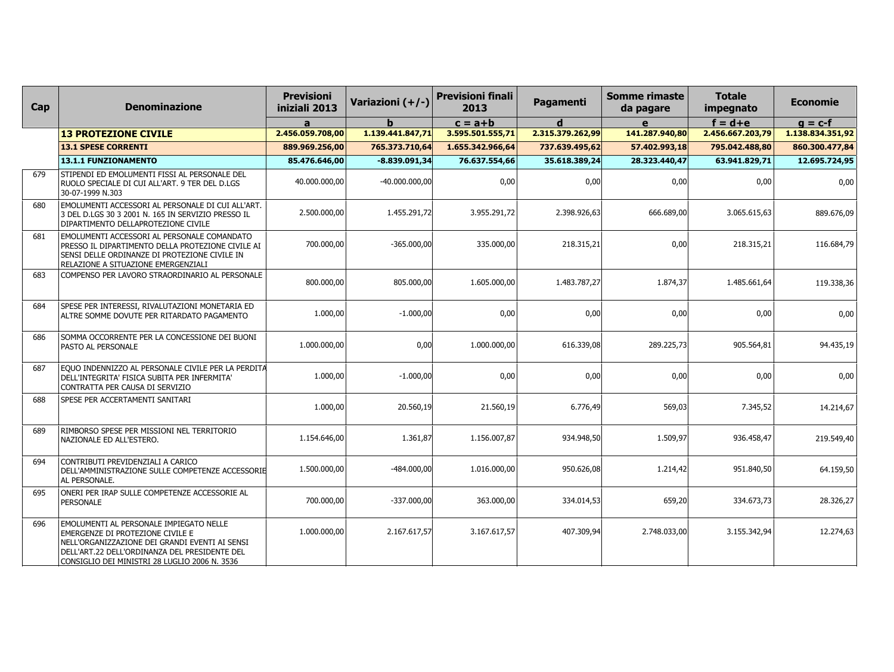| Cap | Denominazione | Previsioni iniziali 2013 | Variazioni (+/-) | Previsioni finali 2013 | Pagamenti | Somme rimaste da pagare | Totale impegnato | Economie |
|---|---|---|---|---|---|---|---|---|
| | | a | b | c = a+b | d | e | f = d+e | g = c-f |
| | **13 PROTEZIONE CIVILE** | **2.456.059.708,00** | **1.139.441.847,71** | **3.595.501.555,71** | **2.315.379.262,99** | **141.287.940,80** | **2.456.667.203,79** | **1.138.834.351,92** |
| | **13.1 SPESE CORRENTI** | **889.969.256,00** | **765.373.710,64** | **1.655.342.966,64** | **737.639.495,62** | **57.402.993,18** | **795.042.488,80** | **860.300.477,84** |
| | **13.1.1 FUNZIONAMENTO** | **85.476.646,00** | **-8.839.091,34** | **76.637.554,66** | **35.618.389,24** | **28.323.440,47** | **63.941.829,71** | **12.695.724,95** |
| 679 | STIPENDI ED EMOLUMENTI FISSI AL PERSONALE DEL RUOLO SPECIALE DI CUI ALL'ART. 9 TER DEL D.LGS 30-07-1999 N.303 | 40.000.000,00 | -40.000.000,00 | 0,00 | 0,00 | 0,00 | 0,00 | 0,00 |
| 680 | EMOLUMENTI ACCESSORI AL PERSONALE DI CUI ALL'ART. 3 DEL D.LGS 30 3 2001 N. 165 IN SERVIZIO PRESSO IL DIPARTIMENTO DELLAPROTEZIONE CIVILE | 2.500.000,00 | 1.455.291,72 | 3.955.291,72 | 2.398.926,63 | 666.689,00 | 3.065.615,63 | 889.676,09 |
| 681 | EMOLUMENTI ACCESSORI AL PERSONALE COMANDATO PRESSO IL DIPARTIMENTO DELLA PROTEZIONE CIVILE AI SENSI DELLE ORDINANZE DI PROTEZIONE CIVILE IN RELAZIONE A SITUAZIONE EMERGENZIALI | 700.000,00 | -365.000,00 | 335.000,00 | 218.315,21 | 0,00 | 218.315,21 | 116.684,79 |
| 683 | COMPENSO PER LAVORO STRAORDINARIO AL PERSONALE | 800.000,00 | 805.000,00 | 1.605.000,00 | 1.483.787,27 | 1.874,37 | 1.485.661,64 | 119.338,36 |
| 684 | SPESE PER INTERESSI, RIVALUTAZIONI MONETARIA ED ALTRE SOMME DOVUTE PER RITARDATO PAGAMENTO | 1.000,00 | -1.000,00 | 0,00 | 0,00 | 0,00 | 0,00 | 0,00 |
| 686 | SOMMA OCCORRENTE PER LA CONCESSIONE DEI BUONI PASTO AL PERSONALE | 1.000.000,00 | 0,00 | 1.000.000,00 | 616.339,08 | 289.225,73 | 905.564,81 | 94.435,19 |
| 687 | EQUO INDENNIZZO AL PERSONALE CIVILE PER LA PERDITA DELL'INTEGRITA' FISICA SUBITA PER INFERMITA' CONTRATTA PER CAUSA DI SERVIZIO | 1.000,00 | -1.000,00 | 0,00 | 0,00 | 0,00 | 0,00 | 0,00 |
| 688 | SPESE PER ACCERTAMENTI SANITARI | 1.000,00 | 20.560,19 | 21.560,19 | 6.776,49 | 569,03 | 7.345,52 | 14.214,67 |
| 689 | RIMBORSO SPESE PER MISSIONI NEL TERRITORIO NAZIONALE ED ALL'ESTERO. | 1.154.646,00 | 1.361,87 | 1.156.007,87 | 934.948,50 | 1.509,97 | 936.458,47 | 219.549,40 |
| 694 | CONTRIBUTI PREVIDENZIALI A CARICO DELL'AMMINISTRAZIONE SULLE COMPETENZE ACCESSORIE AL PERSONALE. | 1.500.000,00 | -484.000,00 | 1.016.000,00 | 950.626,08 | 1.214,42 | 951.840,50 | 64.159,50 |
| 695 | ONERI PER IRAP SULLE COMPETENZE ACCESSORIE AL PERSONALE | 700.000,00 | -337.000,00 | 363.000,00 | 334.014,53 | 659,20 | 334.673,73 | 28.326,27 |
| 696 | EMOLUMENTI AL PERSONALE IMPIEGATO NELLE EMERGENZE DI PROTEZIONE CIVILE E NELL'ORGANIZZAZIONE DEI GRANDI EVENTI AI SENSI DELL'ART.22 DELL'ORDINANZA DEL PRESIDENTE DEL CONSIGLIO DEI MINISTRI 28 LUGLIO 2006 N. 3536 | 1.000.000,00 | 2.167.617,57 | 3.167.617,57 | 407.309,94 | 2.748.033,00 | 3.155.342,94 | 12.274,63 |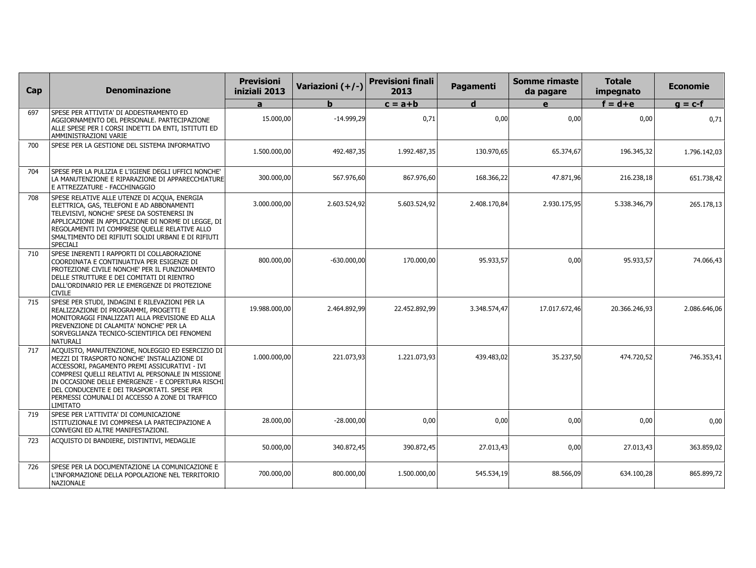| Cap | Denominazione | Previsioni iniziali 2013 | Variazioni (+/-) | Previsioni finali 2013 | Pagamenti | Somme rimaste da pagare | Totale impegnato | Economie |
|---|---|---|---|---|---|---|---|---|
| | | a | b | c = a+b | d | e | f = d+e | g = c-f |
| 697 | SPESE PER ATTIVITA' DI ADDESTRAMENTO ED AGGIORNAMENTO DEL PERSONALE. PARTECIPAZIONE ALLE SPESE PER I CORSI INDETTI DA ENTI, ISTITUTI ED AMMINISTRAZIONI VARIE | 15.000,00 | -14.999,29 | 0,71 | 0,00 | 0,00 | 0,00 | 0,71 |
| 700 | SPESE PER LA GESTIONE DEL SISTEMA INFORMATIVO | 1.500.000,00 | 492.487,35 | 1.992.487,35 | 130.970,65 | 65.374,67 | 196.345,32 | 1.796.142,03 |
| 704 | SPESE PER LA PULIZIA E L'IGIENE DEGLI UFFICI NONCHE' LA MANUTENZIONE E RIPARAZIONE DI APPARECCHIATURE E ATTREZZATURE - FACCHINAGGIO | 300.000,00 | 567.976,60 | 867.976,60 | 168.366,22 | 47.871,96 | 216.238,18 | 651.738,42 |
| 708 | SPESE RELATIVE ALLE UTENZE DI ACQUA, ENERGIA ELETTRICA, GAS, TELEFONI E AD ABBONAMENTI TELEVISIVI, NONCHE' SPESE DA SOSTENERSI IN APPLICAZIONE IN APPLICAZIONE DI NORME DI LEGGE, DI REGOLAMENTI IVI COMPRESE QUELLE RELATIVE ALLO SMALTIMENTO DEI RIFIUTI SOLIDI URBANI E DI RIFIUTI SPECIALI | 3.000.000,00 | 2.603.524,92 | 5.603.524,92 | 2.408.170,84 | 2.930.175,95 | 5.338.346,79 | 265.178,13 |
| 710 | SPESE INERENTI I RAPPORTI DI COLLABORAZIONE COORDINATA E CONTINUATIVA PER ESIGENZE DI PROTEZIONE CIVILE NONCHE' PER IL FUNZIONAMENTO DELLE STRUTTURE E DEI COMITATI DI RIENTRO DALL'ORDINARIO PER LE EMERGENZE DI PROTEZIONE CIVILE | 800.000,00 | -630.000,00 | 170.000,00 | 95.933,57 | 0,00 | 95.933,57 | 74.066,43 |
| 715 | SPESE PER STUDI, INDAGINI E RILEVAZIONI PER LA REALIZZAZIONE DI PROGRAMMI, PROGETTI E MONITORAGGI FINALIZZATI ALLA PREVISIONE ED ALLA PREVENZIONE DI CALAMITA' NONCHE' PER LA SORVEGLIANZA TECNICO-SCIENTIFICA DEI FENOMENI NATURALI | 19.988.000,00 | 2.464.892,99 | 22.452.892,99 | 3.348.574,47 | 17.017.672,46 | 20.366.246,93 | 2.086.646,06 |
| 717 | ACQUISTO, MANUTENZIONE, NOLEGGIO ED ESERCIZIO DI MEZZI DI TRASPORTO NONCHE' INSTALLAZIONE DI ACCESSORI, PAGAMENTO PREMI ASSICURATIVI - IVI COMPRESI QUELLI RELATIVI AL PERSONALE IN MISSIONE IN OCCASIONE DELLE EMERGENZE - E COPERTURA RISCHI DEL CONDUCENTE E DEI TRASPORTATI. SPESE PER PERMESSI COMUNALI DI ACCESSO A ZONE DI TRAFFICO LIMITATO | 1.000.000,00 | 221.073,93 | 1.221.073,93 | 439.483,02 | 35.237,50 | 474.720,52 | 746.353,41 |
| 719 | SPESE PER L'ATTIVITA' DI COMUNICAZIONE ISTITUZIONALE IVI COMPRESA LA PARTECIPAZIONE A CONVEGNI ED ALTRE MANIFESTAZIONI. | 28.000,00 | -28.000,00 | 0,00 | 0,00 | 0,00 | 0,00 | 0,00 |
| 723 | ACQUISTO DI BANDIERE, DISTINTIVI, MEDAGLIE | 50.000,00 | 340.872,45 | 390.872,45 | 27.013,43 | 0,00 | 27.013,43 | 363.859,02 |
| 726 | SPESE PER LA DOCUMENTAZIONE LA COMUNICAZIONE E L'INFORMAZIONE DELLA POPOLAZIONE NEL TERRITORIO NAZIONALE | 700.000,00 | 800.000,00 | 1.500.000,00 | 545.534,19 | 88.566,09 | 634.100,28 | 865.899,72 |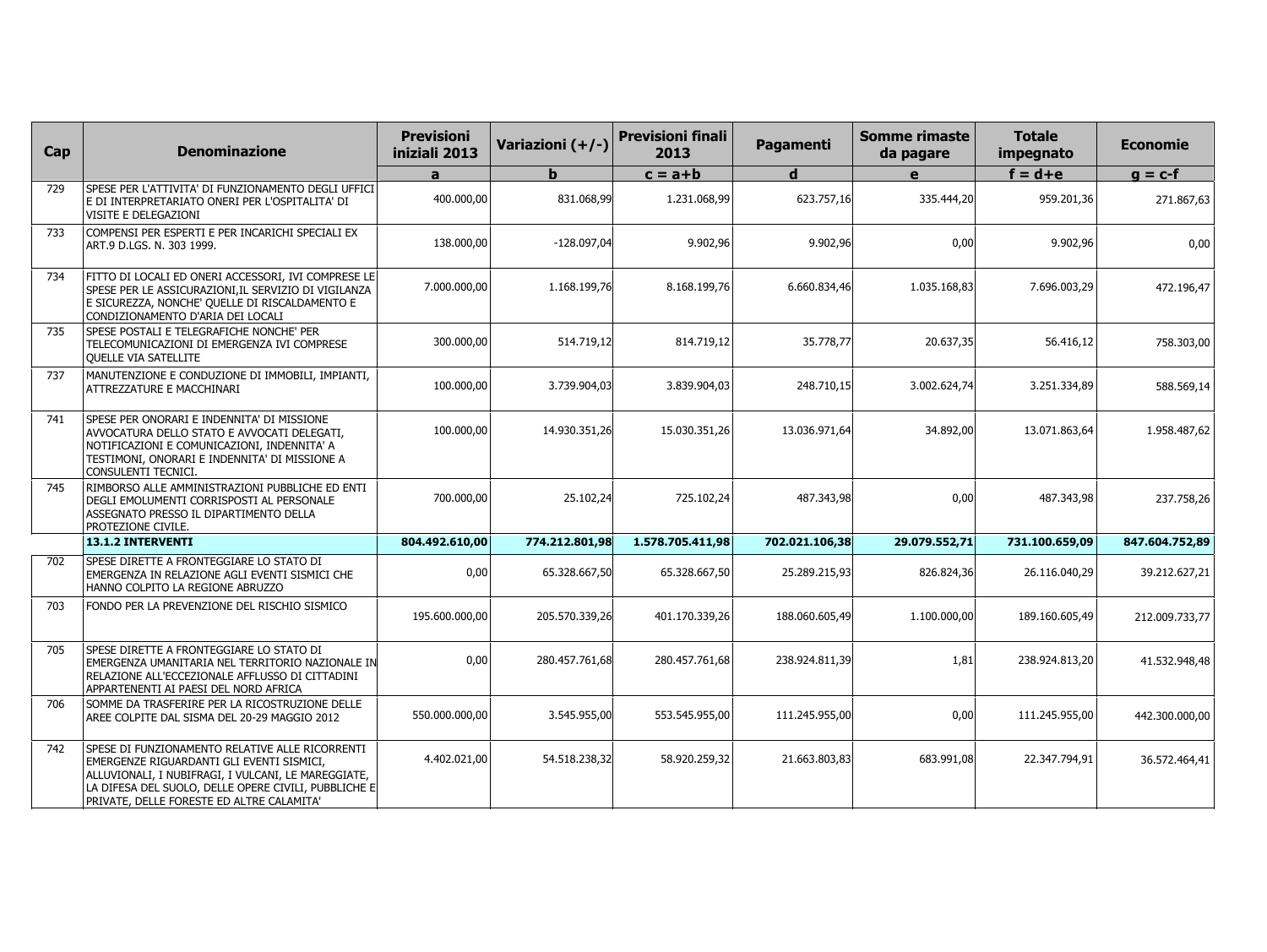| Cap | Denominazione | Previsioni iniziali 2013 | Variazioni (+/-) | Previsioni finali 2013 | Pagamenti | Somme rimaste da pagare | Totale impegnato | Economie |
|---|---|---|---|---|---|---|---|---|
| | | a | b | c = a+b | d | e | f = d+e | g = c-f |
| 729 | SPESE PER L'ATTIVITA' DI FUNZIONAMENTO DEGLI UFFICI E DI INTERPRETARIATO ONERI PER L'OSPITALITA' DI VISITE E DELEGAZIONI | 400.000,00 | 831.068,99 | 1.231.068,99 | 623.757,16 | 335.444,20 | 959.201,36 | 271.867,63 |
| 733 | COMPENSI PER ESPERTI E PER INCARICHI SPECIALI EX ART.9 D.LGS. N. 303 1999. | 138.000,00 | -128.097,04 | 9.902,96 | 9.902,96 | 0,00 | 9.902,96 | 0,00 |
| 734 | FITTO DI LOCALI ED ONERI ACCESSORI, IVI COMPRESE LE SPESE PER LE ASSICURAZIONI,IL SERVIZIO DI VIGILANZA E SICUREZZA, NONCHE' QUELLE DI RISCALDAMENTO E CONDIZIONAMENTO D'ARIA DEI LOCALI | 7.000.000,00 | 1.168.199,76 | 8.168.199,76 | 6.660.834,46 | 1.035.168,83 | 7.696.003,29 | 472.196,47 |
| 735 | SPESE POSTALI E TELEGRAFICHE NONCHE' PER TELECOMUNICAZIONI DI EMERGENZA IVI COMPRESE QUELLE VIA SATELLITE | 300.000,00 | 514.719,12 | 814.719,12 | 35.778,77 | 20.637,35 | 56.416,12 | 758.303,00 |
| 737 | MANUTENZIONE E CONDUZIONE DI IMMOBILI, IMPIANTI, ATTREZZATURE E MACCHINARI | 100.000,00 | 3.739.904,03 | 3.839.904,03 | 248.710,15 | 3.002.624,74 | 3.251.334,89 | 588.569,14 |
| 741 | SPESE PER ONORARI E INDENNITA' DI MISSIONE AVVOCATURA DELLO STATO E AVVOCATI DELEGATI, NOTIFICAZIONI E COMUNICAZIONI, INDENNITA' A TESTIMONI, ONORARI E INDENNITA' DI MISSIONE A CONSULENTI TECNICI. | 100.000,00 | 14.930.351,26 | 15.030.351,26 | 13.036.971,64 | 34.892,00 | 13.071.863,64 | 1.958.487,62 |
| 745 | RIMBORSO ALLE AMMINISTRAZIONI PUBBLICHE ED ENTI DEGLI EMOLUMENTI CORRISPOSTI AL PERSONALE ASSEGNATO PRESSO IL DIPARTIMENTO DELLA PROTEZIONE CIVILE. | 700.000,00 | 25.102,24 | 725.102,24 | 487.343,98 | 0,00 | 487.343,98 | 237.758,26 |
| | **13.1.2 INTERVENTI** | **804.492.610,00** | **774.212.801,98** | **1.578.705.411,98** | **702.021.106,38** | **29.079.552,71** | **731.100.659,09** | **847.604.752,89** |
| 702 | SPESE DIRETTE A FRONTEGGIARE LO STATO DI EMERGENZA IN RELAZIONE AGLI EVENTI SISMICI CHE HANNO COLPITO LA REGIONE ABRUZZO | 0,00 | 65.328.667,50 | 65.328.667,50 | 25.289.215,93 | 826.824,36 | 26.116.040,29 | 39.212.627,21 |
| 703 | FONDO PER LA PREVENZIONE DEL RISCHIO SISMICO | 195.600.000,00 | 205.570.339,26 | 401.170.339,26 | 188.060.605,49 | 1.100.000,00 | 189.160.605,49 | 212.009.733,77 |
| 705 | SPESE DIRETTE A FRONTEGGIARE LO STATO DI EMERGENZA UMANITARIA NEL TERRITORIO NAZIONALE IN RELAZIONE ALL'ECCEZIONALE AFFLUSSO DI CITTADINI APPARTENENTI AI PAESI DEL NORD AFRICA | 0,00 | 280.457.761,68 | 280.457.761,68 | 238.924.811,39 | 1,81 | 238.924.813,20 | 41.532.948,48 |
| 706 | SOMME DA TRASFERIRE PER LA RICOSTRUZIONE DELLE AREE COLPITE DAL SISMA DEL 20-29 MAGGIO 2012 | 550.000.000,00 | 3.545.955,00 | 553.545.955,00 | 111.245.955,00 | 0,00 | 111.245.955,00 | 442.300.000,00 |
| 742 | SPESE DI FUNZIONAMENTO RELATIVE ALLE RICORRENTI EMERGENZE RIGUARDANTI GLI EVENTI SISMICI, ALLUVIONALI, I NUBIFRAGI, I VULCANI, LE MAREGGIATE, LA DIFESA DEL SUOLO, DELLE OPERE CIVILI, PUBBLICHE E PRIVATE, DELLE FORESTE ED ALTRE CALAMITA' | 4.402.021,00 | 54.518.238,32 | 58.920.259,32 | 21.663.803,83 | 683.991,08 | 22.347.794,91 | 36.572.464,41 |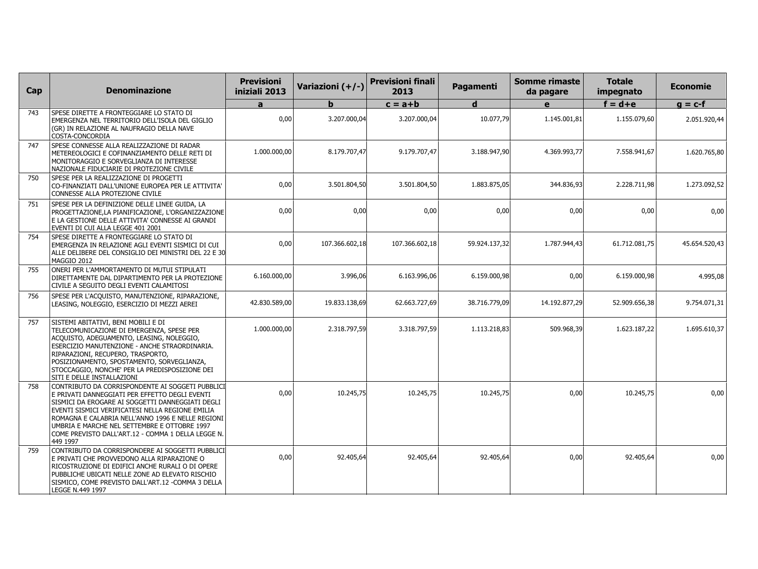| Cap | Denominazione | Previsioni iniziali 2013 | Variazioni (+/-) | Previsioni finali 2013 | Pagamenti | Somme rimaste da pagare | Totale impegnato | Economie |
|---|---|---|---|---|---|---|---|---|
| | | a | b | c = a+b | d | e | f = d+e | g = c-f |
| 743 | SPESE DIRETTE A FRONTEGGIARE LO STATO DI EMERGENZA NEL TERRITORIO DELL'ISOLA DEL GIGLIO (GR) IN RELAZIONE AL NAUFRAGIO DELLA NAVE COSTA-CONCORDIA | 0,00 | 3.207.000,04 | 3.207.000,04 | 10.077,79 | 1.145.001,81 | 1.155.079,60 | 2.051.920,44 |
| 747 | SPESE CONNESSE ALLA REALIZZAZIONE DI RADAR METEREOLOGICI E COFINANZIAMENTO DELLE RETI DI MONITORAGGIO E SORVEGLIANZA DI INTERESSE NAZIONALE FIDUCIARIE DI PROTEZIONE CIVILE | 1.000.000,00 | 8.179.707,47 | 9.179.707,47 | 3.188.947,90 | 4.369.993,77 | 7.558.941,67 | 1.620.765,80 |
| 750 | SPESE PER LA REALIZZAZIONE DI PROGETTI CO-FINANZIATI DALL'UNIONE EUROPEA PER LE ATTIVITA' CONNESSE ALLA PROTEZIONE CIVILE | 0,00 | 3.501.804,50 | 3.501.804,50 | 1.883.875,05 | 344.836,93 | 2.228.711,98 | 1.273.092,52 |
| 751 | SPESE PER LA DEFINIZIONE DELLE LINEE GUIDA, LA PROGETTAZIONE,LA PIANIFICAZIONE, L'ORGANIZZAZIONE E LA GESTIONE DELLE ATTIVITA' CONNESSE AI GRANDI EVENTI DI CUI ALLA LEGGE 401 2001 | 0,00 | 0,00 | 0,00 | 0,00 | 0,00 | 0,00 | 0,00 |
| 754 | SPESE DIRETTE A FRONTEGGIARE LO STATO DI EMERGENZA IN RELAZIONE AGLI EVENTI SISMICI DI CUI ALLE DELIBERE DEL CONSIGLIO DEI MINISTRI DEL 22 E 30 MAGGIO 2012 | 0,00 | 107.366.602,18 | 107.366.602,18 | 59.924.137,32 | 1.787.944,43 | 61.712.081,75 | 45.654.520,43 |
| 755 | ONERI PER L'AMMORTAMENTO DI MUTUI STIPULATI DIRETTAMENTE DAL DIPARTIMENTO PER LA PROTEZIONE CIVILE A SEGUITO DEGLI EVENTI CALAMITOSI | 6.160.000,00 | 3.996,06 | 6.163.996,06 | 6.159.000,98 | 0,00 | 6.159.000,98 | 4.995,08 |
| 756 | SPESE PER L'ACQUISTO, MANUTENZIONE, RIPARAZIONE, LEASING, NOLEGGIO, ESERCIZIO DI MEZZI AEREI | 42.830.589,00 | 19.833.138,69 | 62.663.727,69 | 38.716.779,09 | 14.192.877,29 | 52.909.656,38 | 9.754.071,31 |
| 757 | SISTEMI ABITATIVI, BENI MOBILI E DI TELECOMUNICAZIONE DI EMERGENZA, SPESE PER ACQUISTO, ADEGUAMENTO, LEASING, NOLEGGIO, ESERCIZIO MANUTENZIONE - ANCHE STRAORDINARIA. RIPARAZIONI, RECUPERO, TRASPORTO, POSIZIONAMENTO, SPOSTAMENTO, SORVEGLIANZA, STOCCAGGIO, NONCHE' PER LA PREDISPOSIZIONE DEI SITI E DELLE INSTALLAZIONI | 1.000.000,00 | 2.318.797,59 | 3.318.797,59 | 1.113.218,83 | 509.968,39 | 1.623.187,22 | 1.695.610,37 |
| 758 | CONTRIBUTO DA CORRISPONDENTE AI SOGGETTI PUBBLICI E PRIVATI DANNEGGIATI PER EFFETTO DEGLI EVENTI SISMICI DA EROGARE AI SOGGETTI DANNEGGIATI DEGLI EVENTI SISMICI VERIFICATESI NELLA REGIONE EMILIA ROMAGNA E CALABRIA NELL'ANNO 1996 E NELLE REGIONI UMBRIA E MARCHE NEL SETTEMBRE E OTTOBRE 1997 COME PREVISTO DALL'ART.12 - COMMA 1 DELLA LEGGE N. 449 1997 | 0,00 | 10.245,75 | 10.245,75 | 10.245,75 | 0,00 | 10.245,75 | 0,00 |
| 759 | CONTRIBUTO DA CORRISPONDERE AI SOGGETTI PUBBLICI E PRIVATI CHE PROVVEDONO ALLA RIPARAZIONE O RICOSTRUZIONE DI EDIFICI ANCHE RURALI O DI OPERE PUBBLICHE UBICATI NELLE ZONE AD ELEVATO RISCHIO SISMICO, COME PREVISTO DALL'ART.12 -COMMA 3 DELLA LEGGE N.449 1997 | 0,00 | 92.405,64 | 92.405,64 | 92.405,64 | 0,00 | 92.405,64 | 0,00 |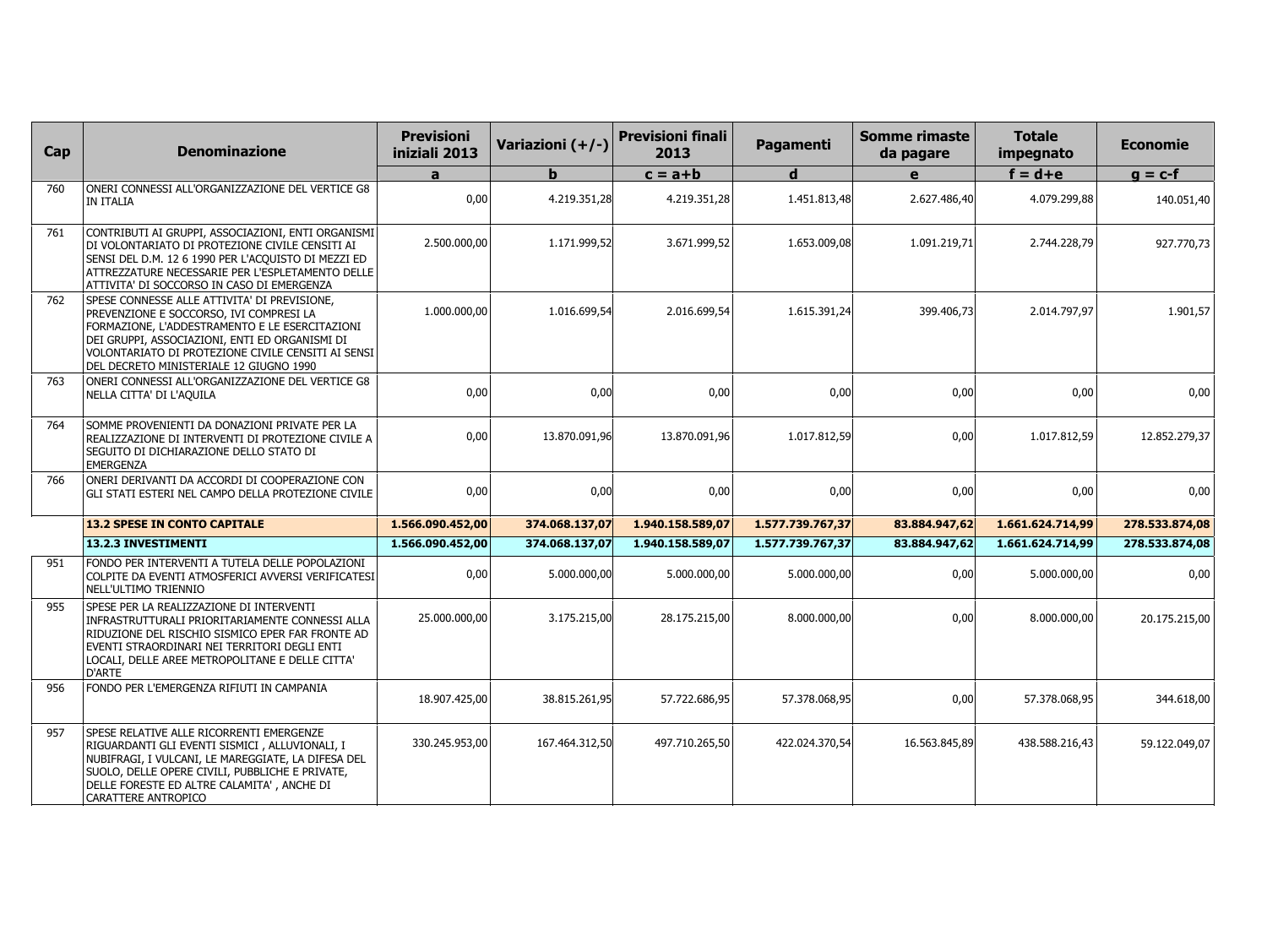| Cap | Denominazione | Previsioni iniziali 2013 | Variazioni (+/-) | Previsioni finali 2013 | Pagamenti | Somme rimaste da pagare | Totale impegnato | Economie |
|---|---|---|---|---|---|---|---|---|
| | | a | b | c = a+b | d | e | f = d+e | g = c-f |
| 760 | ONERI CONNESSI ALL'ORGANIZZAZIONE DEL VERTICE G8 IN ITALIA | 0,00 | 4.219.351,28 | 4.219.351,28 | 1.451.813,48 | 2.627.486,40 | 4.079.299,88 | 140.051,40 |
| 761 | CONTRIBUTI AI GRUPPI, ASSOCIAZIONI, ENTI ORGANISMI DI VOLONTARIATO DI PROTEZIONE CIVILE CENSITI AI SENSI DEL D.M. 12 6 1990 PER L'ACQUISTO DI MEZZI ED ATTREZZATURE NECESSARIE PER L'ESPLETAMENTO DELLE ATTIVITA' DI SOCCORSO IN CASO DI EMERGENZA | 2.500.000,00 | 1.171.999,52 | 3.671.999,52 | 1.653.009,08 | 1.091.219,71 | 2.744.228,79 | 927.770,73 |
| 762 | SPESE CONNESSE ALLE ATTIVITA' DI PREVISIONE, PREVENZIONE E SOCCORSO, IVI COMPRESI LA FORMAZIONE, L'ADDESTRAMENTO E LE ESERCITAZIONI DEI GRUPPI, ASSOCIAZIONI, ENTI ED ORGANISMI DI VOLONTARIATO DI PROTEZIONE CIVILE CENSITI AI SENSI DEL DECRETO MINISTERIALE 12 GIUGNO 1990 | 1.000.000,00 | 1.016.699,54 | 2.016.699,54 | 1.615.391,24 | 399.406,73 | 2.014.797,97 | 1.901,57 |
| 763 | ONERI CONNESSI ALL'ORGANIZZAZIONE DEL VERTICE G8 NELLA CITTA' DI L'AQUILA | 0,00 | 0,00 | 0,00 | 0,00 | 0,00 | 0,00 | 0,00 |
| 764 | SOMME PROVENIENTI DA DONAZIONI PRIVATE PER LA REALIZZAZIONE DI INTERVENTI DI PROTEZIONE CIVILE A SEGUITO DI DICHIARAZIONE DELLO STATO DI EMERGENZA | 0,00 | 13.870.091,96 | 13.870.091,96 | 1.017.812,59 | 0,00 | 1.017.812,59 | 12.852.279,37 |
| 766 | ONERI DERIVANTI DA ACCORDI DI COOPERAZIONE CON GLI STATI ESTERI NEL CAMPO DELLA PROTEZIONE CIVILE | 0,00 | 0,00 | 0,00 | 0,00 | 0,00 | 0,00 | 0,00 |
| | **13.2 SPESE IN CONTO CAPITALE** | **1.566.090.452,00** | **374.068.137,07** | **1.940.158.589,07** | **1.577.739.767,37** | **83.884.947,62** | **1.661.624.714,99** | **278.533.874,08** |
| | **13.2.3 INVESTIMENTI** | **1.566.090.452,00** | **374.068.137,07** | **1.940.158.589,07** | **1.577.739.767,37** | **83.884.947,62** | **1.661.624.714,99** | **278.533.874,08** |
| 951 | FONDO PER INTERVENTI A TUTELA DELLE POPOLAZIONI COLPITE DA EVENTI ATMOSFERICI AVVERSI VERIFICATESI NELL'ULTIMO TRIENNIO | 0,00 | 5.000.000,00 | 5.000.000,00 | 5.000.000,00 | 0,00 | 5.000.000,00 | 0,00 |
| 955 | SPESE PER LA REALIZZAZIONE DI INTERVENTI INFRASTRUTTURALI PRIORITARIAMENTE CONNESSI ALLA RIDUZIONE DEL RISCHIO SISMICO EPER FAR FRONTE AD EVENTI STRAORDINARI NEI TERRITORI DEGLI ENTI LOCALI, DELLE AREE METROPOLITANE E DELLE CITTA' D'ARTE | 25.000.000,00 | 3.175.215,00 | 28.175.215,00 | 8.000.000,00 | 0,00 | 8.000.000,00 | 20.175.215,00 |
| 956 | FONDO PER L'EMERGENZA RIFIUTI IN CAMPANIA | 18.907.425,00 | 38.815.261,95 | 57.722.686,95 | 57.378.068,95 | 0,00 | 57.378.068,95 | 344.618,00 |
| 957 | SPESE RELATIVE ALLE RICORRENTI EMERGENZE RIGUARDANTI GLI EVENTI SISMICI , ALLUVIONALI, I NUBIFRAGI, I VULCANI, LE MAREGGIATE, LA DIFESA DEL SUOLO, DELLE OPERE CIVILI, PUBBLICHE E PRIVATE, DELLE FORESTE ED ALTRE CALAMITA' , ANCHE DI CARATTERE ANTROPICO | 330.245.953,00 | 167.464.312,50 | 497.710.265,50 | 422.024.370,54 | 16.563.845,89 | 438.588.216,43 | 59.122.049,07 |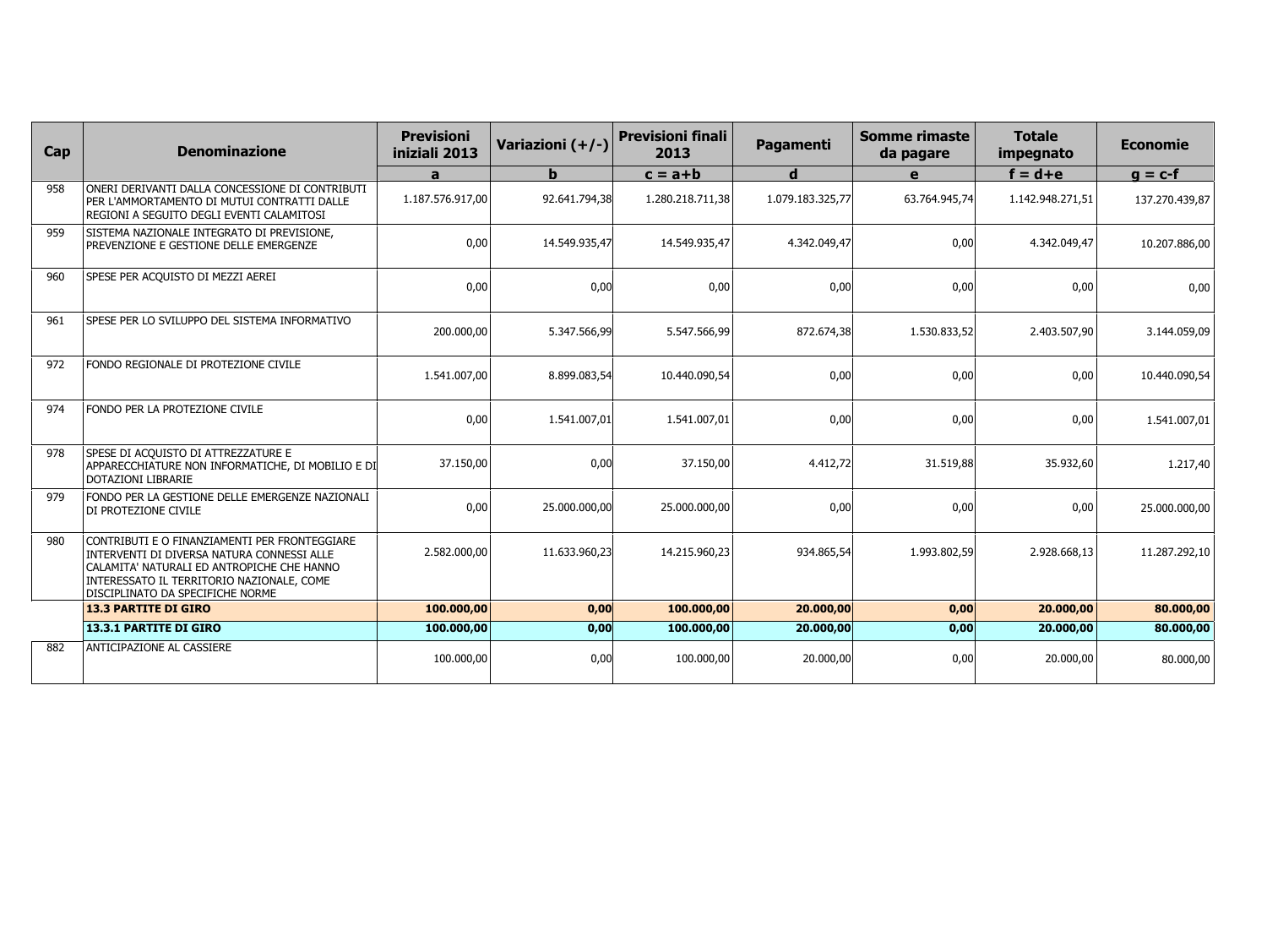| Cap | Denominazione | Previsioni iniziali 2013 | Variazioni (+/-) | Previsioni finali 2013 | Pagamenti | Somme rimaste da pagare | Totale impegnato | Economie |
|---|---|---|---|---|---|---|---|---|
| | | a | b | c = a+b | d | e | f = d+e | g = c-f |
| 958 | ONERI DERIVANTI DALLA CONCESSIONE DI CONTRIBUTI PER L'AMMORTAMENTO DI MUTUI CONTRATTI DALLE REGIONI A SEGUITO DEGLI EVENTI CALAMITOSI | 1.187.576.917,00 | 92.641.794,38 | 1.280.218.711,38 | 1.079.183.325,77 | 63.764.945,74 | 1.142.948.271,51 | 137.270.439,87 |
| 959 | SISTEMA NAZIONALE INTEGRATO DI PREVISIONE, PREVENZIONE E GESTIONE DELLE EMERGENZE | 0,00 | 14.549.935,47 | 14.549.935,47 | 4.342.049,47 | 0,00 | 4.342.049,47 | 10.207.886,00 |
| 960 | SPESE PER ACQUISTO DI MEZZI AEREI | 0,00 | 0,00 | 0,00 | 0,00 | 0,00 | 0,00 | 0,00 |
| 961 | SPESE PER LO SVILUPPO DEL SISTEMA INFORMATIVO | 200.000,00 | 5.347.566,99 | 5.547.566,99 | 872.674,38 | 1.530.833,52 | 2.403.507,90 | 3.144.059,09 |
| 972 | FONDO REGIONALE DI PROTEZIONE CIVILE | 1.541.007,00 | 8.899.083,54 | 10.440.090,54 | 0,00 | 0,00 | 0,00 | 10.440.090,54 |
| 974 | FONDO PER LA PROTEZIONE CIVILE | 0,00 | 1.541.007,01 | 1.541.007,01 | 0,00 | 0,00 | 0,00 | 1.541.007,01 |
| 978 | SPESE DI ACQUISTO DI ATTREZZATURE E APPARECCHIATURE NON INFORMATICHE, DI MOBILIO E DI DOTAZIONI LIBRARIE | 37.150,00 | 0,00 | 37.150,00 | 4.412,72 | 31.519,88 | 35.932,60 | 1.217,40 |
| 979 | FONDO PER LA GESTIONE DELLE EMERGENZE NAZIONALI DI PROTEZIONE CIVILE | 0,00 | 25.000.000,00 | 25.000.000,00 | 0,00 | 0,00 | 0,00 | 25.000.000,00 |
| 980 | CONTRIBUTI E O FINANZIAMENTI PER FRONTEGGIARE INTERVENTI DI DIVERSA NATURA CONNESSI ALLE CALAMITA' NATURALI ED ANTROPICHE CHE HANNO INTERESSATO IL TERRITORIO NAZIONALE, COME DISCIPLINATO DA SPECIFICHE NORME | 2.582.000,00 | 11.633.960,23 | 14.215.960,23 | 934.865,54 | 1.993.802,59 | 2.928.668,13 | 11.287.292,10 |
| | **13.3 PARTITE DI GIRO** | **100.000,00** | **0,00** | **100.000,00** | **20.000,00** | **0,00** | **20.000,00** | **80.000,00** |
| | **13.3.1 PARTITE DI GIRO** | **100.000,00** | **0,00** | **100.000,00** | **20.000,00** | **0,00** | **20.000,00** | **80.000,00** |
| 882 | ANTICIPAZIONE AL CASSIERE | 100.000,00 | 0,00 | 100.000,00 | 20.000,00 | 0,00 | 20.000,00 | 80.000,00 |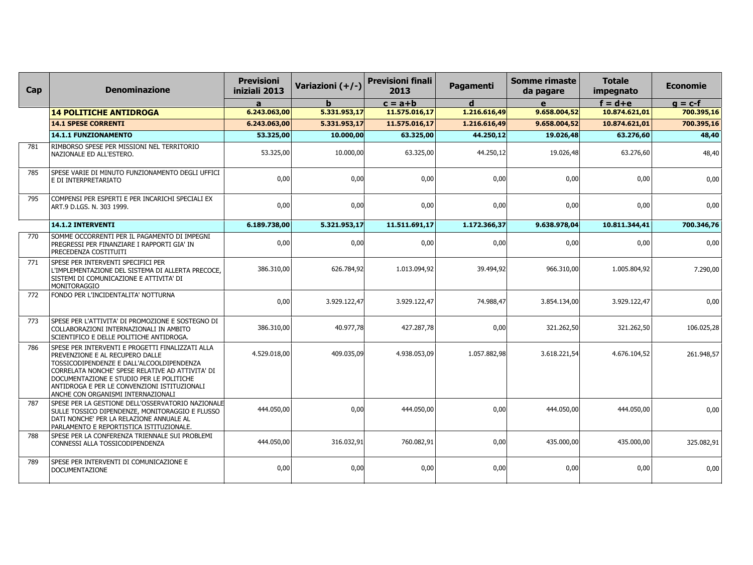| Cap | Denominazione | Previsioni iniziali 2013 | Variazioni (+/-) | Previsioni finali 2013 | Pagamenti | Somme rimaste da pagare | Totale impegnato | Economie |
|---|---|---|---|---|---|---|---|---|
| | | a | b | c = a+b | d | e | f = d+e | g = c-f |
| | **14 POLITICHE ANTIDROGA** | **6.243.063,00** | **5.331.953,17** | **11.575.016,17** | **1.216.616,49** | **9.658.004,52** | **10.874.621,01** | **700.395,16** |
| | **14.1 SPESE CORRENTI** | **6.243.063,00** | **5.331.953,17** | **11.575.016,17** | **1.216.616,49** | **9.658.004,52** | **10.874.621,01** | **700.395,16** |
| | **14.1.1 FUNZIONAMENTO** | **53.325,00** | **10.000,00** | **63.325,00** | **44.250,12** | **19.026,48** | **63.276,60** | **48,40** |
| 781 | RIMBORSO SPESE PER MISSIONI NEL TERRITORIO NAZIONALE ED ALL'ESTERO. | 53.325,00 | 10.000,00 | 63.325,00 | 44.250,12 | 19.026,48 | 63.276,60 | 48,40 |
| 785 | SPESE VARIE DI MINUTO FUNZIONAMENTO DEGLI UFFICI E DI INTERPRETARIATO | 0,00 | 0,00 | 0,00 | 0,00 | 0,00 | 0,00 | 0,00 |
| 795 | COMPENSI PER ESPERTI E PER INCARICHI SPECIALI EX ART.9 D.LGS. N. 303 1999. | 0,00 | 0,00 | 0,00 | 0,00 | 0,00 | 0,00 | 0,00 |
| | **14.1.2 INTERVENTI** | **6.189.738,00** | **5.321.953,17** | **11.511.691,17** | **1.172.366,37** | **9.638.978,04** | **10.811.344,41** | **700.346,76** |
| 770 | SOMME OCCORRENTI PER IL PAGAMENTO DI IMPEGNI PREGRESSI PER FINANZIARE I RAPPORTI GIA' IN PRECEDENZA COSTITUITI | 0,00 | 0,00 | 0,00 | 0,00 | 0,00 | 0,00 | 0,00 |
| 771 | SPESE PER INTERVENTI SPECIFICI PER L'IMPLEMENTAZIONE DEL SISTEMA DI ALLERTA PRECOCE, SISTEMI DI COMUNICAZIONE E ATTIVITA' DI MONITORAGGIO | 386.310,00 | 626.784,92 | 1.013.094,92 | 39.494,92 | 966.310,00 | 1.005.804,92 | 7.290,00 |
| 772 | FONDO PER L'INCIDENTALITA' NOTTURNA | 0,00 | 3.929.122,47 | 3.929.122,47 | 74.988,47 | 3.854.134,00 | 3.929.122,47 | 0,00 |
| 773 | SPESE PER L'ATTIVITA' DI PROMOZIONE E SOSTEGNO DI COLLABORAZIONI INTERNAZIONALI IN AMBITO SCIENTIFICO E DELLE POLITICHE ANTIDROGA. | 386.310,00 | 40.977,78 | 427.287,78 | 0,00 | 321.262,50 | 321.262,50 | 106.025,28 |
| 786 | SPESE PER INTERVENTI E PROGETTI FINALIZZATI ALLA PREVENZIONE E AL RECUPERO DALLE TOSSICODIPENDENZE E DALL'ALCOOLDIPENDENZA CORRELATA NONCHE' SPESE RELATIVE AD ATTIVITA' DI DOCUMENTAZIONE E STUDIO PER LE POLITICHE ANTIDROGA E PER LE CONVENZIONI ISTITUZIONALI ANCHE CON ORGANISMI INTERNAZIONALI | 4.529.018,00 | 409.035,09 | 4.938.053,09 | 1.057.882,98 | 3.618.221,54 | 4.676.104,52 | 261.948,57 |
| 787 | SPESE PER LA GESTIONE DELL'OSSERVATORIO NAZIONALE SULLE TOSSICO DIPENDENZE, MONITORAGGIO E FLUSSO DATI NONCHE' PER LA RELAZIONE ANNUALE AL PARLAMENTO E REPORTISTICA ISTITUZIONALE. | 444.050,00 | 0,00 | 444.050,00 | 0,00 | 444.050,00 | 444.050,00 | 0,00 |
| 788 | SPESE PER LA CONFERENZA TRIENNALE SUI PROBLEMI CONNESSI ALLA TOSSICODIPENDENZA | 444.050,00 | 316.032,91 | 760.082,91 | 0,00 | 435.000,00 | 435.000,00 | 325.082,91 |
| 789 | SPESE PER INTERVENTI DI COMUNICAZIONE E DOCUMENTAZIONE | 0,00 | 0,00 | 0,00 | 0,00 | 0,00 | 0,00 | 0,00 |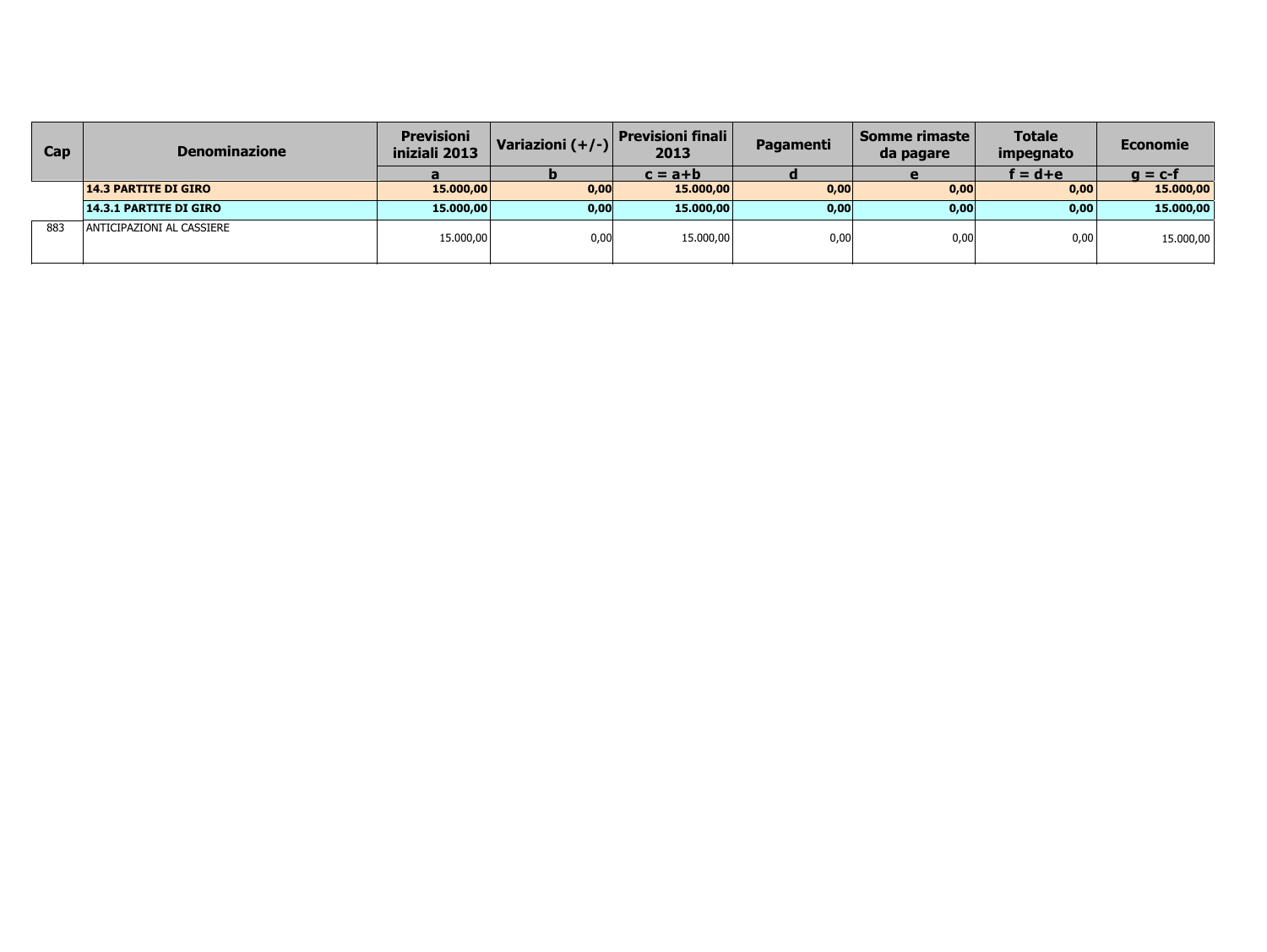| Cap | Denominazione | Previsioni iniziali 2013 | Variazioni (+/-) | Previsioni finali 2013 | Pagamenti | Somme rimaste da pagare | Totale impegnato | Economie |
|---|---|---|---|---|---|---|---|---|
| | | a | b | c = a+b | d | e | f = d+e | g = c-f |
| | **14.3 PARTITE DI GIRO** | **15.000,00** | **0,00** | **15.000,00** | **0,00** | **0,00** | **0,00** | **15.000,00** |
| | **14.3.1 PARTITE DI GIRO** | **15.000,00** | **0,00** | **15.000,00** | **0,00** | **0,00** | **0,00** | **15.000,00** |
| 883 | ANTICIPAZIONI AL CASSIERE | 15.000,00 | 0,00 | 15.000,00 | 0,00 | 0,00 | 0,00 | 15.000,00 |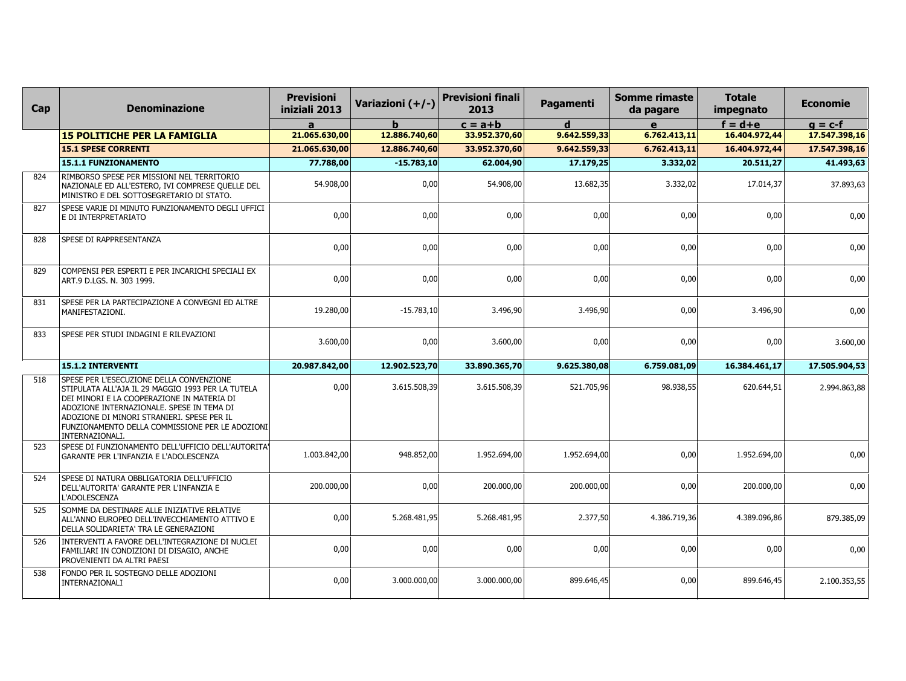| Cap | Denominazione | Previsioni iniziali 2013 | Variazioni (+/-) | Previsioni finali 2013 | Pagamenti | Somme rimaste da pagare | Totale impegnato | Economie |
|---|---|---|---|---|---|---|---|---|
| | | a | b | c = a+b | d | e | f = d+e | g = c-f |
| | **15 POLITICHE PER LA FAMIGLIA** | **21.065.630,00** | **12.886.740,60** | **33.952.370,60** | **9.642.559,33** | **6.762.413,11** | **16.404.972,44** | **17.547.398,16** |
| | **15.1 SPESE CORRENTI** | **21.065.630,00** | **12.886.740,60** | **33.952.370,60** | **9.642.559,33** | **6.762.413,11** | **16.404.972,44** | **17.547.398,16** |
| | **15.1.1 FUNZIONAMENTO** | **77.788,00** | **-15.783,10** | **62.004,90** | **17.179,25** | **3.332,02** | **20.511,27** | **41.493,63** |
| 824 | RIMBORSO SPESE PER MISSIONI NEL TERRITORIO NAZIONALE ED ALL'ESTERO, IVI COMPRESE QUELLE DEL MINISTRO E DEL SOTTOSEGRETARIO DI STATO. | 54.908,00 | 0,00 | 54.908,00 | 13.682,35 | 3.332,02 | 17.014,37 | 37.893,63 |
| 827 | SPESE VARIE DI MINUTO FUNZIONAMENTO DEGLI UFFICI E DI INTERPRETARIATO | 0,00 | 0,00 | 0,00 | 0,00 | 0,00 | 0,00 | 0,00 |
| 828 | SPESE DI RAPPRESENTANZA | 0,00 | 0,00 | 0,00 | 0,00 | 0,00 | 0,00 | 0,00 |
| 829 | COMPENSI PER ESPERTI E PER INCARICHI SPECIALI EX ART.9 D.LGS. N. 303 1999. | 0,00 | 0,00 | 0,00 | 0,00 | 0,00 | 0,00 | 0,00 |
| 831 | SPESE PER LA PARTECIPAZIONE A CONVEGNI ED ALTRE MANIFESTAZIONI. | 19.280,00 | -15.783,10 | 3.496,90 | 3.496,90 | 0,00 | 3.496,90 | 0,00 |
| 833 | SPESE PER STUDI INDAGINI E RILEVAZIONI | 3.600,00 | 0,00 | 3.600,00 | 0,00 | 0,00 | 0,00 | 3.600,00 |
| | **15.1.2 INTERVENTI** | **20.987.842,00** | **12.902.523,70** | **33.890.365,70** | **9.625.380,08** | **6.759.081,09** | **16.384.461,17** | **17.505.904,53** |
| 518 | SPESE PER L'ESECUZIONE DELLA CONVENZIONE STIPULATA ALL'AJA IL 29 MAGGIO 1993 PER LA TUTELA DEI MINORI E LA COOPERAZIONE IN MATERIA DI ADOZIONE INTERNAZIONALE. SPESE IN TEMA DI ADOZIONE DI MINORI STRANIERI. SPESE PER IL FUNZIONAMENTO DELLA COMMISSIONE PER LE ADOZIONI INTERNAZIONALI. | 0,00 | 3.615.508,39 | 3.615.508,39 | 521.705,96 | 98.938,55 | 620.644,51 | 2.994.863,88 |
| 523 | SPESE DI FUNZIONAMENTO DELL'UFFICIO DELL'AUTORITA' GARANTE PER L'INFANZIA E L'ADOLESCENZA | 1.003.842,00 | 948.852,00 | 1.952.694,00 | 1.952.694,00 | 0,00 | 1.952.694,00 | 0,00 |
| 524 | SPESE DI NATURA OBBLIGATORIA DELL'UFFICIO DELL'AUTORITA' GARANTE PER L'INFANZIA E L'ADOLESCENZA | 200.000,00 | 0,00 | 200.000,00 | 200.000,00 | 0,00 | 200.000,00 | 0,00 |
| 525 | SOMME DA DESTINARE ALLE INIZIATIVE RELATIVE ALL'ANNO EUROPEO DELL'INVECCHIAMENTO ATTIVO E DELLA SOLIDARIETA' TRA LE GENERAZIONI | 0,00 | 5.268.481,95 | 5.268.481,95 | 2.377,50 | 4.386.719,36 | 4.389.096,86 | 879.385,09 |
| 526 | INTERVENTI A FAVORE DELL'INTEGRAZIONE DI NUCLEI FAMILIARI IN CONDIZIONI DI DISAGIO, ANCHE PROVENIENTI DA ALTRI PAESI | 0,00 | 0,00 | 0,00 | 0,00 | 0,00 | 0,00 | 0,00 |
| 538 | FONDO PER IL SOSTEGNO DELLE ADOZIONI INTERNAZIONALI | 0,00 | 3.000.000,00 | 3.000.000,00 | 899.646,45 | 0,00 | 899.646,45 | 2.100.353,55 |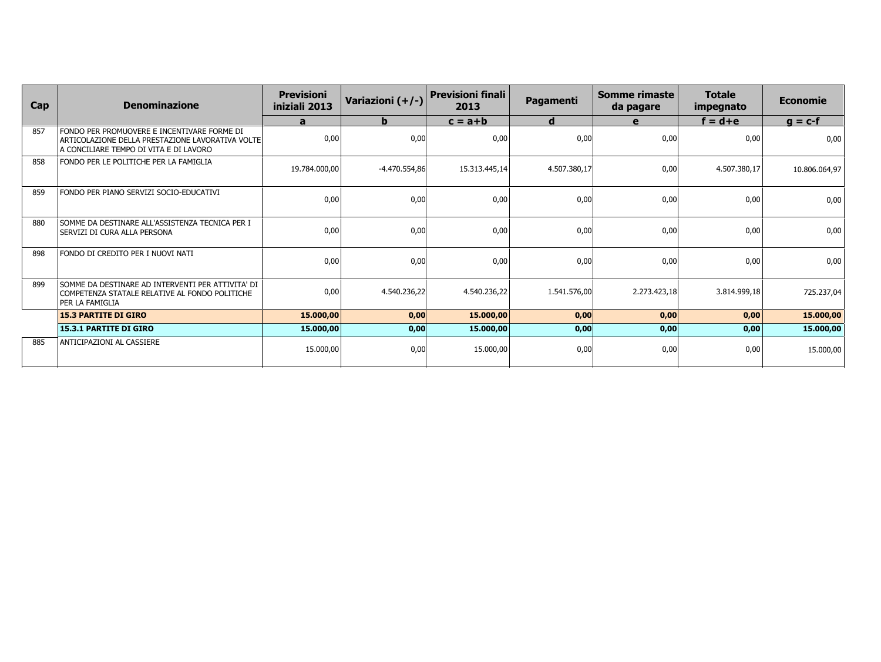| Cap | Denominazione | Previsioni iniziali 2013 | Variazioni (+/-) | Previsioni finali 2013 | Pagamenti | Somme rimaste da pagare | Totale impegnato | Economie |
|---|---|---|---|---|---|---|---|---|
| | | a | b | c = a+b | d | e | f = d+e | g = c-f |
| 857 | FONDO PER PROMUOVERE E INCENTIVARE FORME DI ARTICOLAZIONE DELLA PRESTAZIONE LAVORATIVA VOLTE A CONCILIARE TEMPO DI VITA E DI LAVORO | 0,00 | 0,00 | 0,00 | 0,00 | 0,00 | 0,00 | 0,00 |
| 858 | FONDO PER LE POLITICHE PER LA FAMIGLIA | 19.784.000,00 | -4.470.554,86 | 15.313.445,14 | 4.507.380,17 | 0,00 | 4.507.380,17 | 10.806.064,97 |
| 859 | FONDO PER PIANO SERVIZI SOCIO-EDUCATIVI | 0,00 | 0,00 | 0,00 | 0,00 | 0,00 | 0,00 | 0,00 |
| 880 | SOMME DA DESTINARE ALL'ASSISTENZA TECNICA PER I SERVIZI DI CURA ALLA PERSONA | 0,00 | 0,00 | 0,00 | 0,00 | 0,00 | 0,00 | 0,00 |
| 898 | FONDO DI CREDITO PER I NUOVI NATI | 0,00 | 0,00 | 0,00 | 0,00 | 0,00 | 0,00 | 0,00 |
| 899 | SOMME DA DESTINARE AD INTERVENTI PER ATTIVITA' DI COMPETENZA STATALE RELATIVE AL FONDO POLITICHE PER LA FAMIGLIA | 0,00 | 4.540.236,22 | 4.540.236,22 | 1.541.576,00 | 2.273.423,18 | 3.814.999,18 | 725.237,04 |
| | **15.3 PARTITE DI GIRO** | **15.000,00** | **0,00** | **15.000,00** | **0,00** | **0,00** | **0,00** | **15.000,00** |
| | **15.3.1 PARTITE DI GIRO** | **15.000,00** | **0,00** | **15.000,00** | **0,00** | **0,00** | **0,00** | **15.000,00** |
| 885 | ANTICIPAZIONI AL CASSIERE | 15.000,00 | 0,00 | 15.000,00 | 0,00 | 0,00 | 0,00 | 15.000,00 |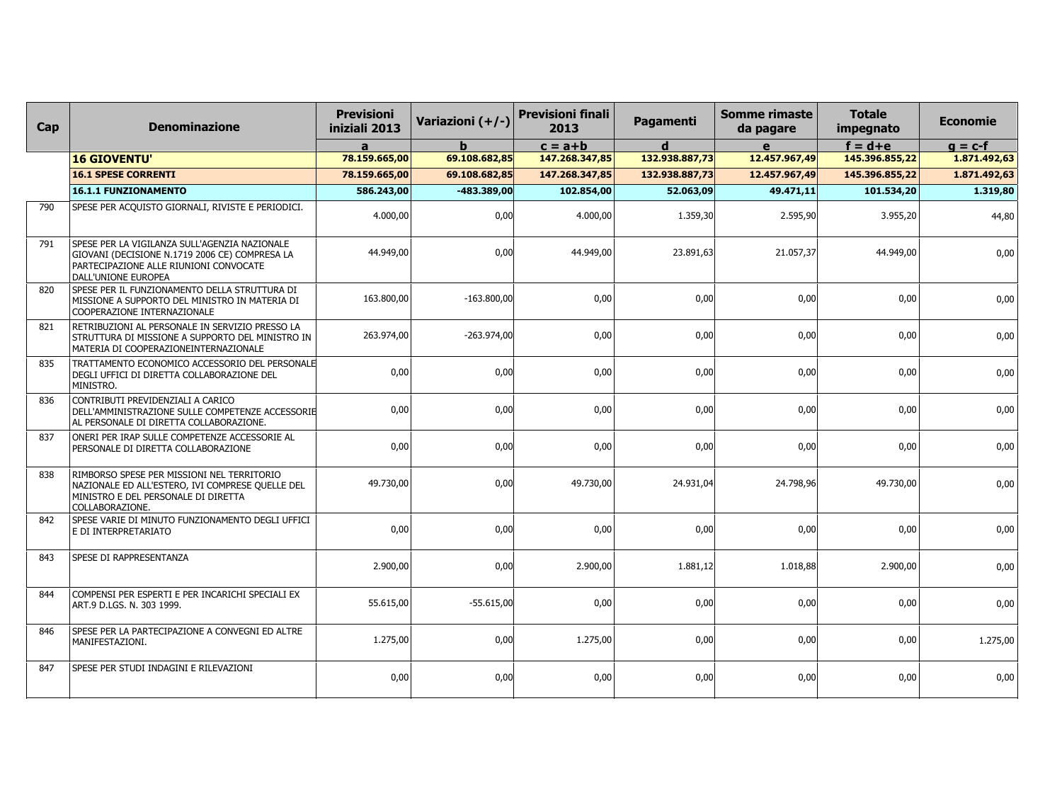| Cap | Denominazione | Previsioni iniziali 2013 | Variazioni (+/-) | Previsioni finali 2013 | Pagamenti | Somme rimaste da pagare | Totale impegnato | Economie |
|---|---|---|---|---|---|---|---|---|
| | | a | b | c = a+b | d | e | f = d+e | g = c-f |
| | **16 GIOVENTU'** | **78.159.665,00** | **69.108.682,85** | **147.268.347,85** | **132.938.887,73** | **12.457.967,49** | **145.396.855,22** | **1.871.492,63** |
| | **16.1 SPESE CORRENTI** | **78.159.665,00** | **69.108.682,85** | **147.268.347,85** | **132.938.887,73** | **12.457.967,49** | **145.396.855,22** | **1.871.492,63** |
| | **16.1.1 FUNZIONAMENTO** | **586.243,00** | **-483.389,00** | **102.854,00** | **52.063,09** | **49.471,11** | **101.534,20** | **1.319,80** |
| 790 | SPESE PER ACQUISTO GIORNALI, RIVISTE E PERIODICI. | 4.000,00 | 0,00 | 4.000,00 | 1.359,30 | 2.595,90 | 3.955,20 | 44,80 |
| 791 | SPESE PER LA VIGILANZA SULL'AGENZIA NAZIONALE GIOVANI (DECISIONE N.1719 2006 CE) COMPRESA LA PARTECIPAZIONE ALLE RIUNIONI CONVOCATE DALL'UNIONE EUROPEA | 44.949,00 | 0,00 | 44.949,00 | 23.891,63 | 21.057,37 | 44.949,00 | 0,00 |
| 820 | SPESE PER IL FUNZIONAMENTO DELLA STRUTTURA DI MISSIONE A SUPPORTO DEL MINISTRO IN MATERIA DI COOPERAZIONE INTERNAZIONALE | 163.800,00 | -163.800,00 | 0,00 | 0,00 | 0,00 | 0,00 | 0,00 |
| 821 | RETRIBUZIONI AL PERSONALE IN SERVIZIO PRESSO LA STRUTTURA DI MISSIONE A SUPPORTO DEL MINISTRO IN MATERIA DI COOPERAZIONEINTERNAZIONALE | 263.974,00 | -263.974,00 | 0,00 | 0,00 | 0,00 | 0,00 | 0,00 |
| 835 | TRATTAMENTO ECONOMICO ACCESSORIO DEL PERSONALE DEGLI UFFICI DI DIRETTA COLLABORAZIONE DEL MINISTRO. | 0,00 | 0,00 | 0,00 | 0,00 | 0,00 | 0,00 | 0,00 |
| 836 | CONTRIBUTI PREVIDENZIALI A CARICO DELL'AMMINISTRAZIONE SULLE COMPETENZE ACCESSORIE AL PERSONALE DI DIRETTA COLLABORAZIONE. | 0,00 | 0,00 | 0,00 | 0,00 | 0,00 | 0,00 | 0,00 |
| 837 | ONERI PER IRAP SULLE COMPETENZE ACCESSORIE AL PERSONALE DI DIRETTA COLLABORAZIONE | 0,00 | 0,00 | 0,00 | 0,00 | 0,00 | 0,00 | 0,00 |
| 838 | RIMBORSO SPESE PER MISSIONI NEL TERRITORIO NAZIONALE ED ALL'ESTERO, IVI COMPRESE QUELLE DEL MINISTRO E DEL PERSONALE DI DIRETTA COLLABORAZIONE. | 49.730,00 | 0,00 | 49.730,00 | 24.931,04 | 24.798,96 | 49.730,00 | 0,00 |
| 842 | SPESE VARIE DI MINUTO FUNZIONAMENTO DEGLI UFFICI E DI INTERPRETARIATO | 0,00 | 0,00 | 0,00 | 0,00 | 0,00 | 0,00 | 0,00 |
| 843 | SPESE DI RAPPRESENTANZA | 2.900,00 | 0,00 | 2.900,00 | 1.881,12 | 1.018,88 | 2.900,00 | 0,00 |
| 844 | COMPENSI PER ESPERTI E PER INCARICHI SPECIALI EX ART.9 D.LGS. N. 303 1999. | 55.615,00 | -55.615,00 | 0,00 | 0,00 | 0,00 | 0,00 | 0,00 |
| 846 | SPESE PER LA PARTECIPAZIONE A CONVEGNI ED ALTRE MANIFESTAZIONI. | 1.275,00 | 0,00 | 1.275,00 | 0,00 | 0,00 | 0,00 | 1.275,00 |
| 847 | SPESE PER STUDI INDAGINI E RILEVAZIONI | 0,00 | 0,00 | 0,00 | 0,00 | 0,00 | 0,00 | 0,00 |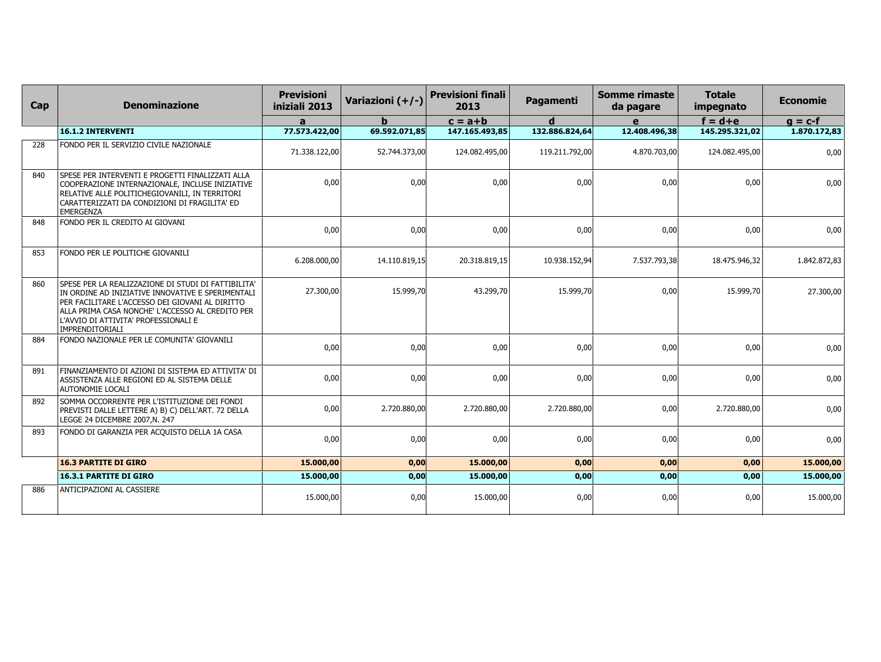| Cap | Denominazione | Previsioni iniziali 2013 | Variazioni (+/-) | Previsioni finali 2013 | Pagamenti | Somme rimaste da pagare | Totale impegnato | Economie |
|---|---|---|---|---|---|---|---|---|
| | | a | b | c = a+b | d | e | f = d+e | g = c-f |
| | **16.1.2 INTERVENTI** | **77.573.422,00** | **69.592.071,85** | **147.165.493,85** | **132.886.824,64** | **12.408.496,38** | **145.295.321,02** | **1.870.172,83** |
| 228 | FONDO PER IL SERVIZIO CIVILE NAZIONALE | 71.338.122,00 | 52.744.373,00 | 124.082.495,00 | 119.211.792,00 | 4.870.703,00 | 124.082.495,00 | 0,00 |
| 840 | SPESE PER INTERVENTI E PROGETTI FINALIZZATI ALLA COOPERAZIONE INTERNAZIONALE, INCLUSE INIZIATIVE RELATIVE ALLE POLITICHEGIOVANILI, IN TERRITORI CARATTERIZZATI DA CONDIZIONI DI FRAGILITA' ED EMERGENZA | 0,00 | 0,00 | 0,00 | 0,00 | 0,00 | 0,00 | 0,00 |
| 848 | FONDO PER IL CREDITO AI GIOVANI | 0,00 | 0,00 | 0,00 | 0,00 | 0,00 | 0,00 | 0,00 |
| 853 | FONDO PER LE POLITICHE GIOVANILI | 6.208.000,00 | 14.110.819,15 | 20.318.819,15 | 10.938.152,94 | 7.537.793,38 | 18.475.946,32 | 1.842.872,83 |
| 860 | SPESE PER LA REALIZZAZIONE DI STUDI DI FATTIBILITA' IN ORDINE AD INIZIATIVE INNOVATIVE E SPERIMENTALI PER FACILITARE L'ACCESSO DEI GIOVANI AL DIRITTO ALLA PRIMA CASA NONCHE' L'ACCESSO AL CREDITO PER L'AVVIO DI ATTIVITA' PROFESSIONALI E IMPRENDITORIALI | 27.300,00 | 15.999,70 | 43.299,70 | 15.999,70 | 0,00 | 15.999,70 | 27.300,00 |
| 884 | FONDO NAZIONALE PER LE COMUNITA' GIOVANILI | 0,00 | 0,00 | 0,00 | 0,00 | 0,00 | 0,00 | 0,00 |
| 891 | FINANZIAMENTO DI AZIONI DI SISTEMA ED ATTIVITA' DI ASSISTENZA ALLE REGIONI ED AL SISTEMA DELLE AUTONOMIE LOCALI | 0,00 | 0,00 | 0,00 | 0,00 | 0,00 | 0,00 | 0,00 |
| 892 | SOMMA OCCORRENTE PER L'ISTITUZIONE DEI FONDI PREVISTI DALLE LETTERE A) B) C) DELL'ART. 72 DELLA LEGGE 24 DICEMBRE 2007,N. 247 | 0,00 | 2.720.880,00 | 2.720.880,00 | 2.720.880,00 | 0,00 | 2.720.880,00 | 0,00 |
| 893 | FONDO DI GARANZIA PER ACQUISTO DELLA 1A CASA | 0,00 | 0,00 | 0,00 | 0,00 | 0,00 | 0,00 | 0,00 |
| | **16.3 PARTITE DI GIRO** | **15.000,00** | **0,00** | **15.000,00** | **0,00** | **0,00** | **0,00** | **15.000,00** |
| | **16.3.1 PARTITE DI GIRO** | **15.000,00** | **0,00** | **15.000,00** | **0,00** | **0,00** | **0,00** | **15.000,00** |
| 886 | ANTICIPAZIONI AL CASSIERE | 15.000,00 | 0,00 | 15.000,00 | 0,00 | 0,00 | 0,00 | 15.000,00 |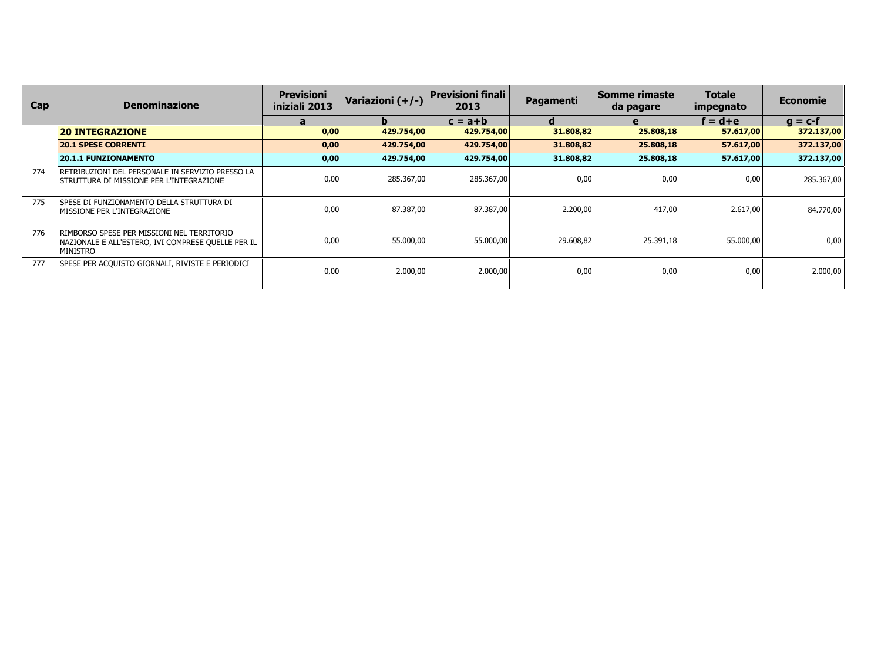| Cap | Denominazione | Previsioni iniziali 2013 | Variazioni (+/-) | Previsioni finali 2013 | Pagamenti | Somme rimaste da pagare | Totale impegnato | Economie |
|---|---|---|---|---|---|---|---|---|
| | | a | b | c = a+b | d | e | f = d+e | g = c-f |
| | **20 INTEGRAZIONE** | **0,00** | **429.754,00** | **429.754,00** | **31.808,82** | **25.808,18** | **57.617,00** | **372.137,00** |
| | **20.1 SPESE CORRENTI** | **0,00** | **429.754,00** | **429.754,00** | **31.808,82** | **25.808,18** | **57.617,00** | **372.137,00** |
| | **20.1.1 FUNZIONAMENTO** | **0,00** | **429.754,00** | **429.754,00** | **31.808,82** | **25.808,18** | **57.617,00** | **372.137,00** |
| 774 | RETRIBUZIONI DEL PERSONALE IN SERVIZIO PRESSO LA STRUTTURA DI MISSIONE PER L'INTEGRAZIONE | 0,00 | 285.367,00 | 285.367,00 | 0,00 | 0,00 | 0,00 | 285.367,00 |
| 775 | SPESE DI FUNZIONAMENTO DELLA STRUTTURA DI MISSIONE PER L'INTEGRAZIONE | 0,00 | 87.387,00 | 87.387,00 | 2.200,00 | 417,00 | 2.617,00 | 84.770,00 |
| 776 | RIMBORSO SPESE PER MISSIONI NEL TERRITORIO NAZIONALE E ALL'ESTERO, IVI COMPRESE QUELLE PER IL MINISTRO | 0,00 | 55.000,00 | 55.000,00 | 29.608,82 | 25.391,18 | 55.000,00 | 0,00 |
| 777 | SPESE PER ACQUISTO GIORNALI, RIVISTE E PERIODICI | 0,00 | 2.000,00 | 2.000,00 | 0,00 | 0,00 | 0,00 | 2.000,00 |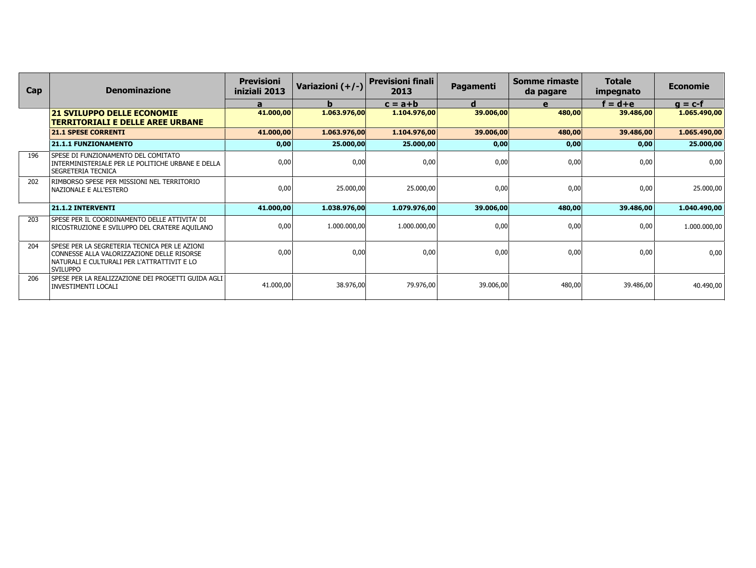| Cap | Denominazione | Previsioni iniziali 2013 | Variazioni (+/-) | Previsioni finali 2013 | Pagamenti | Somme rimaste da pagare | Totale impegnato | Economie |
|---|---|---|---|---|---|---|---|---|
| | | a | b | c = a+b | d | e | f = d+e | g = c-f |
| | **21 SVILUPPO DELLE ECONOMIE TERRITORIALI E DELLE AREE URBANE** | **41.000,00** | **1.063.976,00** | **1.104.976,00** | **39.006,00** | **480,00** | **39.486,00** | **1.065.490,00** |
| | **21.1 SPESE CORRENTI** | **41.000,00** | **1.063.976,00** | **1.104.976,00** | **39.006,00** | **480,00** | **39.486,00** | **1.065.490,00** |
| | **21.1.1 FUNZIONAMENTO** | **0,00** | **25.000,00** | **25.000,00** | **0,00** | **0,00** | **0,00** | **25.000,00** |
| 196 | SPESE DI FUNZIONAMENTO DEL COMITATO INTERMINISTERIALE PER LE POLITICHE URBANE E DELLA SEGRETERIA TECNICA | 0,00 | 0,00 | 0,00 | 0,00 | 0,00 | 0,00 | 0,00 |
| 202 | RIMBORSO SPESE PER MISSIONI NEL TERRITORIO NAZIONALE E ALL'ESTERO | 0,00 | 25.000,00 | 25.000,00 | 0,00 | 0,00 | 0,00 | 25.000,00 |
| | **21.1.2 INTERVENTI** | **41.000,00** | **1.038.976,00** | **1.079.976,00** | **39.006,00** | **480,00** | **39.486,00** | **1.040.490,00** |
| 203 | SPESE PER IL COORDINAMENTO DELLE ATTIVITA' DI RICOSTRUZIONE E SVILUPPO DEL CRATERE AQUILANO | 0,00 | 1.000.000,00 | 1.000.000,00 | 0,00 | 0,00 | 0,00 | 1.000.000,00 |
| 204 | SPESE PER LA SEGRETERIA TECNICA PER LE AZIONI CONNESSE ALLA VALORIZZAZIONE DELLE RISORSE NATURALI E CULTURALI PER L'ATTRATTIVIT E LO SVILUPPO | 0,00 | 0,00 | 0,00 | 0,00 | 0,00 | 0,00 | 0,00 |
| 206 | SPESE PER LA REALIZZAZIONE DEI PROGETTI GUIDA AGLI INVESTIMENTI LOCALI | 41.000,00 | 38.976,00 | 79.976,00 | 39.006,00 | 480,00 | 39.486,00 | 40.490,00 |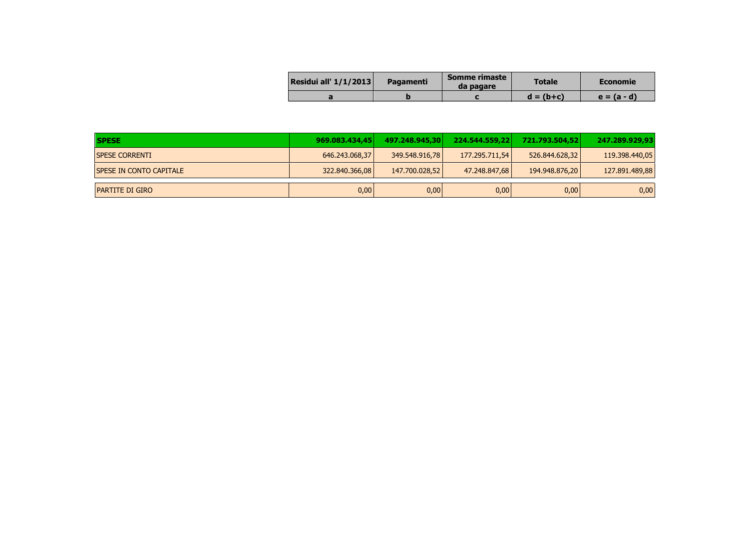| | Residui all' 1/1/2013 | Pagamenti | Somme rimaste da pagare | Totale | Economie |
|---|---|---|---|---|---|
| | a | b | c | d = (b+c) | e = (a - d) |
| **SPESE** | **969.083.434,45** | **497.248.945,30** | **224.544.559,22** | **721.793.504,52** | **247.289.929,93** |
| SPESE CORRENTI | 646.243.068,37 | 349.548.916,78 | 177.295.711,54 | 526.844.628,32 | 119.398.440,05 |
| SPESE IN CONTO CAPITALE | 322.840.366,08 | 147.700.028,52 | 47.248.847,68 | 194.948.876,20 | 127.891.489,88 |
| PARTITE DI GIRO | 0,00 | 0,00 | 0,00 | 0,00 | 0,00 |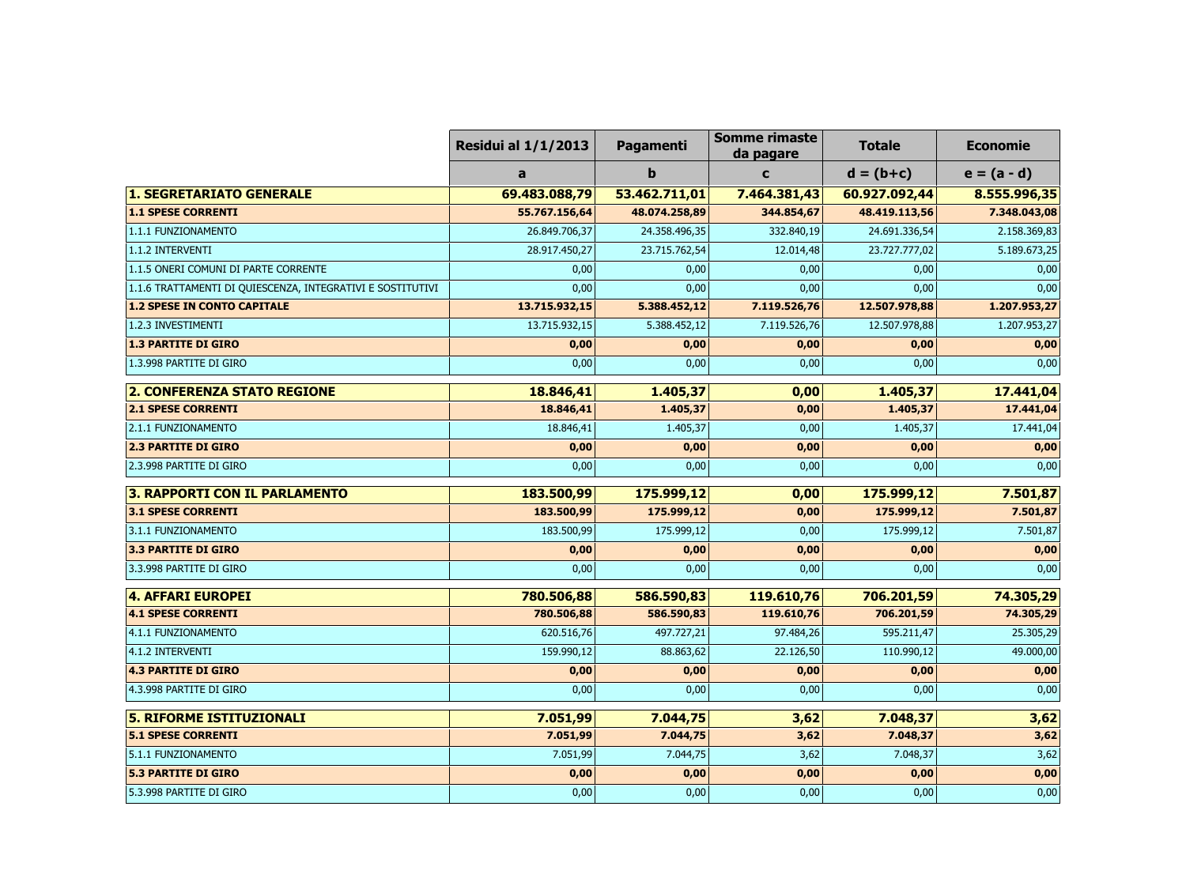| | Residui al 1/1/2013 | Pagamenti | Somme rimaste da pagare | Totale | Economie |
|---|---|---|---|---|---|
| | a | b | c | d = (b+c) | e = (a - d) |
| **1. SEGRETARIATO GENERALE** | **69.483.088,79** | **53.462.711,01** | **7.464.381,43** | **60.927.092,44** | **8.555.996,35** |
| **1.1 SPESE CORRENTI** | **55.767.156,64** | **48.074.258,89** | **344.854,67** | **48.419.113,56** | **7.348.043,08** |
| 1.1.1 FUNZIONAMENTO | 26.849.706,37 | 24.358.496,35 | 332.840,19 | 24.691.336,54 | 2.158.369,83 |
| 1.1.2 INTERVENTI | 28.917.450,27 | 23.715.762,54 | 12.014,48 | 23.727.777,02 | 5.189.673,25 |
| 1.1.5 ONERI COMUNI DI PARTE CORRENTE | 0,00 | 0,00 | 0,00 | 0,00 | 0,00 |
| 1.1.6 TRATTAMENTI DI QUIESCENZA, INTEGRATIVI E SOSTITUTIVI | 0,00 | 0,00 | 0,00 | 0,00 | 0,00 |
| **1.2 SPESE IN CONTO CAPITALE** | **13.715.932,15** | **5.388.452,12** | **7.119.526,76** | **12.507.978,88** | **1.207.953,27** |
| 1.2.3 INVESTIMENTI | 13.715.932,15 | 5.388.452,12 | 7.119.526,76 | 12.507.978,88 | 1.207.953,27 |
| **1.3 PARTITE DI GIRO** | **0,00** | **0,00** | **0,00** | **0,00** | **0,00** |
| 1.3.998 PARTITE DI GIRO | 0,00 | 0,00 | 0,00 | 0,00 | 0,00 |
| **2. CONFERENZA STATO REGIONE** | **18.846,41** | **1.405,37** | **0,00** | **1.405,37** | **17.441,04** |
| **2.1 SPESE CORRENTI** | **18.846,41** | **1.405,37** | **0,00** | **1.405,37** | **17.441,04** |
| 2.1.1 FUNZIONAMENTO | 18.846,41 | 1.405,37 | 0,00 | 1.405,37 | 17.441,04 |
| **2.3 PARTITE DI GIRO** | **0,00** | **0,00** | **0,00** | **0,00** | **0,00** |
| 2.3.998 PARTITE DI GIRO | 0,00 | 0,00 | 0,00 | 0,00 | 0,00 |
| **3. RAPPORTI CON IL PARLAMENTO** | **183.500,99** | **175.999,12** | **0,00** | **175.999,12** | **7.501,87** |
| **3.1 SPESE CORRENTI** | **183.500,99** | **175.999,12** | **0,00** | **175.999,12** | **7.501,87** |
| 3.1.1 FUNZIONAMENTO | 183.500,99 | 175.999,12 | 0,00 | 175.999,12 | 7.501,87 |
| **3.3 PARTITE DI GIRO** | **0,00** | **0,00** | **0,00** | **0,00** | **0,00** |
| 3.3.998 PARTITE DI GIRO | 0,00 | 0,00 | 0,00 | 0,00 | 0,00 |
| **4. AFFARI EUROPEI** | **780.506,88** | **586.590,83** | **119.610,76** | **706.201,59** | **74.305,29** |
| **4.1 SPESE CORRENTI** | **780.506,88** | **586.590,83** | **119.610,76** | **706.201,59** | **74.305,29** |
| 4.1.1 FUNZIONAMENTO | 620.516,76 | 497.727,21 | 97.484,26 | 595.211,47 | 25.305,29 |
| 4.1.2 INTERVENTI | 159.990,12 | 88.863,62 | 22.126,50 | 110.990,12 | 49.000,00 |
| **4.3 PARTITE DI GIRO** | **0,00** | **0,00** | **0,00** | **0,00** | **0,00** |
| 4.3.998 PARTITE DI GIRO | 0,00 | 0,00 | 0,00 | 0,00 | 0,00 |
| **5. RIFORME ISTITUZIONALI** | **7.051,99** | **7.044,75** | **3,62** | **7.048,37** | **3,62** |
| **5.1 SPESE CORRENTI** | **7.051,99** | **7.044,75** | **3,62** | **7.048,37** | **3,62** |
| 5.1.1 FUNZIONAMENTO | 7.051,99 | 7.044,75 | 3,62 | 7.048,37 | 3,62 |
| **5.3 PARTITE DI GIRO** | **0,00** | **0,00** | **0,00** | **0,00** | **0,00** |
| 5.3.998 PARTITE DI GIRO | 0,00 | 0,00 | 0,00 | 0,00 | 0,00 |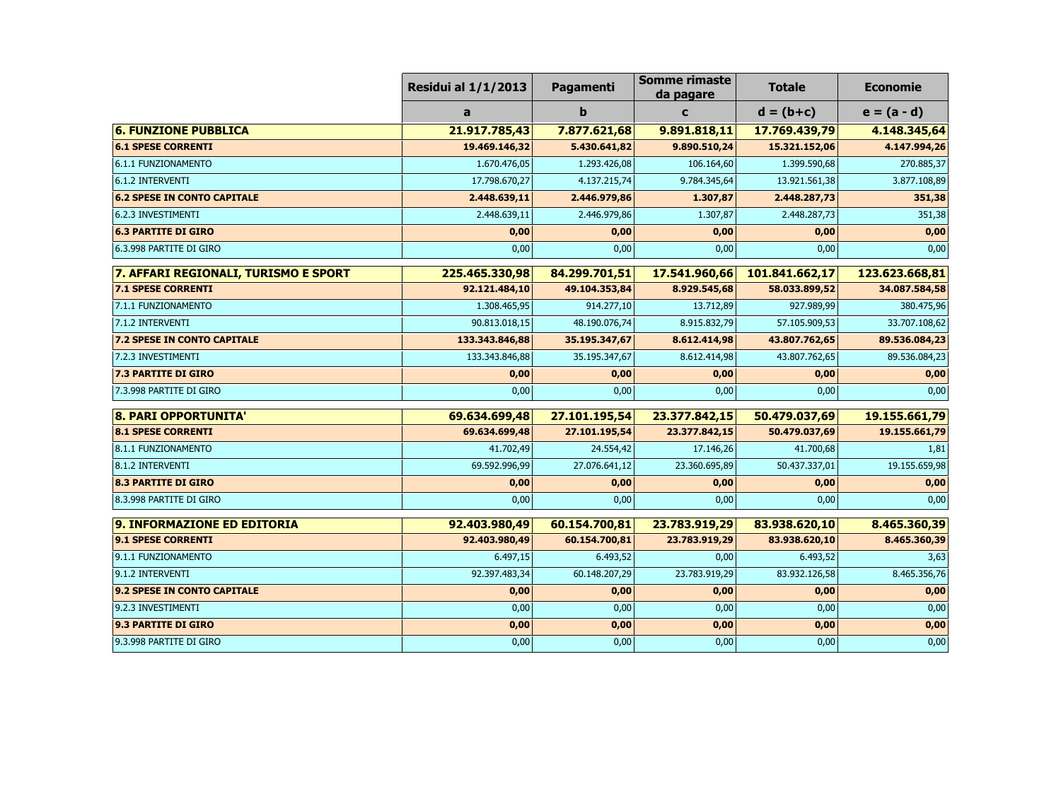| | Residui al 1/1/2013 | Pagamenti | Somme rimaste da pagare | Totale | Economie |
|---|---|---|---|---|---|
| | a | b | c | d = (b+c) | e = (a - d) |
| **6. FUNZIONE PUBBLICA** | **21.917.785,43** | **7.877.621,68** | **9.891.818,11** | **17.769.439,79** | **4.148.345,64** |
| **6.1 SPESE CORRENTI** | **19.469.146,32** | **5.430.641,82** | **9.890.510,24** | **15.321.152,06** | **4.147.994,26** |
| 6.1.1 FUNZIONAMENTO | 1.670.476,05 | 1.293.426,08 | 106.164,60 | 1.399.590,68 | 270.885,37 |
| 6.1.2 INTERVENTI | 17.798.670,27 | 4.137.215,74 | 9.784.345,64 | 13.921.561,38 | 3.877.108,89 |
| **6.2 SPESE IN CONTO CAPITALE** | **2.448.639,11** | **2.446.979,86** | **1.307,87** | **2.448.287,73** | **351,38** |
| 6.2.3 INVESTIMENTI | 2.448.639,11 | 2.446.979,86 | 1.307,87 | 2.448.287,73 | 351,38 |
| **6.3 PARTITE DI GIRO** | **0,00** | **0,00** | **0,00** | **0,00** | **0,00** |
| 6.3.998 PARTITE DI GIRO | 0,00 | 0,00 | 0,00 | 0,00 | 0,00 |
| **7. AFFARI REGIONALI, TURISMO E SPORT** | **225.465.330,98** | **84.299.701,51** | **17.541.960,66** | **101.841.662,17** | **123.623.668,81** |
| **7.1 SPESE CORRENTI** | **92.121.484,10** | **49.104.353,84** | **8.929.545,68** | **58.033.899,52** | **34.087.584,58** |
| 7.1.1 FUNZIONAMENTO | 1.308.465,95 | 914.277,10 | 13.712,89 | 927.989,99 | 380.475,96 |
| 7.1.2 INTERVENTI | 90.813.018,15 | 48.190.076,74 | 8.915.832,79 | 57.105.909,53 | 33.707.108,62 |
| **7.2 SPESE IN CONTO CAPITALE** | **133.343.846,88** | **35.195.347,67** | **8.612.414,98** | **43.807.762,65** | **89.536.084,23** |
| 7.2.3 INVESTIMENTI | 133.343.846,88 | 35.195.347,67 | 8.612.414,98 | 43.807.762,65 | 89.536.084,23 |
| **7.3 PARTITE DI GIRO** | **0,00** | **0,00** | **0,00** | **0,00** | **0,00** |
| 7.3.998 PARTITE DI GIRO | 0,00 | 0,00 | 0,00 | 0,00 | 0,00 |
| **8. PARI OPPORTUNITA'** | **69.634.699,48** | **27.101.195,54** | **23.377.842,15** | **50.479.037,69** | **19.155.661,79** |
| **8.1 SPESE CORRENTI** | **69.634.699,48** | **27.101.195,54** | **23.377.842,15** | **50.479.037,69** | **19.155.661,79** |
| 8.1.1 FUNZIONAMENTO | 41.702,49 | 24.554,42 | 17.146,26 | 41.700,68 | 1,81 |
| 8.1.2 INTERVENTI | 69.592.996,99 | 27.076.641,12 | 23.360.695,89 | 50.437.337,01 | 19.155.659,98 |
| **8.3 PARTITE DI GIRO** | **0,00** | **0,00** | **0,00** | **0,00** | **0,00** |
| 8.3.998 PARTITE DI GIRO | 0,00 | 0,00 | 0,00 | 0,00 | 0,00 |
| **9. INFORMAZIONE ED EDITORIA** | **92.403.980,49** | **60.154.700,81** | **23.783.919,29** | **83.938.620,10** | **8.465.360,39** |
| **9.1 SPESE CORRENTI** | **92.403.980,49** | **60.154.700,81** | **23.783.919,29** | **83.938.620,10** | **8.465.360,39** |
| 9.1.1 FUNZIONAMENTO | 6.497,15 | 6.493,52 | 0,00 | 6.493,52 | 3,63 |
| 9.1.2 INTERVENTI | 92.397.483,34 | 60.148.207,29 | 23.783.919,29 | 83.932.126,58 | 8.465.356,76 |
| **9.2 SPESE IN CONTO CAPITALE** | **0,00** | **0,00** | **0,00** | **0,00** | **0,00** |
| 9.2.3 INVESTIMENTI | 0,00 | 0,00 | 0,00 | 0,00 | 0,00 |
| **9.3 PARTITE DI GIRO** | **0,00** | **0,00** | **0,00** | **0,00** | **0,00** |
| 9.3.998 PARTITE DI GIRO | 0,00 | 0,00 | 0,00 | 0,00 | 0,00 |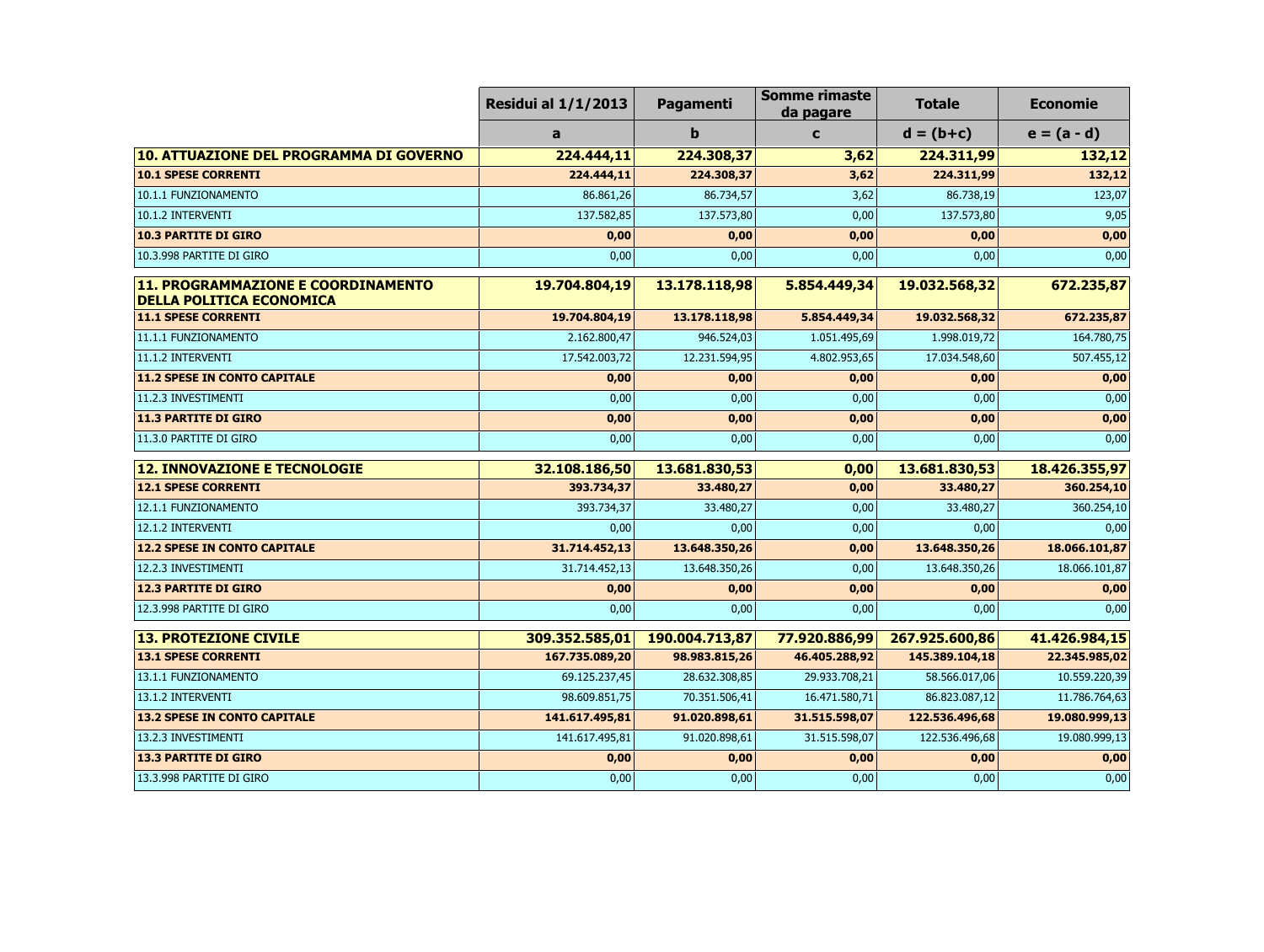| | Residui al 1/1/2013 | Pagamenti | Somme rimaste da pagare | Totale | Economie |
|---|---|---|---|---|---|
| | a | b | c | d = (b+c) | e = (a - d) |
| **10. ATTUAZIONE DEL PROGRAMMA DI GOVERNO** | **224.444,11** | **224.308,37** | **3,62** | **224.311,99** | **132,12** |
| **10.1 SPESE CORRENTI** | **224.444,11** | **224.308,37** | **3,62** | **224.311,99** | **132,12** |
| 10.1.1 FUNZIONAMENTO | 86.861,26 | 86.734,57 | 3,62 | 86.738,19 | 123,07 |
| 10.1.2 INTERVENTI | 137.582,85 | 137.573,80 | 0,00 | 137.573,80 | 9,05 |
| **10.3 PARTITE DI GIRO** | **0,00** | **0,00** | **0,00** | **0,00** | **0,00** |
| 10.3.998 PARTITE DI GIRO | 0,00 | 0,00 | 0,00 | 0,00 | 0,00 |
| **11. PROGRAMMAZIONE E COORDINAMENTO DELLA POLITICA ECONOMICA** | **19.704.804,19** | **13.178.118,98** | **5.854.449,34** | **19.032.568,32** | **672.235,87** |
| **11.1 SPESE CORRENTI** | **19.704.804,19** | **13.178.118,98** | **5.854.449,34** | **19.032.568,32** | **672.235,87** |
| 11.1.1 FUNZIONAMENTO | 2.162.800,47 | 946.524,03 | 1.051.495,69 | 1.998.019,72 | 164.780,75 |
| 11.1.2 INTERVENTI | 17.542.003,72 | 12.231.594,95 | 4.802.953,65 | 17.034.548,60 | 507.455,12 |
| **11.2 SPESE IN CONTO CAPITALE** | **0,00** | **0,00** | **0,00** | **0,00** | **0,00** |
| 11.2.3 INVESTIMENTI | 0,00 | 0,00 | 0,00 | 0,00 | 0,00 |
| **11.3 PARTITE DI GIRO** | **0,00** | **0,00** | **0,00** | **0,00** | **0,00** |
| 11.3.0 PARTITE DI GIRO | 0,00 | 0,00 | 0,00 | 0,00 | 0,00 |
| **12. INNOVAZIONE E TECNOLOGIE** | **32.108.186,50** | **13.681.830,53** | **0,00** | **13.681.830,53** | **18.426.355,97** |
| **12.1 SPESE CORRENTI** | **393.734,37** | **33.480,27** | **0,00** | **33.480,27** | **360.254,10** |
| 12.1.1 FUNZIONAMENTO | 393.734,37 | 33.480,27 | 0,00 | 33.480,27 | 360.254,10 |
| 12.1.2 INTERVENTI | 0,00 | 0,00 | 0,00 | 0,00 | 0,00 |
| **12.2 SPESE IN CONTO CAPITALE** | **31.714.452,13** | **13.648.350,26** | **0,00** | **13.648.350,26** | **18.066.101,87** |
| 12.2.3 INVESTIMENTI | 31.714.452,13 | 13.648.350,26 | 0,00 | 13.648.350,26 | 18.066.101,87 |
| **12.3 PARTITE DI GIRO** | **0,00** | **0,00** | **0,00** | **0,00** | **0,00** |
| 12.3.998 PARTITE DI GIRO | 0,00 | 0,00 | 0,00 | 0,00 | 0,00 |
| **13. PROTEZIONE CIVILE** | **309.352.585,01** | **190.004.713,87** | **77.920.886,99** | **267.925.600,86** | **41.426.984,15** |
| **13.1 SPESE CORRENTI** | **167.735.089,20** | **98.983.815,26** | **46.405.288,92** | **145.389.104,18** | **22.345.985,02** |
| 13.1.1 FUNZIONAMENTO | 69.125.237,45 | 28.632.308,85 | 29.933.708,21 | 58.566.017,06 | 10.559.220,39 |
| 13.1.2 INTERVENTI | 98.609.851,75 | 70.351.506,41 | 16.471.580,71 | 86.823.087,12 | 11.786.764,63 |
| **13.2 SPESE IN CONTO CAPITALE** | **141.617.495,81** | **91.020.898,61** | **31.515.598,07** | **122.536.496,68** | **19.080.999,13** |
| 13.2.3 INVESTIMENTI | 141.617.495,81 | 91.020.898,61 | 31.515.598,07 | 122.536.496,68 | 19.080.999,13 |
| **13.3 PARTITE DI GIRO** | **0,00** | **0,00** | **0,00** | **0,00** | **0,00** |
| 13.3.998 PARTITE DI GIRO | 0,00 | 0,00 | 0,00 | 0,00 | 0,00 |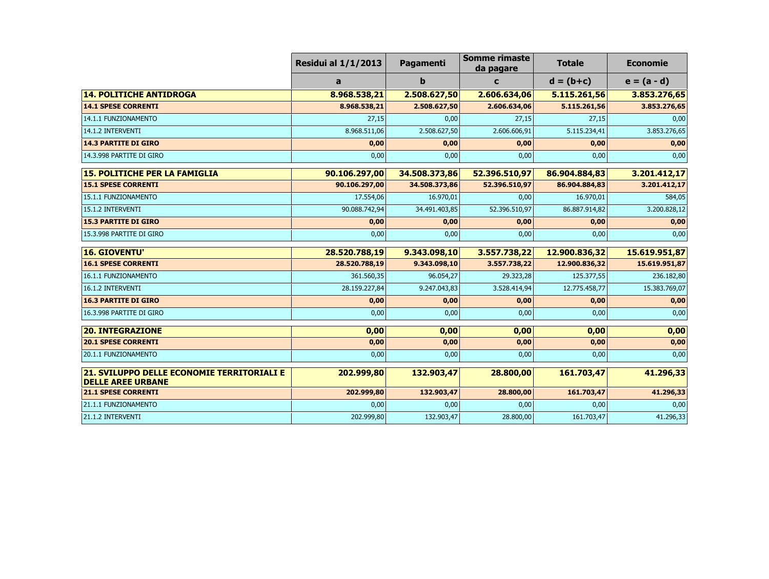| | Residui al 1/1/2013 | Pagamenti | Somme rimaste da pagare | Totale | Economie |
|---|---|---|---|---|---|
| | a | b | c | d = (b+c) | e = (a - d) |
| **14. POLITICHE ANTIDROGA** | **8.968.538,21** | **2.508.627,50** | **2.606.634,06** | **5.115.261,56** | **3.853.276,65** |
| **14.1 SPESE CORRENTI** | **8.968.538,21** | **2.508.627,50** | **2.606.634,06** | **5.115.261,56** | **3.853.276,65** |
| 14.1.1 FUNZIONAMENTO | 27,15 | 0,00 | 27,15 | 27,15 | 0,00 |
| 14.1.2 INTERVENTI | 8.968.511,06 | 2.508.627,50 | 2.606.606,91 | 5.115.234,41 | 3.853.276,65 |
| **14.3 PARTITE DI GIRO** | **0,00** | **0,00** | **0,00** | **0,00** | **0,00** |
| 14.3.998 PARTITE DI GIRO | 0,00 | 0,00 | 0,00 | 0,00 | 0,00 |
| **15. POLITICHE PER LA FAMIGLIA** | **90.106.297,00** | **34.508.373,86** | **52.396.510,97** | **86.904.884,83** | **3.201.412,17** |
| **15.1 SPESE CORRENTI** | **90.106.297,00** | **34.508.373,86** | **52.396.510,97** | **86.904.884,83** | **3.201.412,17** |
| 15.1.1 FUNZIONAMENTO | 17.554,06 | 16.970,01 | 0,00 | 16.970,01 | 584,05 |
| 15.1.2 INTERVENTI | 90.088.742,94 | 34.491.403,85 | 52.396.510,97 | 86.887.914,82 | 3.200.828,12 |
| **15.3 PARTITE DI GIRO** | **0,00** | **0,00** | **0,00** | **0,00** | **0,00** |
| 15.3.998 PARTITE DI GIRO | 0,00 | 0,00 | 0,00 | 0,00 | 0,00 |
| **16. GIOVENTU'** | **28.520.788,19** | **9.343.098,10** | **3.557.738,22** | **12.900.836,32** | **15.619.951,87** |
| **16.1 SPESE CORRENTI** | **28.520.788,19** | **9.343.098,10** | **3.557.738,22** | **12.900.836,32** | **15.619.951,87** |
| 16.1.1 FUNZIONAMENTO | 361.560,35 | 96.054,27 | 29.323,28 | 125.377,55 | 236.182,80 |
| 16.1.2 INTERVENTI | 28.159.227,84 | 9.247.043,83 | 3.528.414,94 | 12.775.458,77 | 15.383.769,07 |
| **16.3 PARTITE DI GIRO** | **0,00** | **0,00** | **0,00** | **0,00** | **0,00** |
| 16.3.998 PARTITE DI GIRO | 0,00 | 0,00 | 0,00 | 0,00 | 0,00 |
| **20. INTEGRAZIONE** | **0,00** | **0,00** | **0,00** | **0,00** | **0,00** |
| **20.1 SPESE CORRENTI** | **0,00** | **0,00** | **0,00** | **0,00** | **0,00** |
| 20.1.1 FUNZIONAMENTO | 0,00 | 0,00 | 0,00 | 0,00 | 0,00 |
| **21. SVILUPPO DELLE ECONOMIE TERRITORIALI E DELLE AREE URBANE** | **202.999,80** | **132.903,47** | **28.800,00** | **161.703,47** | **41.296,33** |
| **21.1 SPESE CORRENTI** | **202.999,80** | **132.903,47** | **28.800,00** | **161.703,47** | **41.296,33** |
| 21.1.1 FUNZIONAMENTO | 0,00 | 0,00 | 0,00 | 0,00 | 0,00 |
| 21.1.2 INTERVENTI | 202.999,80 | 132.903,47 | 28.800,00 | 161.703,47 | 41.296,33 |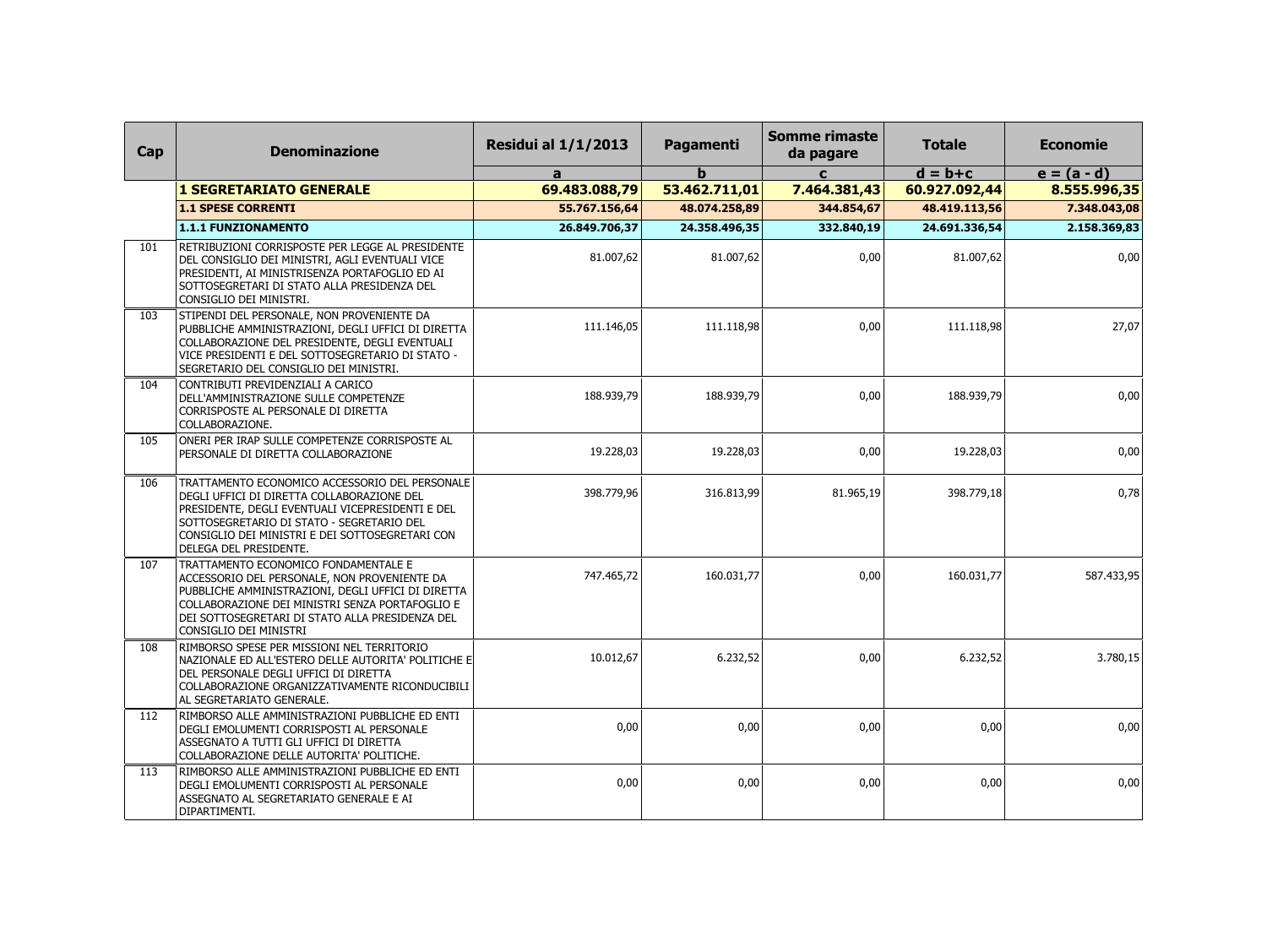| Cap | Denominazione | Residui al 1/1/2013 | Pagamenti | Somme rimaste da pagare | Totale | Economie |
|---|---|---|---|---|---|---|
| | | a | b | c | d = b+c | e = (a - d) |
| | **1 SEGRETARIATO GENERALE** | **69.483.088,79** | **53.462.711,01** | **7.464.381,43** | **60.927.092,44** | **8.555.996,35** |
| | **1.1 SPESE CORRENTI** | **55.767.156,64** | **48.074.258,89** | **344.854,67** | **48.419.113,56** | **7.348.043,08** |
| | **1.1.1 FUNZIONAMENTO** | **26.849.706,37** | **24.358.496,35** | **332.840,19** | **24.691.336,54** | **2.158.369,83** |
| 101 | RETRIBUZIONI CORRISPOSTE PER LEGGE AL PRESIDENTE DEL CONSIGLIO DEI MINISTRI, AGLI EVENTUALI VICE PRESIDENTI, AI MINISTRISENZA PORTAFOGLIO ED AI SOTTOSEGRETARI DI STATO ALLA PRESIDENZA DEL CONSIGLIO DEI MINISTRI. | 81.007,62 | 81.007,62 | 0,00 | 81.007,62 | 0,00 |
| 103 | STIPENDI DEL PERSONALE, NON PROVENIENTE DA PUBBLICHE AMMINISTRAZIONI, DEGLI UFFICI DI DIRETTA COLLABORAZIONE DEL PRESIDENTE, DEGLI EVENTUALI VICE PRESIDENTI E DEL SOTTOSEGRETARIO DI STATO - SEGRETARIO DEL CONSIGLIO DEI MINISTRI. | 111.146,05 | 111.118,98 | 0,00 | 111.118,98 | 27,07 |
| 104 | CONTRIBUTI PREVIDENZIALI A CARICO DELL'AMMINISTRAZIONE SULLE COMPETENZE CORRISPOSTE AL PERSONALE DI DIRETTA COLLABORAZIONE. | 188.939,79 | 188.939,79 | 0,00 | 188.939,79 | 0,00 |
| 105 | ONERI PER IRAP SULLE COMPETENZE CORRISPOSTE AL PERSONALE DI DIRETTA COLLABORAZIONE | 19.228,03 | 19.228,03 | 0,00 | 19.228,03 | 0,00 |
| 106 | TRATTAMENTO ECONOMICO ACCESSORIO DEL PERSONALE DEGLI UFFICI DI DIRETTA COLLABORAZIONE DEL PRESIDENTE, DEGLI EVENTUALI VICEPRESIDENTI E DEL SOTTOSEGRETARIO DI STATO - SEGRETARIO DEL CONSIGLIO DEI MINISTRI E DEI SOTTOSEGRETARI CON DELEGA DEL PRESIDENTE. | 398.779,96 | 316.813,99 | 81.965,19 | 398.779,18 | 0,78 |
| 107 | TRATTAMENTO ECONOMICO FONDAMENTALE E ACCESSORIO DEL PERSONALE, NON PROVENIENTE DA PUBBLICHE AMMINISTRAZIONI, DEGLI UFFICI DI DIRETTA COLLABORAZIONE DEI MINISTRI SENZA PORTAFOGLIO E DEI SOTTOSEGRETARI DI STATO ALLA PRESIDENZA DEL CONSIGLIO DEI MINISTRI | 747.465,72 | 160.031,77 | 0,00 | 160.031,77 | 587.433,95 |
| 108 | RIMBORSO SPESE PER MISSIONI NEL TERRITORIO NAZIONALE ED ALL'ESTERO DELLE AUTORITA' POLITICHE E DEL PERSONALE DEGLI UFFICI DI DIRETTA COLLABORAZIONE ORGANIZZATIVAMENTE RICONDUCIBILI AL SEGRETARIATO GENERALE. | 10.012,67 | 6.232,52 | 0,00 | 6.232,52 | 3.780,15 |
| 112 | RIMBORSO ALLE AMMINISTRAZIONI PUBBLICHE ED ENTI DEGLI EMOLUMENTI CORRISPOSTI AL PERSONALE ASSEGNATO A TUTTI GLI UFFICI DI DIRETTA COLLABORAZIONE DELLE AUTORITA' POLITICHE. | 0,00 | 0,00 | 0,00 | 0,00 | 0,00 |
| 113 | RIMBORSO ALLE AMMINISTRAZIONI PUBBLICHE ED ENTI DEGLI EMOLUMENTI CORRISPOSTI AL PERSONALE ASSEGNATO AL SEGRETARIATO GENERALE E AI DIPARTIMENTI. | 0,00 | 0,00 | 0,00 | 0,00 | 0,00 |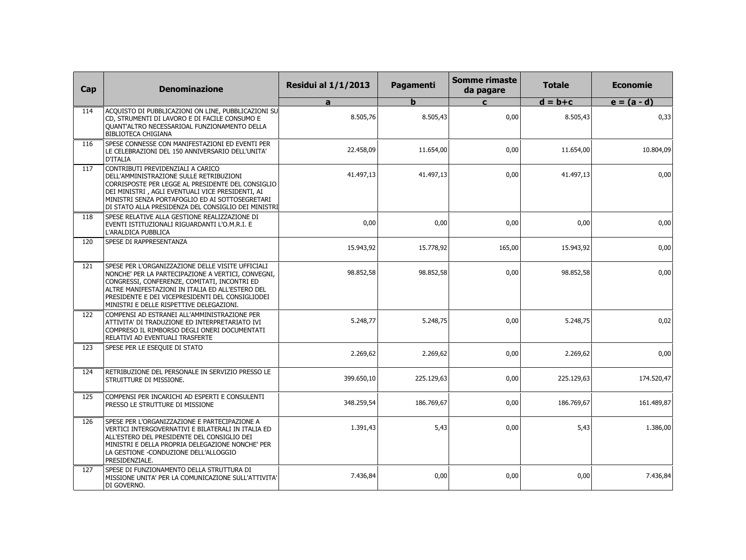| Cap | Denominazione | Residui al 1/1/2013 | Pagamenti | Somme rimaste da pagare | Totale | Economie |
|---|---|---|---|---|---|---|
| | | a | b | c | d = b+c | e = (a - d) |
| 114 | ACQUISTO DI PUBBLICAZIONI ON LINE, PUBBLICAZIONI SU CD, STRUMENTI DI LAVORO E DI FACILE CONSUMO E QUANT'ALTRO NECESSARIOAL FUNZIONAMENTO DELLA BIBLIOTECA CHIGIANA | 8.505,76 | 8.505,43 | 0,00 | 8.505,43 | 0,33 |
| 116 | SPESE CONNESSE CON MANIFESTAZIONI ED EVENTI PER LE CELEBRAZIONI DEL 150 ANNIVERSARIO DELL'UNITA' D'ITALIA | 22.458,09 | 11.654,00 | 0,00 | 11.654,00 | 10.804,09 |
| 117 | CONTRIBUTI PREVIDENZIALI A CARICO DELL'AMMINISTRAZIONE SULLE RETRIBUZIONI CORRISPOSTE PER LEGGE AL PRESIDENTE DEL CONSIGLIO DEI MINISTRI , AGLI EVENTUALI VICE PRESIDENTI, AI MINISTRI SENZA PORTAFOGLIO ED AI SOTTOSEGRETARI DI STATO ALLA PRESIDENZA DEL CONSIGLIO DEI MINISTRI | 41.497,13 | 41.497,13 | 0,00 | 41.497,13 | 0,00 |
| 118 | SPESE RELATIVE ALLA GESTIONE REALIZZAZIONE DI EVENTI ISTITUZIONALI RIGUARDANTI L'O.M.R.I. E L'ARALDICA PUBBLICA | 0,00 | 0,00 | 0,00 | 0,00 | 0,00 |
| 120 | SPESE DI RAPPRESENTANZA | 15.943,92 | 15.778,92 | 165,00 | 15.943,92 | 0,00 |
| 121 | SPESE PER L'ORGANIZZAZIONE DELLE VISITE UFFICIALI NONCHE' PER LA PARTECIPAZIONE A VERTICI, CONVEGNI, CONGRESSI, CONFERENZE, COMITATI, INCONTRI ED ALTRE MANIFESTAZIONI IN ITALIA ED ALL'ESTERO DEL PRESIDENTE E DEI VICEPRESIDENTI DEL CONSIGLIODEI MINISTRI E DELLE RISPETTIVE DELEGAZIONI. | 98.852,58 | 98.852,58 | 0,00 | 98.852,58 | 0,00 |
| 122 | COMPENSI AD ESTRANEI ALL'AMMINISTRAZIONE PER ATTIVITA' DI TRADUZIONE ED INTERPRETARIATO IVI COMPRESO IL RIMBORSO DEGLI ONERI DOCUMENTATI RELATIVI AD EVENTUALI TRASFERTE | 5.248,77 | 5.248,75 | 0,00 | 5.248,75 | 0,02 |
| 123 | SPESE PER LE ESEQUIE DI STATO | 2.269,62 | 2.269,62 | 0,00 | 2.269,62 | 0,00 |
| 124 | RETRIBUZIONE DEL PERSONALE IN SERVIZIO PRESSO LE STRUITTURE DI MISSIONE. | 399.650,10 | 225.129,63 | 0,00 | 225.129,63 | 174.520,47 |
| 125 | COMPENSI PER INCARICHI AD ESPERTI E CONSULENTI PRESSO LE STRUTTURE DI MISSIONE | 348.259,54 | 186.769,67 | 0,00 | 186.769,67 | 161.489,87 |
| 126 | SPESE PER L'ORGANIZZAZIONE E PARTECIPAZIONE A VERTICI INTERGOVERNATIVI E BILATERALI IN ITALIA ED ALL'ESTERO DEL PRESIDENTE DEL CONSIGLIO DEI MINISTRI E DELLA PROPRIA DELEGAZIONE NONCHE' PER LA GESTIONE -CONDUZIONE DELL'ALLOGGIO PRESIDENZIALE. | 1.391,43 | 5,43 | 0,00 | 5,43 | 1.386,00 |
| 127 | SPESE DI FUNZIONAMENTO DELLA STRUTTURA DI MISSIONE UNITA' PER LA COMUNICAZIONE SULL'ATTIVITA' DI GOVERNO. | 7.436,84 | 0,00 | 0,00 | 0,00 | 7.436,84 |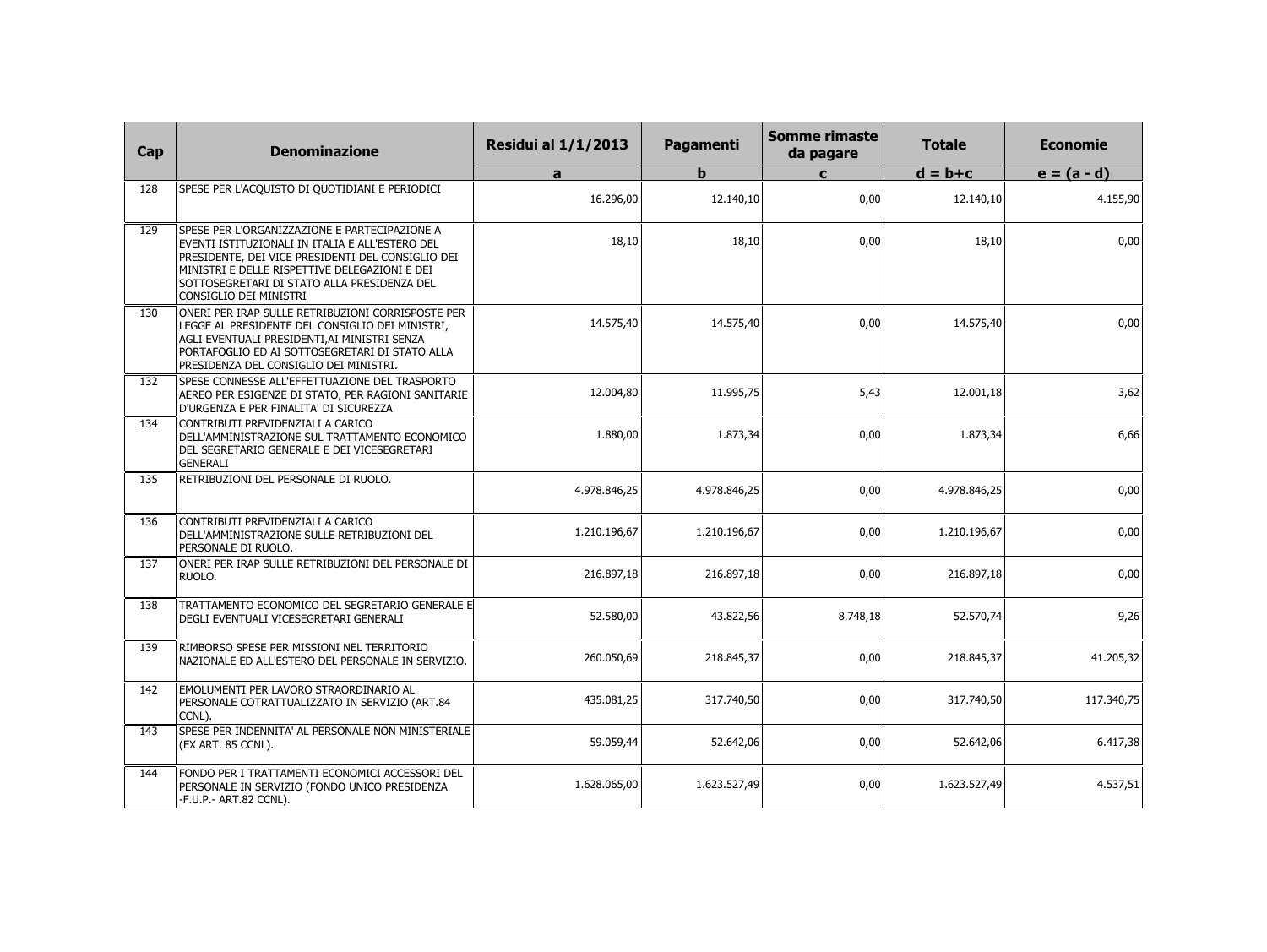| Cap | Denominazione | Residui al 1/1/2013 | Pagamenti | Somme rimaste da pagare | Totale | Economie |
|---|---|---|---|---|---|---|
| | | a | b | c | d = b+c | e = (a - d) |
| 128 | SPESE PER L'ACQUISTO DI QUOTIDIANI E PERIODICI | 16.296,00 | 12.140,10 | 0,00 | 12.140,10 | 4.155,90 |
| 129 | SPESE PER L'ORGANIZZAZIONE E PARTECIPAZIONE A EVENTI ISTITUZIONALI IN ITALIA E ALL'ESTERO DEL PRESIDENTE, DEI VICE PRESIDENTI DEL CONSIGLIO DEI MINISTRI E DELLE RISPETTIVE DELEGAZIONI E DEI SOTTOSEGRETARI DI STATO ALLA PRESIDENZA DEL CONSIGLIO DEI MINISTRI | 18,10 | 18,10 | 0,00 | 18,10 | 0,00 |
| 130 | ONERI PER IRAP SULLE RETRIBUZIONI CORRISPOSTE PER LEGGE AL PRESIDENTE DEL CONSIGLIO DEI MINISTRI, AGLI EVENTUALI PRESIDENTI,AI MINISTRI SENZA PORTAFOGLIO ED AI SOTTOSEGRETARI DI STATO ALLA PRESIDENZA DEL CONSIGLIO DEI MINISTRI. | 14.575,40 | 14.575,40 | 0,00 | 14.575,40 | 0,00 |
| 132 | SPESE CONNESSE ALL'EFFETTUAZIONE DEL TRASPORTO AEREO PER ESIGENZE DI STATO, PER RAGIONI SANITARIE D'URGENZA E PER FINALITA' DI SICUREZZA | 12.004,80 | 11.995,75 | 5,43 | 12.001,18 | 3,62 |
| 134 | CONTRIBUTI PREVIDENZIALI A CARICO DELL'AMMINISTRAZIONE SUL TRATTAMENTO ECONOMICO DEL SEGRETARIO GENERALE E DEI VICESEGRETARI GENERALI | 1.880,00 | 1.873,34 | 0,00 | 1.873,34 | 6,66 |
| 135 | RETRIBUZIONI DEL PERSONALE DI RUOLO. | 4.978.846,25 | 4.978.846,25 | 0,00 | 4.978.846,25 | 0,00 |
| 136 | CONTRIBUTI PREVIDENZIALI A CARICO DELL'AMMINISTRAZIONE SULLE RETRIBUZIONI DEL PERSONALE DI RUOLO. | 1.210.196,67 | 1.210.196,67 | 0,00 | 1.210.196,67 | 0,00 |
| 137 | ONERI PER IRAP SULLE RETRIBUZIONI DEL PERSONALE DI RUOLO. | 216.897,18 | 216.897,18 | 0,00 | 216.897,18 | 0,00 |
| 138 | TRATTAMENTO ECONOMICO DEL SEGRETARIO GENERALE E DEGLI EVENTUALI VICESEGRETARI GENERALI | 52.580,00 | 43.822,56 | 8.748,18 | 52.570,74 | 9,26 |
| 139 | RIMBORSO SPESE PER MISSIONI NEL TERRITORIO NAZIONALE ED ALL'ESTERO DEL PERSONALE IN SERVIZIO. | 260.050,69 | 218.845,37 | 0,00 | 218.845,37 | 41.205,32 |
| 142 | EMOLUMENTI PER LAVORO STRAORDINARIO AL PERSONALE COTRATTUALIZZATO IN SERVIZIO (ART.84 CCNL). | 435.081,25 | 317.740,50 | 0,00 | 317.740,50 | 117.340,75 |
| 143 | SPESE PER INDENNITA' AL PERSONALE NON MINISTERIALE (EX ART. 85 CCNL). | 59.059,44 | 52.642,06 | 0,00 | 52.642,06 | 6.417,38 |
| 144 | FONDO PER I TRATTAMENTI ECONOMICI ACCESSORI DEL PERSONALE IN SERVIZIO (FONDO UNICO PRESIDENZA -F.U.P.- ART.82 CCNL). | 1.628.065,00 | 1.623.527,49 | 0,00 | 1.623.527,49 | 4.537,51 |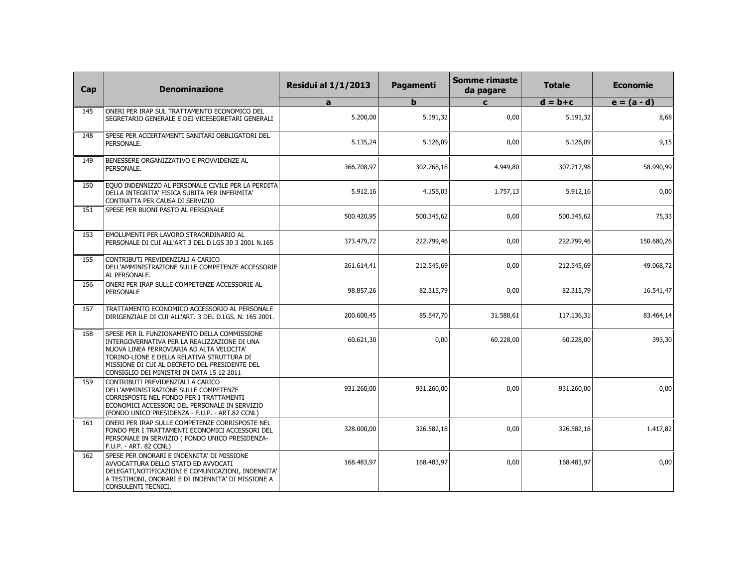| Cap | Denominazione | Residui al 1/1/2013 | Pagamenti | Somme rimaste da pagare | Totale | Economie |
|---|---|---|---|---|---|---|
| | | a | b | c | d = b+c | e = (a - d) |
| 145 | ONERI PER IRAP SUL TRATTAMENTO ECONOMICO DEL SEGRETARIO GENERALE E DEI VICESEGRETARI GENERALI | 5.200,00 | 5.191,32 | 0,00 | 5.191,32 | 8,68 |
| 148 | SPESE PER ACCERTAMENTI SANITARI OBBLIGATORI DEL PERSONALE. | 5.135,24 | 5.126,09 | 0,00 | 5.126,09 | 9,15 |
| 149 | BENESSERE ORGANIZZATIVO E PROVVIDENZE AL PERSONALE. | 366.708,97 | 302.768,18 | 4.949,80 | 307.717,98 | 58.990,99 |
| 150 | EQUO INDENNIZZO AL PERSONALE CIVILE PER LA PERDITA DELLA INTEGRITA' FISICA SUBITA PER INFERMITA' CONTRATTA PER CAUSA DI SERVIZIO | 5.912,16 | 4.155,03 | 1.757,13 | 5.912,16 | 0,00 |
| 151 | SPESE PER BUONI PASTO AL PERSONALE | 500.420,95 | 500.345,62 | 0,00 | 500.345,62 | 75,33 |
| 153 | EMOLUMENTI PER LAVORO STRAORDINARIO AL PERSONALE DI CUI ALL'ART.3 DEL D.LGS 30 3 2001 N.165 | 373.479,72 | 222.799,46 | 0,00 | 222.799,46 | 150.680,26 |
| 155 | CONTRIBUTI PREVIDENZIALI A CARICO DELL'AMMINISTRAZIONE SULLE COMPETENZE ACCESSORIE AL PERSONALE. | 261.614,41 | 212.545,69 | 0,00 | 212.545,69 | 49.068,72 |
| 156 | ONERI PER IRAP SULLE COMPETENZE ACCESSORIE AL PERSONALE | 98.857,26 | 82.315,79 | 0,00 | 82.315,79 | 16.541,47 |
| 157 | TRATTAMENTO ECONOMICO ACCESSORIO AL PERSONALE DIRIGENZIALE DI CUI ALL'ART. 3 DEL D.LGS. N. 165 2001. | 200.600,45 | 85.547,70 | 31.588,61 | 117.136,31 | 83.464,14 |
| 158 | SPESE PER IL FUNZIONAMENTO DELLA COMMISSIONE INTERGOVERNATIVA PER LA REALIZZAZIONE DI UNA NUOVA LINEA FERROVIARIA AD ALTA VELOCITA' TORINO-LIONE E DELLA RELATIVA STRUTTURA DI MISSIONE DI CUI AL DECRETO DEL PRESIDENTE DEL CONSIGLIO DEI MINISTRI IN DATA 15 12 2011 | 60.621,30 | 0,00 | 60.228,00 | 60.228,00 | 393,30 |
| 159 | CONTRIBUTI PREVIDENZIALI A CARICO DELL'AMMINISTRAZIONE SULLE COMPETENZE CORRISPOSTE NEL FONDO PER I TRATTAMENTI ECONOMICI ACCESSORI DEL PERSONALE IN SERVIZIO (FONDO UNICO PRESIDENZA - F.U.P. - ART.82 CCNL) | 931.260,00 | 931.260,00 | 0,00 | 931.260,00 | 0,00 |
| 161 | ONERI PER IRAP SULLE COMPETENZE CORRISPOSTE NEL FONDO PER I TRATTAMENTI ECONOMICI ACCESSORI DEL PERSONALE IN SERVIZIO ( FONDO UNICO PRESIDENZA- F.U.P. - ART. 82 CCNL) | 328.000,00 | 326.582,18 | 0,00 | 326.582,18 | 1.417,82 |
| 162 | SPESE PER ONORARI E INDENNITA' DI MISSIONE AVVOCATTURA DELLO STATO ED AVVOCATI DELEGATI,NOTIFICAZIONI E COMUNICAZIONI, INDENNITA' A TESTIMONI, ONORARI E DI INDENNITA' DI MISSIONE A CONSULENTI TECNICI. | 168.483,97 | 168.483,97 | 0,00 | 168.483,97 | 0,00 |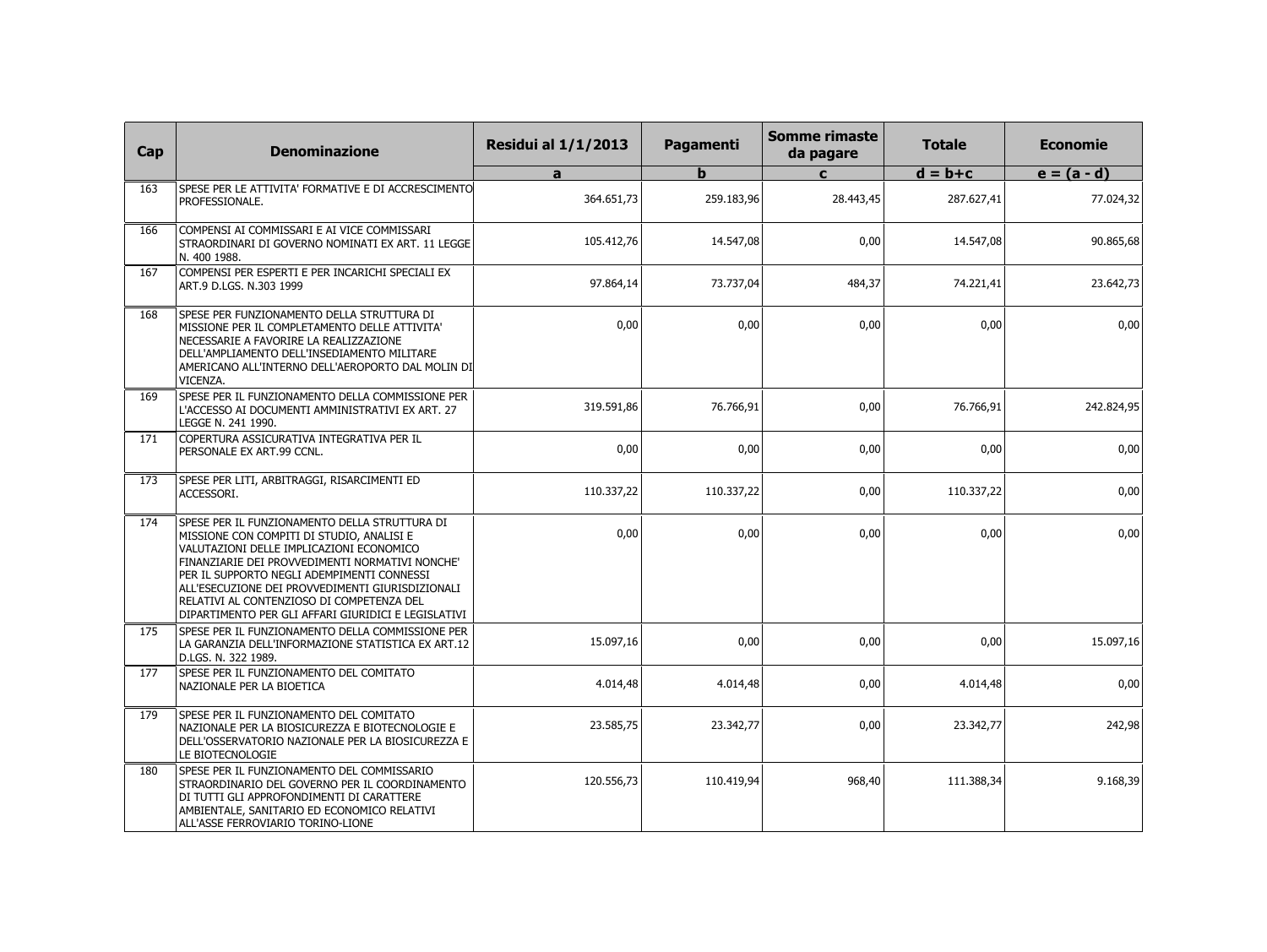| Cap | Denominazione | Residui al 1/1/2013 | Pagamenti | Somme rimaste da pagare | Totale | Economie |
|---|---|---|---|---|---|---|
| | | a | b | c | d = b+c | e = (a - d) |
| 163 | SPESE PER LE ATTIVITA' FORMATIVE E DI ACCRESCIMENTO PROFESSIONALE. | 364.651,73 | 259.183,96 | 28.443,45 | 287.627,41 | 77.024,32 |
| 166 | COMPENSI AI COMMISSARI E AI VICE COMMISSARI STRAORDINARI DI GOVERNO NOMINATI EX ART. 11 LEGGE N. 400 1988. | 105.412,76 | 14.547,08 | 0,00 | 14.547,08 | 90.865,68 |
| 167 | COMPENSI PER ESPERTI E PER INCARICHI SPECIALI EX ART.9 D.LGS. N.303 1999 | 97.864,14 | 73.737,04 | 484,37 | 74.221,41 | 23.642,73 |
| 168 | SPESE PER FUNZIONAMENTO DELLA STRUTTURA DI MISSIONE PER IL COMPLETAMENTO DELLE ATTIVITA' NECESSARIE A FAVORIRE LA REALIZZAZIONE DELL'AMPLIAMENTO DELL'INSEDIAMENTO MILITARE AMERICANO ALL'INTERNO DELL'AEROPORTO DAL MOLIN DI VICENZA. | 0,00 | 0,00 | 0,00 | 0,00 | 0,00 |
| 169 | SPESE PER IL FUNZIONAMENTO DELLA COMMISSIONE PER L'ACCESSO AI DOCUMENTI AMMINISTRATIVI EX ART. 27 LEGGE N. 241 1990. | 319.591,86 | 76.766,91 | 0,00 | 76.766,91 | 242.824,95 |
| 171 | COPERTURA ASSICURATIVA INTEGRATIVA PER IL PERSONALE EX ART.99 CCNL. | 0,00 | 0,00 | 0,00 | 0,00 | 0,00 |
| 173 | SPESE PER LITI, ARBITRAGGI, RISARCIMENTI ED ACCESSORI. | 110.337,22 | 110.337,22 | 0,00 | 110.337,22 | 0,00 |
| 174 | SPESE PER IL FUNZIONAMENTO DELLA STRUTTURA DI MISSIONE CON COMPITI DI STUDIO, ANALISI E VALUTAZIONI DELLE IMPLICAZIONI ECONOMICO FINANZIARIE DEI PROVVEDIMENTI NORMATIVI NONCHE' PER IL SUPPORTO NEGLI ADEMPIMENTI CONNESSI ALL'ESECUZIONE DEI PROVVEDIMENTI GIURISDIZIONALI RELATIVI AL CONTENZIOSO DI COMPETENZA DEL DIPARTIMENTO PER GLI AFFARI GIURIDICI E LEGISLATIVI | 0,00 | 0,00 | 0,00 | 0,00 | 0,00 |
| 175 | SPESE PER IL FUNZIONAMENTO DELLA COMMISSIONE PER LA GARANZIA DELL'INFORMAZIONE STATISTICA EX ART.12 D.LGS. N. 322 1989. | 15.097,16 | 0,00 | 0,00 | 0,00 | 15.097,16 |
| 177 | SPESE PER IL FUNZIONAMENTO DEL COMITATO NAZIONALE PER LA BIOETICA | 4.014,48 | 4.014,48 | 0,00 | 4.014,48 | 0,00 |
| 179 | SPESE PER IL FUNZIONAMENTO DEL COMITATO NAZIONALE PER LA BIOSICUREZZA E BIOTECNOLOGIE E DELL'OSSERVATORIO NAZIONALE PER LA BIOSICUREZZA E LE BIOTECNOLOGIE | 23.585,75 | 23.342,77 | 0,00 | 23.342,77 | 242,98 |
| 180 | SPESE PER IL FUNZIONAMENTO DEL COMMISSARIO STRAORDINARIO DEL GOVERNO PER IL COORDINAMENTO DI TUTTI GLI APPROFONDIMENTI DI CARATTERE AMBIENTALE, SANITARIO ED ECONOMICO RELATIVI ALL'ASSE FERROVIARIO TORINO-LIONE | 120.556,73 | 110.419,94 | 968,40 | 111.388,34 | 9.168,39 |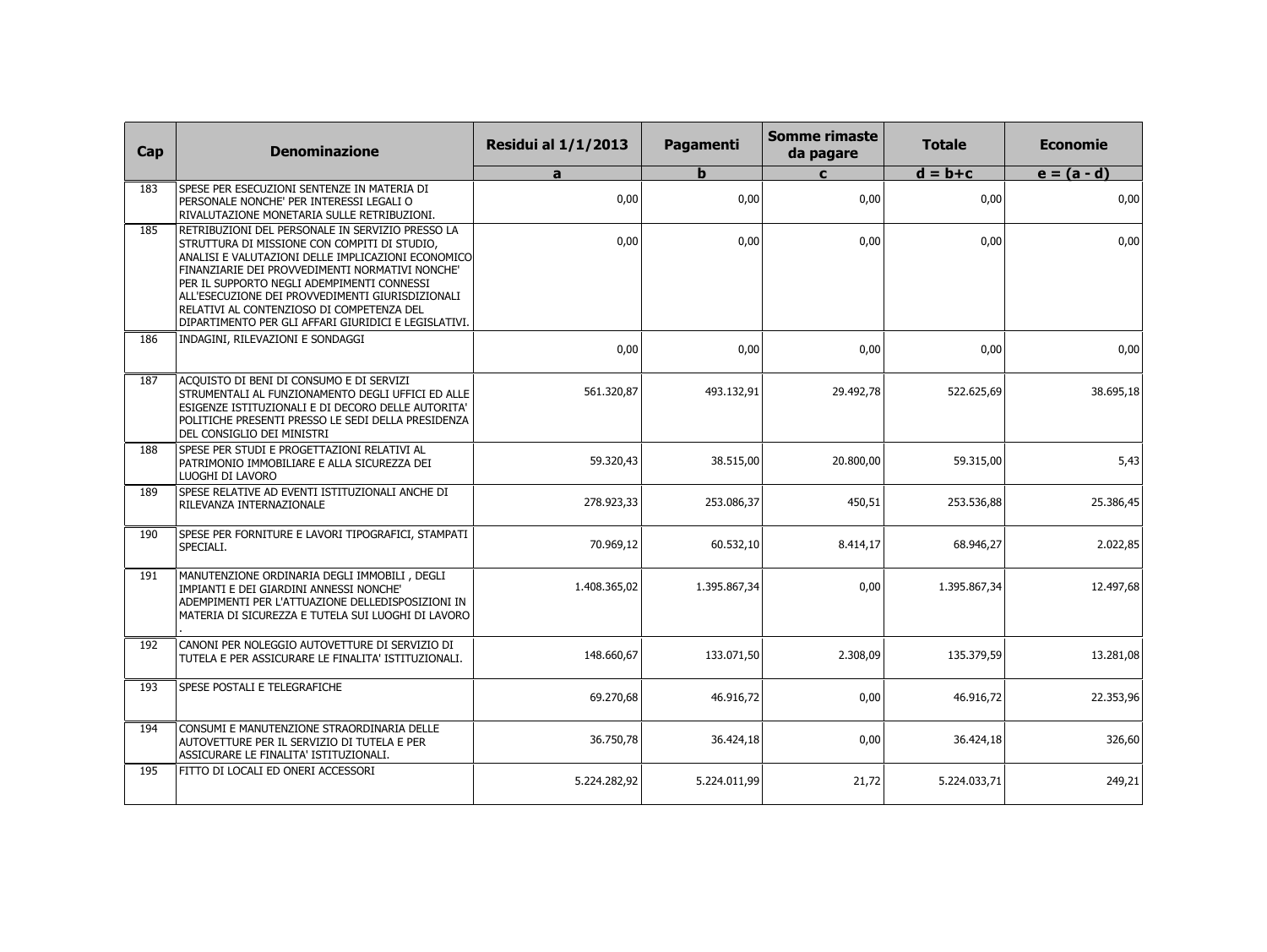| Cap | Denominazione | Residui al 1/1/2013 | Pagamenti | Somme rimaste da pagare | Totale | Economie |
|---|---|---|---|---|---|---|
| | | a | b | c | d = b+c | e = (a - d) |
| 183 | SPESE PER ESECUZIONI SENTENZE IN MATERIA DI PERSONALE NONCHE' PER INTERESSI LEGALI O RIVALUTAZIONE MONETARIA SULLE RETRIBUZIONI. | 0,00 | 0,00 | 0,00 | 0,00 | 0,00 |
| 185 | RETRIBUZIONI DEL PERSONALE IN SERVIZIO PRESSO LA STRUTTURA DI MISSIONE CON COMPITI DI STUDIO, ANALISI E VALUTAZIONI DELLE IMPLICAZIONI ECONOMICO FINANZIARIE DEI PROVVEDIMENTI NORMATIVI NONCHE' PER IL SUPPORTO NEGLI ADEMPIMENTI CONNESSI ALL'ESECUZIONE DEI PROVVEDIMENTI GIURISDIZIONALI RELATIVI AL CONTENZIOSO DI COMPETENZA DEL DIPARTIMENTO PER GLI AFFARI GIURIDICI E LEGISLATIVI. | 0,00 | 0,00 | 0,00 | 0,00 | 0,00 |
| 186 | INDAGINI, RILEVAZIONI E SONDAGGI | 0,00 | 0,00 | 0,00 | 0,00 | 0,00 |
| 187 | ACQUISTO DI BENI DI CONSUMO E DI SERVIZI STRUMENTALI AL FUNZIONAMENTO DEGLI UFFICI ED ALLE ESIGENZE ISTITUZIONALI E DI DECORO DELLE AUTORITA' POLITICHE PRESENTI PRESSO LE SEDI DELLA PRESIDENZA DEL CONSIGLIO DEI MINISTRI | 561.320,87 | 493.132,91 | 29.492,78 | 522.625,69 | 38.695,18 |
| 188 | SPESE PER STUDI E PROGETTAZIONI RELATIVI AL PATRIMONIO IMMOBILIARE E ALLA SICUREZZA DEI LUOGHI DI LAVORO | 59.320,43 | 38.515,00 | 20.800,00 | 59.315,00 | 5,43 |
| 189 | SPESE RELATIVE AD EVENTI ISTITUZIONALI ANCHE DI RILEVANZA INTERNAZIONALE | 278.923,33 | 253.086,37 | 450,51 | 253.536,88 | 25.386,45 |
| 190 | SPESE PER FORNITURE E LAVORI TIPOGRAFICI, STAMPATI SPECIALI. | 70.969,12 | 60.532,10 | 8.414,17 | 68.946,27 | 2.022,85 |
| 191 | MANUTENZIONE ORDINARIA DEGLI IMMOBILI , DEGLI IMPIANTI E DEI GIARDINI ANNESSI NONCHE' ADEMPIMENTI PER L'ATTUAZIONE DELLEDISPOSIZIONI IN MATERIA DI SICUREZZA E TUTELA SUI LUOGHI DI LAVORO . | 1.408.365,02 | 1.395.867,34 | 0,00 | 1.395.867,34 | 12.497,68 |
| 192 | CANONI PER NOLEGGIO AUTOVETTURE DI SERVIZIO DI TUTELA E PER ASSICURARE LE FINALITA' ISTITUZIONALI. | 148.660,67 | 133.071,50 | 2.308,09 | 135.379,59 | 13.281,08 |
| 193 | SPESE POSTALI E TELEGRAFICHE | 69.270,68 | 46.916,72 | 0,00 | 46.916,72 | 22.353,96 |
| 194 | CONSUMI E MANUTENZIONE STRAORDINARIA DELLE AUTOVETTURE PER IL SERVIZIO DI TUTELA E PER ASSICURARE LE FINALITA' ISTITUZIONALI. | 36.750,78 | 36.424,18 | 0,00 | 36.424,18 | 326,60 |
| 195 | FITTO DI LOCALI ED ONERI ACCESSORI | 5.224.282,92 | 5.224.011,99 | 21,72 | 5.224.033,71 | 249,21 |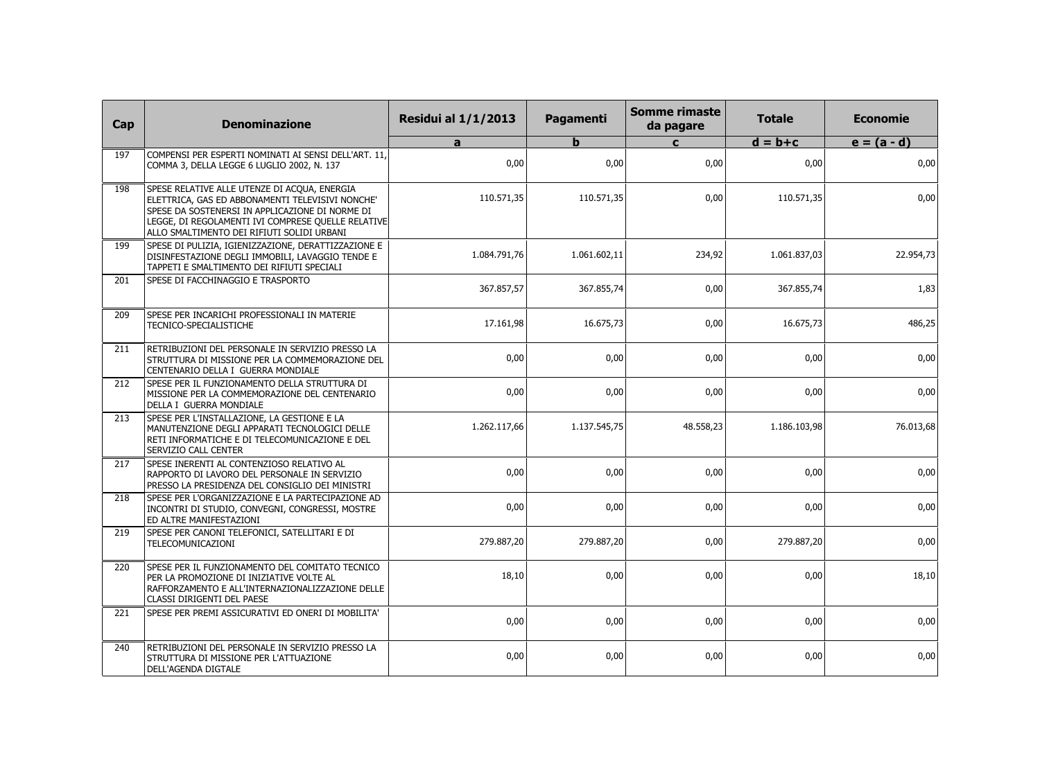| Cap | Denominazione | Residui al 1/1/2013 | Pagamenti | Somme rimaste da pagare | Totale | Economie |
|---|---|---|---|---|---|---|
| | | a | b | c | d = b+c | e = (a - d) |
| 197 | COMPENSI PER ESPERTI NOMINATI AI SENSI DELL'ART. 11, COMMA 3, DELLA LEGGE 6 LUGLIO 2002, N. 137 | 0,00 | 0,00 | 0,00 | 0,00 | 0,00 |
| 198 | SPESE RELATIVE ALLE UTENZE DI ACQUA, ENERGIA ELETTRICA, GAS ED ABBONAMENTI TELEVISIVI NONCHE' SPESE DA SOSTENERSI IN APPLICAZIONE DI NORME DI LEGGE, DI REGOLAMENTI IVI COMPRESE QUELLE RELATIVE ALLO SMALTIMENTO DEI RIFIUTI SOLIDI URBANI | 110.571,35 | 110.571,35 | 0,00 | 110.571,35 | 0,00 |
| 199 | SPESE DI PULIZIA, IGIENIZZAZIONE, DERATTIZZAZIONE E DISINFESTAZIONE DEGLI IMMOBILI, LAVAGGIO TENDE E TAPPETI E SMALTIMENTO DEI RIFIUTI SPECIALI | 1.084.791,76 | 1.061.602,11 | 234,92 | 1.061.837,03 | 22.954,73 |
| 201 | SPESE DI FACCHINAGGIO E TRASPORTO | 367.857,57 | 367.855,74 | 0,00 | 367.855,74 | 1,83 |
| 209 | SPESE PER INCARICHI PROFESSIONALI IN MATERIE TECNICO-SPECIALISTICHE | 17.161,98 | 16.675,73 | 0,00 | 16.675,73 | 486,25 |
| 211 | RETRIBUZIONI DEL PERSONALE IN SERVIZIO PRESSO LA STRUTTURA DI MISSIONE PER LA COMMEMORAZIONE DEL CENTENARIO DELLA I GUERRA MONDIALE | 0,00 | 0,00 | 0,00 | 0,00 | 0,00 |
| 212 | SPESE PER IL FUNZIONAMENTO DELLA STRUTTURA DI MISSIONE PER LA COMMEMORAZIONE DEL CENTENARIO DELLA I GUERRA MONDIALE | 0,00 | 0,00 | 0,00 | 0,00 | 0,00 |
| 213 | SPESE PER L'INSTALLAZIONE, LA GESTIONE E LA MANUTENZIONE DEGLI APPARATI TECNOLOGICI DELLE RETI INFORMATICHE E DI TELECOMUNICAZIONE E DEL SERVIZIO CALL CENTER | 1.262.117,66 | 1.137.545,75 | 48.558,23 | 1.186.103,98 | 76.013,68 |
| 217 | SPESE INERENTI AL CONTENZIOSO RELATIVO AL RAPPORTO DI LAVORO DEL PERSONALE IN SERVIZIO PRESSO LA PRESIDENZA DEL CONSIGLIO DEI MINISTRI | 0,00 | 0,00 | 0,00 | 0,00 | 0,00 |
| 218 | SPESE PER L'ORGANIZZAZIONE E LA PARTECIPAZIONE AD INCONTRI DI STUDIO, CONVEGNI, CONGRESSI, MOSTRE ED ALTRE MANIFESTAZIONI | 0,00 | 0,00 | 0,00 | 0,00 | 0,00 |
| 219 | SPESE PER CANONI TELEFONICI, SATELLITARI E DI TELECOMUNICAZIONI | 279.887,20 | 279.887,20 | 0,00 | 279.887,20 | 0,00 |
| 220 | SPESE PER IL FUNZIONAMENTO DEL COMITATO TECNICO PER LA PROMOZIONE DI INIZIATIVE VOLTE AL RAFFORZAMENTO E ALL'INTERNAZIONALIZZAZIONE DELLE CLASSI DIRIGENTI DEL PAESE | 18,10 | 0,00 | 0,00 | 0,00 | 18,10 |
| 221 | SPESE PER PREMI ASSICURATIVI ED ONERI DI MOBILITA' | 0,00 | 0,00 | 0,00 | 0,00 | 0,00 |
| 240 | RETRIBUZIONI DEL PERSONALE IN SERVIZIO PRESSO LA STRUTTURA DI MISSIONE PER L'ATTUAZIONE DELL'AGENDA DIGTALE | 0,00 | 0,00 | 0,00 | 0,00 | 0,00 |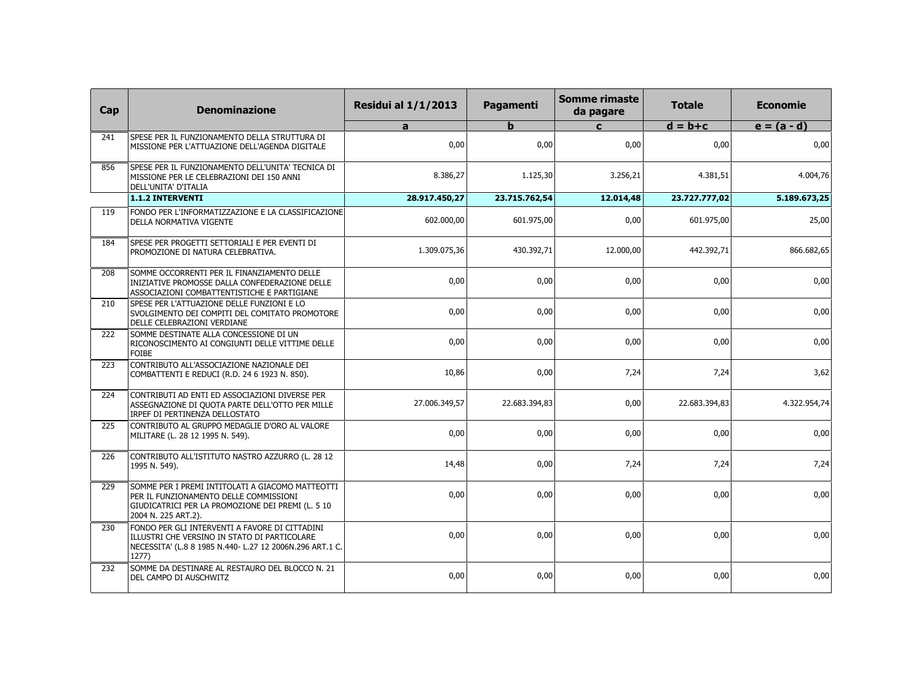| Cap | Denominazione | Residui al 1/1/2013 | Pagamenti | Somme rimaste da pagare | Totale | Economie |
|---|---|---|---|---|---|---|
| | | a | b | c | d = b+c | e = (a - d) |
| 241 | SPESE PER IL FUNZIONAMENTO DELLA STRUTTURA DI MISSIONE PER L'ATTUAZIONE DELL'AGENDA DIGITALE | 0,00 | 0,00 | 0,00 | 0,00 | 0,00 |
| 856 | SPESE PER IL FUNZIONAMENTO DELL'UNITA' TECNICA DI MISSIONE PER LE CELEBRAZIONI DEI 150 ANNI DELL'UNITA' D'ITALIA | 8.386,27 | 1.125,30 | 3.256,21 | 4.381,51 | 4.004,76 |
| | **1.1.2 INTERVENTI** | **28.917.450,27** | **23.715.762,54** | **12.014,48** | **23.727.777,02** | **5.189.673,25** |
| 119 | FONDO PER L'INFORMATIZZAZIONE E LA CLASSIFICAZIONE DELLA NORMATIVA VIGENTE | 602.000,00 | 601.975,00 | 0,00 | 601.975,00 | 25,00 |
| 184 | SPESE PER PROGETTI SETTORIALI E PER EVENTI DI PROMOZIONE DI NATURA CELEBRATIVA. | 1.309.075,36 | 430.392,71 | 12.000,00 | 442.392,71 | 866.682,65 |
| 208 | SOMME OCCORRENTI PER IL FINANZIAMENTO DELLE INIZIATIVE PROMOSSE DALLA CONFEDERAZIONE DELLE ASSOCIAZIONI COMBATTENTISTICHE E PARTIGIANE | 0,00 | 0,00 | 0,00 | 0,00 | 0,00 |
| 210 | SPESE PER L'ATTUAZIONE DELLE FUNZIONI E LO SVOLGIMENTO DEI COMPITI DEL COMITATO PROMOTORE DELLE CELEBRAZIONI VERDIANE | 0,00 | 0,00 | 0,00 | 0,00 | 0,00 |
| 222 | SOMME DESTINATE ALLA CONCESSIONE DI UN RICONOSCIMENTO AI CONGIUNTI DELLE VITTIME DELLE FOIBE | 0,00 | 0,00 | 0,00 | 0,00 | 0,00 |
| 223 | CONTRIBUTO ALL'ASSOCIAZIONE NAZIONALE DEI COMBATTENTI E REDUCI (R.D. 24 6 1923 N. 850). | 10,86 | 0,00 | 7,24 | 7,24 | 3,62 |
| 224 | CONTRIBUTI AD ENTI ED ASSOCIAZIONI DIVERSE PER ASSEGNAZIONE DI QUOTA PARTE DELL'OTTO PER MILLE IRPEF DI PERTINENZA DELLOSTATO | 27.006.349,57 | 22.683.394,83 | 0,00 | 22.683.394,83 | 4.322.954,74 |
| 225 | CONTRIBUTO AL GRUPPO MEDAGLIE D'ORO AL VALORE MILITARE (L. 28 12 1995 N. 549). | 0,00 | 0,00 | 0,00 | 0,00 | 0,00 |
| 226 | CONTRIBUTO ALL'ISTITUTO NASTRO AZZURRO (L. 28 12 1995 N. 549). | 14,48 | 0,00 | 7,24 | 7,24 | 7,24 |
| 229 | SOMME PER I PREMI INTITOLATI A GIACOMO MATTEOTTI PER IL FUNZIONAMENTO DELLE COMMISSIONI GIUDICATRICI PER LA PROMOZIONE DEI PREMI (L. 5 10 2004 N. 225 ART.2). | 0,00 | 0,00 | 0,00 | 0,00 | 0,00 |
| 230 | FONDO PER GLI INTERVENTI A FAVORE DI CITTADINI ILLUSTRI CHE VERSINO IN STATO DI PARTICOLARE NECESSITA' (L.8 8 1985 N.440- L.27 12 2006N.296 ART.1 C. 1277) | 0,00 | 0,00 | 0,00 | 0,00 | 0,00 |
| 232 | SOMME DA DESTINARE AL RESTAURO DEL BLOCCO N. 21 DEL CAMPO DI AUSCHWITZ | 0,00 | 0,00 | 0,00 | 0,00 | 0,00 |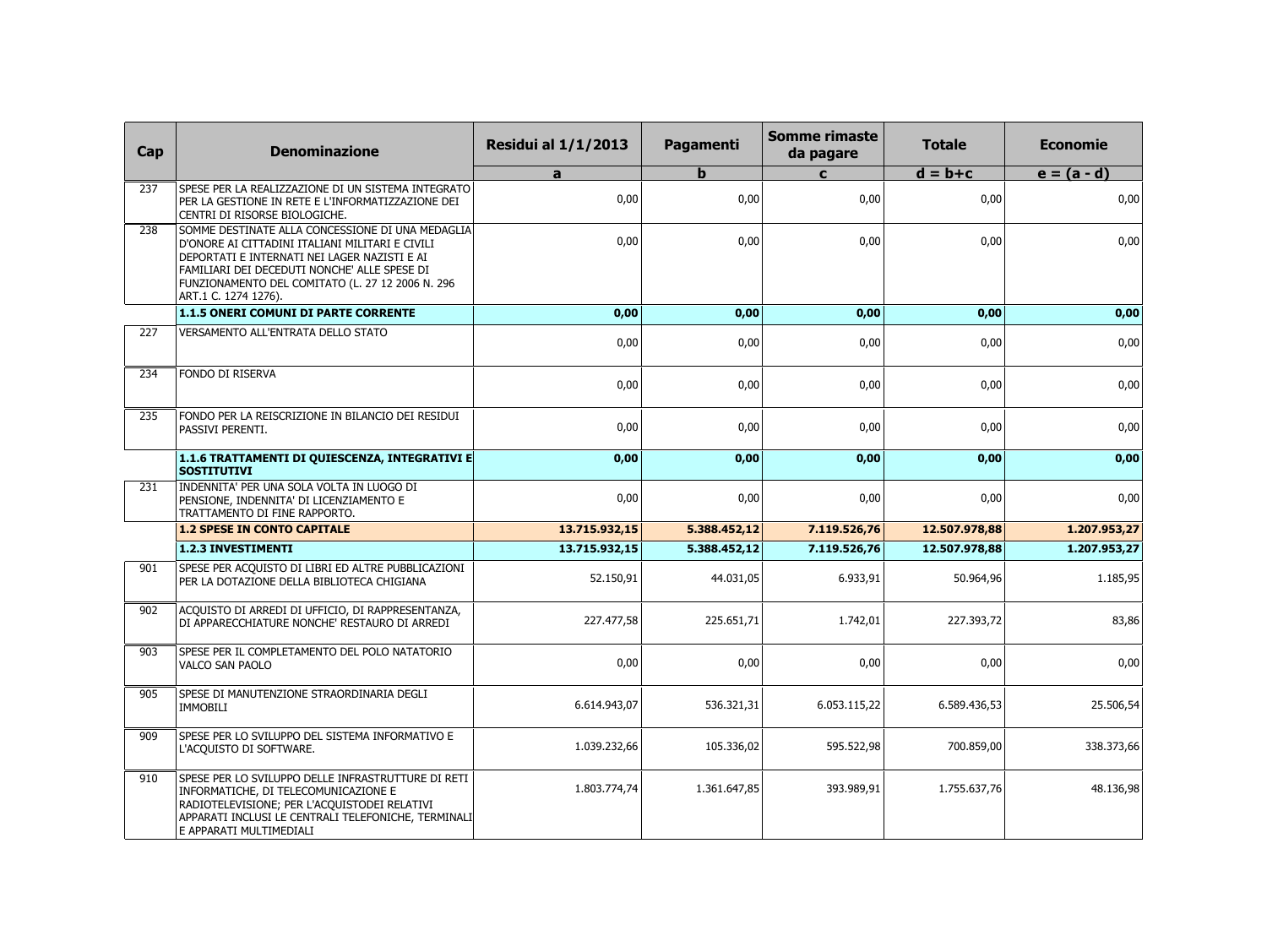| Cap | Denominazione | Residui al 1/1/2013 | Pagamenti | Somme rimaste da pagare | Totale | Economie |
|---|---|---|---|---|---|---|
| | | a | b | c | d = b+c | e = (a - d) |
| 237 | SPESE PER LA REALIZZAZIONE DI UN SISTEMA INTEGRATO PER LA GESTIONE IN RETE E L'INFORMATIZZAZIONE DEI CENTRI DI RISORSE BIOLOGICHE. | 0,00 | 0,00 | 0,00 | 0,00 | 0,00 |
| 238 | SOMME DESTINATE ALLA CONCESSIONE DI UNA MEDAGLIA D'ONORE AI CITTADINI ITALIANI MILITARI E CIVILI DEPORTATI E INTERNATI NEI LAGER NAZISTI E AI FAMILIARI DEI DECEDUTI NONCHE' ALLE SPESE DI FUNZIONAMENTO DEL COMITATO (L. 27 12 2006 N. 296 ART.1 C. 1274 1276). | 0,00 | 0,00 | 0,00 | 0,00 | 0,00 |
| | **1.1.5 ONERI COMUNI DI PARTE CORRENTE** | **0,00** | **0,00** | **0,00** | **0,00** | **0,00** |
| 227 | VERSAMENTO ALL'ENTRATA DELLO STATO | 0,00 | 0,00 | 0,00 | 0,00 | 0,00 |
| 234 | FONDO DI RISERVA | 0,00 | 0,00 | 0,00 | 0,00 | 0,00 |
| 235 | FONDO PER LA REISCRIZIONE IN BILANCIO DEI RESIDUI PASSIVI PERENTI. | 0,00 | 0,00 | 0,00 | 0,00 | 0,00 |
| | **1.1.6 TRATTAMENTI DI QUIESCENZA, INTEGRATIVI E SOSTITUTIVI** | **0,00** | **0,00** | **0,00** | **0,00** | **0,00** |
| 231 | INDENNITA' PER UNA SOLA VOLTA IN LUOGO DI PENSIONE, INDENNITA' DI LICENZIAMENTO E TRATTAMENTO DI FINE RAPPORTO. | 0,00 | 0,00 | 0,00 | 0,00 | 0,00 |
| | **1.2 SPESE IN CONTO CAPITALE** | **13.715.932,15** | **5.388.452,12** | **7.119.526,76** | **12.507.978,88** | **1.207.953,27** |
| | **1.2.3 INVESTIMENTI** | **13.715.932,15** | **5.388.452,12** | **7.119.526,76** | **12.507.978,88** | **1.207.953,27** |
| 901 | SPESE PER ACQUISTO DI LIBRI ED ALTRE PUBBLICAZIONI PER LA DOTAZIONE DELLA BIBLIOTECA CHIGIANA | 52.150,91 | 44.031,05 | 6.933,91 | 50.964,96 | 1.185,95 |
| 902 | ACQUISTO DI ARREDI DI UFFICIO, DI RAPPRESENTANZA, DI APPARECCHIATURE NONCHE' RESTAURO DI ARREDI | 227.477,58 | 225.651,71 | 1.742,01 | 227.393,72 | 83,86 |
| 903 | SPESE PER IL COMPLETAMENTO DEL POLO NATATORIO VALCO SAN PAOLO | 0,00 | 0,00 | 0,00 | 0,00 | 0,00 |
| 905 | SPESE DI MANUTENZIONE STRAORDINARIA DEGLI IMMOBILI | 6.614.943,07 | 536.321,31 | 6.053.115,22 | 6.589.436,53 | 25.506,54 |
| 909 | SPESE PER LO SVILUPPO DEL SISTEMA INFORMATIVO E L'ACQUISTO DI SOFTWARE. | 1.039.232,66 | 105.336,02 | 595.522,98 | 700.859,00 | 338.373,66 |
| 910 | SPESE PER LO SVILUPPO DELLE INFRASTRUTTURE DI RETI INFORMATICHE, DI TELECOMUNICAZIONE E RADIOTELEVISIONE; PER L'ACQUISTODEI RELATIVI APPARATI INCLUSI LE CENTRALI TELEFONICHE, TERMINALI E APPARATI MULTIMEDIALI | 1.803.774,74 | 1.361.647,85 | 393.989,91 | 1.755.637,76 | 48.136,98 |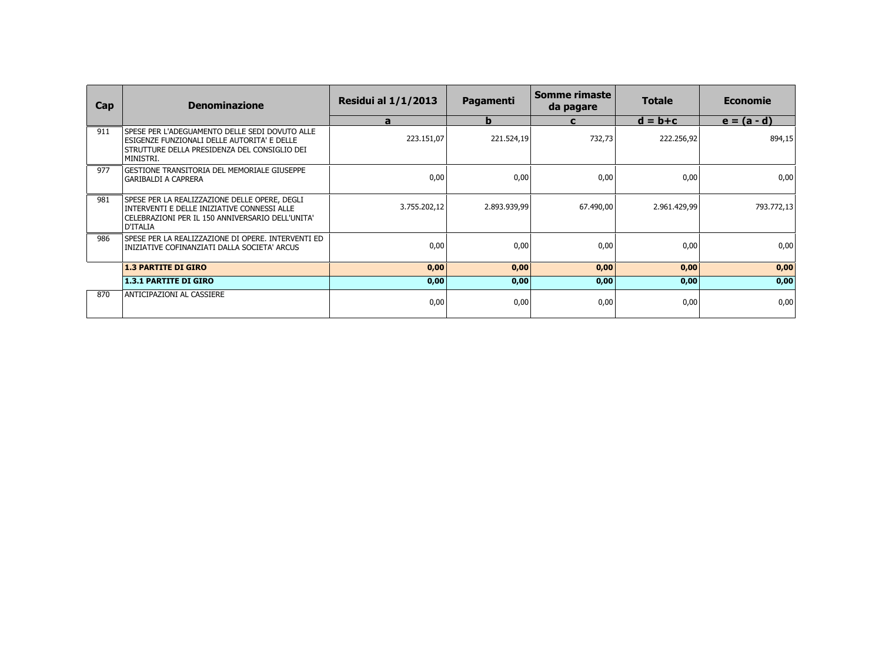| Cap | Denominazione | Residui al 1/1/2013 | Pagamenti | Somme rimaste da pagare | Totale | Economie |
|---|---|---|---|---|---|---|
| | | a | b | c | d = b+c | e = (a - d) |
| 911 | SPESE PER L'ADEGUAMENTO DELLE SEDI DOVUTO ALLE ESIGENZE FUNZIONALI DELLE AUTORITA' E DELLE STRUTTURE DELLA PRESIDENZA DEL CONSIGLIO DEI MINISTRI. | 223.151,07 | 221.524,19 | 732,73 | 222.256,92 | 894,15 |
| 977 | GESTIONE TRANSITORIA DEL MEMORIALE GIUSEPPE GARIBALDI A CAPRERA | 0,00 | 0,00 | 0,00 | 0,00 | 0,00 |
| 981 | SPESE PER LA REALIZZAZIONE DELLE OPERE, DEGLI INTERVENTI E DELLE INIZIATIVE CONNESSI ALLE CELEBRAZIONI PER IL 150 ANNIVERSARIO DELL'UNITA' D'ITALIA | 3.755.202,12 | 2.893.939,99 | 67.490,00 | 2.961.429,99 | 793.772,13 |
| 986 | SPESE PER LA REALIZZAZIONE DI OPERE. INTERVENTI ED INIZIATIVE COFINANZIATI DALLA SOCIETA' ARCUS | 0,00 | 0,00 | 0,00 | 0,00 | 0,00 |
| | **1.3 PARTITE DI GIRO** | **0,00** | **0,00** | **0,00** | **0,00** | **0,00** |
| | **1.3.1 PARTITE DI GIRO** | **0,00** | **0,00** | **0,00** | **0,00** | **0,00** |
| 870 | ANTICIPAZIONI AL CASSIERE | 0,00 | 0,00 | 0,00 | 0,00 | 0,00 |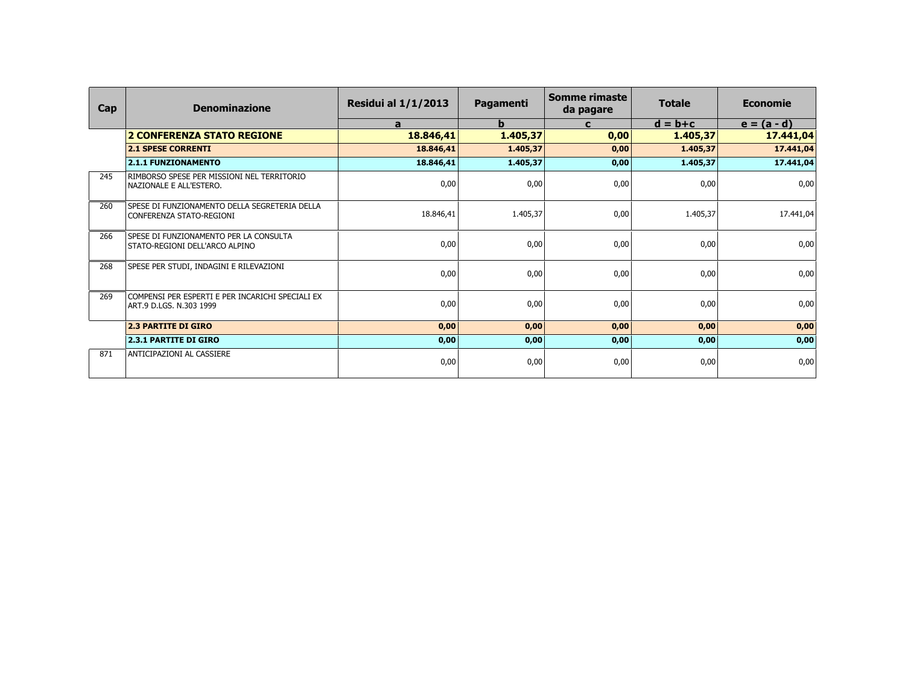| Cap | Denominazione | Residui al 1/1/2013 | Pagamenti | Somme rimaste da pagare | Totale | Economie |
|---|---|---|---|---|---|---|
| | | a | b | c | d = b+c | e = (a - d) |
| | **2 CONFERENZA STATO REGIONE** | **18.846,41** | **1.405,37** | **0,00** | **1.405,37** | **17.441,04** |
| | **2.1 SPESE CORRENTI** | **18.846,41** | **1.405,37** | **0,00** | **1.405,37** | **17.441,04** |
| | **2.1.1 FUNZIONAMENTO** | **18.846,41** | **1.405,37** | **0,00** | **1.405,37** | **17.441,04** |
| 245 | RIMBORSO SPESE PER MISSIONI NEL TERRITORIO NAZIONALE E ALL'ESTERO. | 0,00 | 0,00 | 0,00 | 0,00 | 0,00 |
| 260 | SPESE DI FUNZIONAMENTO DELLA SEGRETERIA DELLA CONFERENZA STATO-REGIONI | 18.846,41 | 1.405,37 | 0,00 | 1.405,37 | 17.441,04 |
| 266 | SPESE DI FUNZIONAMENTO PER LA CONSULTA STATO-REGIONI DELL'ARCO ALPINO | 0,00 | 0,00 | 0,00 | 0,00 | 0,00 |
| 268 | SPESE PER STUDI, INDAGINI E RILEVAZIONI | 0,00 | 0,00 | 0,00 | 0,00 | 0,00 |
| 269 | COMPENSI PER ESPERTI E PER INCARICHI SPECIALI EX ART.9 D.LGS. N.303 1999 | 0,00 | 0,00 | 0,00 | 0,00 | 0,00 |
| | **2.3 PARTITE DI GIRO** | **0,00** | **0,00** | **0,00** | **0,00** | **0,00** |
| | **2.3.1 PARTITE DI GIRO** | **0,00** | **0,00** | **0,00** | **0,00** | **0,00** |
| 871 | ANTICIPAZIONI AL CASSIERE | 0,00 | 0,00 | 0,00 | 0,00 | 0,00 |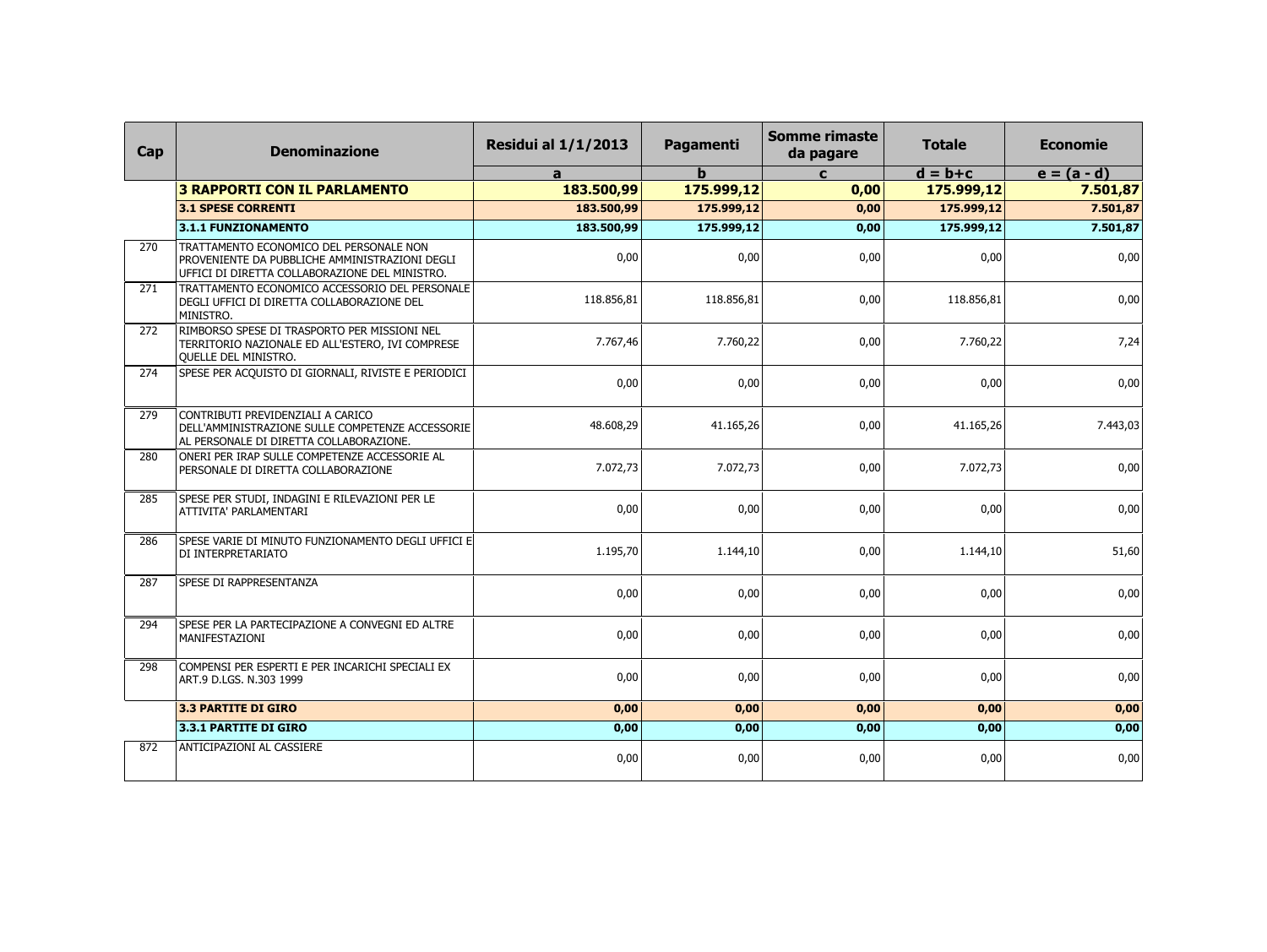| Cap | Denominazione | Residui al 1/1/2013 | Pagamenti | Somme rimaste da pagare | Totale | Economie |
|---|---|---|---|---|---|---|
| | | a | b | c | d = b+c | e = (a - d) |
| | **3 RAPPORTI CON IL PARLAMENTO** | **183.500,99** | **175.999,12** | **0,00** | **175.999,12** | **7.501,87** |
| | **3.1 SPESE CORRENTI** | **183.500,99** | **175.999,12** | **0,00** | **175.999,12** | **7.501,87** |
| | **3.1.1 FUNZIONAMENTO** | **183.500,99** | **175.999,12** | **0,00** | **175.999,12** | **7.501,87** |
| 270 | TRATTAMENTO ECONOMICO DEL PERSONALE NON PROVENIENTE DA PUBBLICHE AMMINISTRAZIONI DEGLI UFFICI DI DIRETTA COLLABORAZIONE DEL MINISTRO. | 0,00 | 0,00 | 0,00 | 0,00 | 0,00 |
| 271 | TRATTAMENTO ECONOMICO ACCESSORIO DEL PERSONALE DEGLI UFFICI DI DIRETTA COLLABORAZIONE DEL MINISTRO. | 118.856,81 | 118.856,81 | 0,00 | 118.856,81 | 0,00 |
| 272 | RIMBORSO SPESE DI TRASPORTO PER MISSIONI NEL TERRITORIO NAZIONALE ED ALL'ESTERO, IVI COMPRESE QUELLE DEL MINISTRO. | 7.767,46 | 7.760,22 | 0,00 | 7.760,22 | 7,24 |
| 274 | SPESE PER ACQUISTO DI GIORNALI, RIVISTE E PERIODICI | 0,00 | 0,00 | 0,00 | 0,00 | 0,00 |
| 279 | CONTRIBUTI PREVIDENZIALI A CARICO DELL'AMMINISTRAZIONE SULLE COMPETENZE ACCESSORIE AL PERSONALE DI DIRETTA COLLABORAZIONE. | 48.608,29 | 41.165,26 | 0,00 | 41.165,26 | 7.443,03 |
| 280 | ONERI PER IRAP SULLE COMPETENZE ACCESSORIE AL PERSONALE DI DIRETTA COLLABORAZIONE | 7.072,73 | 7.072,73 | 0,00 | 7.072,73 | 0,00 |
| 285 | SPESE PER STUDI, INDAGINI E RILEVAZIONI PER LE ATTIVITA' PARLAMENTARI | 0,00 | 0,00 | 0,00 | 0,00 | 0,00 |
| 286 | SPESE VARIE DI MINUTO FUNZIONAMENTO DEGLI UFFICI E DI INTERPRETARIATO | 1.195,70 | 1.144,10 | 0,00 | 1.144,10 | 51,60 |
| 287 | SPESE DI RAPPRESENTANZA | 0,00 | 0,00 | 0,00 | 0,00 | 0,00 |
| 294 | SPESE PER LA PARTECIPAZIONE A CONVEGNI ED ALTRE MANIFESTAZIONI | 0,00 | 0,00 | 0,00 | 0,00 | 0,00 |
| 298 | COMPENSI PER ESPERTI E PER INCARICHI SPECIALI EX ART.9 D.LGS. N.303 1999 | 0,00 | 0,00 | 0,00 | 0,00 | 0,00 |
| | **3.3 PARTITE DI GIRO** | **0,00** | **0,00** | **0,00** | **0,00** | **0,00** |
| | **3.3.1 PARTITE DI GIRO** | **0,00** | **0,00** | **0,00** | **0,00** | **0,00** |
| 872 | ANTICIPAZIONI AL CASSIERE | 0,00 | 0,00 | 0,00 | 0,00 | 0,00 |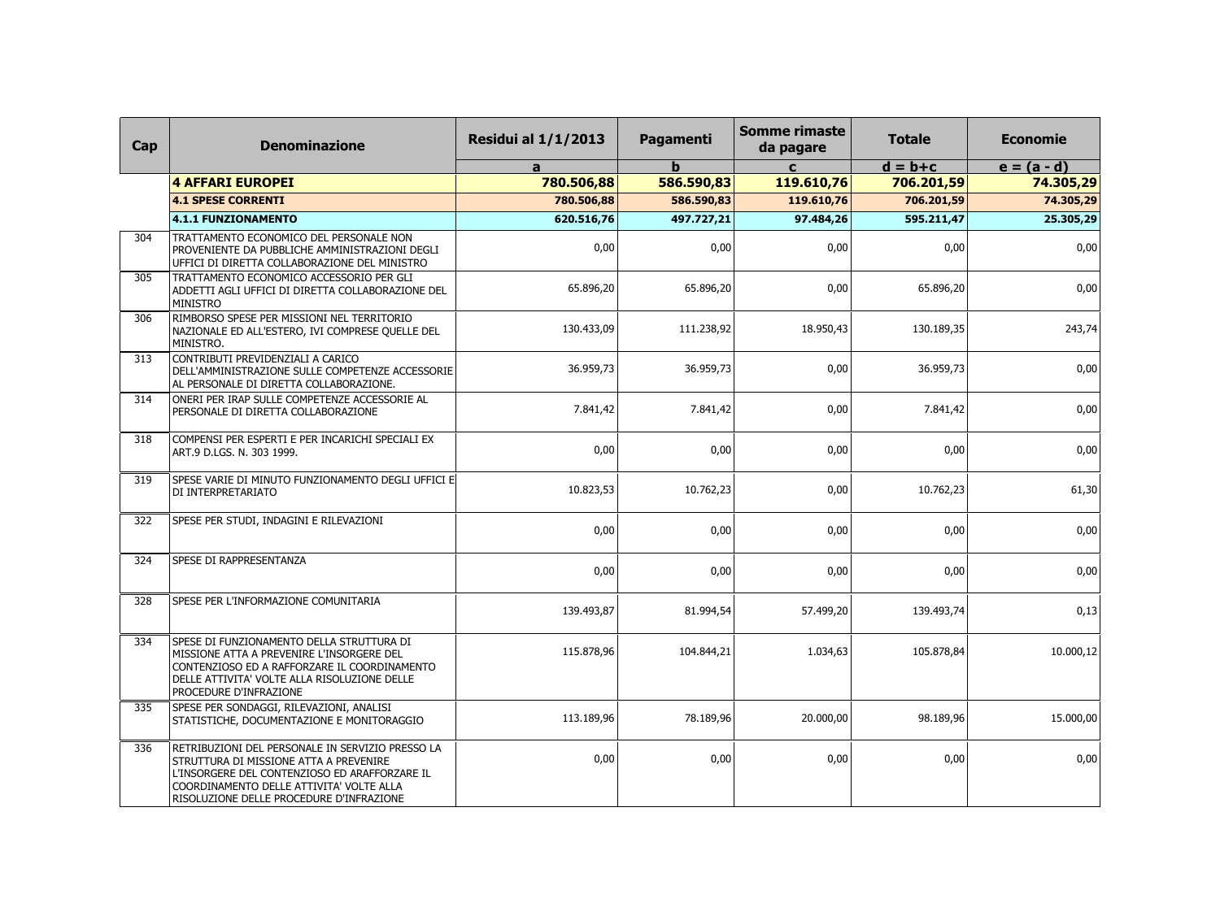| Cap | Denominazione | Residui al 1/1/2013 | Pagamenti | Somme rimaste da pagare | Totale | Economie |
|---|---|---|---|---|---|---|
| | | a | b | c | d = b+c | e = (a - d) |
| | **4 AFFARI EUROPEI** | **780.506,88** | **586.590,83** | **119.610,76** | **706.201,59** | **74.305,29** |
| | **4.1 SPESE CORRENTI** | **780.506,88** | **586.590,83** | **119.610,76** | **706.201,59** | **74.305,29** |
| | **4.1.1 FUNZIONAMENTO** | **620.516,76** | **497.727,21** | **97.484,26** | **595.211,47** | **25.305,29** |
| 304 | TRATTAMENTO ECONOMICO DEL PERSONALE NON PROVENIENTE DA PUBBLICHE AMMINISTRAZIONI DEGLI UFFICI DI DIRETTA COLLABORAZIONE DEL MINISTRO | 0,00 | 0,00 | 0,00 | 0,00 | 0,00 |
| 305 | TRATTAMENTO ECONOMICO ACCESSORIO PER GLI ADDETTI AGLI UFFICI DI DIRETTA COLLABORAZIONE DEL MINISTRO | 65.896,20 | 65.896,20 | 0,00 | 65.896,20 | 0,00 |
| 306 | RIMBORSO SPESE PER MISSIONI NEL TERRITORIO NAZIONALE ED ALL'ESTERO, IVI COMPRESE QUELLE DEL MINISTRO. | 130.433,09 | 111.238,92 | 18.950,43 | 130.189,35 | 243,74 |
| 313 | CONTRIBUTI PREVIDENZIALI A CARICO DELL'AMMINISTRAZIONE SULLE COMPETENZE ACCESSORIE AL PERSONALE DI DIRETTA COLLABORAZIONE. | 36.959,73 | 36.959,73 | 0,00 | 36.959,73 | 0,00 |
| 314 | ONERI PER IRAP SULLE COMPETENZE ACCESSORIE AL PERSONALE DI DIRETTA COLLABORAZIONE | 7.841,42 | 7.841,42 | 0,00 | 7.841,42 | 0,00 |
| 318 | COMPENSI PER ESPERTI E PER INCARICHI SPECIALI EX ART.9 D.LGS. N. 303 1999. | 0,00 | 0,00 | 0,00 | 0,00 | 0,00 |
| 319 | SPESE VARIE DI MINUTO FUNZIONAMENTO DEGLI UFFICI E DI INTERPRETARIATO | 10.823,53 | 10.762,23 | 0,00 | 10.762,23 | 61,30 |
| 322 | SPESE PER STUDI, INDAGINI E RILEVAZIONI | 0,00 | 0,00 | 0,00 | 0,00 | 0,00 |
| 324 | SPESE DI RAPPRESENTANZA | 0,00 | 0,00 | 0,00 | 0,00 | 0,00 |
| 328 | SPESE PER L'INFORMAZIONE COMUNITARIA | 139.493,87 | 81.994,54 | 57.499,20 | 139.493,74 | 0,13 |
| 334 | SPESE DI FUNZIONAMENTO DELLA STRUTTURA DI MISSIONE ATTA A PREVENIRE L'INSORGERE DEL CONTENZIOSO ED A RAFFORZARE IL COORDINAMENTO DELLE ATTIVITA' VOLTE ALLA RISOLUZIONE DELLE PROCEDURE D'INFRAZIONE | 115.878,96 | 104.844,21 | 1.034,63 | 105.878,84 | 10.000,12 |
| 335 | SPESE PER SONDAGGI, RILEVAZIONI, ANALISI STATISTICHE, DOCUMENTAZIONE E MONITORAGGIO | 113.189,96 | 78.189,96 | 20.000,00 | 98.189,96 | 15.000,00 |
| 336 | RETRIBUZIONI DEL PERSONALE IN SERVIZIO PRESSO LA STRUTTURA DI MISSIONE ATTA A PREVENIRE L'INSORGERE DEL CONTENZIOSO ED ARAFFORZARE IL COORDINAMENTO DELLE ATTIVITA' VOLTE ALLA RISOLUZIONE DELLE PROCEDURE D'INFRAZIONE | 0,00 | 0,00 | 0,00 | 0,00 | 0,00 |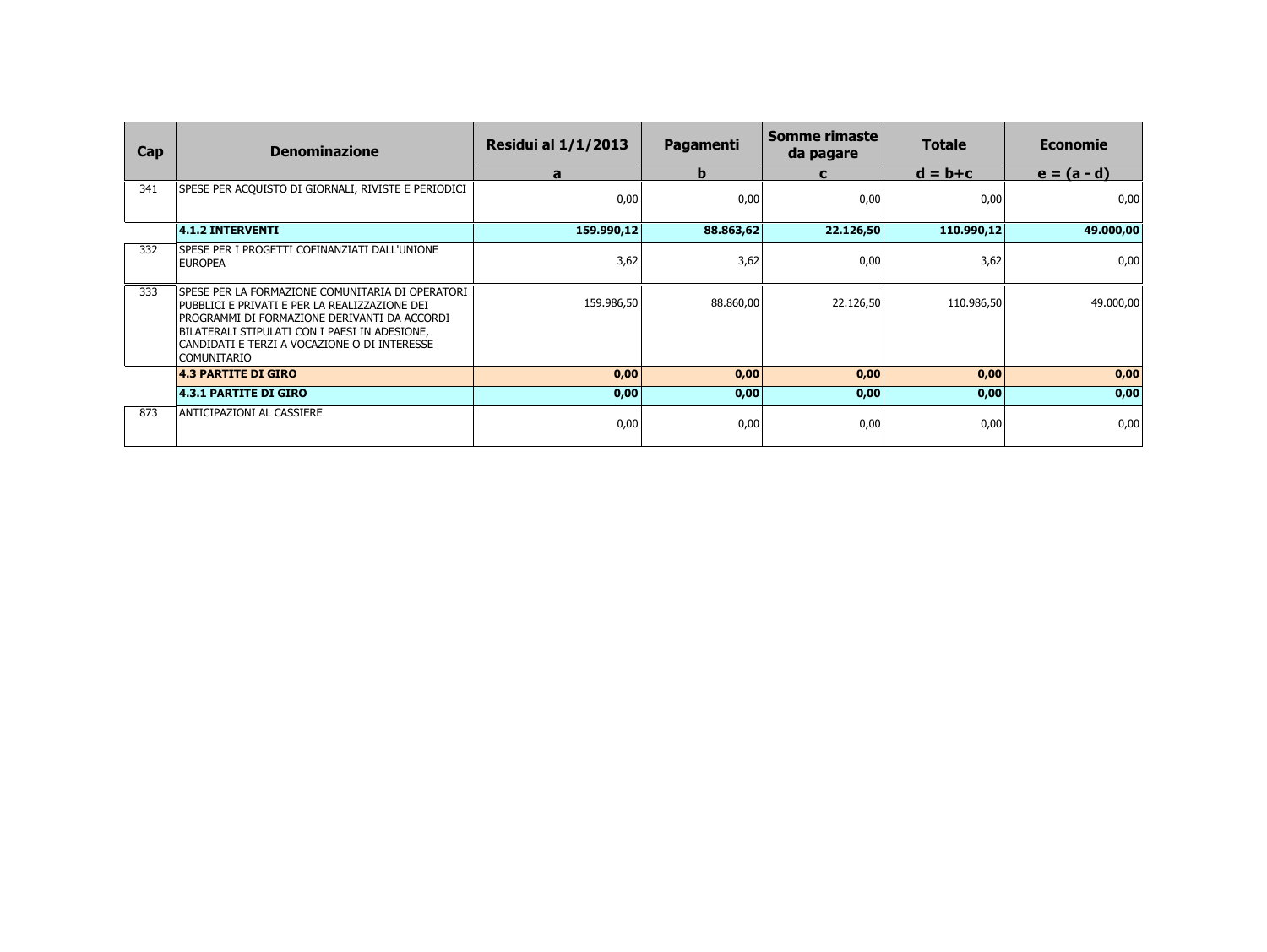| Cap | Denominazione | Residui al 1/1/2013 | Pagamenti | Somme rimaste da pagare | Totale | Economie |
|---|---|---|---|---|---|---|
| | | a | b | c | d = b+c | e = (a - d) |
| 341 | SPESE PER ACQUISTO DI GIORNALI, RIVISTE E PERIODICI | 0,00 | 0,00 | 0,00 | 0,00 | 0,00 |
| | **4.1.2 INTERVENTI** | **159.990,12** | **88.863,62** | **22.126,50** | **110.990,12** | **49.000,00** |
| 332 | SPESE PER I PROGETTI COFINANZIATI DALL'UNIONE EUROPEA | 3,62 | 3,62 | 0,00 | 3,62 | 0,00 |
| 333 | SPESE PER LA FORMAZIONE COMUNITARIA DI OPERATORI PUBBLICI E PRIVATI E PER LA REALIZZAZIONE DEI PROGRAMMI DI FORMAZIONE DERIVANTI DA ACCORDI BILATERALI STIPULATI CON I PAESI IN ADESIONE, CANDIDATI E TERZI A VOCAZIONE O DI INTERESSE COMUNITARIO | 159.986,50 | 88.860,00 | 22.126,50 | 110.986,50 | 49.000,00 |
| | **4.3 PARTITE DI GIRO** | **0,00** | **0,00** | **0,00** | **0,00** | **0,00** |
| | **4.3.1 PARTITE DI GIRO** | **0,00** | **0,00** | **0,00** | **0,00** | **0,00** |
| 873 | ANTICIPAZIONI AL CASSIERE | 0,00 | 0,00 | 0,00 | 0,00 | 0,00 |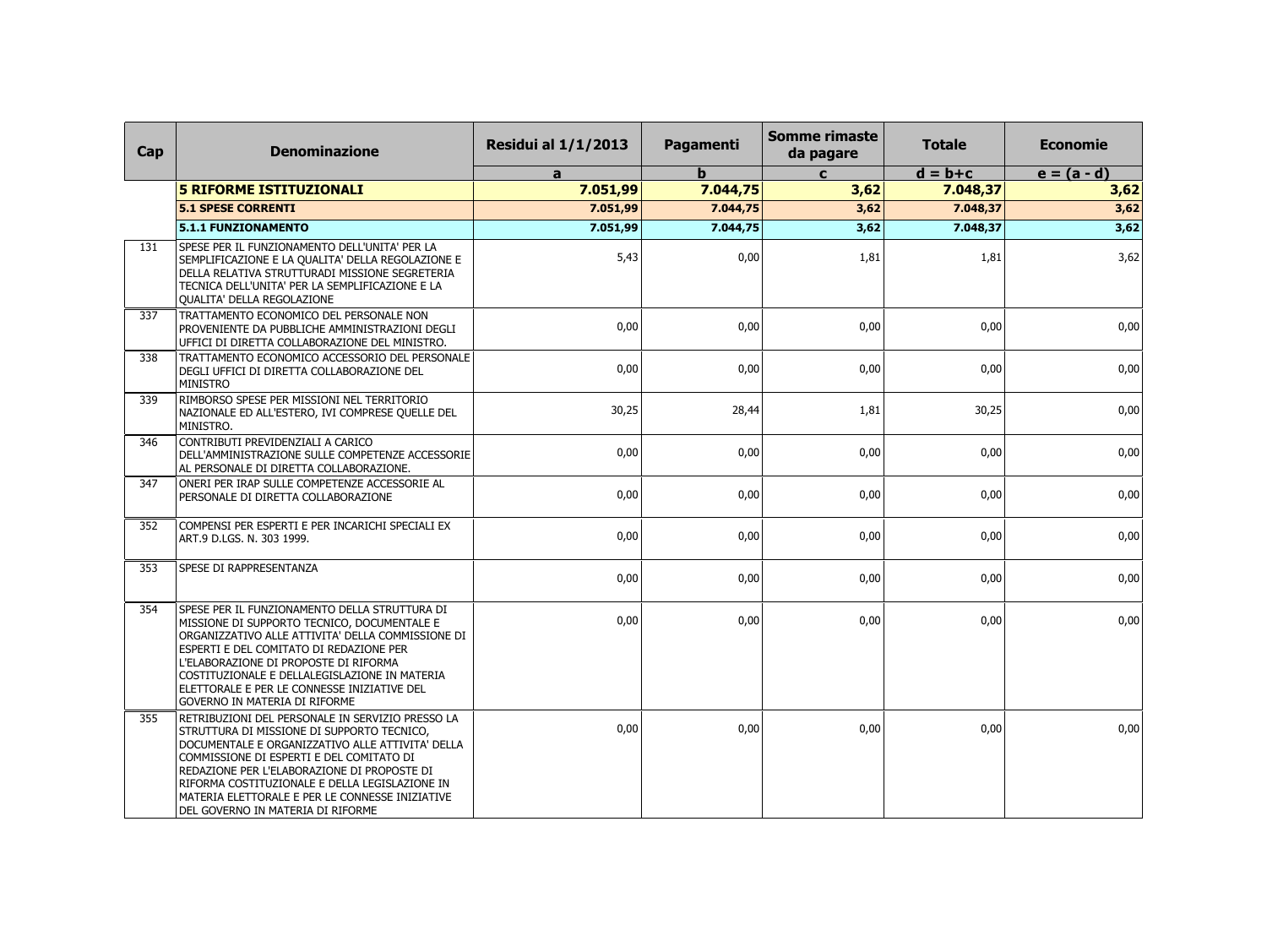| Cap | Denominazione | Residui al 1/1/2013 | Pagamenti | Somme rimaste da pagare | Totale | Economie |
|---|---|---|---|---|---|---|
| | | a | b | c | d = b+c | e = (a - d) |
| | **5 RIFORME ISTITUZIONALI** | **7.051,99** | **7.044,75** | **3,62** | **7.048,37** | **3,62** |
| | **5.1 SPESE CORRENTI** | **7.051,99** | **7.044,75** | **3,62** | **7.048,37** | **3,62** |
| | **5.1.1 FUNZIONAMENTO** | **7.051,99** | **7.044,75** | **3,62** | **7.048,37** | **3,62** |
| 131 | SPESE PER IL FUNZIONAMENTO DELL'UNITA' PER LA SEMPLIFICAZIONE E LA QUALITA' DELLA REGOLAZIONE E DELLA RELATIVA STRUTTURADI MISSIONE SEGRETERIA TECNICA DELL'UNITA' PER LA SEMPLIFICAZIONE E LA QUALITA' DELLA REGOLAZIONE | 5,43 | 0,00 | 1,81 | 1,81 | 3,62 |
| 337 | TRATTAMENTO ECONOMICO DEL PERSONALE NON PROVENIENTE DA PUBBLICHE AMMINISTRAZIONI DEGLI UFFICI DI DIRETTA COLLABORAZIONE DEL MINISTRO. | 0,00 | 0,00 | 0,00 | 0,00 | 0,00 |
| 338 | TRATTAMENTO ECONOMICO ACCESSORIO DEL PERSONALE DEGLI UFFICI DI DIRETTA COLLABORAZIONE DEL MINISTRO | 0,00 | 0,00 | 0,00 | 0,00 | 0,00 |
| 339 | RIMBORSO SPESE PER MISSIONI NEL TERRITORIO NAZIONALE ED ALL'ESTERO, IVI COMPRESE QUELLE DEL MINISTRO. | 30,25 | 28,44 | 1,81 | 30,25 | 0,00 |
| 346 | CONTRIBUTI PREVIDENZIALI A CARICO DELL'AMMINISTRAZIONE SULLE COMPETENZE ACCESSORIE AL PERSONALE DI DIRETTA COLLABORAZIONE. | 0,00 | 0,00 | 0,00 | 0,00 | 0,00 |
| 347 | ONERI PER IRAP SULLE COMPETENZE ACCESSORIE AL PERSONALE DI DIRETTA COLLABORAZIONE | 0,00 | 0,00 | 0,00 | 0,00 | 0,00 |
| 352 | COMPENSI PER ESPERTI E PER INCARICHI SPECIALI EX ART.9 D.LGS. N. 303 1999. | 0,00 | 0,00 | 0,00 | 0,00 | 0,00 |
| 353 | SPESE DI RAPPRESENTANZA | 0,00 | 0,00 | 0,00 | 0,00 | 0,00 |
| 354 | SPESE PER IL FUNZIONAMENTO DELLA STRUTTURA DI MISSIONE DI SUPPORTO TECNICO, DOCUMENTALE E ORGANIZZATIVO ALLE ATTIVITA' DELLA COMMISSIONE DI ESPERTI E DEL COMITATO DI REDAZIONE PER L'ELABORAZIONE DI PROPOSTE DI RIFORMA COSTITUZIONALE E DELLALEGISLAZIONE IN MATERIA ELETTORALE E PER LE CONNESSE INIZIATIVE DEL GOVERNO IN MATERIA DI RIFORME | 0,00 | 0,00 | 0,00 | 0,00 | 0,00 |
| 355 | RETRIBUZIONI DEL PERSONALE IN SERVIZIO PRESSO LA STRUTTURA DI MISSIONE DI SUPPORTO TECNICO, DOCUMENTALE E ORGANIZZATIVO ALLE ATTIVITA' DELLA COMMISSIONE DI ESPERTI E DEL COMITATO DI REDAZIONE PER L'ELABORAZIONE DI PROPOSTE DI RIFORMA COSTITUZIONALE E DELLA LEGISLAZIONE IN MATERIA ELETTORALE E PER LE CONNESSE INIZIATIVE DEL GOVERNO IN MATERIA DI RIFORME | 0,00 | 0,00 | 0,00 | 0,00 | 0,00 |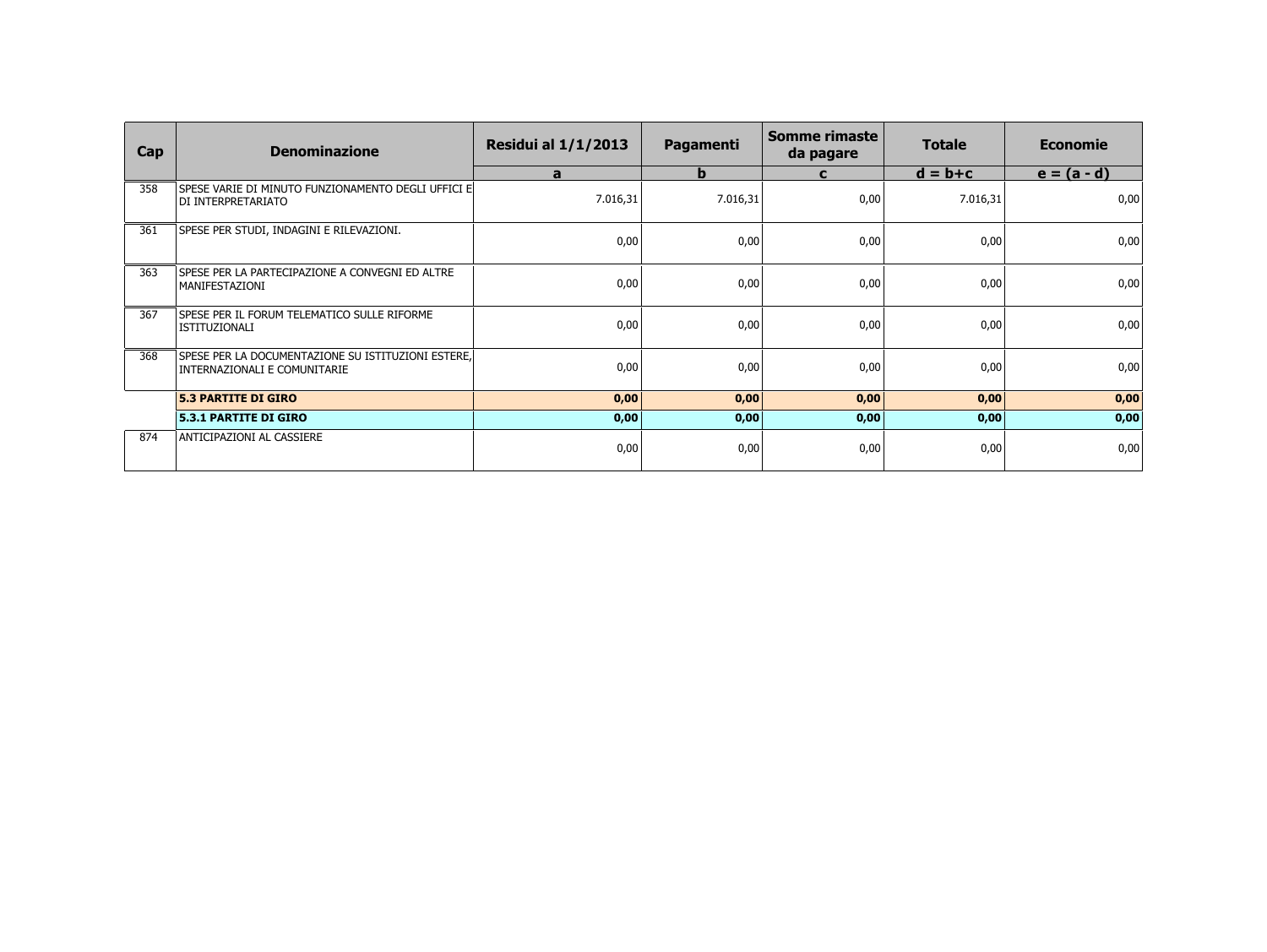| Cap | Denominazione | Residui al 1/1/2013 | Pagamenti | Somme rimaste da pagare | Totale | Economie |
|---|---|---|---|---|---|---|
| | | a | b | c | d = b+c | e = (a - d) |
| 358 | SPESE VARIE DI MINUTO FUNZIONAMENTO DEGLI UFFICI E DI INTERPRETARIATO | 7.016,31 | 7.016,31 | 0,00 | 7.016,31 | 0,00 |
| 361 | SPESE PER STUDI, INDAGINI E RILEVAZIONI. | 0,00 | 0,00 | 0,00 | 0,00 | 0,00 |
| 363 | SPESE PER LA PARTECIPAZIONE A CONVEGNI ED ALTRE MANIFESTAZIONI | 0,00 | 0,00 | 0,00 | 0,00 | 0,00 |
| 367 | SPESE PER IL FORUM TELEMATICO SULLE RIFORME ISTITUZIONALI | 0,00 | 0,00 | 0,00 | 0,00 | 0,00 |
| 368 | SPESE PER LA DOCUMENTAZIONE SU ISTITUZIONI ESTERE, INTERNAZIONALI E COMUNITARIE | 0,00 | 0,00 | 0,00 | 0,00 | 0,00 |
| | **5.3 PARTITE DI GIRO** | **0,00** | **0,00** | **0,00** | **0,00** | **0,00** |
| | **5.3.1 PARTITE DI GIRO** | **0,00** | **0,00** | **0,00** | **0,00** | **0,00** |
| 874 | ANTICIPAZIONI AL CASSIERE | 0,00 | 0,00 | 0,00 | 0,00 | 0,00 |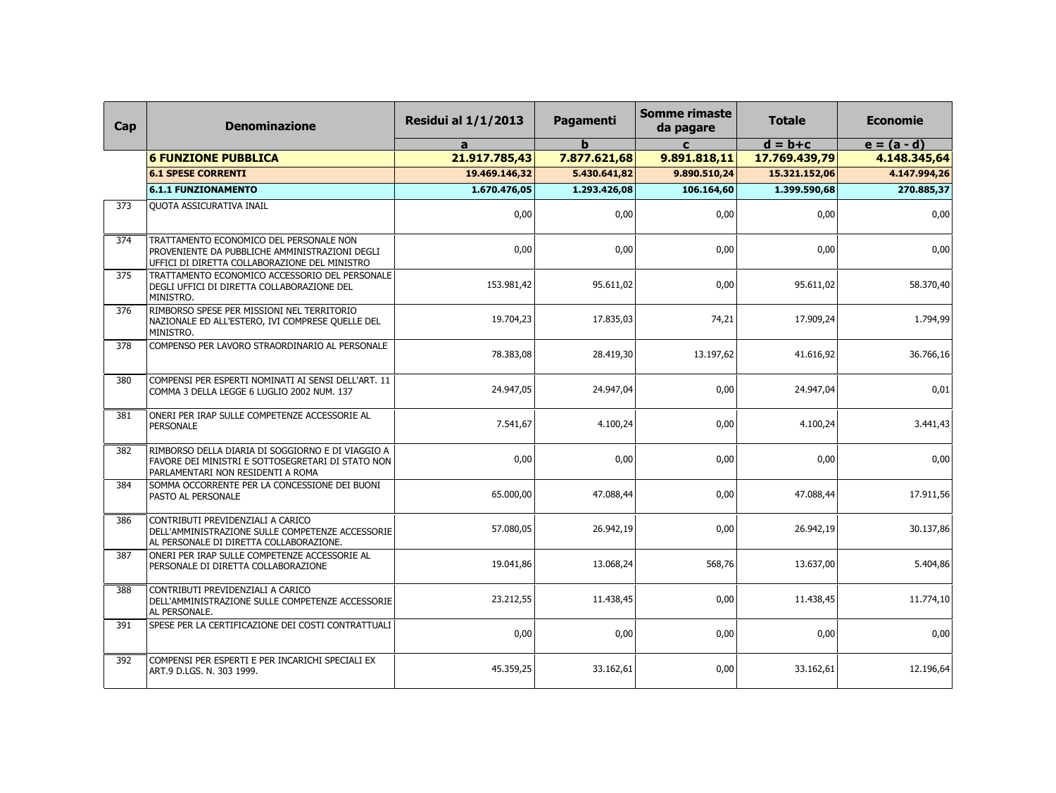| Cap | Denominazione | Residui al 1/1/2013 | Pagamenti | Somme rimaste da pagare | Totale | Economie |
|---|---|---|---|---|---|---|
| | | a | b | c | d = b+c | e = (a - d) |
| | **6 FUNZIONE PUBBLICA** | **21.917.785,43** | **7.877.621,68** | **9.891.818,11** | **17.769.439,79** | **4.148.345,64** |
| | **6.1 SPESE CORRENTI** | **19.469.146,32** | **5.430.641,82** | **9.890.510,24** | **15.321.152,06** | **4.147.994,26** |
| | **6.1.1 FUNZIONAMENTO** | **1.670.476,05** | **1.293.426,08** | **106.164,60** | **1.399.590,68** | **270.885,37** |
| 373 | QUOTA ASSICURATIVA INAIL | 0,00 | 0,00 | 0,00 | 0,00 | 0,00 |
| 374 | TRATTAMENTO ECONOMICO DEL PERSONALE NON PROVENIENTE DA PUBBLICHE AMMINISTRAZIONI DEGLI UFFICI DI DIRETTA COLLABORAZIONE DEL MINISTRO | 0,00 | 0,00 | 0,00 | 0,00 | 0,00 |
| 375 | TRATTAMENTO ECONOMICO ACCESSORIO DEL PERSONALE DEGLI UFFICI DI DIRETTA COLLABORAZIONE DEL MINISTRO. | 153.981,42 | 95.611,02 | 0,00 | 95.611,02 | 58.370,40 |
| 376 | RIMBORSO SPESE PER MISSIONI NEL TERRITORIO NAZIONALE ED ALL'ESTERO, IVI COMPRESE QUELLE DEL MINISTRO. | 19.704,23 | 17.835,03 | 74,21 | 17.909,24 | 1.794,99 |
| 378 | COMPENSO PER LAVORO STRAORDINARIO AL PERSONALE | 78.383,08 | 28.419,30 | 13.197,62 | 41.616,92 | 36.766,16 |
| 380 | COMPENSI PER ESPERTI NOMINATI AI SENSI DELL'ART. 11 COMMA 3 DELLA LEGGE 6 LUGLIO 2002 NUM. 137 | 24.947,05 | 24.947,04 | 0,00 | 24.947,04 | 0,01 |
| 381 | ONERI PER IRAP SULLE COMPETENZE ACCESSORIE AL PERSONALE | 7.541,67 | 4.100,24 | 0,00 | 4.100,24 | 3.441,43 |
| 382 | RIMBORSO DELLA DIARIA DI SOGGIORNO E DI VIAGGIO A FAVORE DEI MINISTRI E SOTTOSEGRETARI DI STATO NON PARLAMENTARI NON RESIDENTI A ROMA | 0,00 | 0,00 | 0,00 | 0,00 | 0,00 |
| 384 | SOMMA OCCORRENTE PER LA CONCESSIONE DEI BUONI PASTO AL PERSONALE | 65.000,00 | 47.088,44 | 0,00 | 47.088,44 | 17.911,56 |
| 386 | CONTRIBUTI PREVIDENZIALI A CARICO DELL'AMMINISTRAZIONE SULLE COMPETENZE ACCESSORIE AL PERSONALE DI DIRETTA COLLABORAZIONE. | 57.080,05 | 26.942,19 | 0,00 | 26.942,19 | 30.137,86 |
| 387 | ONERI PER IRAP SULLE COMPETENZE ACCESSORIE AL PERSONALE DI DIRETTA COLLABORAZIONE | 19.041,86 | 13.068,24 | 568,76 | 13.637,00 | 5.404,86 |
| 388 | CONTRIBUTI PREVIDENZIALI A CARICO DELL'AMMINISTRAZIONE SULLE COMPETENZE ACCESSORIE AL PERSONALE. | 23.212,55 | 11.438,45 | 0,00 | 11.438,45 | 11.774,10 |
| 391 | SPESE PER LA CERTIFICAZIONE DEI COSTI CONTRATTUALI | 0,00 | 0,00 | 0,00 | 0,00 | 0,00 |
| 392 | COMPENSI PER ESPERTI E PER INCARICHI SPECIALI EX ART.9 D.LGS. N. 303 1999. | 45.359,25 | 33.162,61 | 0,00 | 33.162,61 | 12.196,64 |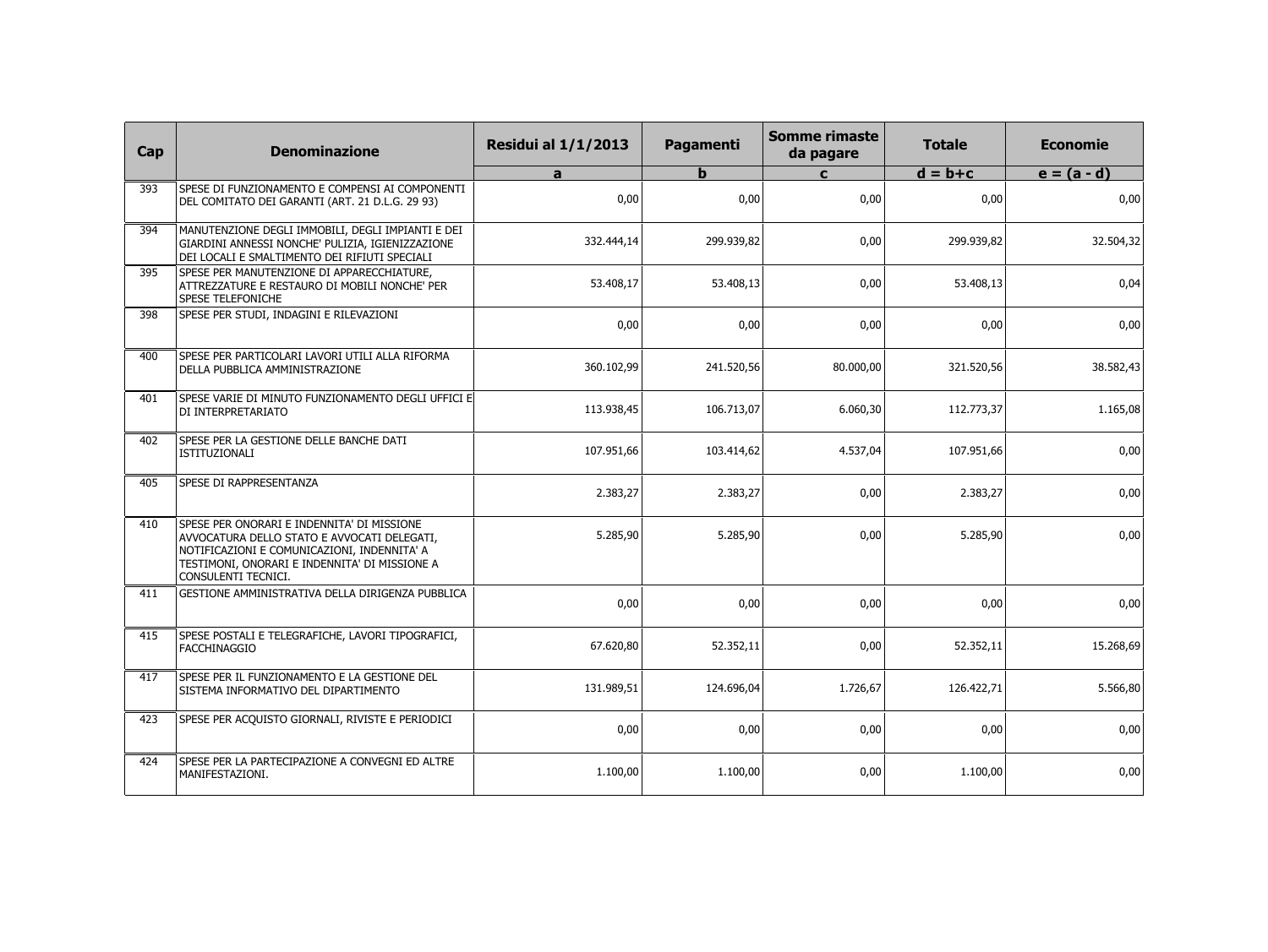| Cap | Denominazione | Residui al 1/1/2013 | Pagamenti | Somme rimaste da pagare | Totale | Economie |
|---|---|---|---|---|---|---|
| | | a | b | c | d = b+c | e = (a - d) |
| 393 | SPESE DI FUNZIONAMENTO E COMPENSI AI COMPONENTI DEL COMITATO DEI GARANTI (ART. 21 D.L.G. 29 93) | 0,00 | 0,00 | 0,00 | 0,00 | 0,00 |
| 394 | MANUTENZIONE DEGLI IMMOBILI, DEGLI IMPIANTI E DEI GIARDINI ANNESSI NONCHE' PULIZIA, IGIENIZZAZIONE DEI LOCALI E SMALTIMENTO DEI RIFIUTI SPECIALI | 332.444,14 | 299.939,82 | 0,00 | 299.939,82 | 32.504,32 |
| 395 | SPESE PER MANUTENZIONE DI APPARECCHIATURE, ATTREZZATURE E RESTAURO DI MOBILI NONCHE' PER SPESE TELEFONICHE | 53.408,17 | 53.408,13 | 0,00 | 53.408,13 | 0,04 |
| 398 | SPESE PER STUDI, INDAGINI E RILEVAZIONI | 0,00 | 0,00 | 0,00 | 0,00 | 0,00 |
| 400 | SPESE PER PARTICOLARI LAVORI UTILI ALLA RIFORMA DELLA PUBBLICA AMMINISTRAZIONE | 360.102,99 | 241.520,56 | 80.000,00 | 321.520,56 | 38.582,43 |
| 401 | SPESE VARIE DI MINUTO FUNZIONAMENTO DEGLI UFFICI E DI INTERPRETARIATO | 113.938,45 | 106.713,07 | 6.060,30 | 112.773,37 | 1.165,08 |
| 402 | SPESE PER LA GESTIONE DELLE BANCHE DATI ISTITUZIONALI | 107.951,66 | 103.414,62 | 4.537,04 | 107.951,66 | 0,00 |
| 405 | SPESE DI RAPPRESENTANZA | 2.383,27 | 2.383,27 | 0,00 | 2.383,27 | 0,00 |
| 410 | SPESE PER ONORARI E INDENNITA' DI MISSIONE AVVOCATURA DELLO STATO E AVVOCATI DELEGATI, NOTIFICAZIONI E COMUNICAZIONI, INDENNITA' A TESTIMONI, ONORARI E INDENNITA' DI MISSIONE A CONSULENTI TECNICI. | 5.285,90 | 5.285,90 | 0,00 | 5.285,90 | 0,00 |
| 411 | GESTIONE AMMINISTRATIVA DELLA DIRIGENZA PUBBLICA | 0,00 | 0,00 | 0,00 | 0,00 | 0,00 |
| 415 | SPESE POSTALI E TELEGRAFICHE, LAVORI TIPOGRAFICI, FACCHINAGGIO | 67.620,80 | 52.352,11 | 0,00 | 52.352,11 | 15.268,69 |
| 417 | SPESE PER IL FUNZIONAMENTO E LA GESTIONE DEL SISTEMA INFORMATIVO DEL DIPARTIMENTO | 131.989,51 | 124.696,04 | 1.726,67 | 126.422,71 | 5.566,80 |
| 423 | SPESE PER ACQUISTO GIORNALI, RIVISTE E PERIODICI | 0,00 | 0,00 | 0,00 | 0,00 | 0,00 |
| 424 | SPESE PER LA PARTECIPAZIONE A CONVEGNI ED ALTRE MANIFESTAZIONI. | 1.100,00 | 1.100,00 | 0,00 | 1.100,00 | 0,00 |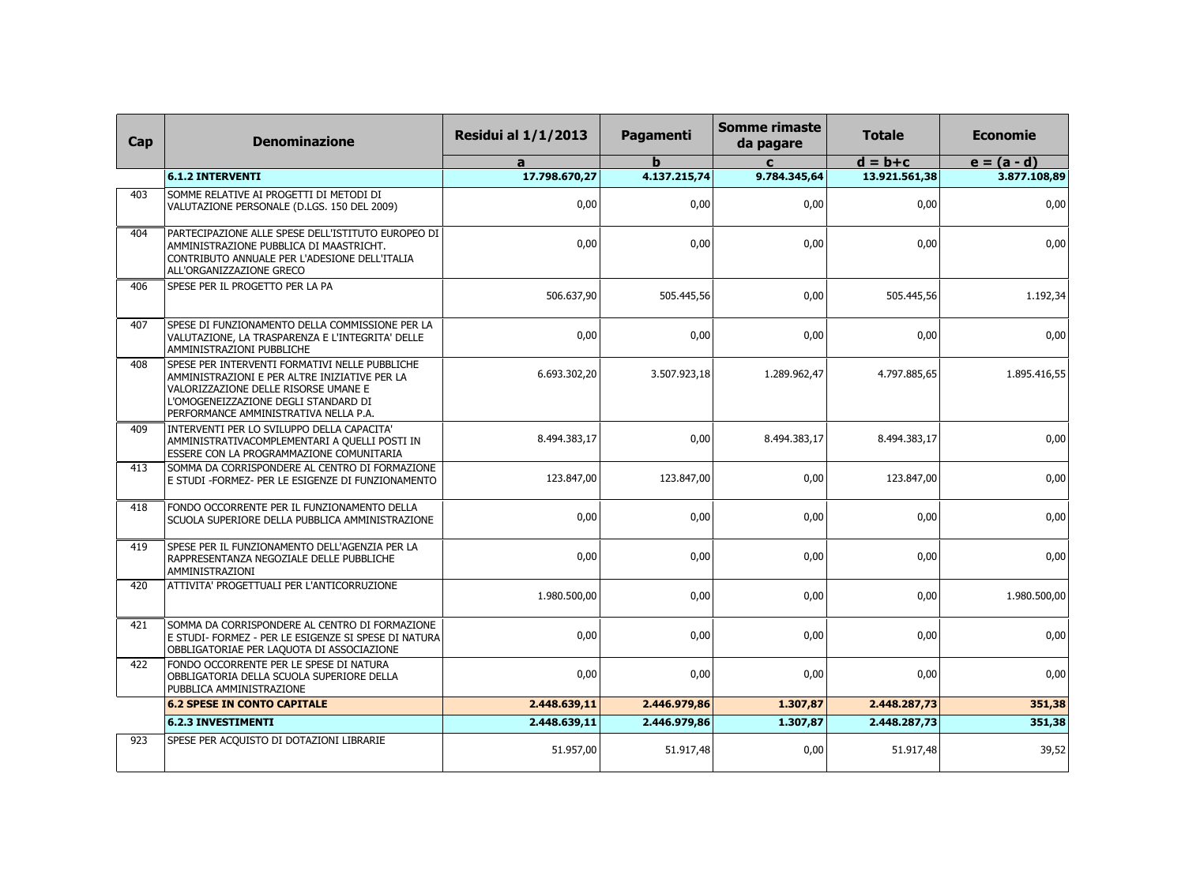| Cap | Denominazione | Residui al 1/1/2013 | Pagamenti | Somme rimaste da pagare | Totale | Economie |
|---|---|---|---|---|---|---|
| | | a | b | c | d = b+c | e = (a - d) |
| | **6.1.2 INTERVENTI** | **17.798.670,27** | **4.137.215,74** | **9.784.345,64** | **13.921.561,38** | **3.877.108,89** |
| 403 | SOMME RELATIVE AI PROGETTI DI METODI DI VALUTAZIONE PERSONALE (D.LGS. 150 DEL 2009) | 0,00 | 0,00 | 0,00 | 0,00 | 0,00 |
| 404 | PARTECIPAZIONE ALLE SPESE DELL'ISTITUTO EUROPEO DI AMMINISTRAZIONE PUBBLICA DI MAASTRICHT. CONTRIBUTO ANNUALE PER L'ADESIONE DELL'ITALIA ALL'ORGANIZZAZIONE GRECO | 0,00 | 0,00 | 0,00 | 0,00 | 0,00 |
| 406 | SPESE PER IL PROGETTO PER LA PA | 506.637,90 | 505.445,56 | 0,00 | 505.445,56 | 1.192,34 |
| 407 | SPESE DI FUNZIONAMENTO DELLA COMMISSIONE PER LA VALUTAZIONE, LA TRASPARENZA E L'INTEGRITA' DELLE AMMINISTRAZIONI PUBBLICHE | 0,00 | 0,00 | 0,00 | 0,00 | 0,00 |
| 408 | SPESE PER INTERVENTI FORMATIVI NELLE PUBBLICHE AMMINISTRAZIONI E PER ALTRE INIZIATIVE PER LA VALORIZZAZIONE DELLE RISORSE UMANE E L'OMOGENEIZZAZIONE DEGLI STANDARD DI PERFORMANCE AMMINISTRATIVA NELLA P.A. | 6.693.302,20 | 3.507.923,18 | 1.289.962,47 | 4.797.885,65 | 1.895.416,55 |
| 409 | INTERVENTI PER LO SVILUPPO DELLA CAPACITA' AMMINISTRATIVACOMPLEMENTARI A QUELLI POSTI IN ESSERE CON LA PROGRAMMAZIONE COMUNITARIA | 8.494.383,17 | 0,00 | 8.494.383,17 | 8.494.383,17 | 0,00 |
| 413 | SOMMA DA CORRISPONDERE AL CENTRO DI FORMAZIONE E STUDI -FORMEZ- PER LE ESIGENZE DI FUNZIONAMENTO | 123.847,00 | 123.847,00 | 0,00 | 123.847,00 | 0,00 |
| 418 | FONDO OCCORRENTE PER IL FUNZIONAMENTO DELLA SCUOLA SUPERIORE DELLA PUBBLICA AMMINISTRAZIONE | 0,00 | 0,00 | 0,00 | 0,00 | 0,00 |
| 419 | SPESE PER IL FUNZIONAMENTO DELL'AGENZIA PER LA RAPPRESENTANZA NEGOZIALE DELLE PUBBLICHE AMMINISTRAZIONI | 0,00 | 0,00 | 0,00 | 0,00 | 0,00 |
| 420 | ATTIVITA' PROGETTUALI PER L'ANTICORRUZIONE | 1.980.500,00 | 0,00 | 0,00 | 0,00 | 1.980.500,00 |
| 421 | SOMMA DA CORRISPONDERE AL CENTRO DI FORMAZIONE E STUDI- FORMEZ - PER LE ESIGENZE SI SPESE DI NATURA OBBLIGATORIAE PER LAQUOTA DI ASSOCIAZIONE | 0,00 | 0,00 | 0,00 | 0,00 | 0,00 |
| 422 | FONDO OCCORRENTE PER LE SPESE DI NATURA OBBLIGATORIA DELLA SCUOLA SUPERIORE DELLA PUBBLICA AMMINISTRAZIONE | 0,00 | 0,00 | 0,00 | 0,00 | 0,00 |
| | **6.2 SPESE IN CONTO CAPITALE** | **2.448.639,11** | **2.446.979,86** | **1.307,87** | **2.448.287,73** | **351,38** |
| | **6.2.3 INVESTIMENTI** | **2.448.639,11** | **2.446.979,86** | **1.307,87** | **2.448.287,73** | **351,38** |
| 923 | SPESE PER ACQUISTO DI DOTAZIONI LIBRARIE | 51.957,00 | 51.917,48 | 0,00 | 51.917,48 | 39,52 |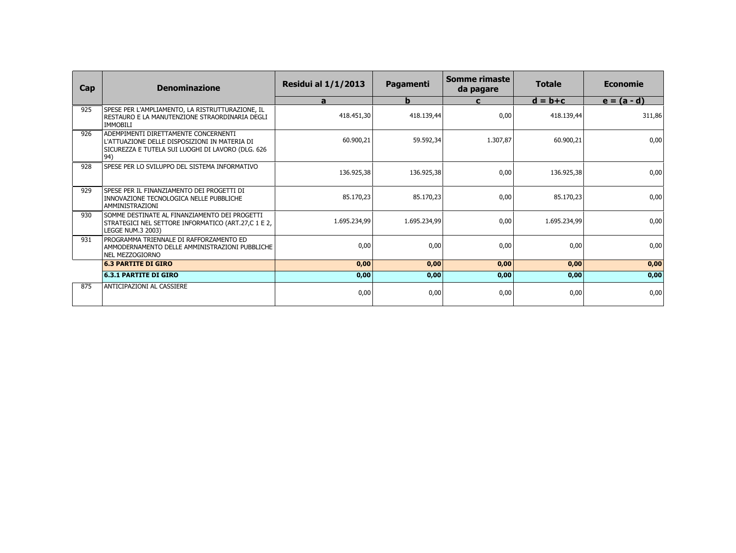| Cap | Denominazione | Residui al 1/1/2013 | Pagamenti | Somme rimaste da pagare | Totale | Economie |
|---|---|---|---|---|---|---|
| | | a | b | c | d = b+c | e = (a - d) |
| 925 | SPESE PER L'AMPLIAMENTO, LA RISTRUTTURAZIONE, IL RESTAURO E LA MANUTENZIONE STRAORDINARIA DEGLI IMMOBILI | 418.451,30 | 418.139,44 | 0,00 | 418.139,44 | 311,86 |
| 926 | ADEMPIMENTI DIRETTAMENTE CONCERNENTI L'ATTUAZIONE DELLE DISPOSIZIONI IN MATERIA DI SICUREZZA E TUTELA SUI LUOGHI DI LAVORO (DLG. 626 94) | 60.900,21 | 59.592,34 | 1.307,87 | 60.900,21 | 0,00 |
| 928 | SPESE PER LO SVILUPPO DEL SISTEMA INFORMATIVO | 136.925,38 | 136.925,38 | 0,00 | 136.925,38 | 0,00 |
| 929 | SPESE PER IL FINANZIAMENTO DEI PROGETTI DI INNOVAZIONE TECNOLOGICA NELLE PUBBLICHE AMMINISTRAZIONI | 85.170,23 | 85.170,23 | 0,00 | 85.170,23 | 0,00 |
| 930 | SOMME DESTINATE AL FINANZIAMENTO DEI PROGETTI STRATEGICI NEL SETTORE INFORMATICO (ART.27,C 1 E 2, LEGGE NUM.3 2003) | 1.695.234,99 | 1.695.234,99 | 0,00 | 1.695.234,99 | 0,00 |
| 931 | PROGRAMMA TRIENNALE DI RAFFORZAMENTO ED AMMODERNAMENTO DELLE AMMINISTRAZIONI PUBBLICHE NEL MEZZOGIORNO | 0,00 | 0,00 | 0,00 | 0,00 | 0,00 |
| | **6.3 PARTITE DI GIRO** | **0,00** | **0,00** | **0,00** | **0,00** | **0,00** |
| | **6.3.1 PARTITE DI GIRO** | **0,00** | **0,00** | **0,00** | **0,00** | **0,00** |
| 875 | ANTICIPAZIONI AL CASSIERE | 0,00 | 0,00 | 0,00 | 0,00 | 0,00 |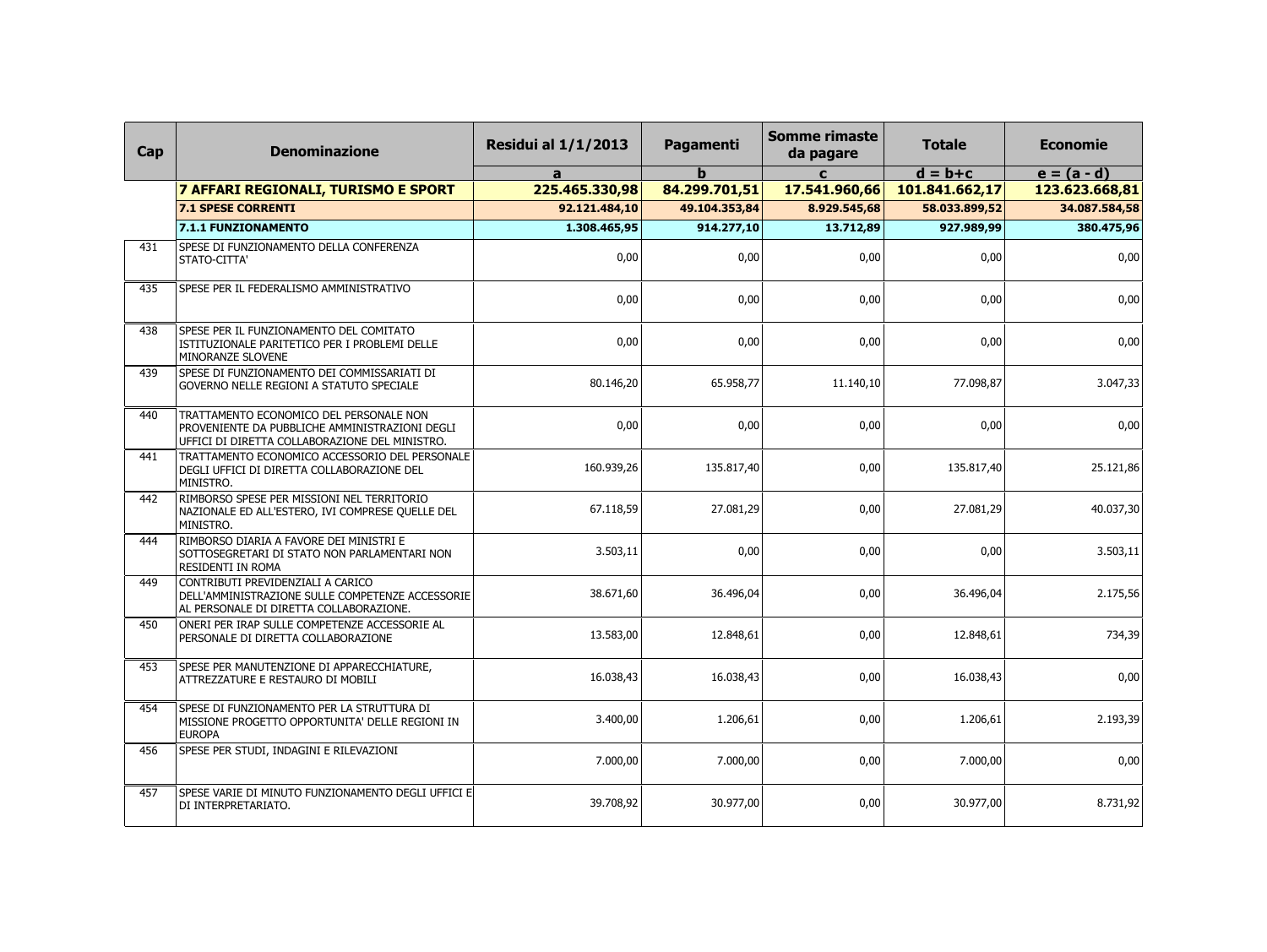| Cap | Denominazione | Residui al 1/1/2013 | Pagamenti | Somme rimaste da pagare | Totale | Economie |
|---|---|---|---|---|---|---|
| | | a | b | c | d = b+c | e = (a - d) |
| | **7 AFFARI REGIONALI, TURISMO E SPORT** | **225.465.330,98** | **84.299.701,51** | **17.541.960,66** | **101.841.662,17** | **123.623.668,81** |
| | **7.1 SPESE CORRENTI** | **92.121.484,10** | **49.104.353,84** | **8.929.545,68** | **58.033.899,52** | **34.087.584,58** |
| | **7.1.1 FUNZIONAMENTO** | **1.308.465,95** | **914.277,10** | **13.712,89** | **927.989,99** | **380.475,96** |
| 431 | SPESE DI FUNZIONAMENTO DELLA CONFERENZA STATO-CITTA' | 0,00 | 0,00 | 0,00 | 0,00 | 0,00 |
| 435 | SPESE PER IL FEDERALISMO AMMINISTRATIVO | 0,00 | 0,00 | 0,00 | 0,00 | 0,00 |
| 438 | SPESE PER IL FUNZIONAMENTO DEL COMITATO ISTITUZIONALE PARITETICO PER I PROBLEMI DELLE MINORANZE SLOVENE | 0,00 | 0,00 | 0,00 | 0,00 | 0,00 |
| 439 | SPESE DI FUNZIONAMENTO DEI COMMISSARIATI DI GOVERNO NELLE REGIONI A STATUTO SPECIALE | 80.146,20 | 65.958,77 | 11.140,10 | 77.098,87 | 3.047,33 |
| 440 | TRATTAMENTO ECONOMICO DEL PERSONALE NON PROVENIENTE DA PUBBLICHE AMMINISTRAZIONI DEGLI UFFICI DI DIRETTA COLLABORAZIONE DEL MINISTRO. | 0,00 | 0,00 | 0,00 | 0,00 | 0,00 |
| 441 | TRATTAMENTO ECONOMICO ACCESSORIO DEL PERSONALE DEGLI UFFICI DI DIRETTA COLLABORAZIONE DEL MINISTRO. | 160.939,26 | 135.817,40 | 0,00 | 135.817,40 | 25.121,86 |
| 442 | RIMBORSO SPESE PER MISSIONI NEL TERRITORIO NAZIONALE ED ALL'ESTERO, IVI COMPRESE QUELLE DEL MINISTRO. | 67.118,59 | 27.081,29 | 0,00 | 27.081,29 | 40.037,30 |
| 444 | RIMBORSO DIARIA A FAVORE DEI MINISTRI E SOTTOSEGRETARI DI STATO NON PARLAMENTARI NON RESIDENTI IN ROMA | 3.503,11 | 0,00 | 0,00 | 0,00 | 3.503,11 |
| 449 | CONTRIBUTI PREVIDENZIALI A CARICO DELL'AMMINISTRAZIONE SULLE COMPETENZE ACCESSORIE AL PERSONALE DI DIRETTA COLLABORAZIONE. | 38.671,60 | 36.496,04 | 0,00 | 36.496,04 | 2.175,56 |
| 450 | ONERI PER IRAP SULLE COMPETENZE ACCESSORIE AL PERSONALE DI DIRETTA COLLABORAZIONE | 13.583,00 | 12.848,61 | 0,00 | 12.848,61 | 734,39 |
| 453 | SPESE PER MANUTENZIONE DI APPARECCHIATURE, ATTREZZATURE E RESTAURO DI MOBILI | 16.038,43 | 16.038,43 | 0,00 | 16.038,43 | 0,00 |
| 454 | SPESE DI FUNZIONAMENTO PER LA STRUTTURA DI MISSIONE PROGETTO OPPORTUNITA' DELLE REGIONI IN EUROPA | 3.400,00 | 1.206,61 | 0,00 | 1.206,61 | 2.193,39 |
| 456 | SPESE PER STUDI, INDAGINI E RILEVAZIONI | 7.000,00 | 7.000,00 | 0,00 | 7.000,00 | 0,00 |
| 457 | SPESE VARIE DI MINUTO FUNZIONAMENTO DEGLI UFFICI E DI INTERPRETARIATO. | 39.708,92 | 30.977,00 | 0,00 | 30.977,00 | 8.731,92 |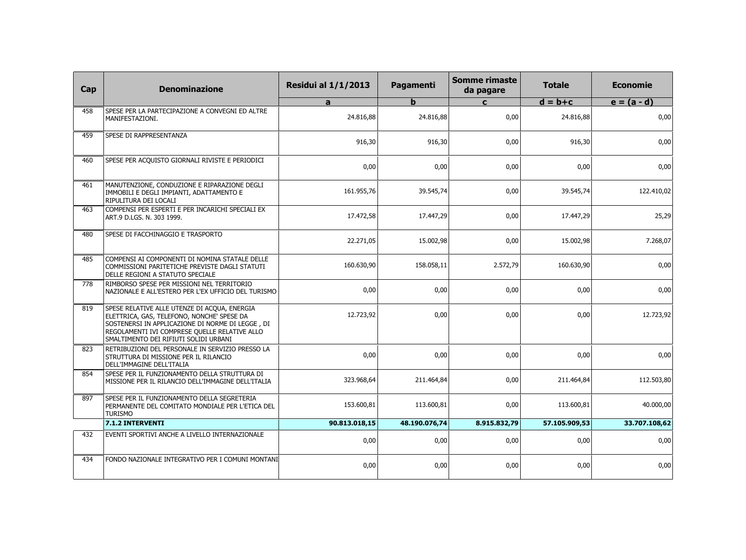| Cap | Denominazione | Residui al 1/1/2013 | Pagamenti | Somme rimaste da pagare | Totale | Economie |
|---|---|---|---|---|---|---|
| | | a | b | c | d = b+c | e = (a - d) |
| 458 | SPESE PER LA PARTECIPAZIONE A CONVEGNI ED ALTRE MANIFESTAZIONI. | 24.816,88 | 24.816,88 | 0,00 | 24.816,88 | 0,00 |
| 459 | SPESE DI RAPPRESENTANZA | 916,30 | 916,30 | 0,00 | 916,30 | 0,00 |
| 460 | SPESE PER ACQUISTO GIORNALI RIVISTE E PERIODICI | 0,00 | 0,00 | 0,00 | 0,00 | 0,00 |
| 461 | MANUTENZIONE, CONDUZIONE E RIPARAZIONE DEGLI IMMOBILI E DEGLI IMPIANTI, ADATTAMENTO E RIPULITURA DEI LOCALI | 161.955,76 | 39.545,74 | 0,00 | 39.545,74 | 122.410,02 |
| 463 | COMPENSI PER ESPERTI E PER INCARICHI SPECIALI EX ART.9 D.LGS. N. 303 1999. | 17.472,58 | 17.447,29 | 0,00 | 17.447,29 | 25,29 |
| 480 | SPESE DI FACCHINAGGIO E TRASPORTO | 22.271,05 | 15.002,98 | 0,00 | 15.002,98 | 7.268,07 |
| 485 | COMPENSI AI COMPONENTI DI NOMINA STATALE DELLE COMMISSIONI PARITETICHE PREVISTE DAGLI STATUTI DELLE REGIONI A STATUTO SPECIALE | 160.630,90 | 158.058,11 | 2.572,79 | 160.630,90 | 0,00 |
| 778 | RIMBORSO SPESE PER MISSIONI NEL TERRITORIO NAZIONALE E ALL'ESTERO PER L'EX UFFICIO DEL TURISMO | 0,00 | 0,00 | 0,00 | 0,00 | 0,00 |
| 819 | SPESE RELATIVE ALLE UTENZE DI ACQUA, ENERGIA ELETTRICA, GAS, TELEFONO, NONCHE' SPESE DA SOSTENERSI IN APPLICAZIONE DI NORME DI LEGGE , DI REGOLAMENTI IVI COMPRESE QUELLE RELATIVE ALLO SMALTIMENTO DEI RIFIUTI SOLIDI URBANI | 12.723,92 | 0,00 | 0,00 | 0,00 | 12.723,92 |
| 823 | RETRIBUZIONI DEL PERSONALE IN SERVIZIO PRESSO LA STRUTTURA DI MISSIONE PER IL RILANCIO DELL'IMMAGINE DELL'ITALIA | 0,00 | 0,00 | 0,00 | 0,00 | 0,00 |
| 854 | SPESE PER IL FUNZIONAMENTO DELLA STRUTTURA DI MISSIONE PER IL RILANCIO DELL'IMMAGINE DELL'ITALIA | 323.968,64 | 211.464,84 | 0,00 | 211.464,84 | 112.503,80 |
| 897 | SPESE PER IL FUNZIONAMENTO DELLA SEGRETERIA PERMANENTE DEL COMITATO MONDIALE PER L'ETICA DEL TURISMO | 153.600,81 | 113.600,81 | 0,00 | 113.600,81 | 40.000,00 |
| | **7.1.2 INTERVENTI** | **90.813.018,15** | **48.190.076,74** | **8.915.832,79** | **57.105.909,53** | **33.707.108,62** |
| 432 | EVENTI SPORTIVI ANCHE A LIVELLO INTERNAZIONALE | 0,00 | 0,00 | 0,00 | 0,00 | 0,00 |
| 434 | FONDO NAZIONALE INTEGRATIVO PER I COMUNI MONTANI | 0,00 | 0,00 | 0,00 | 0,00 | 0,00 |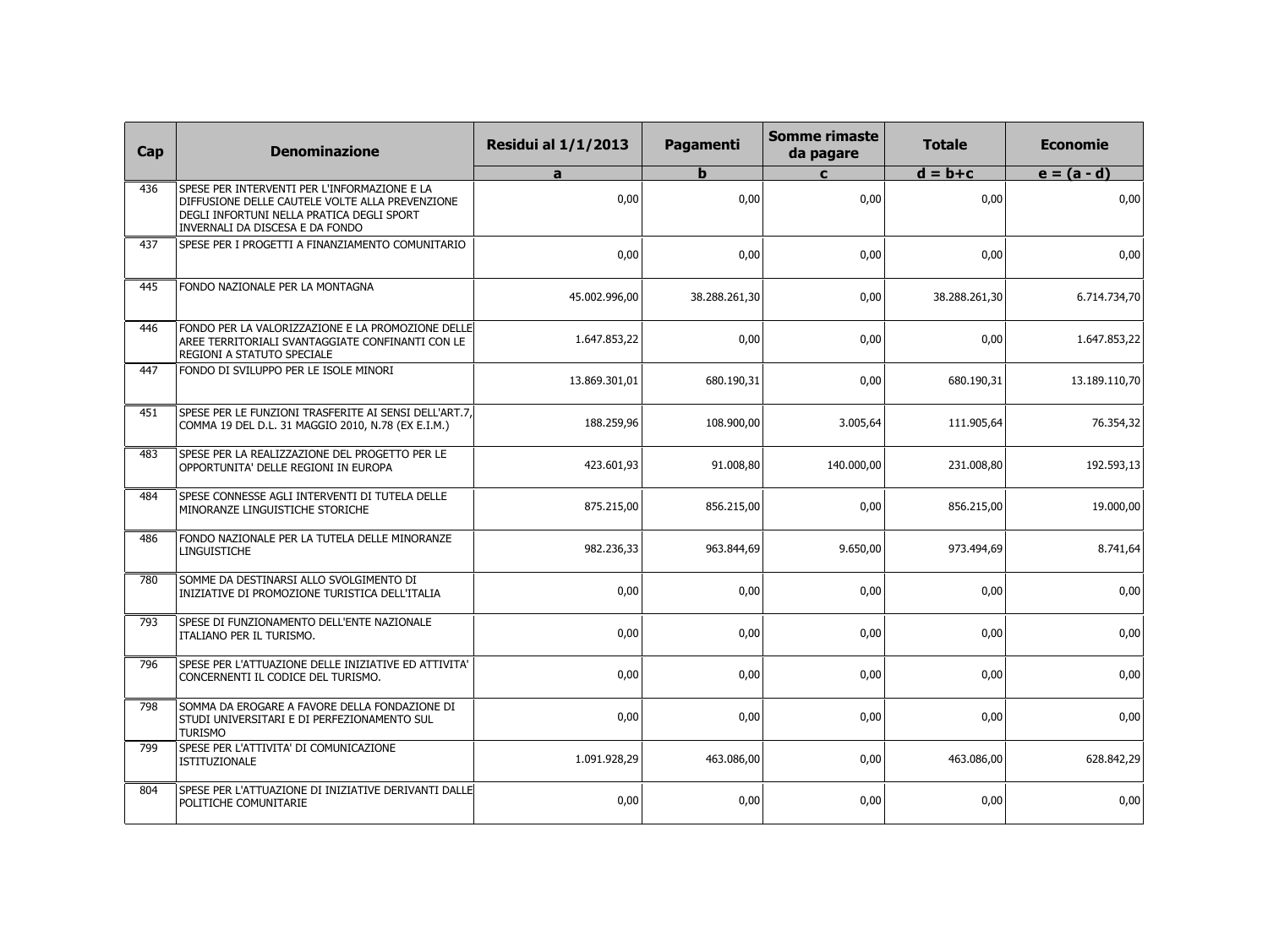| Cap | Denominazione | Residui al 1/1/2013 | Pagamenti | Somme rimaste da pagare | Totale | Economie |
|---|---|---|---|---|---|---|
| | | a | b | c | d = b+c | e = (a - d) |
| 436 | SPESE PER INTERVENTI PER L'INFORMAZIONE E LA DIFFUSIONE DELLE CAUTELE VOLTE ALLA PREVENZIONE DEGLI INFORTUNI NELLA PRATICA DEGLI SPORT INVERNALI DA DISCESA E DA FONDO | 0,00 | 0,00 | 0,00 | 0,00 | 0,00 |
| 437 | SPESE PER I PROGETTI A FINANZIAMENTO COMUNITARIO | 0,00 | 0,00 | 0,00 | 0,00 | 0,00 |
| 445 | FONDO NAZIONALE PER LA MONTAGNA | 45.002.996,00 | 38.288.261,30 | 0,00 | 38.288.261,30 | 6.714.734,70 |
| 446 | FONDO PER LA VALORIZZAZIONE E LA PROMOZIONE DELLE AREE TERRITORIALI SVANTAGGIATE CONFINANTI CON LE REGIONI A STATUTO SPECIALE | 1.647.853,22 | 0,00 | 0,00 | 0,00 | 1.647.853,22 |
| 447 | FONDO DI SVILUPPO PER LE ISOLE MINORI | 13.869.301,01 | 680.190,31 | 0,00 | 680.190,31 | 13.189.110,70 |
| 451 | SPESE PER LE FUNZIONI TRASFERITE AI SENSI DELL'ART.7, COMMA 19 DEL D.L. 31 MAGGIO 2010, N.78 (EX E.I.M.) | 188.259,96 | 108.900,00 | 3.005,64 | 111.905,64 | 76.354,32 |
| 483 | SPESE PER LA REALIZZAZIONE DEL PROGETTO PER LE OPPORTUNITA' DELLE REGIONI IN EUROPA | 423.601,93 | 91.008,80 | 140.000,00 | 231.008,80 | 192.593,13 |
| 484 | SPESE CONNESSE AGLI INTERVENTI DI TUTELA DELLE MINORANZE LINGUISTICHE STORICHE | 875.215,00 | 856.215,00 | 0,00 | 856.215,00 | 19.000,00 |
| 486 | FONDO NAZIONALE PER LA TUTELA DELLE MINORANZE LINGUISTICHE | 982.236,33 | 963.844,69 | 9.650,00 | 973.494,69 | 8.741,64 |
| 780 | SOMME DA DESTINARSI ALLO SVOLGIMENTO DI INIZIATIVE DI PROMOZIONE TURISTICA DELL'ITALIA | 0,00 | 0,00 | 0,00 | 0,00 | 0,00 |
| 793 | SPESE DI FUNZIONAMENTO DELL'ENTE NAZIONALE ITALIANO PER IL TURISMO. | 0,00 | 0,00 | 0,00 | 0,00 | 0,00 |
| 796 | SPESE PER L'ATTUAZIONE DELLE INIZIATIVE ED ATTIVITA' CONCERNENTI IL CODICE DEL TURISMO. | 0,00 | 0,00 | 0,00 | 0,00 | 0,00 |
| 798 | SOMMA DA EROGARE A FAVORE DELLA FONDAZIONE DI STUDI UNIVERSITARI E DI PERFEZIONAMENTO SUL TURISMO | 0,00 | 0,00 | 0,00 | 0,00 | 0,00 |
| 799 | SPESE PER L'ATTIVITA' DI COMUNICAZIONE ISTITUZIONALE | 1.091.928,29 | 463.086,00 | 0,00 | 463.086,00 | 628.842,29 |
| 804 | SPESE PER L'ATTUAZIONE DI INIZIATIVE DERIVANTI DALLE POLITICHE COMUNITARIE | 0,00 | 0,00 | 0,00 | 0,00 | 0,00 |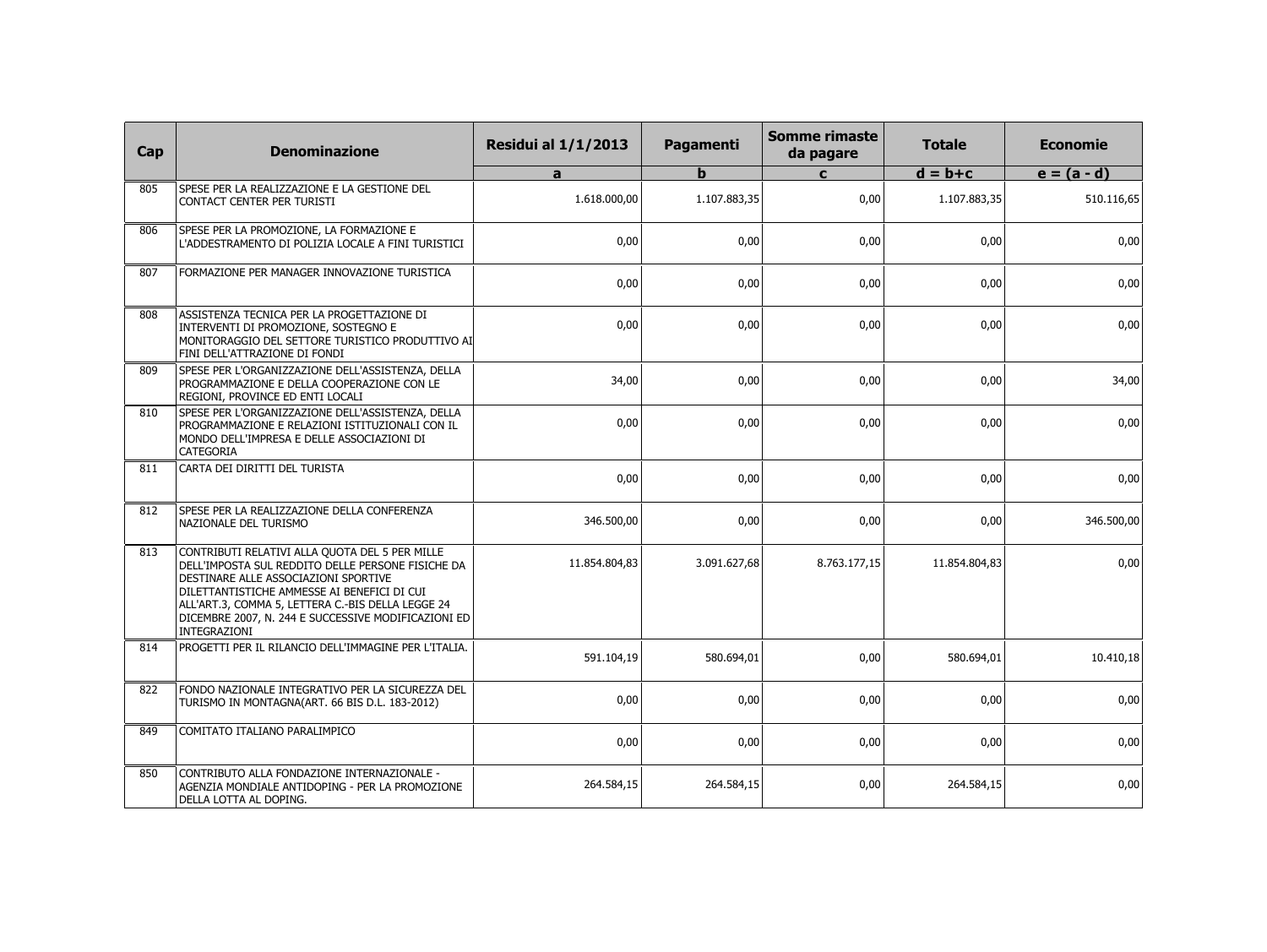| Cap | Denominazione | Residui al 1/1/2013 | Pagamenti | Somme rimaste da pagare | Totale | Economie |
|---|---|---|---|---|---|---|
| | | a | b | c | d = b+c | e = (a - d) |
| 805 | SPESE PER LA REALIZZAZIONE E LA GESTIONE DEL CONTACT CENTER PER TURISTI | 1.618.000,00 | 1.107.883,35 | 0,00 | 1.107.883,35 | 510.116,65 |
| 806 | SPESE PER LA PROMOZIONE, LA FORMAZIONE E L'ADDESTRAMENTO DI POLIZIA LOCALE A FINI TURISTICI | 0,00 | 0,00 | 0,00 | 0,00 | 0,00 |
| 807 | FORMAZIONE PER MANAGER INNOVAZIONE TURISTICA | 0,00 | 0,00 | 0,00 | 0,00 | 0,00 |
| 808 | ASSISTENZA TECNICA PER LA PROGETTAZIONE DI INTERVENTI DI PROMOZIONE, SOSTEGNO E MONITORAGGIO DEL SETTORE TURISTICO PRODUTTIVO AI FINI DELL'ATTRAZIONE DI FONDI | 0,00 | 0,00 | 0,00 | 0,00 | 0,00 |
| 809 | SPESE PER L'ORGANIZZAZIONE DELL'ASSISTENZA, DELLA PROGRAMMAZIONE E DELLA COOPERAZIONE CON LE REGIONI, PROVINCE ED ENTI LOCALI | 34,00 | 0,00 | 0,00 | 0,00 | 34,00 |
| 810 | SPESE PER L'ORGANIZZAZIONE DELL'ASSISTENZA, DELLA PROGRAMMAZIONE E RELAZIONI ISTITUZIONALI CON IL MONDO DELL'IMPRESA E DELLE ASSOCIAZIONI DI CATEGORIA | 0,00 | 0,00 | 0,00 | 0,00 | 0,00 |
| 811 | CARTA DEI DIRITTI DEL TURISTA | 0,00 | 0,00 | 0,00 | 0,00 | 0,00 |
| 812 | SPESE PER LA REALIZZAZIONE DELLA CONFERENZA NAZIONALE DEL TURISMO | 346.500,00 | 0,00 | 0,00 | 0,00 | 346.500,00 |
| 813 | CONTRIBUTI RELATIVI ALLA QUOTA DEL 5 PER MILLE DELL'IMPOSTA SUL REDDITO DELLE PERSONE FISICHE DA DESTINARE ALLE ASSOCIAZIONI SPORTIVE DILETTANTISTICHE AMMESSE AI BENEFICI DI CUI ALL'ART.3, COMMA 5, LETTERA C.-BIS DELLA LEGGE 24 DICEMBRE 2007, N. 244 E SUCCESSIVE MODIFICAZIONI ED INTEGRAZIONI | 11.854.804,83 | 3.091.627,68 | 8.763.177,15 | 11.854.804,83 | 0,00 |
| 814 | PROGETTI PER IL RILANCIO DELL'IMMAGINE PER L'ITALIA. | 591.104,19 | 580.694,01 | 0,00 | 580.694,01 | 10.410,18 |
| 822 | FONDO NAZIONALE INTEGRATIVO PER LA SICUREZZA DEL TURISMO IN MONTAGNA(ART. 66 BIS D.L. 183-2012) | 0,00 | 0,00 | 0,00 | 0,00 | 0,00 |
| 849 | COMITATO ITALIANO PARALIMPICO | 0,00 | 0,00 | 0,00 | 0,00 | 0,00 |
| 850 | CONTRIBUTO ALLA FONDAZIONE INTERNAZIONALE - AGENZIA MONDIALE ANTIDOPING - PER LA PROMOZIONE DELLA LOTTA AL DOPING. | 264.584,15 | 264.584,15 | 0,00 | 264.584,15 | 0,00 |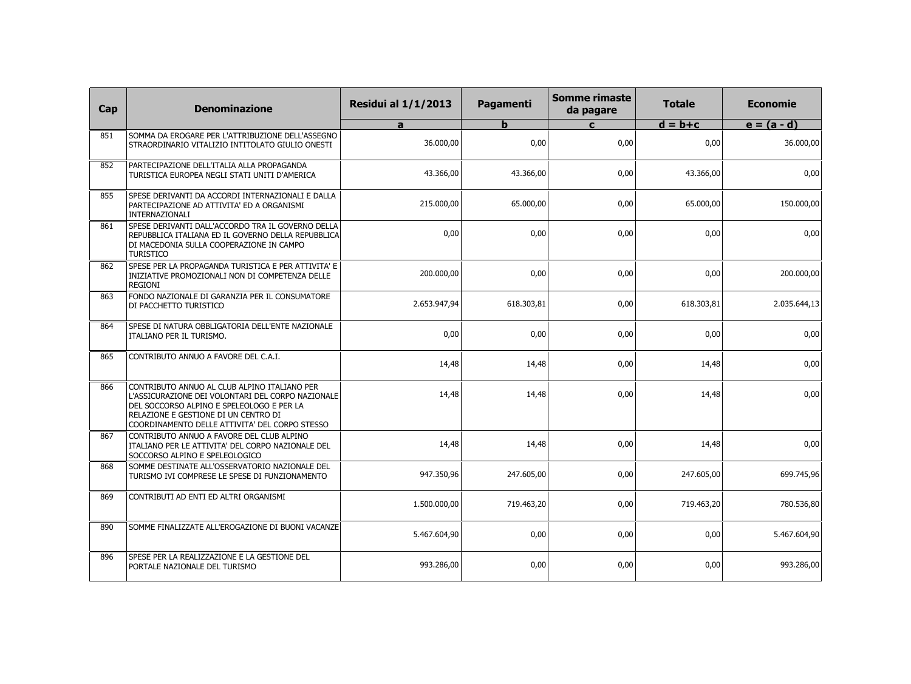| Cap | Denominazione | Residui al 1/1/2013 | Pagamenti | Somme rimaste da pagare | Totale | Economie |
|---|---|---|---|---|---|---|
| | | a | b | c | d = b+c | e = (a - d) |
| 851 | SOMMA DA EROGARE PER L'ATTRIBUZIONE DELL'ASSEGNO STRAORDINARIO VITALIZIO INTITOLATO GIULIO ONESTI | 36.000,00 | 0,00 | 0,00 | 0,00 | 36.000,00 |
| 852 | PARTECIPAZIONE DELL'ITALIA ALLA PROPAGANDA TURISTICA EUROPEA NEGLI STATI UNITI D'AMERICA | 43.366,00 | 43.366,00 | 0,00 | 43.366,00 | 0,00 |
| 855 | SPESE DERIVANTI DA ACCORDI INTERNAZIONALI E DALLA PARTECIPAZIONE AD ATTIVITA' ED A ORGANISMI INTERNAZIONALI | 215.000,00 | 65.000,00 | 0,00 | 65.000,00 | 150.000,00 |
| 861 | SPESE DERIVANTI DALL'ACCORDO TRA IL GOVERNO DELLA REPUBBLICA ITALIANA ED IL GOVERNO DELLA REPUBBLICA DI MACEDONIA SULLA COOPERAZIONE IN CAMPO TURISTICO | 0,00 | 0,00 | 0,00 | 0,00 | 0,00 |
| 862 | SPESE PER LA PROPAGANDA TURISTICA E PER ATTIVITA' E INIZIATIVE PROMOZIONALI NON DI COMPETENZA DELLE REGIONI | 200.000,00 | 0,00 | 0,00 | 0,00 | 200.000,00 |
| 863 | FONDO NAZIONALE DI GARANZIA PER IL CONSUMATORE DI PACCHETTO TURISTICO | 2.653.947,94 | 618.303,81 | 0,00 | 618.303,81 | 2.035.644,13 |
| 864 | SPESE DI NATURA OBBLIGATORIA DELL'ENTE NAZIONALE ITALIANO PER IL TURISMO. | 0,00 | 0,00 | 0,00 | 0,00 | 0,00 |
| 865 | CONTRIBUTO ANNUO A FAVORE DEL C.A.I. | 14,48 | 14,48 | 0,00 | 14,48 | 0,00 |
| 866 | CONTRIBUTO ANNUO AL CLUB ALPINO ITALIANO PER L'ASSICURAZIONE DEI VOLONTARI DEL CORPO NAZIONALE DEL SOCCORSO ALPINO E SPELEOLOGO E PER LA RELAZIONE E GESTIONE DI UN CENTRO DI COORDINAMENTO DELLE ATTIVITA' DEL CORPO STESSO | 14,48 | 14,48 | 0,00 | 14,48 | 0,00 |
| 867 | CONTRIBUTO ANNUO A FAVORE DEL CLUB ALPINO ITALIANO PER LE ATTIVITA' DEL CORPO NAZIONALE DEL SOCCORSO ALPINO E SPELEOLOGICO | 14,48 | 14,48 | 0,00 | 14,48 | 0,00 |
| 868 | SOMME DESTINATE ALL'OSSERVATORIO NAZIONALE DEL TURISMO IVI COMPRESE LE SPESE DI FUNZIONAMENTO | 947.350,96 | 247.605,00 | 0,00 | 247.605,00 | 699.745,96 |
| 869 | CONTRIBUTI AD ENTI ED ALTRI ORGANISMI | 1.500.000,00 | 719.463,20 | 0,00 | 719.463,20 | 780.536,80 |
| 890 | SOMME FINALIZZATE ALL'EROGAZIONE DI BUONI VACANZE | 5.467.604,90 | 0,00 | 0,00 | 0,00 | 5.467.604,90 |
| 896 | SPESE PER LA REALIZZAZIONE E LA GESTIONE DEL PORTALE NAZIONALE DEL TURISMO | 993.286,00 | 0,00 | 0,00 | 0,00 | 993.286,00 |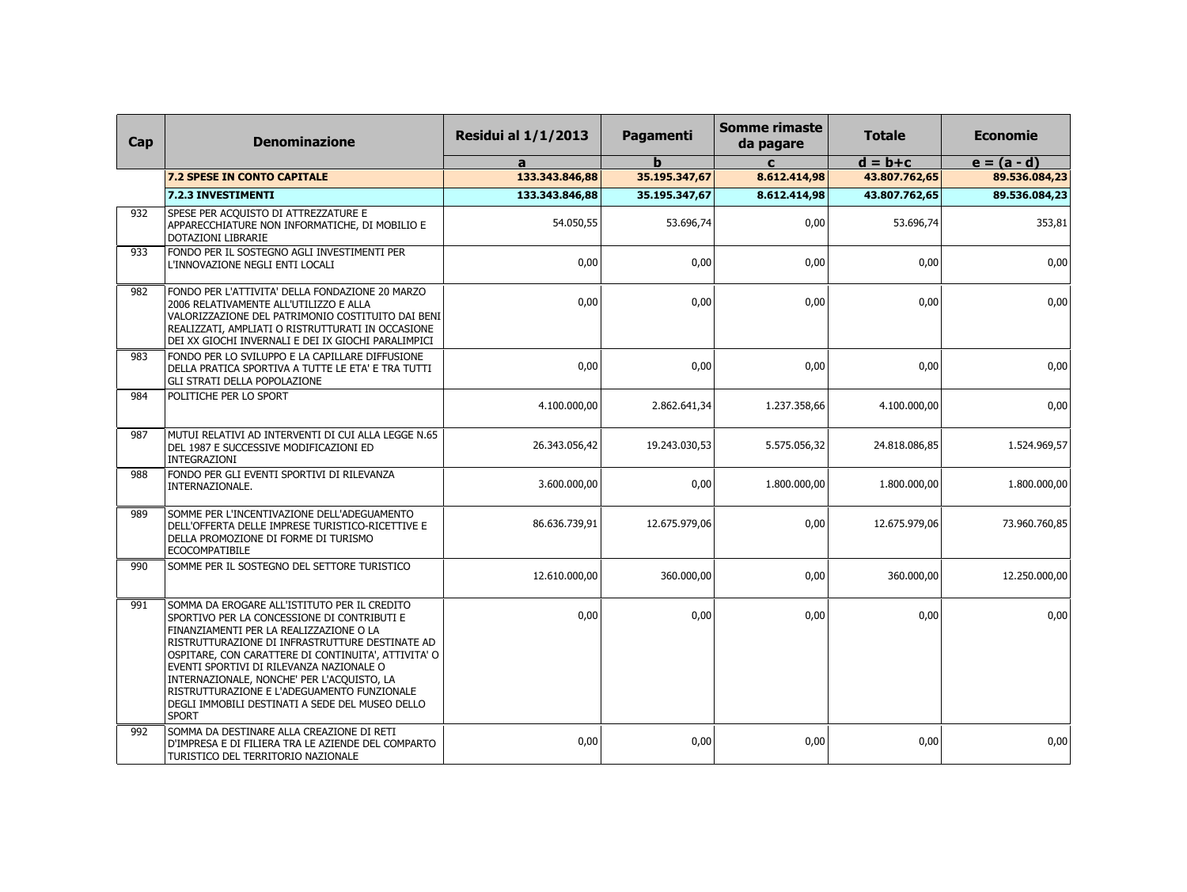| Cap | Denominazione | Residui al 1/1/2013 | Pagamenti | Somme rimaste da pagare | Totale | Economie |
|---|---|---|---|---|---|---|
| | | a | b | c | d = b+c | e = (a - d) |
| | **7.2 SPESE IN CONTO CAPITALE** | **133.343.846,88** | **35.195.347,67** | **8.612.414,98** | **43.807.762,65** | **89.536.084,23** |
| | **7.2.3 INVESTIMENTI** | **133.343.846,88** | **35.195.347,67** | **8.612.414,98** | **43.807.762,65** | **89.536.084,23** |
| 932 | SPESE PER ACQUISTO DI ATTREZZATURE E APPARECCHIATURE NON INFORMATICHE, DI MOBILIO E DOTAZIONI LIBRARIE | 54.050,55 | 53.696,74 | 0,00 | 53.696,74 | 353,81 |
| 933 | FONDO PER IL SOSTEGNO AGLI INVESTIMENTI PER L'INNOVAZIONE NEGLI ENTI LOCALI | 0,00 | 0,00 | 0,00 | 0,00 | 0,00 |
| 982 | FONDO PER L'ATTIVITA' DELLA FONDAZIONE 20 MARZO 2006 RELATIVAMENTE ALL'UTILIZZO E ALLA VALORIZZAZIONE DEL PATRIMONIO COSTITUITO DAI BENI REALIZZATI, AMPLIATI O RISTRUTTURATI IN OCCASIONE DEI XX GIOCHI INVERNALI E DEI IX GIOCHI PARALIMPICI | 0,00 | 0,00 | 0,00 | 0,00 | 0,00 |
| 983 | FONDO PER LO SVILUPPO E LA CAPILLARE DIFFUSIONE DELLA PRATICA SPORTIVA A TUTTE LE ETA' E TRA TUTTI GLI STRATI DELLA POPOLAZIONE | 0,00 | 0,00 | 0,00 | 0,00 | 0,00 |
| 984 | POLITICHE PER LO SPORT | 4.100.000,00 | 2.862.641,34 | 1.237.358,66 | 4.100.000,00 | 0,00 |
| 987 | MUTUI RELATIVI AD INTERVENTI DI CUI ALLA LEGGE N.65 DEL 1987 E SUCCESSIVE MODIFICAZIONI ED INTEGRAZIONI | 26.343.056,42 | 19.243.030,53 | 5.575.056,32 | 24.818.086,85 | 1.524.969,57 |
| 988 | FONDO PER GLI EVENTI SPORTIVI DI RILEVANZA INTERNAZIONALE. | 3.600.000,00 | 0,00 | 1.800.000,00 | 1.800.000,00 | 1.800.000,00 |
| 989 | SOMME PER L'INCENTIVAZIONE DELL'ADEGUAMENTO DELL'OFFERTA DELLE IMPRESE TURISTICO-RICETTIVE E DELLA PROMOZIONE DI FORME DI TURISMO ECOCOMPATIBILE | 86.636.739,91 | 12.675.979,06 | 0,00 | 12.675.979,06 | 73.960.760,85 |
| 990 | SOMME PER IL SOSTEGNO DEL SETTORE TURISTICO | 12.610.000,00 | 360.000,00 | 0,00 | 360.000,00 | 12.250.000,00 |
| 991 | SOMMA DA EROGARE ALL'ISTITUTO PER IL CREDITO SPORTIVO PER LA CONCESSIONE DI CONTRIBUTI E FINANZIAMENTI PER LA REALIZZAZIONE O LA RISTRUTTURAZIONE DI INFRASTRUTTURE DESTINATE AD OSPITARE, CON CARATTERE DI CONTINUITA', ATTIVITA' O EVENTI SPORTIVI DI RILEVANZA NAZIONALE O INTERNAZIONALE, NONCHE' PER L'ACQUISTO, LA RISTRUTTURAZIONE E L'ADEGUAMENTO FUNZIONALE DEGLI IMMOBILI DESTINATI A SEDE DEL MUSEO DELLO SPORT | 0,00 | 0,00 | 0,00 | 0,00 | 0,00 |
| 992 | SOMMA DA DESTINARE ALLA CREAZIONE DI RETI D'IMPRESA E DI FILIERA TRA LE AZIENDE DEL COMPARTO TURISTICO DEL TERRITORIO NAZIONALE | 0,00 | 0,00 | 0,00 | 0,00 | 0,00 |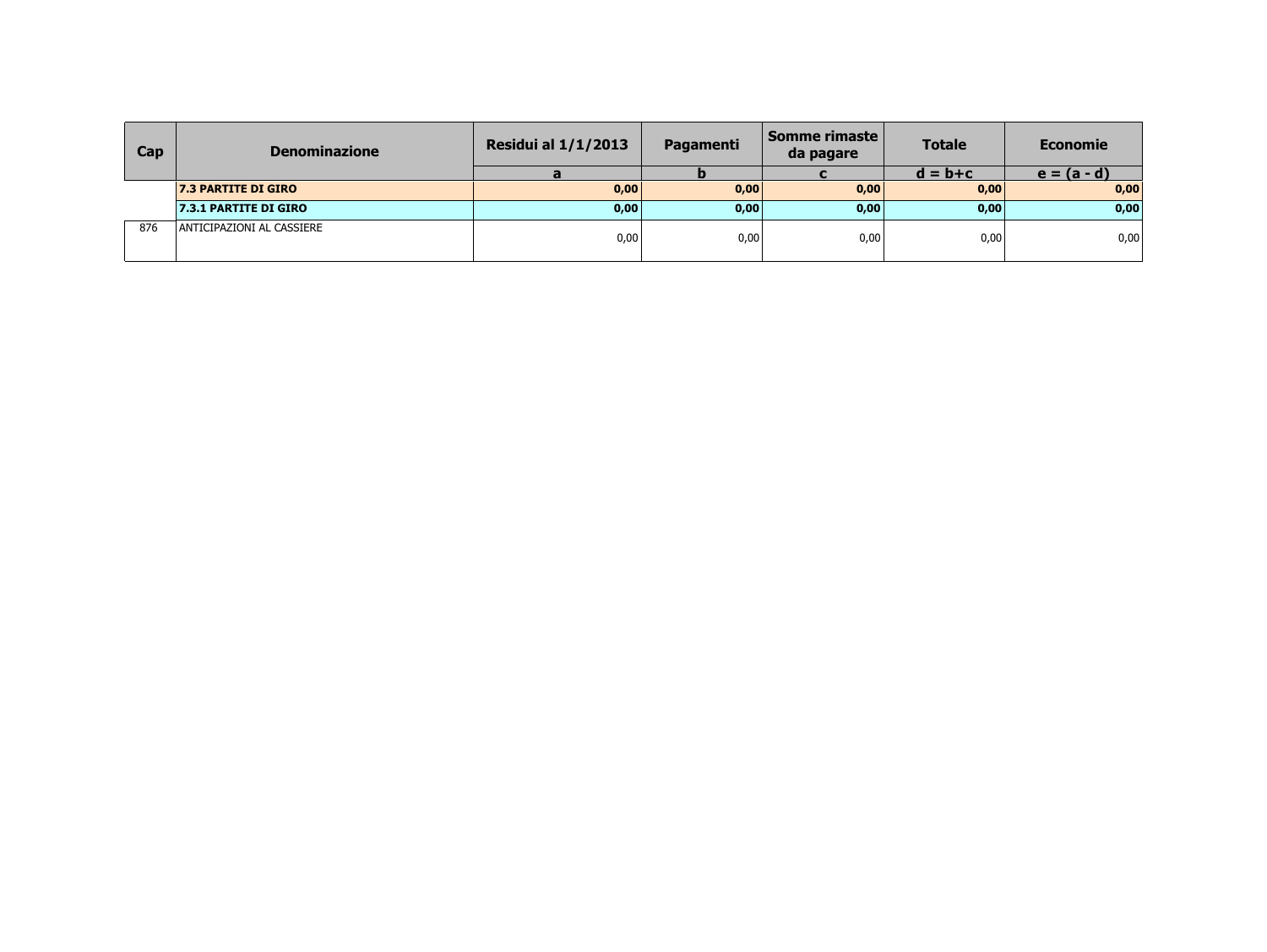| Cap | Denominazione | Residui al 1/1/2013 | Pagamenti | Somme rimaste da pagare | Totale | Economie |
|---|---|---|---|---|---|---|
| | | a | b | c | d = b+c | e = (a - d) |
| | **7.3 PARTITE DI GIRO** | **0,00** | **0,00** | **0,00** | **0,00** | **0,00** |
| | **7.3.1 PARTITE DI GIRO** | **0,00** | **0,00** | **0,00** | **0,00** | **0,00** |
| 876 | ANTICIPAZIONI AL CASSIERE | 0,00 | 0,00 | 0,00 | 0,00 | 0,00 |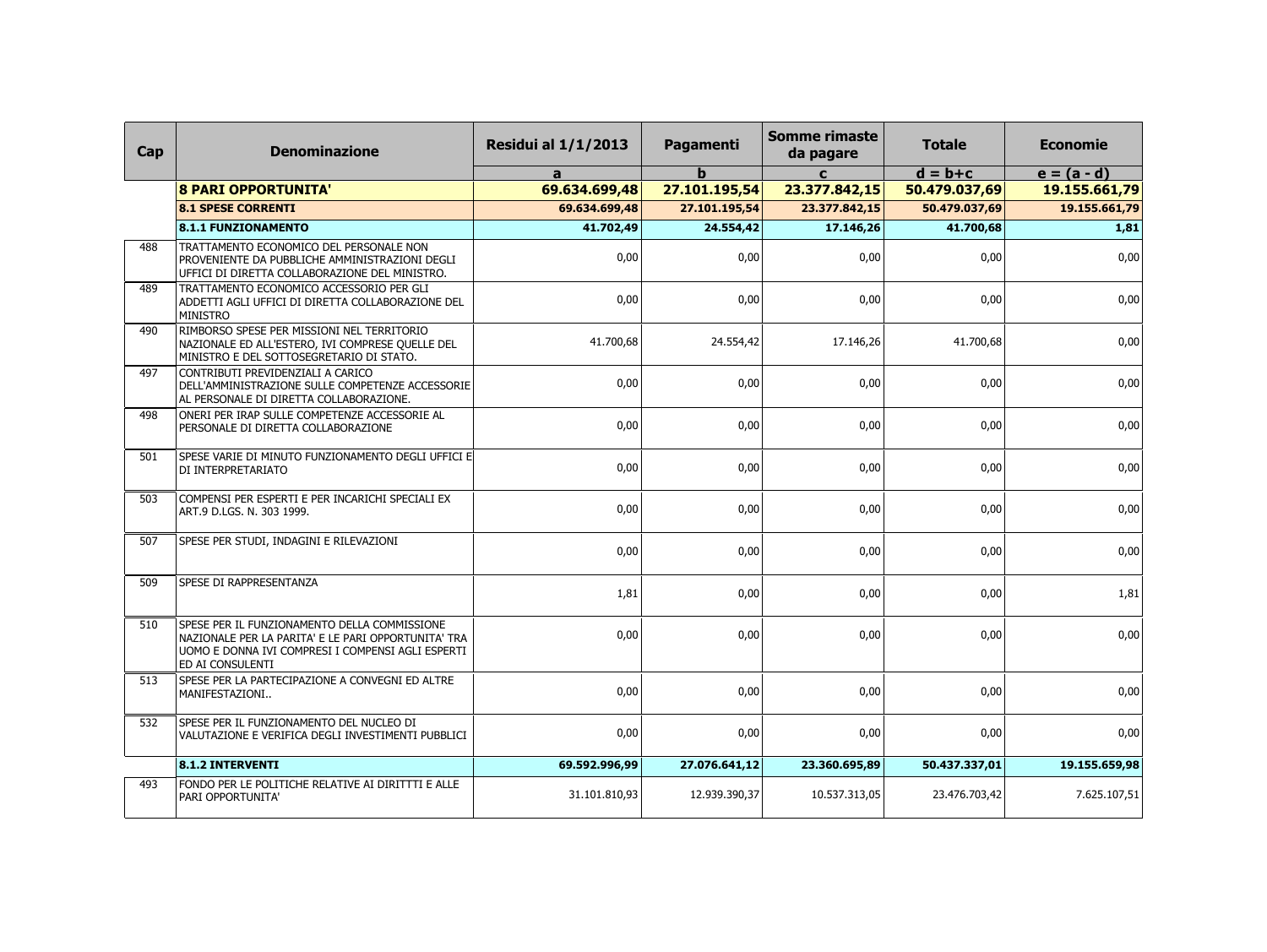| Cap | Denominazione | Residui al 1/1/2013 | Pagamenti | Somme rimaste da pagare | Totale | Economie |
|---|---|---|---|---|---|---|
| | | a | b | c | d = b+c | e = (a - d) |
| | **8 PARI OPPORTUNITA'** | **69.634.699,48** | **27.101.195,54** | **23.377.842,15** | **50.479.037,69** | **19.155.661,79** |
| | **8.1 SPESE CORRENTI** | **69.634.699,48** | **27.101.195,54** | **23.377.842,15** | **50.479.037,69** | **19.155.661,79** |
| | **8.1.1 FUNZIONAMENTO** | **41.702,49** | **24.554,42** | **17.146,26** | **41.700,68** | **1,81** |
| 488 | TRATTAMENTO ECONOMICO DEL PERSONALE NON PROVENIENTE DA PUBBLICHE AMMINISTRAZIONI DEGLI UFFICI DI DIRETTA COLLABORAZIONE DEL MINISTRO. | 0,00 | 0,00 | 0,00 | 0,00 | 0,00 |
| 489 | TRATTAMENTO ECONOMICO ACCESSORIO PER GLI ADDETTI AGLI UFFICI DI DIRETTA COLLABORAZIONE DEL MINISTRO | 0,00 | 0,00 | 0,00 | 0,00 | 0,00 |
| 490 | RIMBORSO SPESE PER MISSIONI NEL TERRITORIO NAZIONALE ED ALL'ESTERO, IVI COMPRESE QUELLE DEL MINISTRO E DEL SOTTOSEGRETARIO DI STATO. | 41.700,68 | 24.554,42 | 17.146,26 | 41.700,68 | 0,00 |
| 497 | CONTRIBUTI PREVIDENZIALI A CARICO DELL'AMMINISTRAZIONE SULLE COMPETENZE ACCESSORIE AL PERSONALE DI DIRETTA COLLABORAZIONE. | 0,00 | 0,00 | 0,00 | 0,00 | 0,00 |
| 498 | ONERI PER IRAP SULLE COMPETENZE ACCESSORIE AL PERSONALE DI DIRETTA COLLABORAZIONE | 0,00 | 0,00 | 0,00 | 0,00 | 0,00 |
| 501 | SPESE VARIE DI MINUTO FUNZIONAMENTO DEGLI UFFICI E DI INTERPRETARIATO | 0,00 | 0,00 | 0,00 | 0,00 | 0,00 |
| 503 | COMPENSI PER ESPERTI E PER INCARICHI SPECIALI EX ART.9 D.LGS. N. 303 1999. | 0,00 | 0,00 | 0,00 | 0,00 | 0,00 |
| 507 | SPESE PER STUDI, INDAGINI E RILEVAZIONI | 0,00 | 0,00 | 0,00 | 0,00 | 0,00 |
| 509 | SPESE DI RAPPRESENTANZA | 1,81 | 0,00 | 0,00 | 0,00 | 1,81 |
| 510 | SPESE PER IL FUNZIONAMENTO DELLA COMMISSIONE NAZIONALE PER LA PARITA' E LE PARI OPPORTUNITA' TRA UOMO E DONNA IVI COMPRESI I COMPENSI AGLI ESPERTI ED AI CONSULENTI | 0,00 | 0,00 | 0,00 | 0,00 | 0,00 |
| 513 | SPESE PER LA PARTECIPAZIONE A CONVEGNI ED ALTRE MANIFESTAZIONI.. | 0,00 | 0,00 | 0,00 | 0,00 | 0,00 |
| 532 | SPESE PER IL FUNZIONAMENTO DEL NUCLEO DI VALUTAZIONE E VERIFICA DEGLI INVESTIMENTI PUBBLICI | 0,00 | 0,00 | 0,00 | 0,00 | 0,00 |
| | **8.1.2 INTERVENTI** | **69.592.996,99** | **27.076.641,12** | **23.360.695,89** | **50.437.337,01** | **19.155.659,98** |
| 493 | FONDO PER LE POLITICHE RELATIVE AI DIRITTTI E ALLE PARI OPPORTUNITA' | 31.101.810,93 | 12.939.390,37 | 10.537.313,05 | 23.476.703,42 | 7.625.107,51 |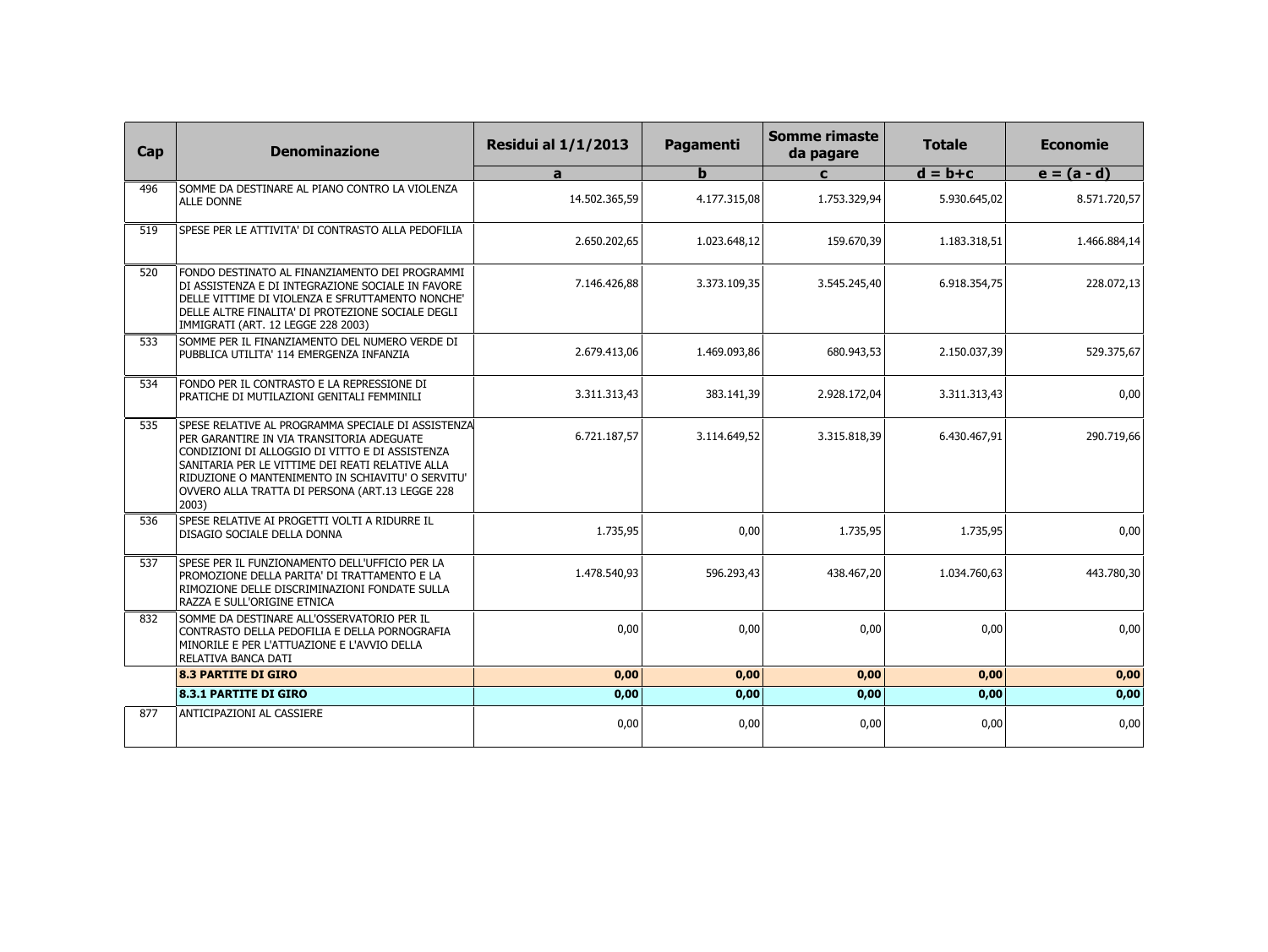| Cap | Denominazione | Residui al 1/1/2013 | Pagamenti | Somme rimaste da pagare | Totale | Economie |
|---|---|---|---|---|---|---|
| | | a | b | c | d = b+c | e = (a - d) |
| 496 | SOMME DA DESTINARE AL PIANO CONTRO LA VIOLENZA ALLE DONNE | 14.502.365,59 | 4.177.315,08 | 1.753.329,94 | 5.930.645,02 | 8.571.720,57 |
| 519 | SPESE PER LE ATTIVITA' DI CONTRASTO ALLA PEDOFILIA | 2.650.202,65 | 1.023.648,12 | 159.670,39 | 1.183.318,51 | 1.466.884,14 |
| 520 | FONDO DESTINATO AL FINANZIAMENTO DEI PROGRAMMI DI ASSISTENZA E DI INTEGRAZIONE SOCIALE IN FAVORE DELLE VITTIME DI VIOLENZA E SFRUTTAMENTO NONCHE' DELLE ALTRE FINALITA' DI PROTEZIONE SOCIALE DEGLI IMMIGRATI (ART. 12 LEGGE 228 2003) | 7.146.426,88 | 3.373.109,35 | 3.545.245,40 | 6.918.354,75 | 228.072,13 |
| 533 | SOMME PER IL FINANZIAMENTO DEL NUMERO VERDE DI PUBBLICA UTILITA' 114 EMERGENZA INFANZIA | 2.679.413,06 | 1.469.093,86 | 680.943,53 | 2.150.037,39 | 529.375,67 |
| 534 | FONDO PER IL CONTRASTO E LA REPRESSIONE DI PRATICHE DI MUTILAZIONI GENITALI FEMMINILI | 3.311.313,43 | 383.141,39 | 2.928.172,04 | 3.311.313,43 | 0,00 |
| 535 | SPESE RELATIVE AL PROGRAMMA SPECIALE DI ASSISTENZA PER GARANTIRE IN VIA TRANSITORIA ADEGUATE CONDIZIONI DI ALLOGGIO DI VITTO E DI ASSISTENZA SANITARIA PER LE VITTIME DEI REATI RELATIVE ALLA RIDUZIONE O MANTENIMENTO IN SCHIAVITU' O SERVITU' OVVERO ALLA TRATTA DI PERSONA (ART.13 LEGGE 228 2003) | 6.721.187,57 | 3.114.649,52 | 3.315.818,39 | 6.430.467,91 | 290.719,66 |
| 536 | SPESE RELATIVE AI PROGETTI VOLTI A RIDURRE IL DISAGIO SOCIALE DELLA DONNA | 1.735,95 | 0,00 | 1.735,95 | 1.735,95 | 0,00 |
| 537 | SPESE PER IL FUNZIONAMENTO DELL'UFFICIO PER LA PROMOZIONE DELLA PARITA' DI TRATTAMENTO E LA RIMOZIONE DELLE DISCRIMINAZIONI FONDATE SULLA RAZZA E SULL'ORIGINE ETNICA | 1.478.540,93 | 596.293,43 | 438.467,20 | 1.034.760,63 | 443.780,30 |
| 832 | SOMME DA DESTINARE ALL'OSSERVATORIO PER IL CONTRASTO DELLA PEDOFILIA E DELLA PORNOGRAFIA MINORILE E PER L'ATTUAZIONE E L'AVVIO DELLA RELATIVA BANCA DATI | 0,00 | 0,00 | 0,00 | 0,00 | 0,00 |
| | **8.3 PARTITE DI GIRO** | **0,00** | **0,00** | **0,00** | **0,00** | **0,00** |
| | **8.3.1 PARTITE DI GIRO** | **0,00** | **0,00** | **0,00** | **0,00** | **0,00** |
| 877 | ANTICIPAZIONI AL CASSIERE | 0,00 | 0,00 | 0,00 | 0,00 | 0,00 |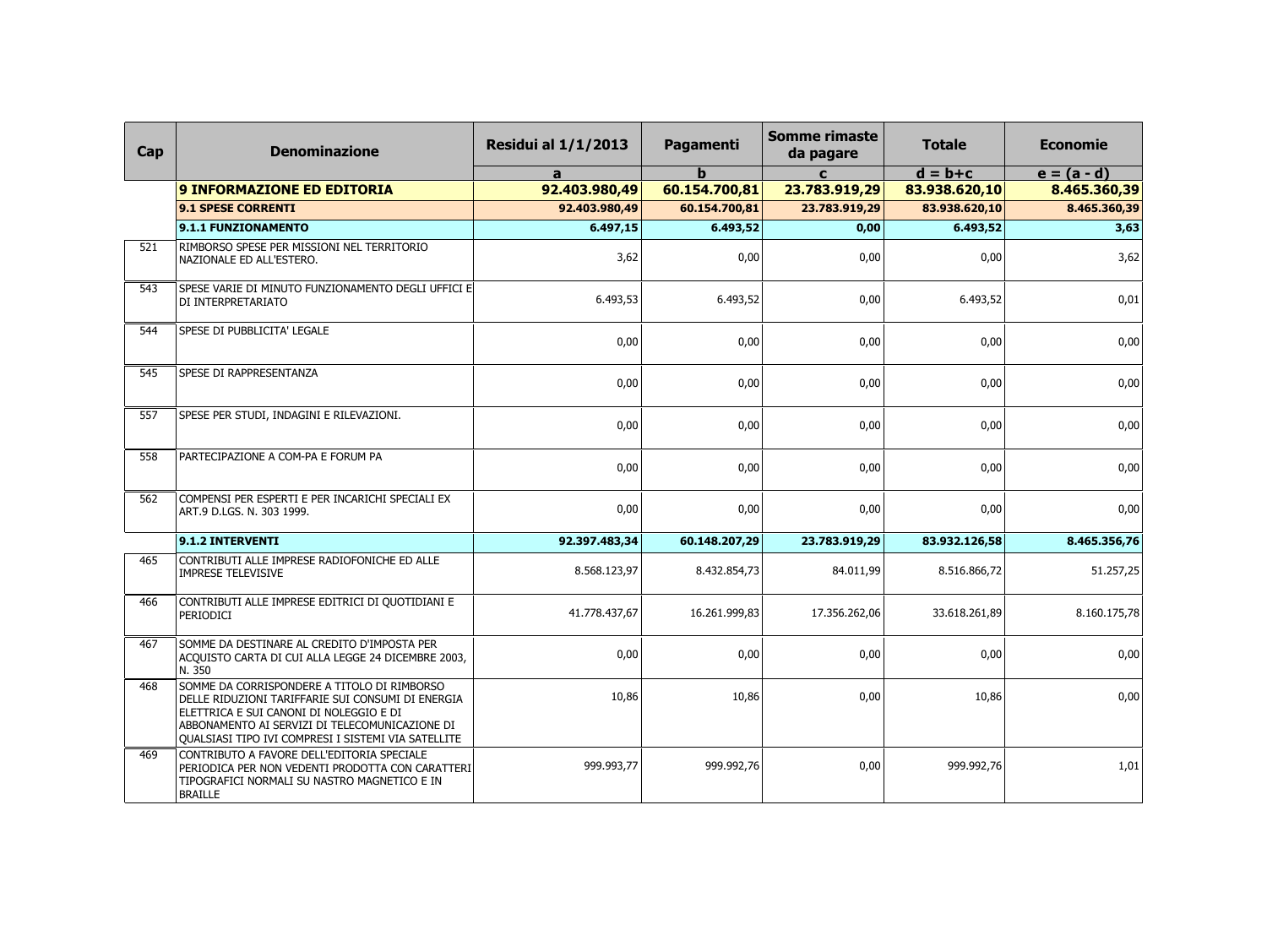| Cap | Denominazione | Residui al 1/1/2013 | Pagamenti | Somme rimaste da pagare | Totale | Economie |
|---|---|---|---|---|---|---|
| | | a | b | c | d = b+c | e = (a - d) |
| | **9 INFORMAZIONE ED EDITORIA** | **92.403.980,49** | **60.154.700,81** | **23.783.919,29** | **83.938.620,10** | **8.465.360,39** |
| | **9.1 SPESE CORRENTI** | **92.403.980,49** | **60.154.700,81** | **23.783.919,29** | **83.938.620,10** | **8.465.360,39** |
| | **9.1.1 FUNZIONAMENTO** | **6.497,15** | **6.493,52** | **0,00** | **6.493,52** | **3,63** |
| 521 | RIMBORSO SPESE PER MISSIONI NEL TERRITORIO NAZIONALE ED ALL'ESTERO. | 3,62 | 0,00 | 0,00 | 0,00 | 3,62 |
| 543 | SPESE VARIE DI MINUTO FUNZIONAMENTO DEGLI UFFICI E DI INTERPRETARIATO | 6.493,53 | 6.493,52 | 0,00 | 6.493,52 | 0,01 |
| 544 | SPESE DI PUBBLICITA' LEGALE | 0,00 | 0,00 | 0,00 | 0,00 | 0,00 |
| 545 | SPESE DI RAPPRESENTANZA | 0,00 | 0,00 | 0,00 | 0,00 | 0,00 |
| 557 | SPESE PER STUDI, INDAGINI E RILEVAZIONI. | 0,00 | 0,00 | 0,00 | 0,00 | 0,00 |
| 558 | PARTECIPAZIONE A COM-PA E FORUM PA | 0,00 | 0,00 | 0,00 | 0,00 | 0,00 |
| 562 | COMPENSI PER ESPERTI E PER INCARICHI SPECIALI EX ART.9 D.LGS. N. 303 1999. | 0,00 | 0,00 | 0,00 | 0,00 | 0,00 |
| | **9.1.2 INTERVENTI** | **92.397.483,34** | **60.148.207,29** | **23.783.919,29** | **83.932.126,58** | **8.465.356,76** |
| 465 | CONTRIBUTI ALLE IMPRESE RADIOFONICHE ED ALLE IMPRESE TELEVISIVE | 8.568.123,97 | 8.432.854,73 | 84.011,99 | 8.516.866,72 | 51.257,25 |
| 466 | CONTRIBUTI ALLE IMPRESE EDITRICI DI QUOTIDIANI E PERIODICI | 41.778.437,67 | 16.261.999,83 | 17.356.262,06 | 33.618.261,89 | 8.160.175,78 |
| 467 | SOMME DA DESTINARE AL CREDITO D'IMPOSTA PER ACQUISTO CARTA DI CUI ALLA LEGGE 24 DICEMBRE 2003, N. 350 | 0,00 | 0,00 | 0,00 | 0,00 | 0,00 |
| 468 | SOMME DA CORRISPONDERE A TITOLO DI RIMBORSO DELLE RIDUZIONI TARIFFARIE SUI CONSUMI DI ENERGIA ELETTRICA E SUI CANONI DI NOLEGGIO E DI ABBONAMENTO AI SERVIZI DI TELECOMUNICAZIONE DI QUALSIASI TIPO IVI COMPRESI I SISTEMI VIA SATELLITE | 10,86 | 10,86 | 0,00 | 10,86 | 0,00 |
| 469 | CONTRIBUTO A FAVORE DELL'EDITORIA SPECIALE PERIODICA PER NON VEDENTI PRODOTTA CON CARATTERI TIPOGRAFICI NORMALI SU NASTRO MAGNETICO E IN BRAILLE | 999.993,77 | 999.992,76 | 0,00 | 999.992,76 | 1,01 |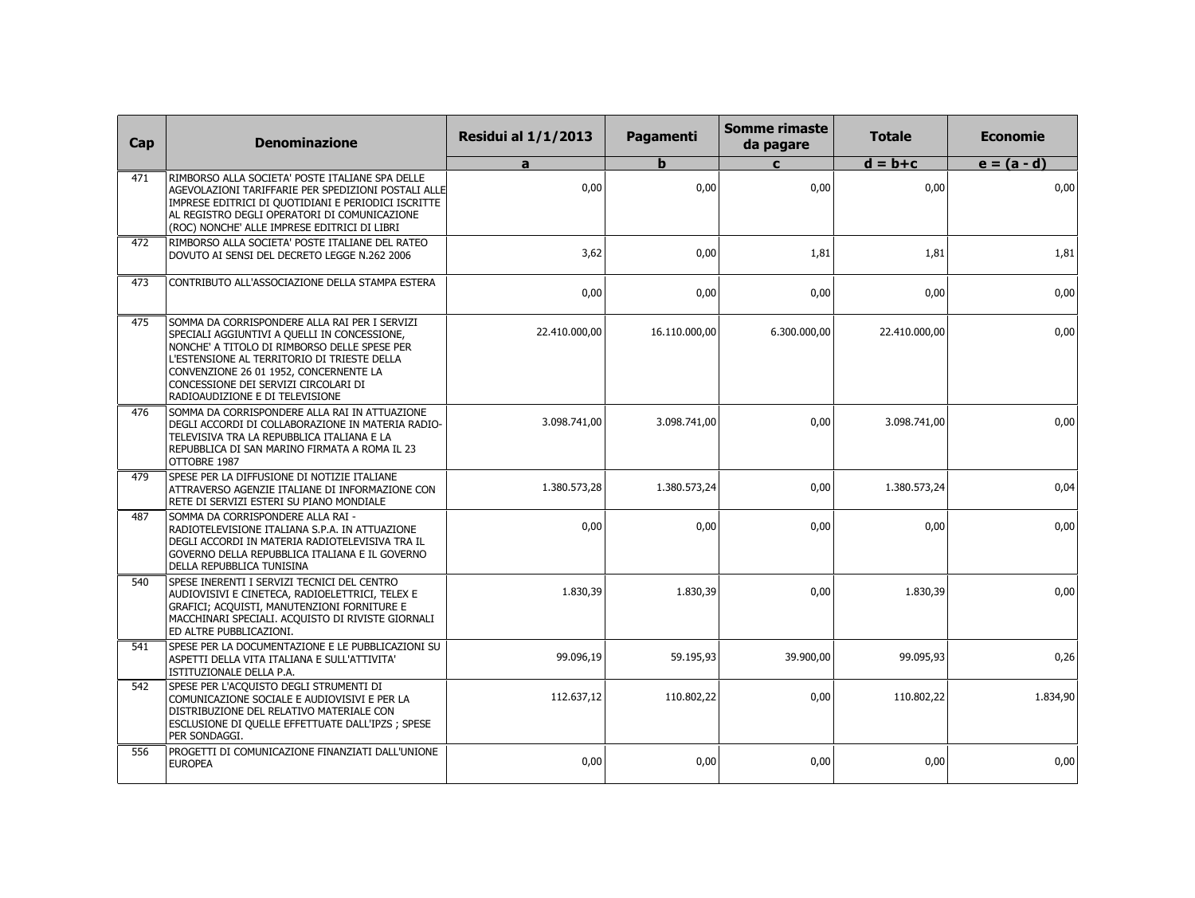| Cap | Denominazione | Residui al 1/1/2013 | Pagamenti | Somme rimaste da pagare | Totale | Economie |
|---|---|---|---|---|---|---|
| | | a | b | c | d = b+c | e = (a - d) |
| 471 | RIMBORSO ALLA SOCIETA' POSTE ITALIANE SPA DELLE AGEVOLAZIONI TARIFFARIE PER SPEDIZIONI POSTALI ALLE IMPRESE EDITRICI DI QUOTIDIANI E PERIODICI ISCRITTE AL REGISTRO DEGLI OPERATORI DI COMUNICAZIONE (ROC) NONCHE' ALLE IMPRESE EDITRICI DI LIBRI | 0,00 | 0,00 | 0,00 | 0,00 | 0,00 |
| 472 | RIMBORSO ALLA SOCIETA' POSTE ITALIANE DEL RATEO DOVUTO AI SENSI DEL DECRETO LEGGE N.262 2006 | 3,62 | 0,00 | 1,81 | 1,81 | 1,81 |
| 473 | CONTRIBUTO ALL'ASSOCIAZIONE DELLA STAMPA ESTERA | 0,00 | 0,00 | 0,00 | 0,00 | 0,00 |
| 475 | SOMMA DA CORRISPONDERE ALLA RAI PER I SERVIZI SPECIALI AGGIUNTIVI A QUELLI IN CONCESSIONE, NONCHE' A TITOLO DI RIMBORSO DELLE SPESE PER L'ESTENSIONE AL TERRITORIO DI TRIESTE DELLA CONVENZIONE 26 01 1952, CONCERNENTE LA CONCESSIONE DEI SERVIZI CIRCOLARI DI RADIOAUDIZIONE E DI TELEVISIONE | 22.410.000,00 | 16.110.000,00 | 6.300.000,00 | 22.410.000,00 | 0,00 |
| 476 | SOMMA DA CORRISPONDERE ALLA RAI IN ATTUAZIONE DEGLI ACCORDI DI COLLABORAZIONE IN MATERIA RADIO-TELEVISIVA TRA LA REPUBBLICA ITALIANA E LA REPUBBLICA DI SAN MARINO FIRMATA A ROMA IL 23 OTTOBRE 1987 | 3.098.741,00 | 3.098.741,00 | 0,00 | 3.098.741,00 | 0,00 |
| 479 | SPESE PER LA DIFFUSIONE DI NOTIZIE ITALIANE ATTRAVERSO AGENZIE ITALIANE DI INFORMAZIONE CON RETE DI SERVIZI ESTERI SU PIANO MONDIALE | 1.380.573,28 | 1.380.573,24 | 0,00 | 1.380.573,24 | 0,04 |
| 487 | SOMMA DA CORRISPONDERE ALLA RAI - RADIOTELEVISIONE ITALIANA S.P.A. IN ATTUAZIONE DEGLI ACCORDI IN MATERIA RADIOTELEVISIVA TRA IL GOVERNO DELLA REPUBBLICA ITALIANA E IL GOVERNO DELLA REPUBBLICA TUNISINA | 0,00 | 0,00 | 0,00 | 0,00 | 0,00 |
| 540 | SPESE INERENTI I SERVIZI TECNICI DEL CENTRO AUDIOVISIVI E CINETECA, RADIOELETTRICI, TELEX E GRAFICI; ACQUISTI, MANUTENZIONI FORNITURE E MACCHINARI SPECIALI. ACQUISTO DI RIVISTE GIORNALI ED ALTRE PUBBLICAZIONI. | 1.830,39 | 1.830,39 | 0,00 | 1.830,39 | 0,00 |
| 541 | SPESE PER LA DOCUMENTAZIONE E LE PUBBLICAZIONI SU ASPETTI DELLA VITA ITALIANA E SULL'ATTIVITA' ISTITUZIONALE DELLA P.A. | 99.096,19 | 59.195,93 | 39.900,00 | 99.095,93 | 0,26 |
| 542 | SPESE PER L'ACQUISTO DEGLI STRUMENTI DI COMUNICAZIONE SOCIALE E AUDIOVISIVI E PER LA DISTRIBUZIONE DEL RELATIVO MATERIALE CON ESCLUSIONE DI QUELLE EFFETTUATE DALL'IPZS ; SPESE PER SONDAGGI. | 112.637,12 | 110.802,22 | 0,00 | 110.802,22 | 1.834,90 |
| 556 | PROGETTI DI COMUNICAZIONE FINANZIATI DALL'UNIONE EUROPEA | 0,00 | 0,00 | 0,00 | 0,00 | 0,00 |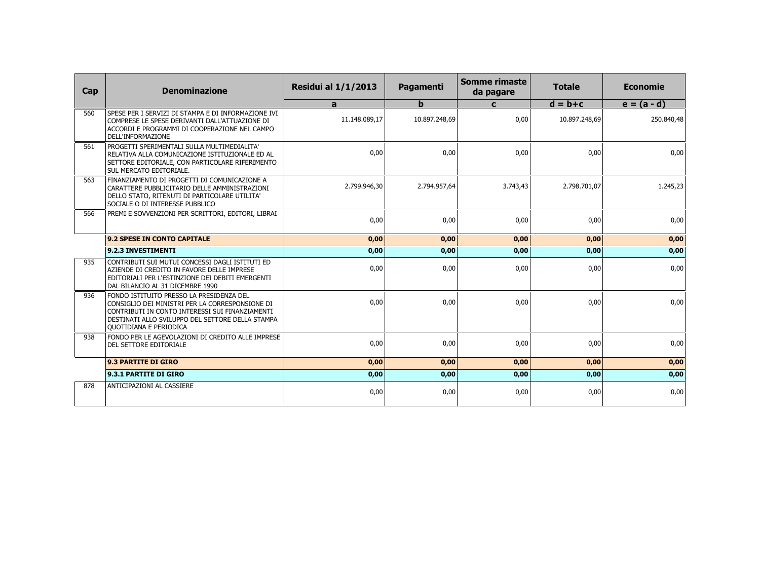| Cap | Denominazione | Residui al 1/1/2013 | Pagamenti | Somme rimaste da pagare | Totale | Economie |
|---|---|---|---|---|---|---|
| | | a | b | c | d = b+c | e = (a - d) |
| 560 | SPESE PER I SERVIZI DI STAMPA E DI INFORMAZIONE IVI COMPRESE LE SPESE DERIVANTI DALL'ATTUAZIONE DI ACCORDI E PROGRAMMI DI COOPERAZIONE NEL CAMPO DELL'INFORMAZIONE | 11.148.089,17 | 10.897.248,69 | 0,00 | 10.897.248,69 | 250.840,48 |
| 561 | PROGETTI SPERIMENTALI SULLA MULTIMEDIALITA' RELATIVA ALLA COMUNICAZIONE ISTITUZIONALE ED AL SETTORE EDITORIALE, CON PARTICOLARE RIFERIMENTO SUL MERCATO EDITORIALE. | 0,00 | 0,00 | 0,00 | 0,00 | 0,00 |
| 563 | FINANZIAMENTO DI PROGETTI DI COMUNICAZIONE A CARATTERE PUBBLICITARIO DELLE AMMINISTRAZIONI DELLO STATO, RITENUTI DI PARTICOLARE UTILITA' SOCIALE O DI INTERESSE PUBBLICO | 2.799.946,30 | 2.794.957,64 | 3.743,43 | 2.798.701,07 | 1.245,23 |
| 566 | PREMI E SOVVENZIONI PER SCRITTORI, EDITORI, LIBRAI | 0,00 | 0,00 | 0,00 | 0,00 | 0,00 |
| | **9.2 SPESE IN CONTO CAPITALE** | **0,00** | **0,00** | **0,00** | **0,00** | **0,00** |
| | **9.2.3 INVESTIMENTI** | **0,00** | **0,00** | **0,00** | **0,00** | **0,00** |
| 935 | CONTRIBUTI SUI MUTUI CONCESSI DAGLI ISTITUTI ED AZIENDE DI CREDITO IN FAVORE DELLE IMPRESE EDITORIALI PER L'ESTINZIONE DEI DEBITI EMERGENTI DAL BILANCIO AL 31 DICEMBRE 1990 | 0,00 | 0,00 | 0,00 | 0,00 | 0,00 |
| 936 | FONDO ISTITUITO PRESSO LA PRESIDENZA DEL CONSIGLIO DEI MINISTRI PER LA CORRESPONSIONE DI CONTRIBUTI IN CONTO INTERESSI SUI FINANZIAMENTI DESTINATI ALLO SVILUPPO DEL SETTORE DELLA STAMPA QUOTIDIANA E PERIODICA | 0,00 | 0,00 | 0,00 | 0,00 | 0,00 |
| 938 | FONDO PER LE AGEVOLAZIONI DI CREDITO ALLE IMPRESE DEL SETTORE EDITORIALE | 0,00 | 0,00 | 0,00 | 0,00 | 0,00 |
| | **9.3 PARTITE DI GIRO** | **0,00** | **0,00** | **0,00** | **0,00** | **0,00** |
| | **9.3.1 PARTITE DI GIRO** | **0,00** | **0,00** | **0,00** | **0,00** | **0,00** |
| 878 | ANTICIPAZIONI AL CASSIERE | 0,00 | 0,00 | 0,00 | 0,00 | 0,00 |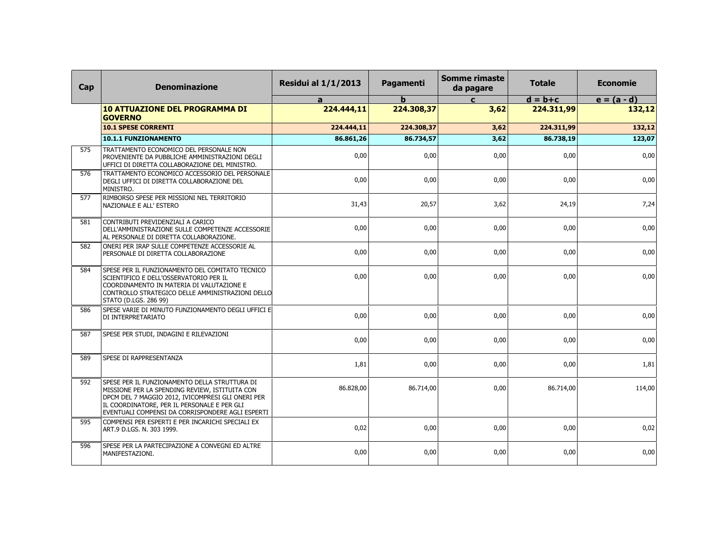| Cap | Denominazione | Residui al 1/1/2013 | Pagamenti | Somme rimaste da pagare | Totale | Economie |
|---|---|---|---|---|---|---|
| | | a | b | c | d = b+c | e = (a - d) |
| | **10 ATTUAZIONE DEL PROGRAMMA DI GOVERNO** | **224.444,11** | **224.308,37** | **3,62** | **224.311,99** | **132,12** |
| | **10.1 SPESE CORRENTI** | **224.444,11** | **224.308,37** | **3,62** | **224.311,99** | **132,12** |
| | **10.1.1 FUNZIONAMENTO** | **86.861,26** | **86.734,57** | **3,62** | **86.738,19** | **123,07** |
| 575 | TRATTAMENTO ECONOMICO DEL PERSONALE NON PROVENIENTE DA PUBBLICHE AMMINISTRAZIONI DEGLI UFFICI DI DIRETTA COLLABORAZIONE DEL MINISTRO. | 0,00 | 0,00 | 0,00 | 0,00 | 0,00 |
| 576 | TRATTAMENTO ECONOMICO ACCESSORIO DEL PERSONALE DEGLI UFFICI DI DIRETTA COLLABORAZIONE DEL MINISTRO. | 0,00 | 0,00 | 0,00 | 0,00 | 0,00 |
| 577 | RIMBORSO SPESE PER MISSIONI NEL TERRITORIO NAZIONALE E ALL' ESTERO | 31,43 | 20,57 | 3,62 | 24,19 | 7,24 |
| 581 | CONTRIBUTI PREVIDENZIALI A CARICO DELL'AMMINISTRAZIONE SULLE COMPETENZE ACCESSORIE AL PERSONALE DI DIRETTA COLLABORAZIONE. | 0,00 | 0,00 | 0,00 | 0,00 | 0,00 |
| 582 | ONERI PER IRAP SULLE COMPETENZE ACCESSORIE AL PERSONALE DI DIRETTA COLLABORAZIONE | 0,00 | 0,00 | 0,00 | 0,00 | 0,00 |
| 584 | SPESE PER IL FUNZIONAMENTO DEL COMITATO TECNICO SCIENTIFICO E DELL'OSSERVATORIO PER IL COORDINAMENTO IN MATERIA DI VALUTAZIONE E CONTROLLO STRATEGICO DELLE AMMINISTRAZIONI DELLO STATO (D.LGS. 286 99) | 0,00 | 0,00 | 0,00 | 0,00 | 0,00 |
| 586 | SPESE VARIE DI MINUTO FUNZIONAMENTO DEGLI UFFICI E DI INTERPRETARIATO | 0,00 | 0,00 | 0,00 | 0,00 | 0,00 |
| 587 | SPESE PER STUDI, INDAGINI E RILEVAZIONI | 0,00 | 0,00 | 0,00 | 0,00 | 0,00 |
| 589 | SPESE DI RAPPRESENTANZA | 1,81 | 0,00 | 0,00 | 0,00 | 1,81 |
| 592 | SPESE PER IL FUNZIONAMENTO DELLA STRUTTURA DI MISSIONE PER LA SPENDING REVIEW, ISTITUITA CON DPCM DEL 7 MAGGIO 2012, IVICOMPRESI GLI ONERI PER IL COORDINATORE, PER IL PERSONALE E PER GLI EVENTUALI COMPENSI DA CORRISPONDERE AGLI ESPERTI | 86.828,00 | 86.714,00 | 0,00 | 86.714,00 | 114,00 |
| 595 | COMPENSI PER ESPERTI E PER INCARICHI SPECIALI EX ART.9 D.LGS. N. 303 1999. | 0,02 | 0,00 | 0,00 | 0,00 | 0,02 |
| 596 | SPESE PER LA PARTECIPAZIONE A CONVEGNI ED ALTRE MANIFESTAZIONI. | 0,00 | 0,00 | 0,00 | 0,00 | 0,00 |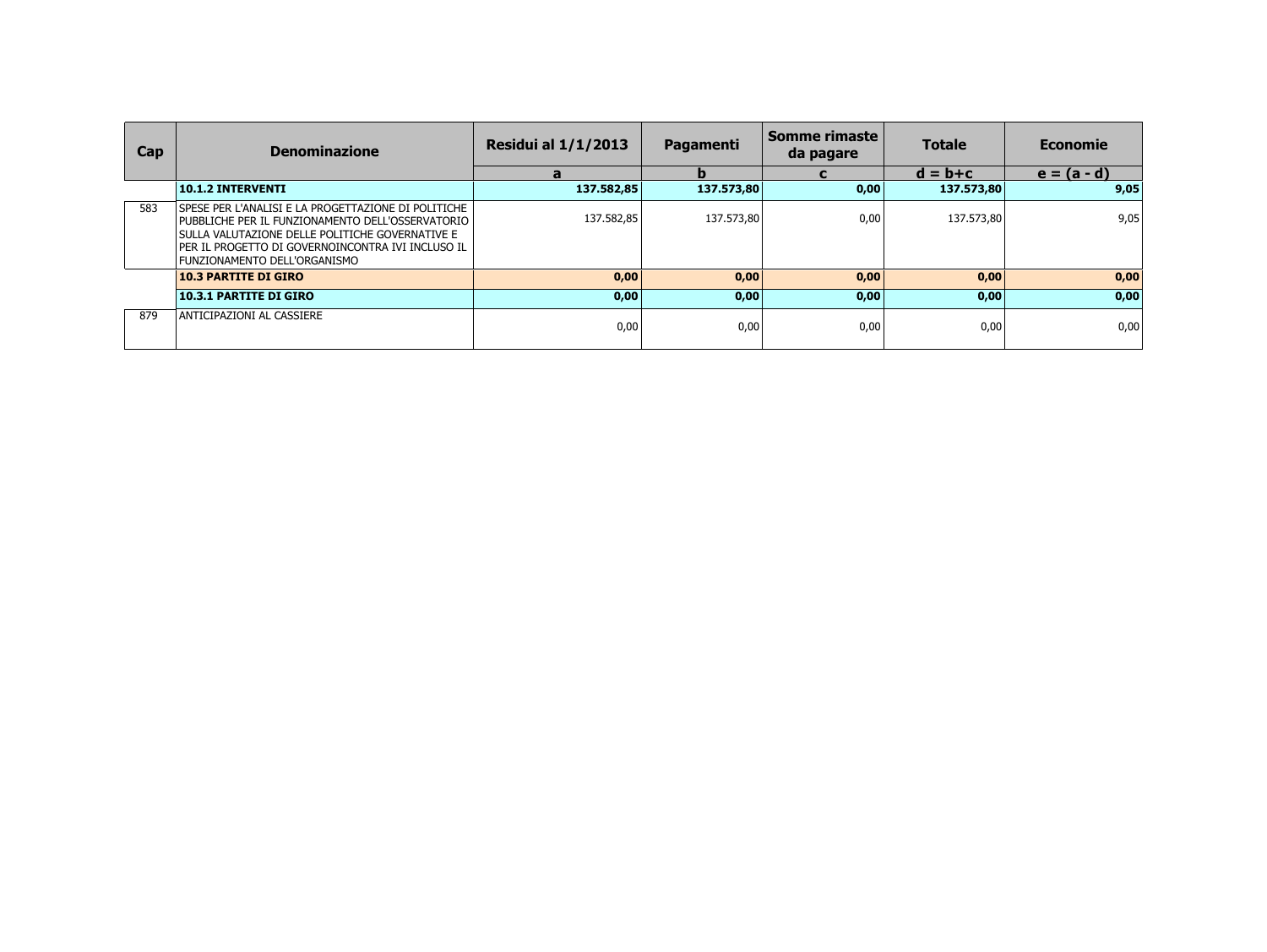| Cap | Denominazione | Residui al 1/1/2013 | Pagamenti | Somme rimaste da pagare | Totale | Economie |
|---|---|---|---|---|---|---|
| | | a | b | c | d = b+c | e = (a - d) |
| | **10.1.2 INTERVENTI** | **137.582,85** | **137.573,80** | **0,00** | **137.573,80** | **9,05** |
| 583 | SPESE PER L'ANALISI E LA PROGETTAZIONE DI POLITICHE PUBBLICHE PER IL FUNZIONAMENTO DELL'OSSERVATORIO SULLA VALUTAZIONE DELLE POLITICHE GOVERNATIVE E PER IL PROGETTO DI GOVERNOINCONTRA IVI INCLUSO IL FUNZIONAMENTO DELL'ORGANISMO | 137.582,85 | 137.573,80 | 0,00 | 137.573,80 | 9,05 |
| | **10.3 PARTITE DI GIRO** | **0,00** | **0,00** | **0,00** | **0,00** | **0,00** |
| | **10.3.1 PARTITE DI GIRO** | **0,00** | **0,00** | **0,00** | **0,00** | **0,00** |
| 879 | ANTICIPAZIONI AL CASSIERE | 0,00 | 0,00 | 0,00 | 0,00 | 0,00 |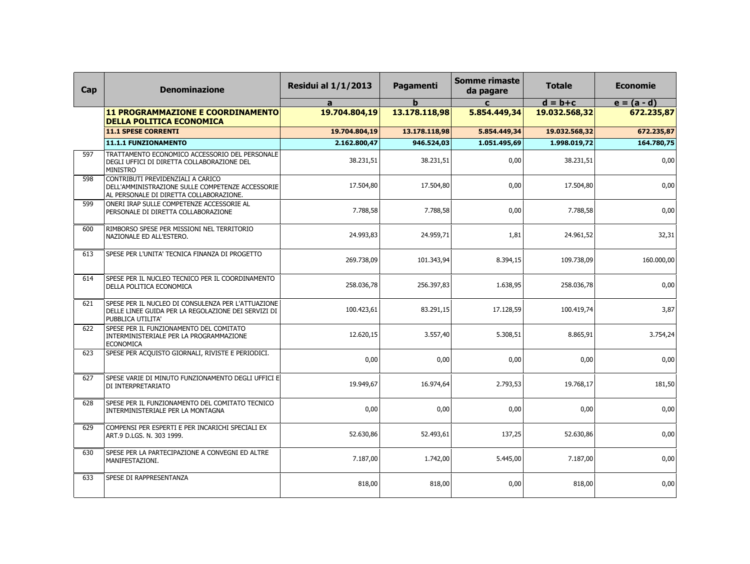| Cap | Denominazione | Residui al 1/1/2013 | Pagamenti | Somme rimaste da pagare | Totale | Economie |
|---|---|---|---|---|---|---|
| | | a | b | c | d = b+c | e = (a - d) |
| | **11 PROGRAMMAZIONE E COORDINAMENTO DELLA POLITICA ECONOMICA** | **19.704.804,19** | **13.178.118,98** | **5.854.449,34** | **19.032.568,32** | **672.235,87** |
| | **11.1 SPESE CORRENTI** | **19.704.804,19** | **13.178.118,98** | **5.854.449,34** | **19.032.568,32** | **672.235,87** |
| | **11.1.1 FUNZIONAMENTO** | **2.162.800,47** | **946.524,03** | **1.051.495,69** | **1.998.019,72** | **164.780,75** |
| 597 | TRATTAMENTO ECONOMICO ACCESSORIO DEL PERSONALE DEGLI UFFICI DI DIRETTA COLLABORAZIONE DEL MINISTRO | 38.231,51 | 38.231,51 | 0,00 | 38.231,51 | 0,00 |
| 598 | CONTRIBUTI PREVIDENZIALI A CARICO DELL'AMMINISTRAZIONE SULLE COMPETENZE ACCESSORIE AL PERSONALE DI DIRETTA COLLABORAZIONE. | 17.504,80 | 17.504,80 | 0,00 | 17.504,80 | 0,00 |
| 599 | ONERI IRAP SULLE COMPETENZE ACCESSORIE AL PERSONALE DI DIRETTA COLLABORAZIONE | 7.788,58 | 7.788,58 | 0,00 | 7.788,58 | 0,00 |
| 600 | RIMBORSO SPESE PER MISSIONI NEL TERRITORIO NAZIONALE ED ALL'ESTERO. | 24.993,83 | 24.959,71 | 1,81 | 24.961,52 | 32,31 |
| 613 | SPESE PER L'UNITA' TECNICA FINANZA DI PROGETTO | 269.738,09 | 101.343,94 | 8.394,15 | 109.738,09 | 160.000,00 |
| 614 | SPESE PER IL NUCLEO TECNICO PER IL COORDINAMENTO DELLA POLITICA ECONOMICA | 258.036,78 | 256.397,83 | 1.638,95 | 258.036,78 | 0,00 |
| 621 | SPESE PER IL NUCLEO DI CONSULENZA PER L'ATTUAZIONE DELLE LINEE GUIDA PER LA REGOLAZIONE DEI SERVIZI DI PUBBLICA UTILITA' | 100.423,61 | 83.291,15 | 17.128,59 | 100.419,74 | 3,87 |
| 622 | SPESE PER IL FUNZIONAMENTO DEL COMITATO INTERMINISTERIALE PER LA PROGRAMMAZIONE ECONOMICA | 12.620,15 | 3.557,40 | 5.308,51 | 8.865,91 | 3.754,24 |
| 623 | SPESE PER ACQUISTO GIORNALI, RIVISTE E PERIODICI. | 0,00 | 0,00 | 0,00 | 0,00 | 0,00 |
| 627 | SPESE VARIE DI MINUTO FUNZIONAMENTO DEGLI UFFICI E DI INTERPRETARIATO | 19.949,67 | 16.974,64 | 2.793,53 | 19.768,17 | 181,50 |
| 628 | SPESE PER IL FUNZIONAMENTO DEL COMITATO TECNICO INTERMINISTERIALE PER LA MONTAGNA | 0,00 | 0,00 | 0,00 | 0,00 | 0,00 |
| 629 | COMPENSI PER ESPERTI E PER INCARICHI SPECIALI EX ART.9 D.LGS. N. 303 1999. | 52.630,86 | 52.493,61 | 137,25 | 52.630,86 | 0,00 |
| 630 | SPESE PER LA PARTECIPAZIONE A CONVEGNI ED ALTRE MANIFESTAZIONI. | 7.187,00 | 1.742,00 | 5.445,00 | 7.187,00 | 0,00 |
| 633 | SPESE DI RAPPRESENTANZA | 818,00 | 818,00 | 0,00 | 818,00 | 0,00 |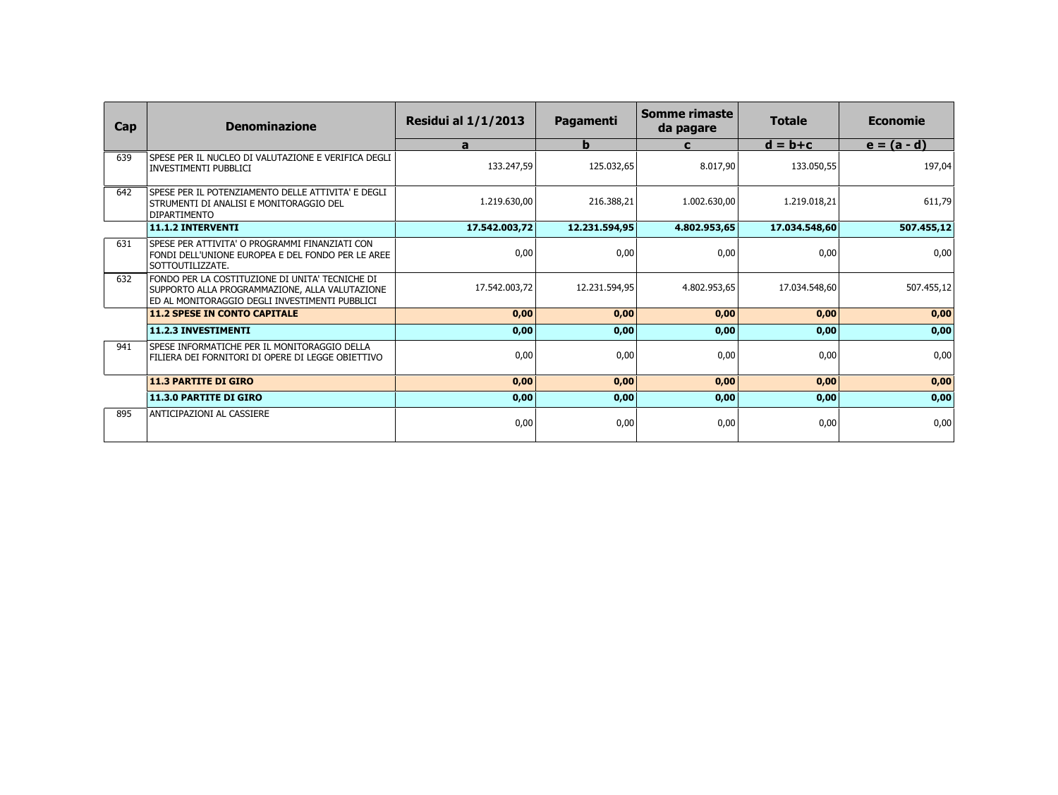| Cap | Denominazione | Residui al 1/1/2013 | Pagamenti | Somme rimaste da pagare | Totale | Economie |
|---|---|---|---|---|---|---|
| | | a | b | c | d = b+c | e = (a - d) |
| 639 | SPESE PER IL NUCLEO DI VALUTAZIONE E VERIFICA DEGLI INVESTIMENTI PUBBLICI | 133.247,59 | 125.032,65 | 8.017,90 | 133.050,55 | 197,04 |
| 642 | SPESE PER IL POTENZIAMENTO DELLE ATTIVITA' E DEGLI STRUMENTI DI ANALISI E MONITORAGGIO DEL DIPARTIMENTO | 1.219.630,00 | 216.388,21 | 1.002.630,00 | 1.219.018,21 | 611,79 |
| | **11.1.2 INTERVENTI** | **17.542.003,72** | **12.231.594,95** | **4.802.953,65** | **17.034.548,60** | **507.455,12** |
| 631 | SPESE PER ATTIVITA' O PROGRAMMI FINANZIATI CON FONDI DELL'UNIONE EUROPEA E DEL FONDO PER LE AREE SOTTOUTILIZZATE. | 0,00 | 0,00 | 0,00 | 0,00 | 0,00 |
| 632 | FONDO PER LA COSTITUZIONE DI UNITA' TECNICHE DI SUPPORTO ALLA PROGRAMMAZIONE, ALLA VALUTAZIONE ED AL MONITORAGGIO DEGLI INVESTIMENTI PUBBLICI | 17.542.003,72 | 12.231.594,95 | 4.802.953,65 | 17.034.548,60 | 507.455,12 |
| | **11.2 SPESE IN CONTO CAPITALE** | **0,00** | **0,00** | **0,00** | **0,00** | **0,00** |
| | **11.2.3 INVESTIMENTI** | **0,00** | **0,00** | **0,00** | **0,00** | **0,00** |
| 941 | SPESE INFORMATICHE PER IL MONITORAGGIO DELLA FILIERA DEI FORNITORI DI OPERE DI LEGGE OBIETTIVO | 0,00 | 0,00 | 0,00 | 0,00 | 0,00 |
| | **11.3 PARTITE DI GIRO** | **0,00** | **0,00** | **0,00** | **0,00** | **0,00** |
| | **11.3.0 PARTITE DI GIRO** | **0,00** | **0,00** | **0,00** | **0,00** | **0,00** |
| 895 | ANTICIPAZIONI AL CASSIERE | 0,00 | 0,00 | 0,00 | 0,00 | 0,00 |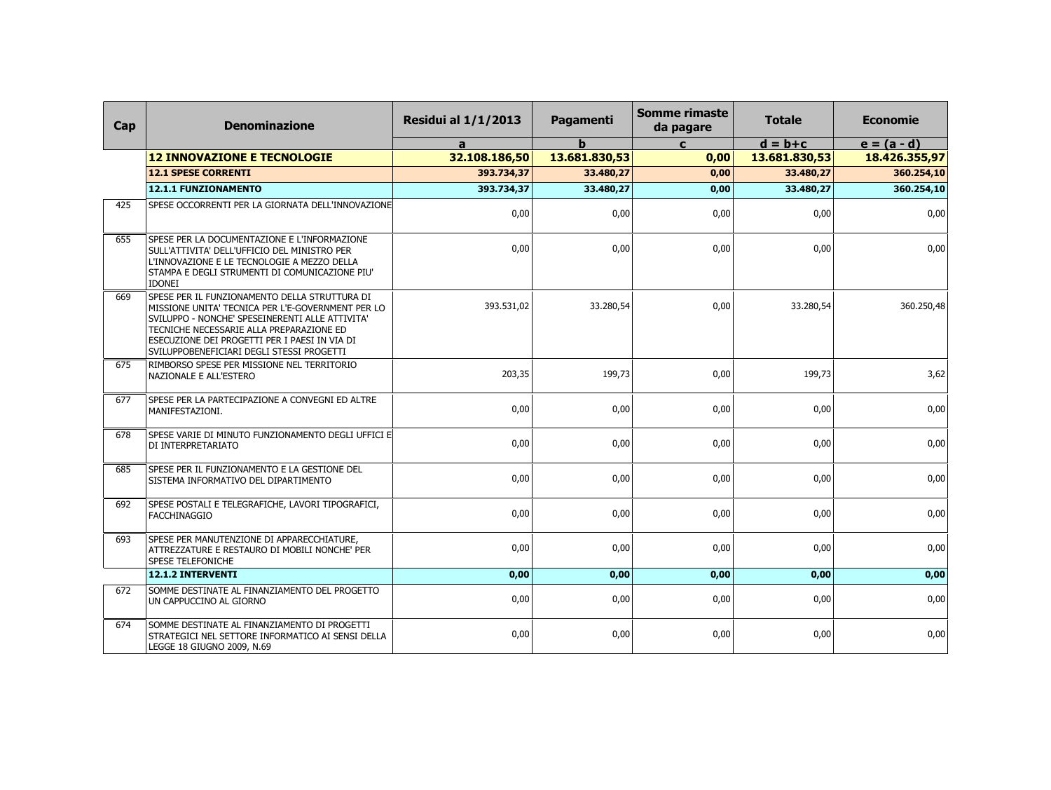| Cap | Denominazione | Residui al 1/1/2013 | Pagamenti | Somme rimaste da pagare | Totale | Economie |
|---|---|---|---|---|---|---|
| | | a | b | c | d = b+c | e = (a - d) |
| | **12 INNOVAZIONE E TECNOLOGIE** | **32.108.186,50** | **13.681.830,53** | **0,00** | **13.681.830,53** | **18.426.355,97** |
| | **12.1 SPESE CORRENTI** | **393.734,37** | **33.480,27** | **0,00** | **33.480,27** | **360.254,10** |
| | **12.1.1 FUNZIONAMENTO** | **393.734,37** | **33.480,27** | **0,00** | **33.480,27** | **360.254,10** |
| 425 | SPESE OCCORRENTI PER LA GIORNATA DELL'INNOVAZIONE | 0,00 | 0,00 | 0,00 | 0,00 | 0,00 |
| 655 | SPESE PER LA DOCUMENTAZIONE E L'INFORMAZIONE SULL'ATTIVITA' DELL'UFFICIO DEL MINISTRO PER L'INNOVAZIONE E LE TECNOLOGIE A MEZZO DELLA STAMPA E DEGLI STRUMENTI DI COMUNICAZIONE PIU' IDONEI | 0,00 | 0,00 | 0,00 | 0,00 | 0,00 |
| 669 | SPESE PER IL FUNZIONAMENTO DELLA STRUTTURA DI MISSIONE UNITA' TECNICA PER L'E-GOVERNMENT PER LO SVILUPPO - NONCHE' SPESEINERENTI ALLE ATTIVITA' TECNICHE NECESSARIE ALLA PREPARAZIONE ED ESECUZIONE DEI PROGETTI PER I PAESI IN VIA DI SVILUPPOBENEFICIARI DEGLI STESSI PROGETTI | 393.531,02 | 33.280,54 | 0,00 | 33.280,54 | 360.250,48 |
| 675 | RIMBORSO SPESE PER MISSIONE NEL TERRITORIO NAZIONALE E ALL'ESTERO | 203,35 | 199,73 | 0,00 | 199,73 | 3,62 |
| 677 | SPESE PER LA PARTECIPAZIONE A CONVEGNI ED ALTRE MANIFESTAZIONI. | 0,00 | 0,00 | 0,00 | 0,00 | 0,00 |
| 678 | SPESE VARIE DI MINUTO FUNZIONAMENTO DEGLI UFFICI E DI INTERPRETARIATO | 0,00 | 0,00 | 0,00 | 0,00 | 0,00 |
| 685 | SPESE PER IL FUNZIONAMENTO E LA GESTIONE DEL SISTEMA INFORMATIVO DEL DIPARTIMENTO | 0,00 | 0,00 | 0,00 | 0,00 | 0,00 |
| 692 | SPESE POSTALI E TELEGRAFICHE, LAVORI TIPOGRAFICI, FACCHINAGGIO | 0,00 | 0,00 | 0,00 | 0,00 | 0,00 |
| 693 | SPESE PER MANUTENZIONE DI APPARECCHIATURE, ATTREZZATURE E RESTAURO DI MOBILI NONCHE' PER SPESE TELEFONICHE | 0,00 | 0,00 | 0,00 | 0,00 | 0,00 |
| | **12.1.2 INTERVENTI** | **0,00** | **0,00** | **0,00** | **0,00** | **0,00** |
| 672 | SOMME DESTINATE AL FINANZIAMENTO DEL PROGETTO UN CAPPUCCINO AL GIORNO | 0,00 | 0,00 | 0,00 | 0,00 | 0,00 |
| 674 | SOMME DESTINATE AL FINANZIAMENTO DI PROGETTI STRATEGICI NEL SETTORE INFORMATICO AI SENSI DELLA LEGGE 18 GIUGNO 2009, N.69 | 0,00 | 0,00 | 0,00 | 0,00 | 0,00 |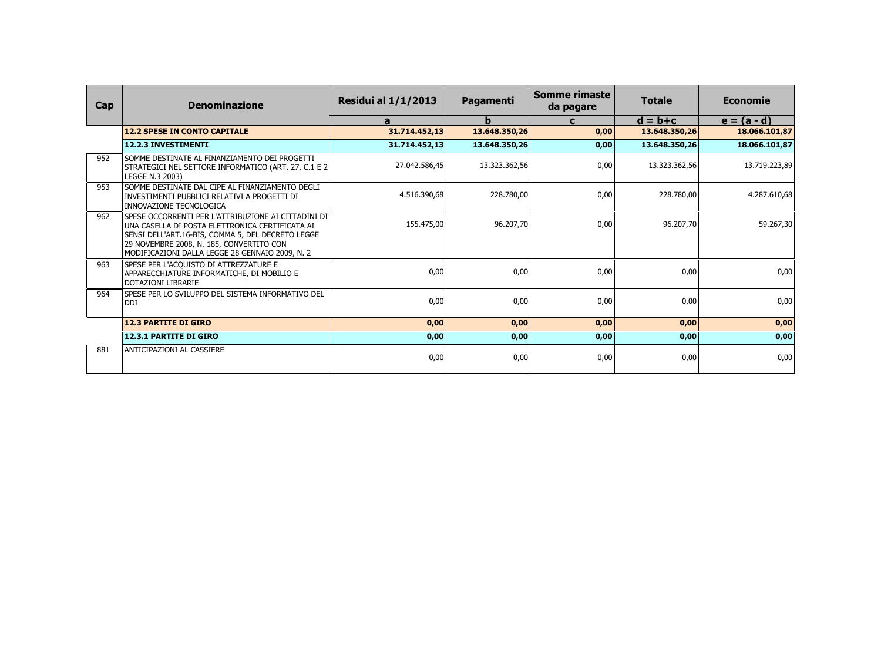| Cap | Denominazione | Residui al 1/1/2013 | Pagamenti | Somme rimaste da pagare | Totale | Economie |
|---|---|---|---|---|---|---|
| | | a | b | c | d = b+c | e = (a - d) |
| | **12.2 SPESE IN CONTO CAPITALE** | **31.714.452,13** | **13.648.350,26** | **0,00** | **13.648.350,26** | **18.066.101,87** |
| | **12.2.3 INVESTIMENTI** | **31.714.452,13** | **13.648.350,26** | **0,00** | **13.648.350,26** | **18.066.101,87** |
| 952 | SOMME DESTINATE AL FINANZIAMENTO DEI PROGETTI STRATEGICI NEL SETTORE INFORMATICO (ART. 27, C.1 E 2 LEGGE N.3 2003) | 27.042.586,45 | 13.323.362,56 | 0,00 | 13.323.362,56 | 13.719.223,89 |
| 953 | SOMME DESTINATE DAL CIPE AL FINANZIAMENTO DEGLI INVESTIMENTI PUBBLICI RELATIVI A PROGETTI DI INNOVAZIONE TECNOLOGICA | 4.516.390,68 | 228.780,00 | 0,00 | 228.780,00 | 4.287.610,68 |
| 962 | SPESE OCCORRENTI PER L'ATTRIBUZIONE AI CITTADINI DI UNA CASELLA DI POSTA ELETTRONICA CERTIFICATA AI SENSI DELL'ART.16-BIS, COMMA 5, DEL DECRETO LEGGE 29 NOVEMBRE 2008, N. 185, CONVERTITO CON MODIFICAZIONI DALLA LEGGE 28 GENNAIO 2009, N. 2 | 155.475,00 | 96.207,70 | 0,00 | 96.207,70 | 59.267,30 |
| 963 | SPESE PER L'ACQUISTO DI ATTREZZATURE E APPARECCHIATURE INFORMATICHE, DI MOBILIO E DOTAZIONI LIBRARIE | 0,00 | 0,00 | 0,00 | 0,00 | 0,00 |
| 964 | SPESE PER LO SVILUPPO DEL SISTEMA INFORMATIVO DEL DDI | 0,00 | 0,00 | 0,00 | 0,00 | 0,00 |
| | **12.3 PARTITE DI GIRO** | **0,00** | **0,00** | **0,00** | **0,00** | **0,00** |
| | **12.3.1 PARTITE DI GIRO** | **0,00** | **0,00** | **0,00** | **0,00** | **0,00** |
| 881 | ANTICIPAZIONI AL CASSIERE | 0,00 | 0,00 | 0,00 | 0,00 | 0,00 |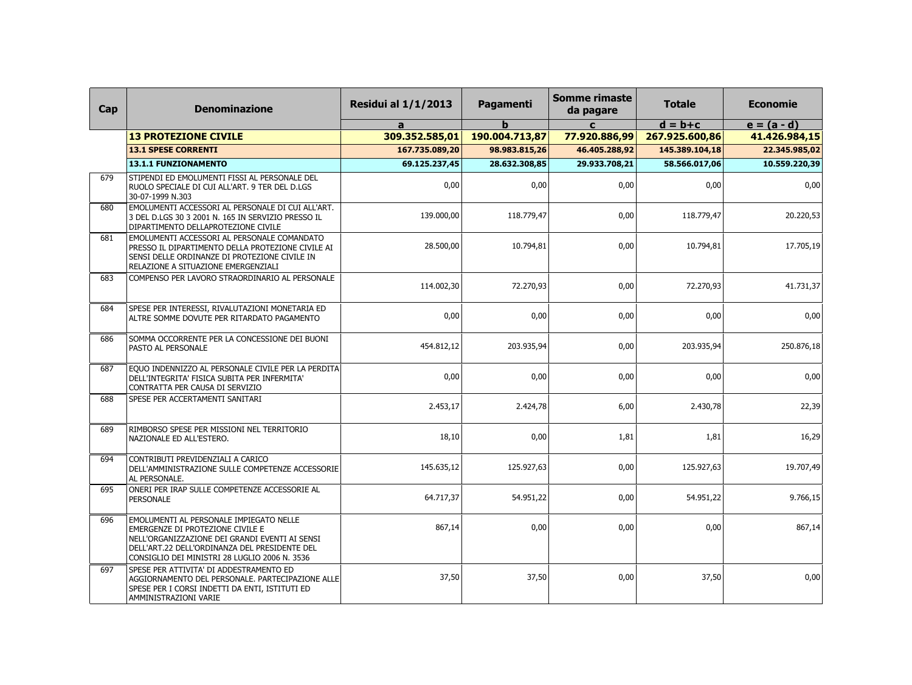| Cap | Denominazione | Residui al 1/1/2013 | Pagamenti | Somme rimaste da pagare | Totale | Economie |
|---|---|---|---|---|---|---|
| | | a | b | c | d = b+c | e = (a - d) |
| | **13 PROTEZIONE CIVILE** | **309.352.585,01** | **190.004.713,87** | **77.920.886,99** | **267.925.600,86** | **41.426.984,15** |
| | **13.1 SPESE CORRENTI** | **167.735.089,20** | **98.983.815,26** | **46.405.288,92** | **145.389.104,18** | **22.345.985,02** |
| | **13.1.1 FUNZIONAMENTO** | **69.125.237,45** | **28.632.308,85** | **29.933.708,21** | **58.566.017,06** | **10.559.220,39** |
| 679 | STIPENDI ED EMOLUMENTI FISSI AL PERSONALE DEL RUOLO SPECIALE DI CUI ALL'ART. 9 TER DEL D.LGS 30-07-1999 N.303 | 0,00 | 0,00 | 0,00 | 0,00 | 0,00 |
| 680 | EMOLUMENTI ACCESSORI AL PERSONALE DI CUI ALL'ART. 3 DEL D.LGS 30 3 2001 N. 165 IN SERVIZIO PRESSO IL DIPARTIMENTO DELLAPROTEZIONE CIVILE | 139.000,00 | 118.779,47 | 0,00 | 118.779,47 | 20.220,53 |
| 681 | EMOLUMENTI ACCESSORI AL PERSONALE COMANDATO PRESSO IL DIPARTIMENTO DELLA PROTEZIONE CIVILE AI SENSI DELLE ORDINANZE DI PROTEZIONE CIVILE IN RELAZIONE A SITUAZIONE EMERGENZIALI | 28.500,00 | 10.794,81 | 0,00 | 10.794,81 | 17.705,19 |
| 683 | COMPENSO PER LAVORO STRAORDINARIO AL PERSONALE | 114.002,30 | 72.270,93 | 0,00 | 72.270,93 | 41.731,37 |
| 684 | SPESE PER INTERESSI, RIVALUTAZIONI MONETARIA ED ALTRE SOMME DOVUTE PER RITARDATO PAGAMENTO | 0,00 | 0,00 | 0,00 | 0,00 | 0,00 |
| 686 | SOMMA OCCORRENTE PER LA CONCESSIONE DEI BUONI PASTO AL PERSONALE | 454.812,12 | 203.935,94 | 0,00 | 203.935,94 | 250.876,18 |
| 687 | EQUO INDENNIZZO AL PERSONALE CIVILE PER LA PERDITA DELL'INTEGRITA' FISICA SUBITA PER INFERMITA' CONTRATTA PER CAUSA DI SERVIZIO | 0,00 | 0,00 | 0,00 | 0,00 | 0,00 |
| 688 | SPESE PER ACCERTAMENTI SANITARI | 2.453,17 | 2.424,78 | 6,00 | 2.430,78 | 22,39 |
| 689 | RIMBORSO SPESE PER MISSIONI NEL TERRITORIO NAZIONALE ED ALL'ESTERO. | 18,10 | 0,00 | 1,81 | 1,81 | 16,29 |
| 694 | CONTRIBUTI PREVIDENZIALI A CARICO DELL'AMMINISTRAZIONE SULLE COMPETENZE ACCESSORIE AL PERSONALE. | 145.635,12 | 125.927,63 | 0,00 | 125.927,63 | 19.707,49 |
| 695 | ONERI PER IRAP SULLE COMPETENZE ACCESSORIE AL PERSONALE | 64.717,37 | 54.951,22 | 0,00 | 54.951,22 | 9.766,15 |
| 696 | EMOLUMENTI AL PERSONALE IMPIEGATO NELLE EMERGENZE DI PROTEZIONE CIVILE E NELL'ORGANIZZAZIONE DEI GRANDI EVENTI AI SENSI DELL'ART.22 DELL'ORDINANZA DEL PRESIDENTE DEL CONSIGLIO DEI MINISTRI 28 LUGLIO 2006 N. 3536 | 867,14 | 0,00 | 0,00 | 0,00 | 867,14 |
| 697 | SPESE PER ATTIVITA' DI ADDESTRAMENTO ED AGGIORNAMENTO DEL PERSONALE. PARTECIPAZIONE ALLE SPESE PER I CORSI INDETTI DA ENTI, ISTITUTI ED AMMINISTRAZIONI VARIE | 37,50 | 37,50 | 0,00 | 37,50 | 0,00 |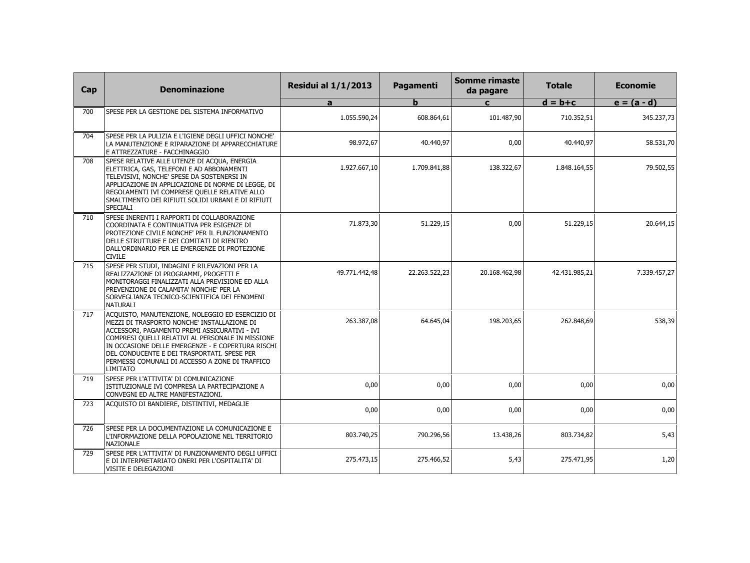| Cap | Denominazione | Residui al 1/1/2013 | Pagamenti | Somme rimaste da pagare | Totale | Economie |
|---|---|---|---|---|---|---|
| | | a | b | c | d = b+c | e = (a - d) |
| 700 | SPESE PER LA GESTIONE DEL SISTEMA INFORMATIVO | 1.055.590,24 | 608.864,61 | 101.487,90 | 710.352,51 | 345.237,73 |
| 704 | SPESE PER LA PULIZIA E L'IGIENE DEGLI UFFICI NONCHE' LA MANUTENZIONE E RIPARAZIONE DI APPARECCHIATURE E ATTREZZATURE - FACCHINAGGIO | 98.972,67 | 40.440,97 | 0,00 | 40.440,97 | 58.531,70 |
| 708 | SPESE RELATIVE ALLE UTENZE DI ACQUA, ENERGIA ELETTRICA, GAS, TELEFONI E AD ABBONAMENTI TELEVISIVI, NONCHE' SPESE DA SOSTENERSI IN APPLICAZIONE IN APPLICAZIONE DI NORME DI LEGGE, DI REGOLAMENTI IVI COMPRESE QUELLE RELATIVE ALLO SMALTIMENTO DEI RIFIUTI SOLIDI URBANI E DI RIFIUTI SPECIALI | 1.927.667,10 | 1.709.841,88 | 138.322,67 | 1.848.164,55 | 79.502,55 |
| 710 | SPESE INERENTI I RAPPORTI DI COLLABORAZIONE COORDINATA E CONTINUATIVA PER ESIGENZE DI PROTEZIONE CIVILE NONCHE' PER IL FUNZIONAMENTO DELLE STRUTTURE E DEI COMITATI DI RIENTRO DALL'ORDINARIO PER LE EMERGENZE DI PROTEZIONE CIVILE | 71.873,30 | 51.229,15 | 0,00 | 51.229,15 | 20.644,15 |
| 715 | SPESE PER STUDI, INDAGINI E RILEVAZIONI PER LA REALIZZAZIONE DI PROGRAMMI, PROGETTI E MONITORAGGI FINALIZZATI ALLA PREVISIONE ED ALLA PREVENZIONE DI CALAMITA' NONCHE' PER LA SORVEGLIANZA TECNICO-SCIENTIFICA DEI FENOMENI NATURALI | 49.771.442,48 | 22.263.522,23 | 20.168.462,98 | 42.431.985,21 | 7.339.457,27 |
| 717 | ACQUISTO, MANUTENZIONE, NOLEGGIO ED ESERCIZIO DI MEZZI DI TRASPORTO NONCHE' INSTALLAZIONE DI ACCESSORI, PAGAMENTO PREMI ASSICURATIVI - IVI COMPRESI QUELLI RELATIVI AL PERSONALE IN MISSIONE IN OCCASIONE DELLE EMERGENZE - E COPERTURA RISCHI DEL CONDUCENTE E DEI TRASPORTATI. SPESE PER PERMESSI COMUNALI DI ACCESSO A ZONE DI TRAFFICO LIMITATO | 263.387,08 | 64.645,04 | 198.203,65 | 262.848,69 | 538,39 |
| 719 | SPESE PER L'ATTIVITA' DI COMUNICAZIONE ISTITUZIONALE IVI COMPRESA LA PARTECIPAZIONE A CONVEGNI ED ALTRE MANIFESTAZIONI. | 0,00 | 0,00 | 0,00 | 0,00 | 0,00 |
| 723 | ACQUISTO DI BANDIERE, DISTINTIVI, MEDAGLIE | 0,00 | 0,00 | 0,00 | 0,00 | 0,00 |
| 726 | SPESE PER LA DOCUMENTAZIONE LA COMUNICAZIONE E L'INFORMAZIONE DELLA POPOLAZIONE NEL TERRITORIO NAZIONALE | 803.740,25 | 790.296,56 | 13.438,26 | 803.734,82 | 5,43 |
| 729 | SPESE PER L'ATTIVITA' DI FUNZIONAMENTO DEGLI UFFICI E DI INTERPRETARIATO ONERI PER L'OSPITALITA' DI VISITE E DELEGAZIONI | 275.473,15 | 275.466,52 | 5,43 | 275.471,95 | 1,20 |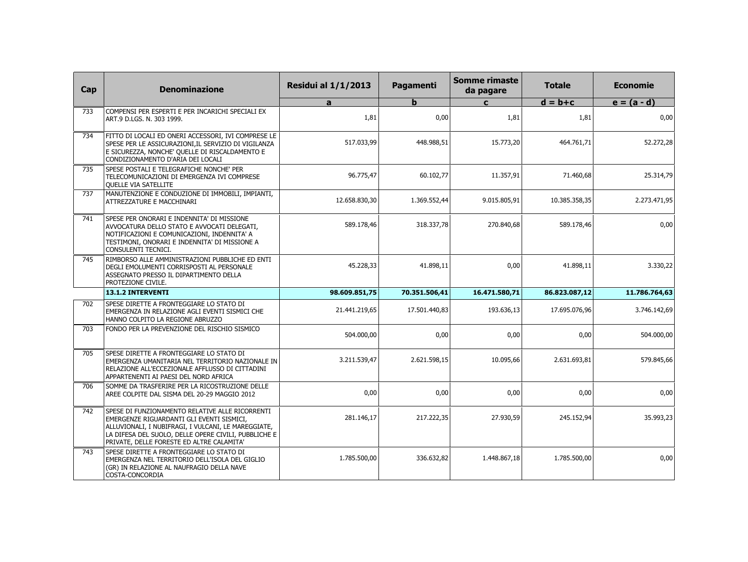| Cap | Denominazione | Residui al 1/1/2013 | Pagamenti | Somme rimaste da pagare | Totale | Economie |
|---|---|---|---|---|---|---|
| | | a | b | c | d = b+c | e = (a - d) |
| 733 | COMPENSI PER ESPERTI E PER INCARICHI SPECIALI EX ART.9 D.LGS. N. 303 1999. | 1,81 | 0,00 | 1,81 | 1,81 | 0,00 |
| 734 | FITTO DI LOCALI ED ONERI ACCESSORI, IVI COMPRESE LE SPESE PER LE ASSICURAZIONI,IL SERVIZIO DI VIGILANZA E SICUREZZA, NONCHE' QUELLE DI RISCALDAMENTO E CONDIZIONAMENTO D'ARIA DEI LOCALI | 517.033,99 | 448.988,51 | 15.773,20 | 464.761,71 | 52.272,28 |
| 735 | SPESE POSTALI E TELEGRAFICHE NONCHE' PER TELECOMUNICAZIONI DI EMERGENZA IVI COMPRESE QUELLE VIA SATELLITE | 96.775,47 | 60.102,77 | 11.357,91 | 71.460,68 | 25.314,79 |
| 737 | MANUTENZIONE E CONDUZIONE DI IMMOBILI, IMPIANTI, ATTREZZATURE E MACCHINARI | 12.658.830,30 | 1.369.552,44 | 9.015.805,91 | 10.385.358,35 | 2.273.471,95 |
| 741 | SPESE PER ONORARI E INDENNITA' DI MISSIONE AVVOCATURA DELLO STATO E AVVOCATI DELEGATI, NOTIFICAZIONI E COMUNICAZIONI, INDENNITA' A TESTIMONI, ONORARI E INDENNITA' DI MISSIONE A CONSULENTI TECNICI. | 589.178,46 | 318.337,78 | 270.840,68 | 589.178,46 | 0,00 |
| 745 | RIMBORSO ALLE AMMINISTRAZIONI PUBBLICHE ED ENTI DEGLI EMOLUMENTI CORRISPOSTI AL PERSONALE ASSEGNATO PRESSO IL DIPARTIMENTO DELLA PROTEZIONE CIVILE. | 45.228,33 | 41.898,11 | 0,00 | 41.898,11 | 3.330,22 |
| | **13.1.2 INTERVENTI** | **98.609.851,75** | **70.351.506,41** | **16.471.580,71** | **86.823.087,12** | **11.786.764,63** |
| 702 | SPESE DIRETTE A FRONTEGGIARE LO STATO DI EMERGENZA IN RELAZIONE AGLI EVENTI SISMICI CHE HANNO COLPITO LA REGIONE ABRUZZO | 21.441.219,65 | 17.501.440,83 | 193.636,13 | 17.695.076,96 | 3.746.142,69 |
| 703 | FONDO PER LA PREVENZIONE DEL RISCHIO SISMICO | 504.000,00 | 0,00 | 0,00 | 0,00 | 504.000,00 |
| 705 | SPESE DIRETTE A FRONTEGGIARE LO STATO DI EMERGENZA UMANITARIA NEL TERRITORIO NAZIONALE IN RELAZIONE ALL'ECCEZIONALE AFFLUSSO DI CITTADINI APPARTENENTI AI PAESI DEL NORD AFRICA | 3.211.539,47 | 2.621.598,15 | 10.095,66 | 2.631.693,81 | 579.845,66 |
| 706 | SOMME DA TRASFERIRE PER LA RICOSTRUZIONE DELLE AREE COLPITE DAL SISMA DEL 20-29 MAGGIO 2012 | 0,00 | 0,00 | 0,00 | 0,00 | 0,00 |
| 742 | SPESE DI FUNZIONAMENTO RELATIVE ALLE RICORRENTI EMERGENZE RIGUARDANTI GLI EVENTI SISMICI, ALLUVIONALI, I NUBIFRAGI, I VULCANI, LE MAREGGIATE, LA DIFESA DEL SUOLO, DELLE OPERE CIVILI, PUBBLICHE E PRIVATE, DELLE FORESTE ED ALTRE CALAMITA' | 281.146,17 | 217.222,35 | 27.930,59 | 245.152,94 | 35.993,23 |
| 743 | SPESE DIRETTE A FRONTEGGIARE LO STATO DI EMERGENZA NEL TERRITORIO DELL'ISOLA DEL GIGLIO (GR) IN RELAZIONE AL NAUFRAGIO DELLA NAVE COSTA-CONCORDIA | 1.785.500,00 | 336.632,82 | 1.448.867,18 | 1.785.500,00 | 0,00 |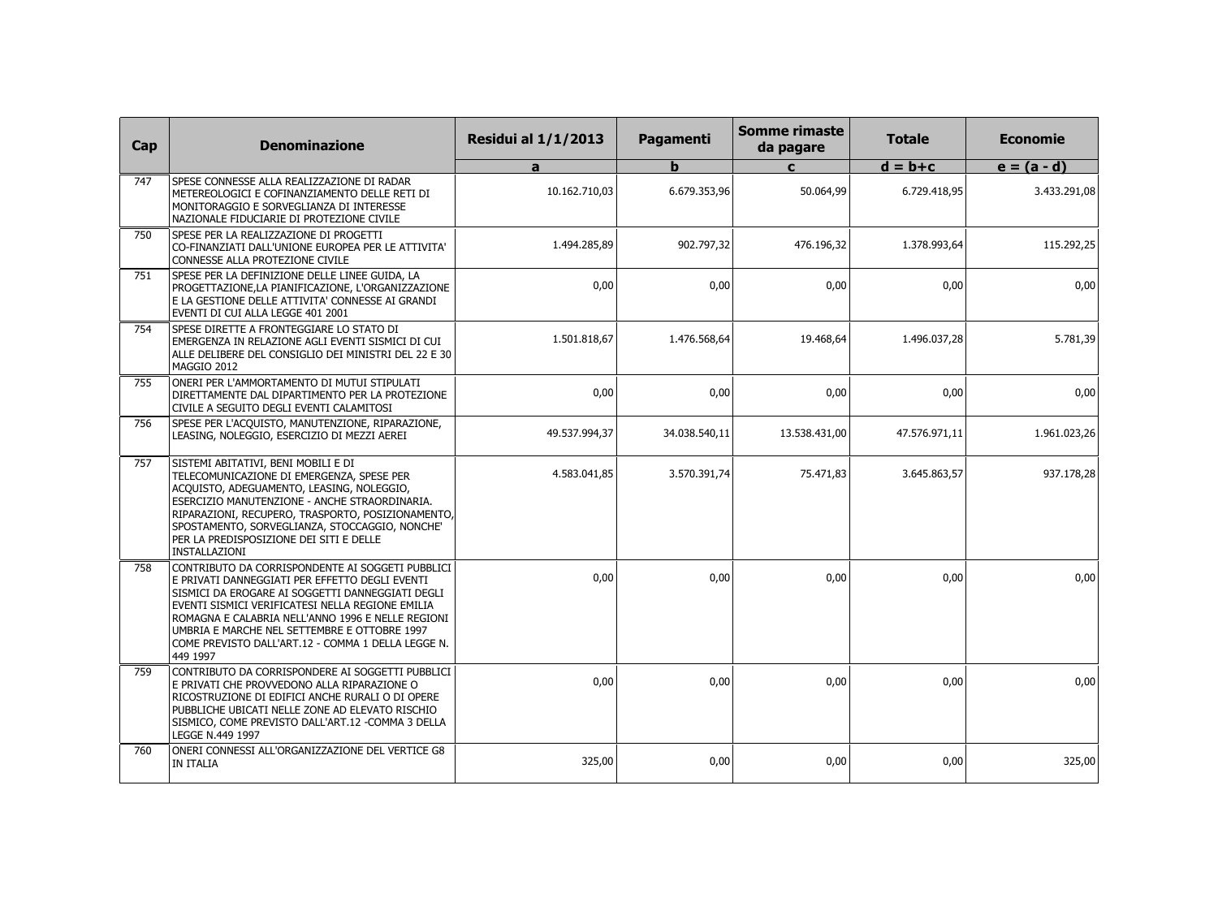| Cap | Denominazione | Residui al 1/1/2013 | Pagamenti | Somme rimaste da pagare | Totale | Economie |
|---|---|---|---|---|---|---|
| | | a | b | c | d = b+c | e = (a - d) |
| 747 | SPESE CONNESSE ALLA REALIZZAZIONE DI RADAR METEREOLOGICI E COFINANZIAMENTO DELLE RETI DI MONITORAGGIO E SORVEGLIANZA DI INTERESSE NAZIONALE FIDUCIARIE DI PROTEZIONE CIVILE | 10.162.710,03 | 6.679.353,96 | 50.064,99 | 6.729.418,95 | 3.433.291,08 |
| 750 | SPESE PER LA REALIZZAZIONE DI PROGETTI CO-FINANZIATI DALL'UNIONE EUROPEA PER LE ATTIVITA' CONNESSE ALLA PROTEZIONE CIVILE | 1.494.285,89 | 902.797,32 | 476.196,32 | 1.378.993,64 | 115.292,25 |
| 751 | SPESE PER LA DEFINIZIONE DELLE LINEE GUIDA, LA PROGETTAZIONE,LA PIANIFICAZIONE, L'ORGANIZZAZIONE E LA GESTIONE DELLE ATTIVITA' CONNESSE AI GRANDI EVENTI DI CUI ALLA LEGGE 401 2001 | 0,00 | 0,00 | 0,00 | 0,00 | 0,00 |
| 754 | SPESE DIRETTE A FRONTEGGIARE LO STATO DI EMERGENZA IN RELAZIONE AGLI EVENTI SISMICI DI CUI ALLE DELIBERE DEL CONSIGLIO DEI MINISTRI DEL 22 E 30 MAGGIO 2012 | 1.501.818,67 | 1.476.568,64 | 19.468,64 | 1.496.037,28 | 5.781,39 |
| 755 | ONERI PER L'AMMORTAMENTO DI MUTUI STIPULATI DIRETTAMENTE DAL DIPARTIMENTO PER LA PROTEZIONE CIVILE A SEGUITO DEGLI EVENTI CALAMITOSI | 0,00 | 0,00 | 0,00 | 0,00 | 0,00 |
| 756 | SPESE PER L'ACQUISTO, MANUTENZIONE, RIPARAZIONE, LEASING, NOLEGGIO, ESERCIZIO DI MEZZI AEREI | 49.537.994,37 | 34.038.540,11 | 13.538.431,00 | 47.576.971,11 | 1.961.023,26 |
| 757 | SISTEMI ABITATIVI, BENI MOBILI E DI TELECOMUNICAZIONE DI EMERGENZA, SPESE PER ACQUISTO, ADEGUAMENTO, LEASING, NOLEGGIO, ESERCIZIO MANUTENZIONE - ANCHE STRAORDINARIA. RIPARAZIONI, RECUPERO, TRASPORTO, POSIZIONAMENTO, SPOSTAMENTO, SORVEGLIANZA, STOCCAGGIO, NONCHE' PER LA PREDISPOSIZIONE DEI SITI E DELLE INSTALLAZIONI | 4.583.041,85 | 3.570.391,74 | 75.471,83 | 3.645.863,57 | 937.178,28 |
| 758 | CONTRIBUTO DA CORRISPONDENTE AI SOGGETTI PUBBLICI E PRIVATI DANNEGGIATI PER EFFETTO DEGLI EVENTI SISMICI DA EROGARE AI SOGGETTI DANNEGGIATI DEGLI EVENTI SISMICI VERIFICATESI NELLA REGIONE EMILIA ROMAGNA E CALABRIA NELL'ANNO 1996 E NELLE REGIONI UMBRIA E MARCHE NEL SETTEMBRE E OTTOBRE 1997 COME PREVISTO DALL'ART.12 - COMMA 1 DELLA LEGGE N. 449 1997 | 0,00 | 0,00 | 0,00 | 0,00 | 0,00 |
| 759 | CONTRIBUTO DA CORRISPONDERE AI SOGGETTI PUBBLICI E PRIVATI CHE PROVVEDONO ALLA RIPARAZIONE O RICOSTRUZIONE DI EDIFICI ANCHE RURALI O DI OPERE PUBBLICHE UBICATI NELLE ZONE AD ELEVATO RISCHIO SISMICO, COME PREVISTO DALL'ART.12 -COMMA 3 DELLA LEGGE N.449 1997 | 0,00 | 0,00 | 0,00 | 0,00 | 0,00 |
| 760 | ONERI CONNESSI ALL'ORGANIZZAZIONE DEL VERTICE G8 IN ITALIA | 325,00 | 0,00 | 0,00 | 0,00 | 325,00 |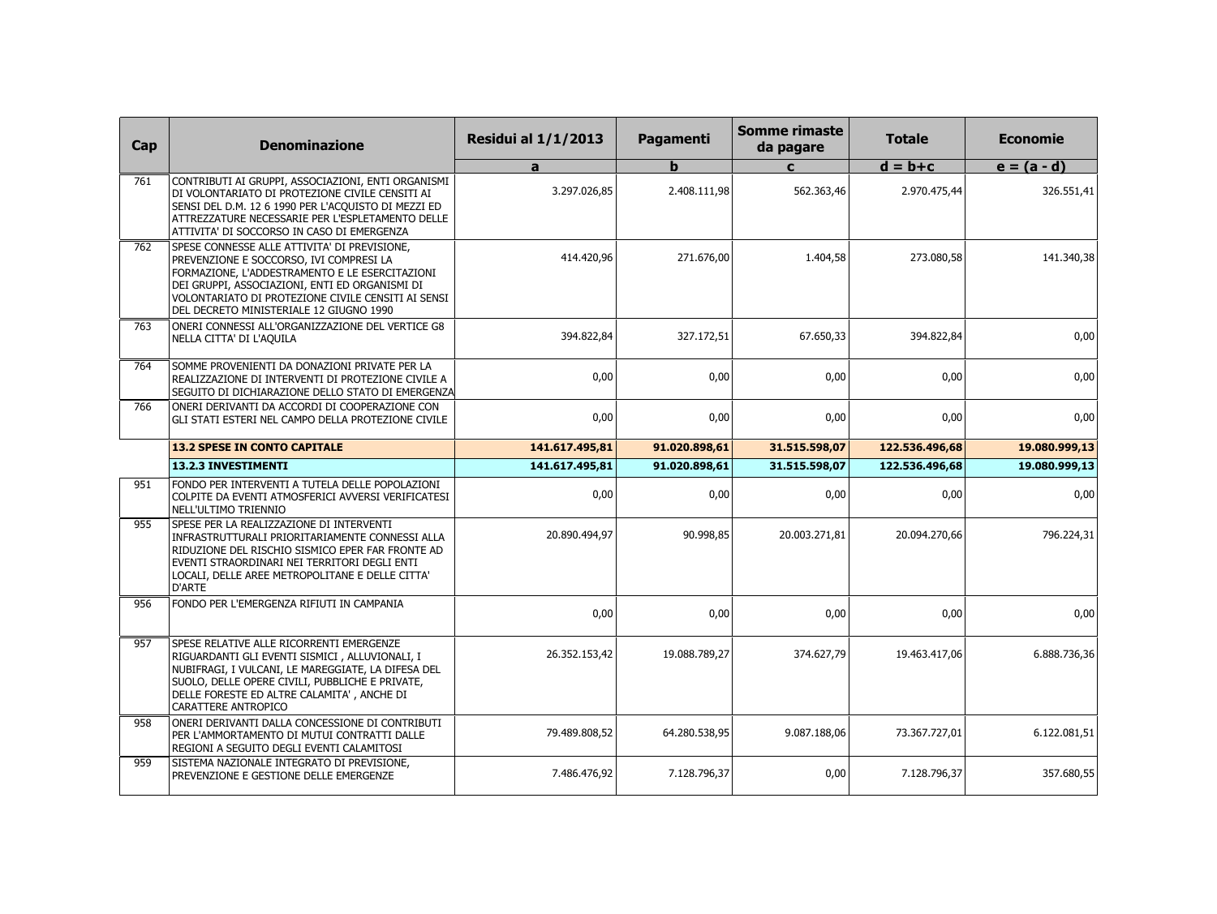| Cap | Denominazione | Residui al 1/1/2013 | Pagamenti | Somme rimaste da pagare | Totale | Economie |
|---|---|---|---|---|---|---|
| | | a | b | c | d = b+c | e = (a - d) |
| 761 | CONTRIBUTI AI GRUPPI, ASSOCIAZIONI, ENTI ORGANISMI DI VOLONTARIATO DI PROTEZIONE CIVILE CENSITI AI SENSI DEL D.M. 12 6 1990 PER L'ACQUISTO DI MEZZI ED ATTREZZATURE NECESSARIE PER L'ESPLETAMENTO DELLE ATTIVITA' DI SOCCORSO IN CASO DI EMERGENZA | 3.297.026,85 | 2.408.111,98 | 562.363,46 | 2.970.475,44 | 326.551,41 |
| 762 | SPESE CONNESSE ALLE ATTIVITA' DI PREVISIONE, PREVENZIONE E SOCCORSO, IVI COMPRESI LA FORMAZIONE, L'ADDESTRAMENTO E LE ESERCITAZIONI DEI GRUPPI, ASSOCIAZIONI, ENTI ED ORGANISMI DI VOLONTARIATO DI PROTEZIONE CIVILE CENSITI AI SENSI DEL DECRETO MINISTERIALE 12 GIUGNO 1990 | 414.420,96 | 271.676,00 | 1.404,58 | 273.080,58 | 141.340,38 |
| 763 | ONERI CONNESSI ALL'ORGANIZZAZIONE DEL VERTICE G8 NELLA CITTA' DI L'AQUILA | 394.822,84 | 327.172,51 | 67.650,33 | 394.822,84 | 0,00 |
| 764 | SOMME PROVENIENTI DA DONAZIONI PRIVATE PER LA REALIZZAZIONE DI INTERVENTI DI PROTEZIONE CIVILE A SEGUITO DI DICHIARAZIONE DELLO STATO DI EMERGENZA | 0,00 | 0,00 | 0,00 | 0,00 | 0,00 |
| 766 | ONERI DERIVANTI DA ACCORDI DI COOPERAZIONE CON GLI STATI ESTERI NEL CAMPO DELLA PROTEZIONE CIVILE | 0,00 | 0,00 | 0,00 | 0,00 | 0,00 |
| | **13.2 SPESE IN CONTO CAPITALE** | **141.617.495,81** | **91.020.898,61** | **31.515.598,07** | **122.536.496,68** | **19.080.999,13** |
| | **13.2.3 INVESTIMENTI** | **141.617.495,81** | **91.020.898,61** | **31.515.598,07** | **122.536.496,68** | **19.080.999,13** |
| 951 | FONDO PER INTERVENTI A TUTELA DELLE POPOLAZIONI COLPITE DA EVENTI ATMOSFERICI AVVERSI VERIFICATESI NELL'ULTIMO TRIENNIO | 0,00 | 0,00 | 0,00 | 0,00 | 0,00 |
| 955 | SPESE PER LA REALIZZAZIONE DI INTERVENTI INFRASTRUTTURALI PRIORITARIAMENTE CONNESSI ALLA RIDUZIONE DEL RISCHIO SISMICO EPER FAR FRONTE AD EVENTI STRAORDINARI NEI TERRITORI DEGLI ENTI LOCALI, DELLE AREE METROPOLITANE E DELLE CITTA' D'ARTE | 20.890.494,97 | 90.998,85 | 20.003.271,81 | 20.094.270,66 | 796.224,31 |
| 956 | FONDO PER L'EMERGENZA RIFIUTI IN CAMPANIA | 0,00 | 0,00 | 0,00 | 0,00 | 0,00 |
| 957 | SPESE RELATIVE ALLE RICORRENTI EMERGENZE RIGUARDANTI GLI EVENTI SISMICI , ALLUVIONALI, I NUBIFRAGI, I VULCANI, LE MAREGGIATE, LA DIFESA DEL SUOLO, DELLE OPERE CIVILI, PUBBLICHE E PRIVATE, DELLE FORESTE ED ALTRE CALAMITA' , ANCHE DI CARATTERE ANTROPICO | 26.352.153,42 | 19.088.789,27 | 374.627,79 | 19.463.417,06 | 6.888.736,36 |
| 958 | ONERI DERIVANTI DALLA CONCESSIONE DI CONTRIBUTI PER L'AMMORTAMENTO DI MUTUI CONTRATTI DALLE REGIONI A SEGUITO DEGLI EVENTI CALAMITOSI | 79.489.808,52 | 64.280.538,95 | 9.087.188,06 | 73.367.727,01 | 6.122.081,51 |
| 959 | SISTEMA NAZIONALE INTEGRATO DI PREVISIONE, PREVENZIONE E GESTIONE DELLE EMERGENZE | 7.486.476,92 | 7.128.796,37 | 0,00 | 7.128.796,37 | 357.680,55 |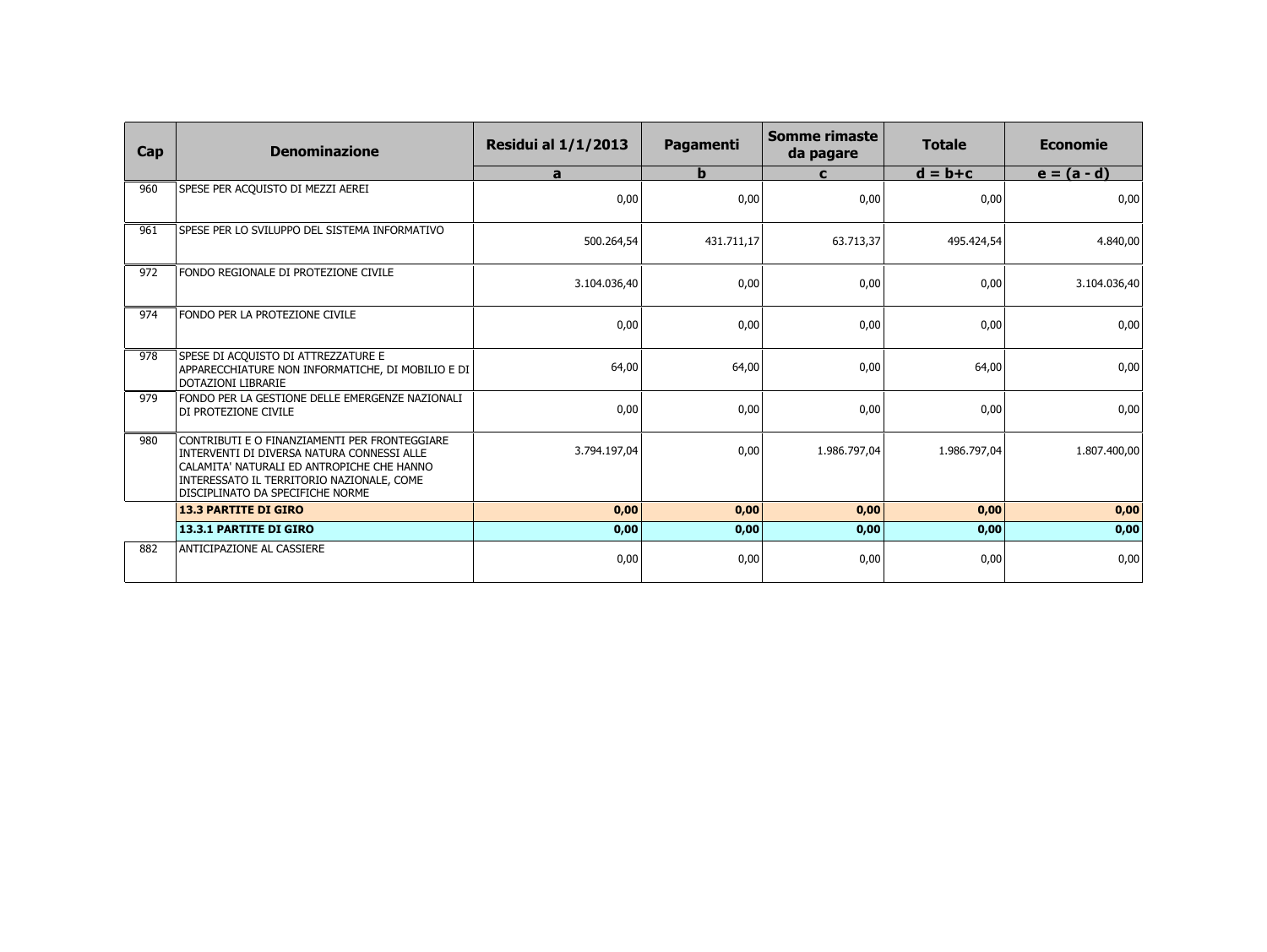| Cap | Denominazione | Residui al 1/1/2013 | Pagamenti | Somme rimaste da pagare | Totale | Economie |
|---|---|---|---|---|---|---|
| | | a | b | c | d = b+c | e = (a - d) |
| 960 | SPESE PER ACQUISTO DI MEZZI AEREI | 0,00 | 0,00 | 0,00 | 0,00 | 0,00 |
| 961 | SPESE PER LO SVILUPPO DEL SISTEMA INFORMATIVO | 500.264,54 | 431.711,17 | 63.713,37 | 495.424,54 | 4.840,00 |
| 972 | FONDO REGIONALE DI PROTEZIONE CIVILE | 3.104.036,40 | 0,00 | 0,00 | 0,00 | 3.104.036,40 |
| 974 | FONDO PER LA PROTEZIONE CIVILE | 0,00 | 0,00 | 0,00 | 0,00 | 0,00 |
| 978 | SPESE DI ACQUISTO DI ATTREZZATURE E APPARECCHIATURE NON INFORMATICHE, DI MOBILIO E DI DOTAZIONI LIBRARIE | 64,00 | 64,00 | 0,00 | 64,00 | 0,00 |
| 979 | FONDO PER LA GESTIONE DELLE EMERGENZE NAZIONALI DI PROTEZIONE CIVILE | 0,00 | 0,00 | 0,00 | 0,00 | 0,00 |
| 980 | CONTRIBUTI E O FINANZIAMENTI PER FRONTEGGIARE INTERVENTI DI DIVERSA NATURA CONNESSI ALLE CALAMITA' NATURALI ED ANTROPICHE CHE HANNO INTERESSATO IL TERRITORIO NAZIONALE, COME DISCIPLINATO DA SPECIFICHE NORME | 3.794.197,04 | 0,00 | 1.986.797,04 | 1.986.797,04 | 1.807.400,00 |
| | **13.3 PARTITE DI GIRO** | **0,00** | **0,00** | **0,00** | **0,00** | **0,00** |
| | **13.3.1 PARTITE DI GIRO** | **0,00** | **0,00** | **0,00** | **0,00** | **0,00** |
| 882 | ANTICIPAZIONE AL CASSIERE | 0,00 | 0,00 | 0,00 | 0,00 | 0,00 |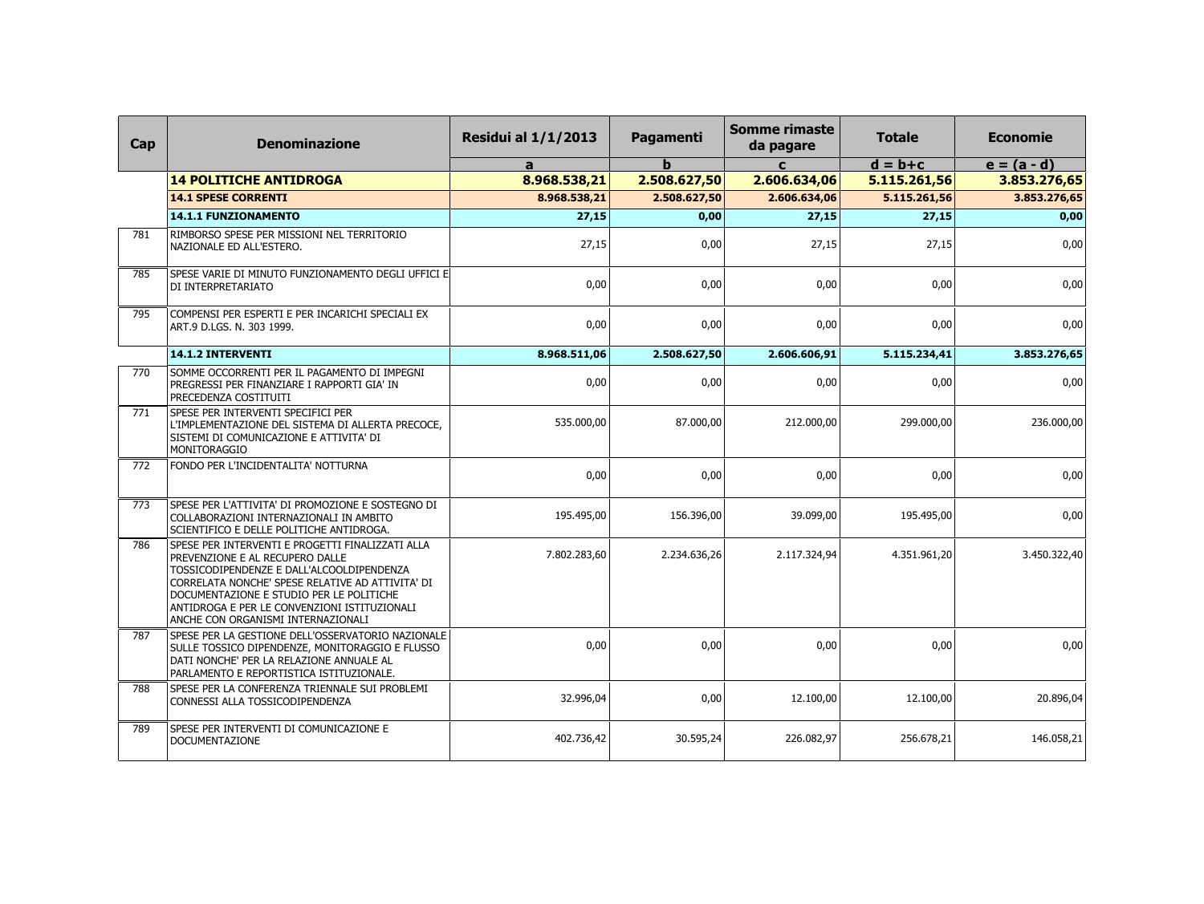| Cap | Denominazione | Residui al 1/1/2013 | Pagamenti | Somme rimaste da pagare | Totale | Economie |
|---|---|---|---|---|---|---|
| | | a | b | c | d = b+c | e = (a - d) |
| | **14 POLITICHE ANTIDROGA** | **8.968.538,21** | **2.508.627,50** | **2.606.634,06** | **5.115.261,56** | **3.853.276,65** |
| | **14.1 SPESE CORRENTI** | **8.968.538,21** | **2.508.627,50** | **2.606.634,06** | **5.115.261,56** | **3.853.276,65** |
| | **14.1.1 FUNZIONAMENTO** | **27,15** | **0,00** | **27,15** | **27,15** | **0,00** |
| 781 | RIMBORSO SPESE PER MISSIONI NEL TERRITORIO NAZIONALE ED ALL'ESTERO. | 27,15 | 0,00 | 27,15 | 27,15 | 0,00 |
| 785 | SPESE VARIE DI MINUTO FUNZIONAMENTO DEGLI UFFICI E DI INTERPRETARIATO | 0,00 | 0,00 | 0,00 | 0,00 | 0,00 |
| 795 | COMPENSI PER ESPERTI E PER INCARICHI SPECIALI EX ART.9 D.LGS. N. 303 1999. | 0,00 | 0,00 | 0,00 | 0,00 | 0,00 |
| | **14.1.2 INTERVENTI** | **8.968.511,06** | **2.508.627,50** | **2.606.606,91** | **5.115.234,41** | **3.853.276,65** |
| 770 | SOMME OCCORRENTI PER IL PAGAMENTO DI IMPEGNI PREGRESSI PER FINANZIARE I RAPPORTI GIA' IN PRECEDENZA COSTITUITI | 0,00 | 0,00 | 0,00 | 0,00 | 0,00 |
| 771 | SPESE PER INTERVENTI SPECIFICI PER L'IMPLEMENTAZIONE DEL SISTEMA DI ALLERTA PRECOCE, SISTEMI DI COMUNICAZIONE E ATTIVITA' DI MONITORAGGIO | 535.000,00 | 87.000,00 | 212.000,00 | 299.000,00 | 236.000,00 |
| 772 | FONDO PER L'INCIDENTALITA' NOTTURNA | 0,00 | 0,00 | 0,00 | 0,00 | 0,00 |
| 773 | SPESE PER L'ATTIVITA' DI PROMOZIONE E SOSTEGNO DI COLLABORAZIONI INTERNAZIONALI IN AMBITO SCIENTIFICO E DELLE POLITICHE ANTIDROGA. | 195.495,00 | 156.396,00 | 39.099,00 | 195.495,00 | 0,00 |
| 786 | SPESE PER INTERVENTI E PROGETTI FINALIZZATI ALLA PREVENZIONE E AL RECUPERO DALLE TOSSICODIPENDENZE E DALL'ALCOOLDIPENDENZA CORRELATA NONCHE' SPESE RELATIVE AD ATTIVITA' DI DOCUMENTAZIONE E STUDIO PER LE POLITICHE ANTIDROGA E PER LE CONVENZIONI ISTITUZIONALI ANCHE CON ORGANISMI INTERNAZIONALI | 7.802.283,60 | 2.234.636,26 | 2.117.324,94 | 4.351.961,20 | 3.450.322,40 |
| 787 | SPESE PER LA GESTIONE DELL'OSSERVATORIO NAZIONALE SULLE TOSSICO DIPENDENZE, MONITORAGGIO E FLUSSO DATI NONCHE' PER LA RELAZIONE ANNUALE AL PARLAMENTO E REPORTISTICA ISTITUZIONALE. | 0,00 | 0,00 | 0,00 | 0,00 | 0,00 |
| 788 | SPESE PER LA CONFERENZA TRIENNALE SUI PROBLEMI CONNESSI ALLA TOSSICODIPENDENZA | 32.996,04 | 0,00 | 12.100,00 | 12.100,00 | 20.896,04 |
| 789 | SPESE PER INTERVENTI DI COMUNICAZIONE E DOCUMENTAZIONE | 402.736,42 | 30.595,24 | 226.082,97 | 256.678,21 | 146.058,21 |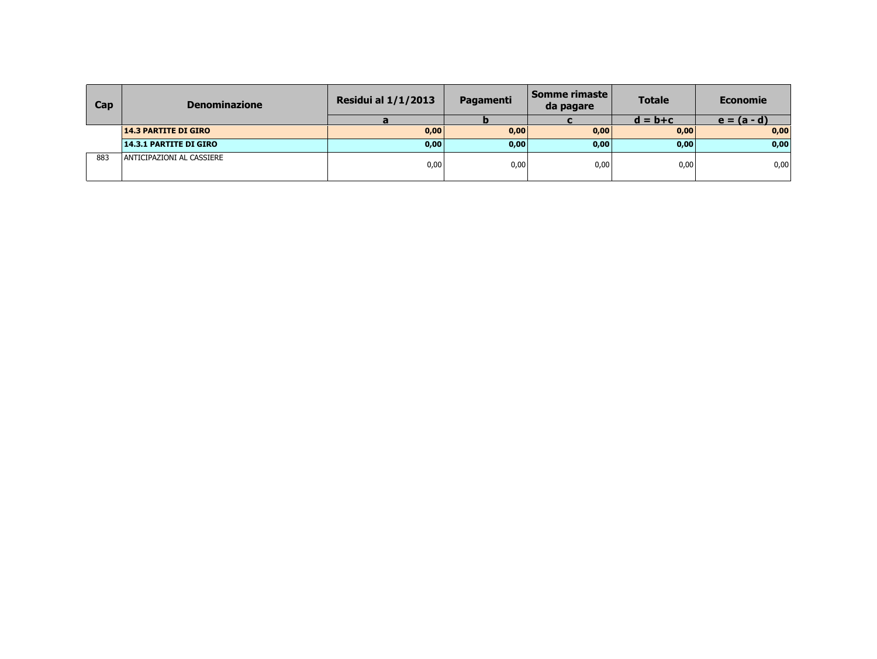| Cap | Denominazione | Residui al 1/1/2013 | Pagamenti | Somme rimaste da pagare | Totale | Economie |
|---|---|---|---|---|---|---|
| | | a | b | c | d = b+c | e = (a - d) |
| | **14.3 PARTITE DI GIRO** | **0,00** | **0,00** | **0,00** | **0,00** | **0,00** |
| | **14.3.1 PARTITE DI GIRO** | **0,00** | **0,00** | **0,00** | **0,00** | **0,00** |
| 883 | ANTICIPAZIONI AL CASSIERE | 0,00 | 0,00 | 0,00 | 0,00 | 0,00 |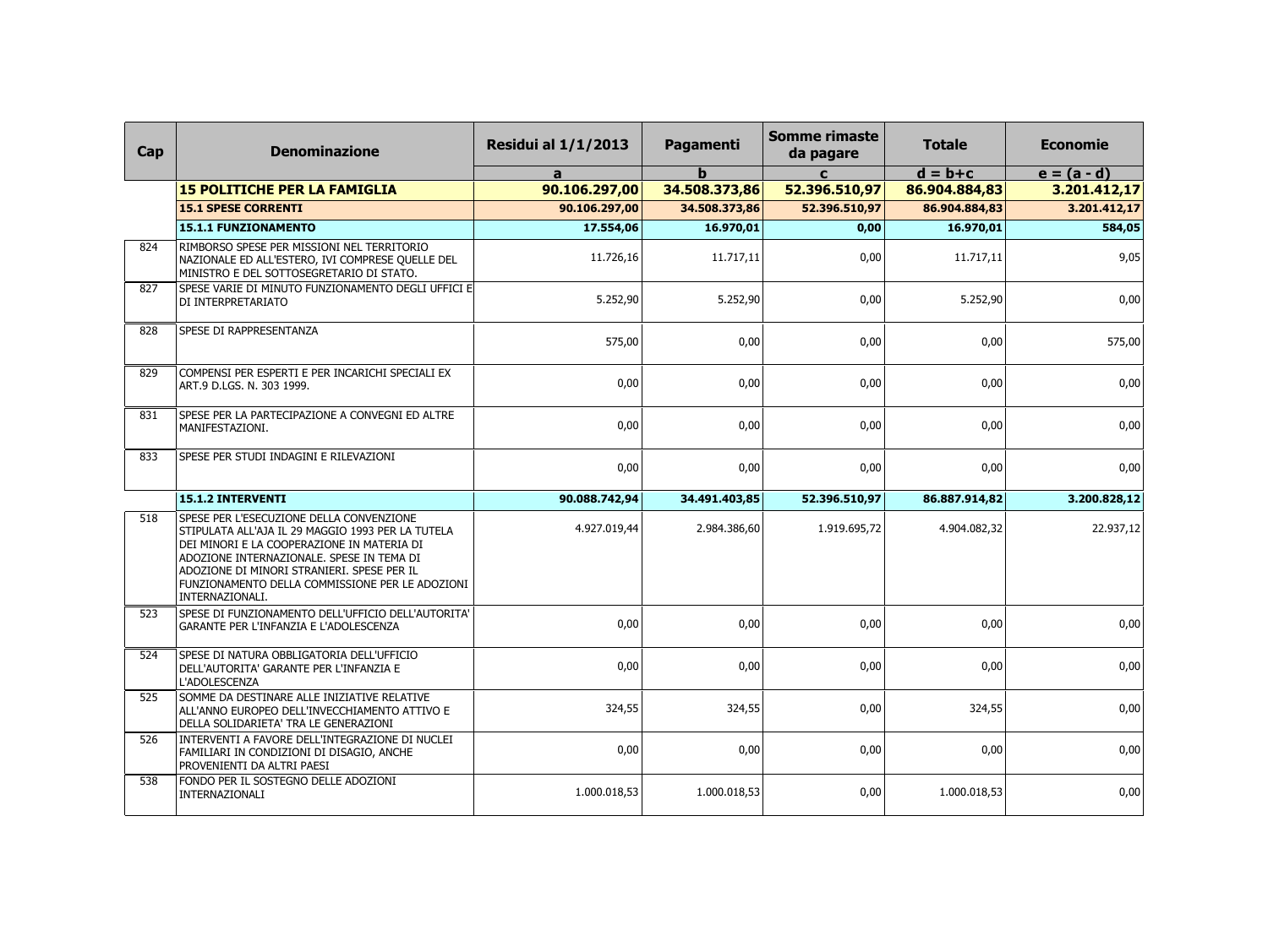| Cap | Denominazione | Residui al 1/1/2013 | Pagamenti | Somme rimaste da pagare | Totale | Economie |
|---|---|---|---|---|---|---|
| | | a | b | c | d = b+c | e = (a - d) |
| | **15 POLITICHE PER LA FAMIGLIA** | **90.106.297,00** | **34.508.373,86** | **52.396.510,97** | **86.904.884,83** | **3.201.412,17** |
| | **15.1 SPESE CORRENTI** | **90.106.297,00** | **34.508.373,86** | **52.396.510,97** | **86.904.884,83** | **3.201.412,17** |
| | **15.1.1 FUNZIONAMENTO** | **17.554,06** | **16.970,01** | **0,00** | **16.970,01** | **584,05** |
| 824 | RIMBORSO SPESE PER MISSIONI NEL TERRITORIO NAZIONALE ED ALL'ESTERO, IVI COMPRESE QUELLE DEL MINISTRO E DEL SOTTOSEGRETARIO DI STATO. | 11.726,16 | 11.717,11 | 0,00 | 11.717,11 | 9,05 |
| 827 | SPESE VARIE DI MINUTO FUNZIONAMENTO DEGLI UFFICI E DI INTERPRETARIATO | 5.252,90 | 5.252,90 | 0,00 | 5.252,90 | 0,00 |
| 828 | SPESE DI RAPPRESENTANZA | 575,00 | 0,00 | 0,00 | 0,00 | 575,00 |
| 829 | COMPENSI PER ESPERTI E PER INCARICHI SPECIALI EX ART.9 D.LGS. N. 303 1999. | 0,00 | 0,00 | 0,00 | 0,00 | 0,00 |
| 831 | SPESE PER LA PARTECIPAZIONE A CONVEGNI ED ALTRE MANIFESTAZIONI. | 0,00 | 0,00 | 0,00 | 0,00 | 0,00 |
| 833 | SPESE PER STUDI INDAGINI E RILEVAZIONI | 0,00 | 0,00 | 0,00 | 0,00 | 0,00 |
| | **15.1.2 INTERVENTI** | **90.088.742,94** | **34.491.403,85** | **52.396.510,97** | **86.887.914,82** | **3.200.828,12** |
| 518 | SPESE PER L'ESECUZIONE DELLA CONVENZIONE STIPULATA ALL'AJA IL 29 MAGGIO 1993 PER LA TUTELA DEI MINORI E LA COOPERAZIONE IN MATERIA DI ADOZIONE INTERNAZIONALE. SPESE IN TEMA DI ADOZIONE DI MINORI STRANIERI. SPESE PER IL FUNZIONAMENTO DELLA COMMISSIONE PER LE ADOZIONI INTERNAZIONALI. | 4.927.019,44 | 2.984.386,60 | 1.919.695,72 | 4.904.082,32 | 22.937,12 |
| 523 | SPESE DI FUNZIONAMENTO DELL'UFFICIO DELL'AUTORITA' GARANTE PER L'INFANZIA E L'ADOLESCENZA | 0,00 | 0,00 | 0,00 | 0,00 | 0,00 |
| 524 | SPESE DI NATURA OBBLIGATORIA DELL'UFFICIO DELL'AUTORITA' GARANTE PER L'INFANZIA E L'ADOLESCENZA | 0,00 | 0,00 | 0,00 | 0,00 | 0,00 |
| 525 | SOMME DA DESTINARE ALLE INIZIATIVE RELATIVE ALL'ANNO EUROPEO DELL'INVECCHIAMENTO ATTIVO E DELLA SOLIDARIETA' TRA LE GENERAZIONI | 324,55 | 324,55 | 0,00 | 324,55 | 0,00 |
| 526 | INTERVENTI A FAVORE DELL'INTEGRAZIONE DI NUCLEI FAMILIARI IN CONDIZIONI DI DISAGIO, ANCHE PROVENIENTI DA ALTRI PAESI | 0,00 | 0,00 | 0,00 | 0,00 | 0,00 |
| 538 | FONDO PER IL SOSTEGNO DELLE ADOZIONI INTERNAZIONALI | 1.000.018,53 | 1.000.018,53 | 0,00 | 1.000.018,53 | 0,00 |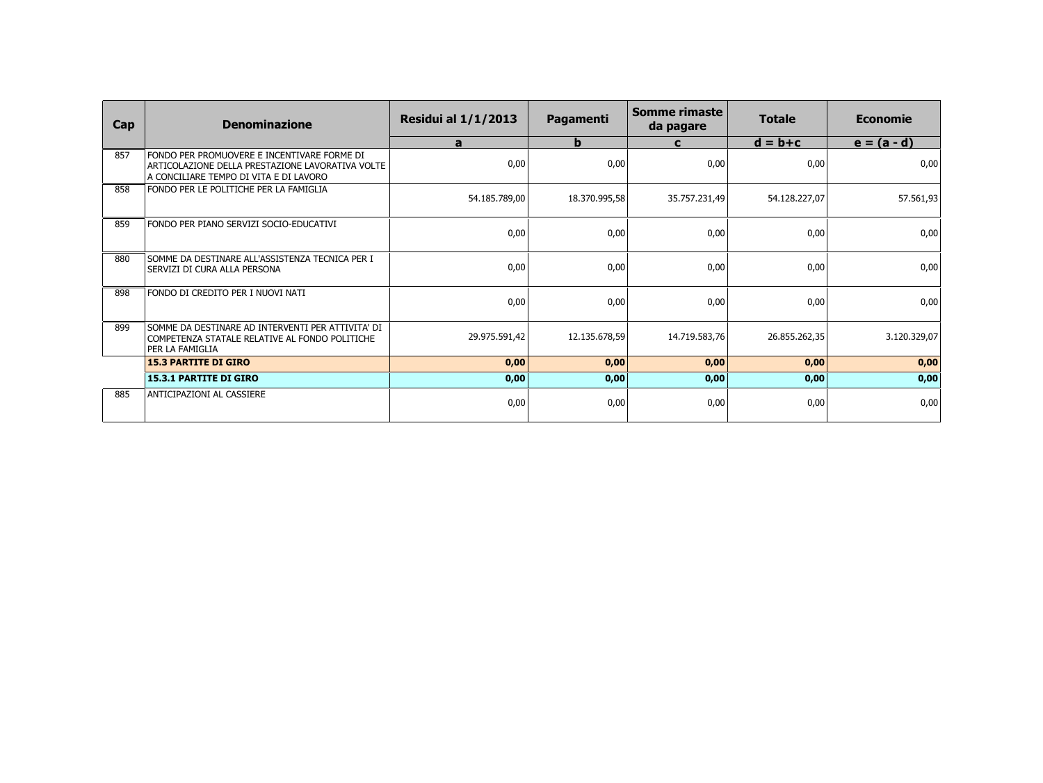| Cap | Denominazione | Residui al 1/1/2013 | Pagamenti | Somme rimaste da pagare | Totale | Economie |
|---|---|---|---|---|---|---|
| | | a | b | c | d = b+c | e = (a - d) |
| 857 | FONDO PER PROMUOVERE E INCENTIVARE FORME DI ARTICOLAZIONE DELLA PRESTAZIONE LAVORATIVA VOLTE A CONCILIARE TEMPO DI VITA E DI LAVORO | 0,00 | 0,00 | 0,00 | 0,00 | 0,00 |
| 858 | FONDO PER LE POLITICHE PER LA FAMIGLIA | 54.185.789,00 | 18.370.995,58 | 35.757.231,49 | 54.128.227,07 | 57.561,93 |
| 859 | FONDO PER PIANO SERVIZI SOCIO-EDUCATIVI | 0,00 | 0,00 | 0,00 | 0,00 | 0,00 |
| 880 | SOMME DA DESTINARE ALL'ASSISTENZA TECNICA PER I SERVIZI DI CURA ALLA PERSONA | 0,00 | 0,00 | 0,00 | 0,00 | 0,00 |
| 898 | FONDO DI CREDITO PER I NUOVI NATI | 0,00 | 0,00 | 0,00 | 0,00 | 0,00 |
| 899 | SOMME DA DESTINARE AD INTERVENTI PER ATTIVITA' DI COMPETENZA STATALE RELATIVE AL FONDO POLITICHE PER LA FAMIGLIA | 29.975.591,42 | 12.135.678,59 | 14.719.583,76 | 26.855.262,35 | 3.120.329,07 |
| | **15.3 PARTITE DI GIRO** | **0,00** | **0,00** | **0,00** | **0,00** | **0,00** |
| | **15.3.1 PARTITE DI GIRO** | **0,00** | **0,00** | **0,00** | **0,00** | **0,00** |
| 885 | ANTICIPAZIONI AL CASSIERE | 0,00 | 0,00 | 0,00 | 0,00 | 0,00 |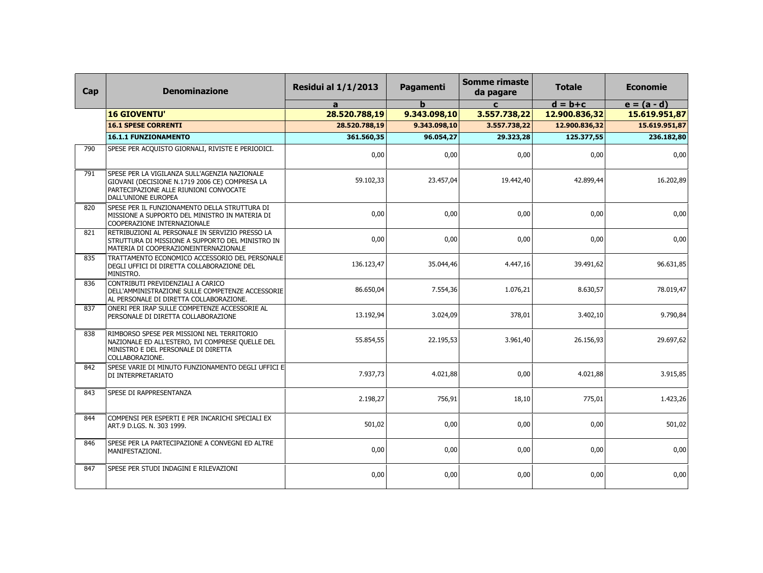| Cap | Denominazione | Residui al 1/1/2013 | Pagamenti | Somme rimaste da pagare | Totale | Economie |
|---|---|---|---|---|---|---|
| | | a | b | c | d = b+c | e = (a - d) |
| | **16 GIOVENTU'** | **28.520.788,19** | **9.343.098,10** | **3.557.738,22** | **12.900.836,32** | **15.619.951,87** |
| | **16.1 SPESE CORRENTI** | **28.520.788,19** | **9.343.098,10** | **3.557.738,22** | **12.900.836,32** | **15.619.951,87** |
| | **16.1.1 FUNZIONAMENTO** | **361.560,35** | **96.054,27** | **29.323,28** | **125.377,55** | **236.182,80** |
| 790 | SPESE PER ACQUISTO GIORNALI, RIVISTE E PERIODICI. | 0,00 | 0,00 | 0,00 | 0,00 | 0,00 |
| 791 | SPESE PER LA VIGILANZA SULL'AGENZIA NAZIONALE GIOVANI (DECISIONE N.1719 2006 CE) COMPRESA LA PARTECIPAZIONE ALLE RIUNIONI CONVOCATE DALL'UNIONE EUROPEA | 59.102,33 | 23.457,04 | 19.442,40 | 42.899,44 | 16.202,89 |
| 820 | SPESE PER IL FUNZIONAMENTO DELLA STRUTTURA DI MISSIONE A SUPPORTO DEL MINISTRO IN MATERIA DI COOPERAZIONE INTERNAZIONALE | 0,00 | 0,00 | 0,00 | 0,00 | 0,00 |
| 821 | RETRIBUZIONI AL PERSONALE IN SERVIZIO PRESSO LA STRUTTURA DI MISSIONE A SUPPORTO DEL MINISTRO IN MATERIA DI COOPERAZIONEINTERNAZIONALE | 0,00 | 0,00 | 0,00 | 0,00 | 0,00 |
| 835 | TRATTAMENTO ECONOMICO ACCESSORIO DEL PERSONALE DEGLI UFFICI DI DIRETTA COLLABORAZIONE DEL MINISTRO. | 136.123,47 | 35.044,46 | 4.447,16 | 39.491,62 | 96.631,85 |
| 836 | CONTRIBUTI PREVIDENZIALI A CARICO DELL'AMMINISTRAZIONE SULLE COMPETENZE ACCESSORIE AL PERSONALE DI DIRETTA COLLABORAZIONE. | 86.650,04 | 7.554,36 | 1.076,21 | 8.630,57 | 78.019,47 |
| 837 | ONERI PER IRAP SULLE COMPETENZE ACCESSORIE AL PERSONALE DI DIRETTA COLLABORAZIONE | 13.192,94 | 3.024,09 | 378,01 | 3.402,10 | 9.790,84 |
| 838 | RIMBORSO SPESE PER MISSIONI NEL TERRITORIO NAZIONALE ED ALL'ESTERO, IVI COMPRESE QUELLE DEL MINISTRO E DEL PERSONALE DI DIRETTA COLLABORAZIONE. | 55.854,55 | 22.195,53 | 3.961,40 | 26.156,93 | 29.697,62 |
| 842 | SPESE VARIE DI MINUTO FUNZIONAMENTO DEGLI UFFICI E DI INTERPRETARIATO | 7.937,73 | 4.021,88 | 0,00 | 4.021,88 | 3.915,85 |
| 843 | SPESE DI RAPPRESENTANZA | 2.198,27 | 756,91 | 18,10 | 775,01 | 1.423,26 |
| 844 | COMPENSI PER ESPERTI E PER INCARICHI SPECIALI EX ART.9 D.LGS. N. 303 1999. | 501,02 | 0,00 | 0,00 | 0,00 | 501,02 |
| 846 | SPESE PER LA PARTECIPAZIONE A CONVEGNI ED ALTRE MANIFESTAZIONI. | 0,00 | 0,00 | 0,00 | 0,00 | 0,00 |
| 847 | SPESE PER STUDI INDAGINI E RILEVAZIONI | 0,00 | 0,00 | 0,00 | 0,00 | 0,00 |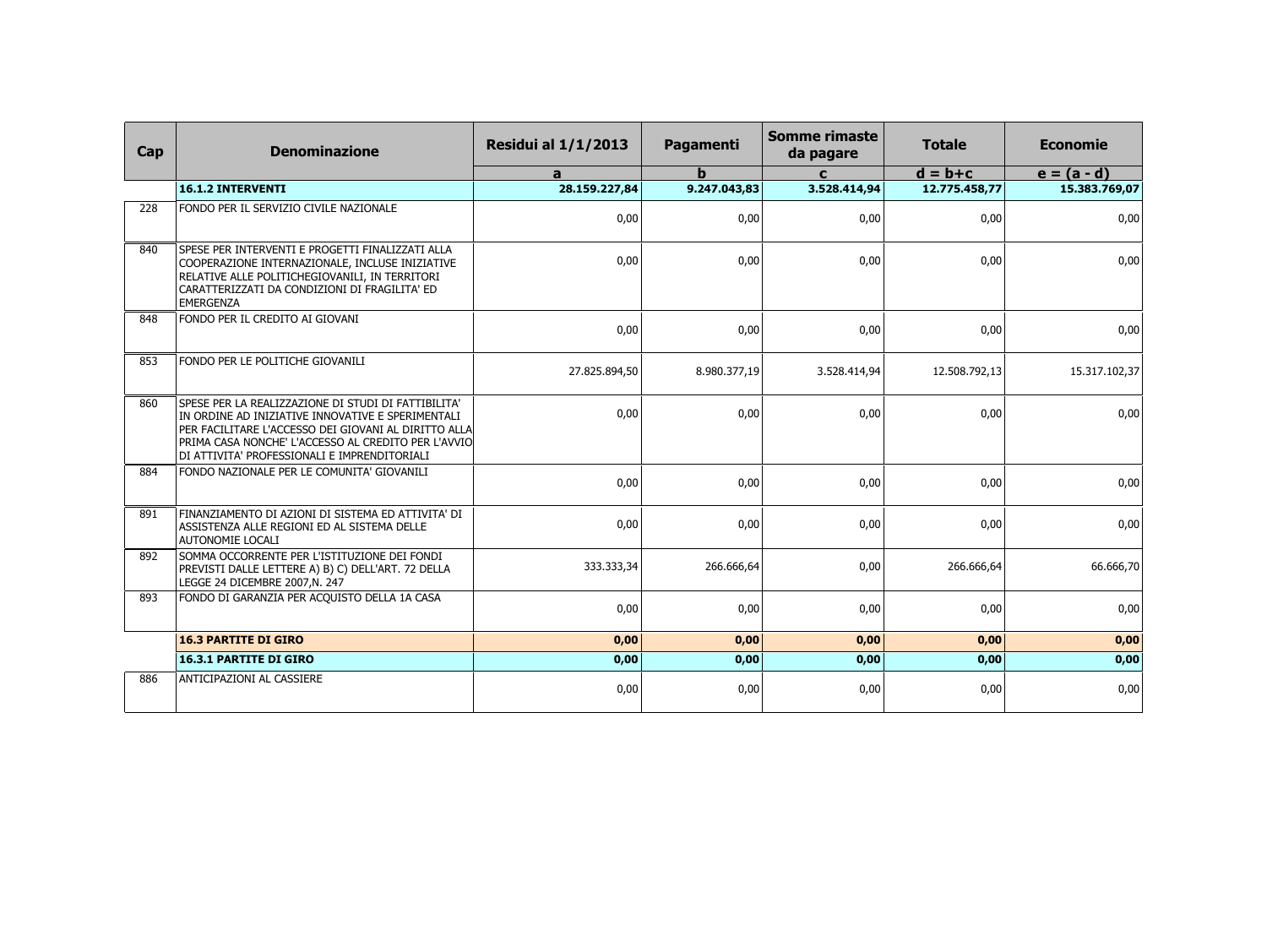| Cap | Denominazione | Residui al 1/1/2013 | Pagamenti | Somme rimaste da pagare | Totale | Economie |
|---|---|---|---|---|---|---|
| | | a | b | c | d = b+c | e = (a - d) |
| | **16.1.2 INTERVENTI** | **28.159.227,84** | **9.247.043,83** | **3.528.414,94** | **12.775.458,77** | **15.383.769,07** |
| 228 | FONDO PER IL SERVIZIO CIVILE NAZIONALE | 0,00 | 0,00 | 0,00 | 0,00 | 0,00 |
| 840 | SPESE PER INTERVENTI E PROGETTI FINALIZZATI ALLA COOPERAZIONE INTERNAZIONALE, INCLUSE INIZIATIVE RELATIVE ALLE POLITICHEGIOVANILI, IN TERRITORI CARATTERIZZATI DA CONDIZIONI DI FRAGILITA' ED EMERGENZA | 0,00 | 0,00 | 0,00 | 0,00 | 0,00 |
| 848 | FONDO PER IL CREDITO AI GIOVANI | 0,00 | 0,00 | 0,00 | 0,00 | 0,00 |
| 853 | FONDO PER LE POLITICHE GIOVANILI | 27.825.894,50 | 8.980.377,19 | 3.528.414,94 | 12.508.792,13 | 15.317.102,37 |
| 860 | SPESE PER LA REALIZZAZIONE DI STUDI DI FATTIBILITA' IN ORDINE AD INIZIATIVE INNOVATIVE E SPERIMENTALI PER FACILITARE L'ACCESSO DEI GIOVANI AL DIRITTO ALLA PRIMA CASA NONCHE' L'ACCESSO AL CREDITO PER L'AVVIO DI ATTIVITA' PROFESSIONALI E IMPRENDITORIALI | 0,00 | 0,00 | 0,00 | 0,00 | 0,00 |
| 884 | FONDO NAZIONALE PER LE COMUNITA' GIOVANILI | 0,00 | 0,00 | 0,00 | 0,00 | 0,00 |
| 891 | FINANZIAMENTO DI AZIONI DI SISTEMA ED ATTIVITA' DI ASSISTENZA ALLE REGIONI ED AL SISTEMA DELLE AUTONOMIE LOCALI | 0,00 | 0,00 | 0,00 | 0,00 | 0,00 |
| 892 | SOMMA OCCORRENTE PER L'ISTITUZIONE DEI FONDI PREVISTI DALLE LETTERE A) B) C) DELL'ART. 72 DELLA LEGGE 24 DICEMBRE 2007,N. 247 | 333.333,34 | 266.666,64 | 0,00 | 266.666,64 | 66.666,70 |
| 893 | FONDO DI GARANZIA PER ACQUISTO DELLA 1A CASA | 0,00 | 0,00 | 0,00 | 0,00 | 0,00 |
| | **16.3 PARTITE DI GIRO** | **0,00** | **0,00** | **0,00** | **0,00** | **0,00** |
| | **16.3.1 PARTITE DI GIRO** | **0,00** | **0,00** | **0,00** | **0,00** | **0,00** |
| 886 | ANTICIPAZIONI AL CASSIERE | 0,00 | 0,00 | 0,00 | 0,00 | 0,00 |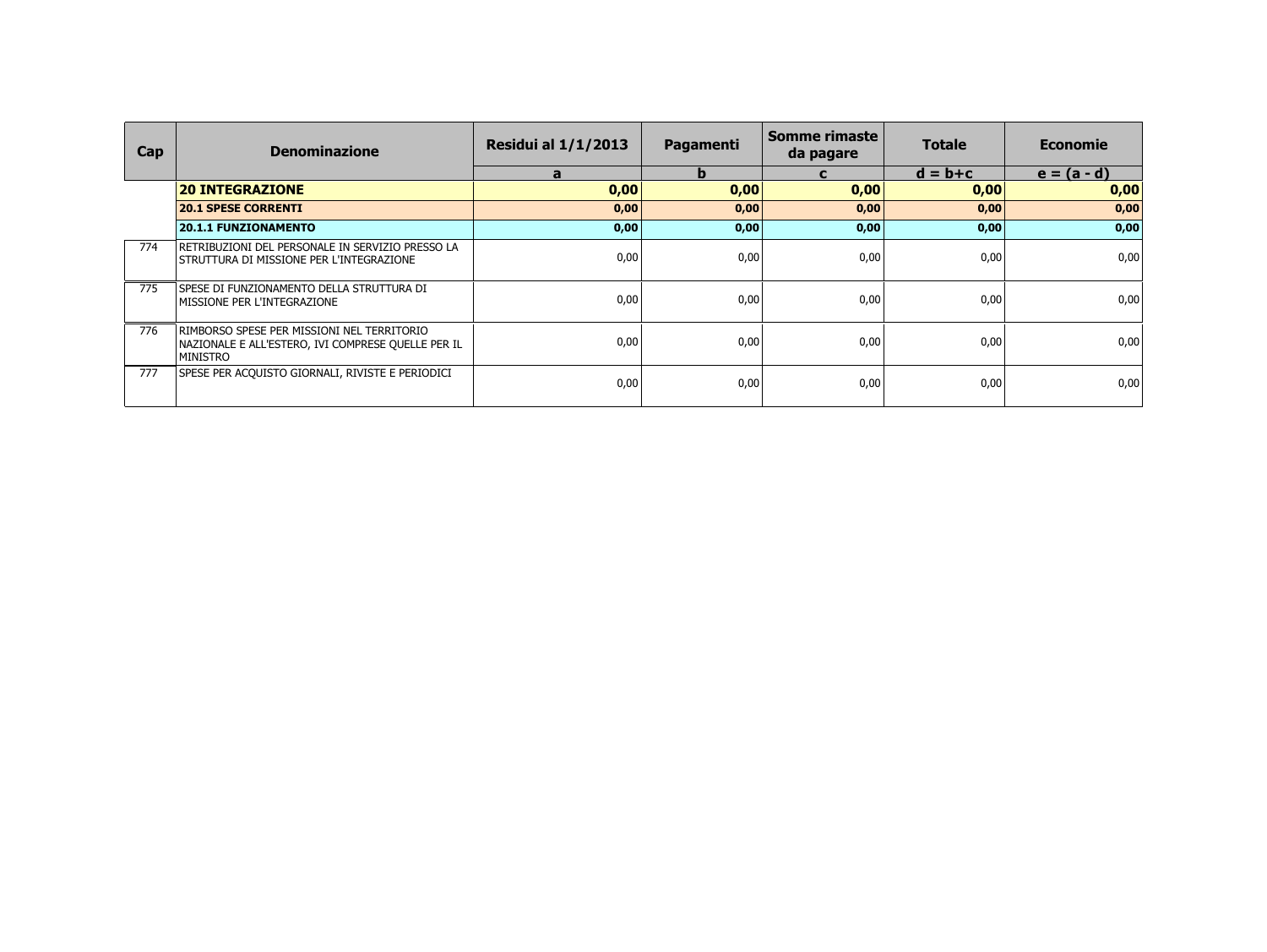| Cap | Denominazione | Residui al 1/1/2013 | Pagamenti | Somme rimaste da pagare | Totale | Economie |
|---|---|---|---|---|---|---|
| | | a | b | c | d = b+c | e = (a - d) |
| | **20 INTEGRAZIONE** | **0,00** | **0,00** | **0,00** | **0,00** | **0,00** |
| | **20.1 SPESE CORRENTI** | **0,00** | **0,00** | **0,00** | **0,00** | **0,00** |
| | **20.1.1 FUNZIONAMENTO** | **0,00** | **0,00** | **0,00** | **0,00** | **0,00** |
| 774 | RETRIBUZIONI DEL PERSONALE IN SERVIZIO PRESSO LA STRUTTURA DI MISSIONE PER L'INTEGRAZIONE | 0,00 | 0,00 | 0,00 | 0,00 | 0,00 |
| 775 | SPESE DI FUNZIONAMENTO DELLA STRUTTURA DI MISSIONE PER L'INTEGRAZIONE | 0,00 | 0,00 | 0,00 | 0,00 | 0,00 |
| 776 | RIMBORSO SPESE PER MISSIONI NEL TERRITORIO NAZIONALE E ALL'ESTERO, IVI COMPRESE QUELLE PER IL MINISTRO | 0,00 | 0,00 | 0,00 | 0,00 | 0,00 |
| 777 | SPESE PER ACQUISTO GIORNALI, RIVISTE E PERIODICI | 0,00 | 0,00 | 0,00 | 0,00 | 0,00 |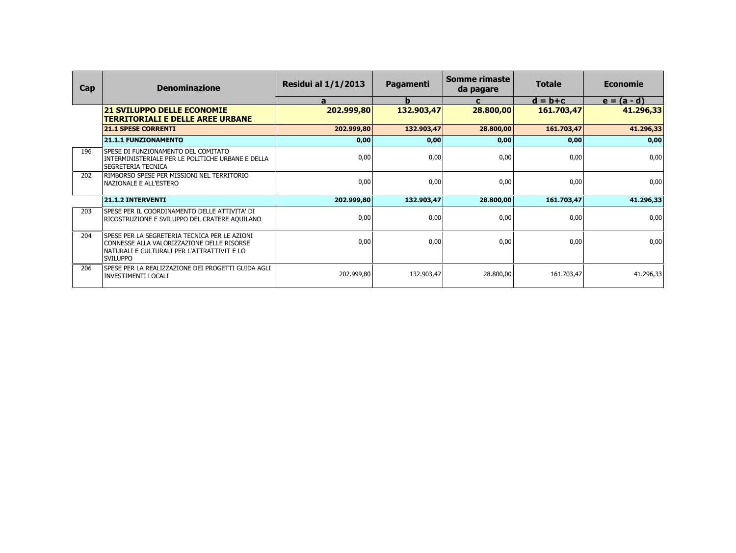| Cap | Denominazione | Residui al 1/1/2013 | Pagamenti | Somme rimaste da pagare | Totale | Economie |
|---|---|---|---|---|---|---|
| | | a | b | c | d = b+c | e = (a - d) |
| | **21 SVILUPPO DELLE ECONOMIE TERRITORIALI E DELLE AREE URBANE** | **202.999,80** | **132.903,47** | **28.800,00** | **161.703,47** | **41.296,33** |
| | **21.1 SPESE CORRENTI** | **202.999,80** | **132.903,47** | **28.800,00** | **161.703,47** | **41.296,33** |
| | **21.1.1 FUNZIONAMENTO** | **0,00** | **0,00** | **0,00** | **0,00** | **0,00** |
| 196 | SPESE DI FUNZIONAMENTO DEL COMITATO INTERMINISTERIALE PER LE POLITICHE URBANE E DELLA SEGRETERIA TECNICA | 0,00 | 0,00 | 0,00 | 0,00 | 0,00 |
| 202 | RIMBORSO SPESE PER MISSIONI NEL TERRITORIO NAZIONALE E ALL'ESTERO | 0,00 | 0,00 | 0,00 | 0,00 | 0,00 |
| | **21.1.2 INTERVENTI** | **202.999,80** | **132.903,47** | **28.800,00** | **161.703,47** | **41.296,33** |
| 203 | SPESE PER IL COORDINAMENTO DELLE ATTIVITA' DI RICOSTRUZIONE E SVILUPPO DEL CRATERE AQUILANO | 0,00 | 0,00 | 0,00 | 0,00 | 0,00 |
| 204 | SPESE PER LA SEGRETERIA TECNICA PER LE AZIONI CONNESSE ALLA VALORIZZAZIONE DELLE RISORSE NATURALI E CULTURALI PER L'ATTRATTIVIT E LO SVILUPPO | 0,00 | 0,00 | 0,00 | 0,00 | 0,00 |
| 206 | SPESE PER LA REALIZZAZIONE DEI PROGETTI GUIDA AGLI INVESTIMENTI LOCALI | 202.999,80 | 132.903,47 | 28.800,00 | 161.703,47 | 41.296,33 |